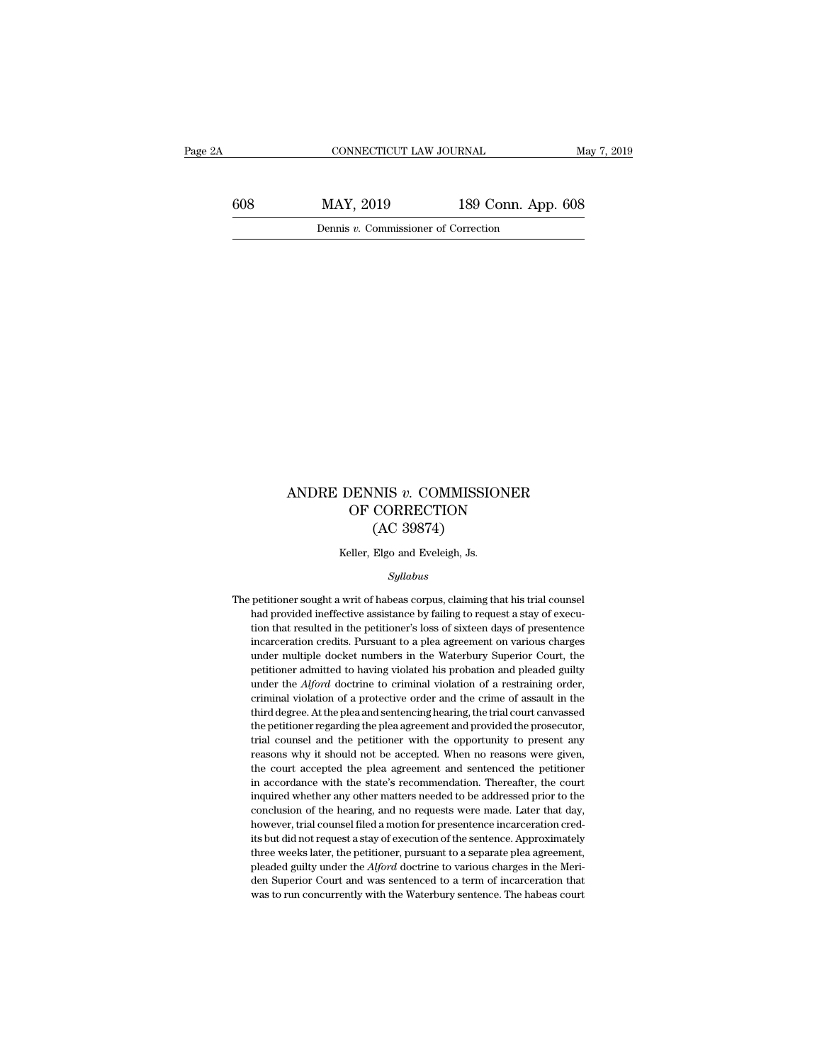# ANDRE DENNIS *v.* COMMISSIONER OF CORRECTION (AC 39874)

Keller, Elgo and Eveleigh, Js.

*Syllabus*

The petitioner sought a writ of habeas corpus, claiming that his trial counsel had provided ineffective assistance by failing to request a stay of execution that resulted in the petitioner's loss of sixteen days of presentence incarceration credits. Pursuant to a plea agreement on various charges under multiple docket numbers in the Waterbury Superior Court, the petitioner admitted to having violated his probation and pleaded guilty under the *Alford* doctrine to criminal violation of a restraining order, criminal violation of a protective order and the crime of assault in the third degree. At the plea and sentencing hearing, the trial court canvassed the petitioner regarding the plea agreement and provided the prosecutor, trial counsel and the petitioner with the opportunity to present any reasons why it should not be accepted. When no reasons were given, the court accepted the plea agreement and sentenced the petitioner in accordance with the state's recommendation. Thereafter, the court inquired whether any other matters needed to be addressed prior to the conclusion of the hearing, and no requests were made. Later that day, however, trial counsel filed a motion for presentence incarceration credits but did not request a stay of execution of the sentence. Approximately three weeks later, the petitioner, pursuant to a separate plea agreement, pleaded guilty under the *Alford* doctrine to various charges in the Meriden Superior Court and was sentenced to a term of incarceration that was to run concurrently with the Waterbury sentence. The habeas court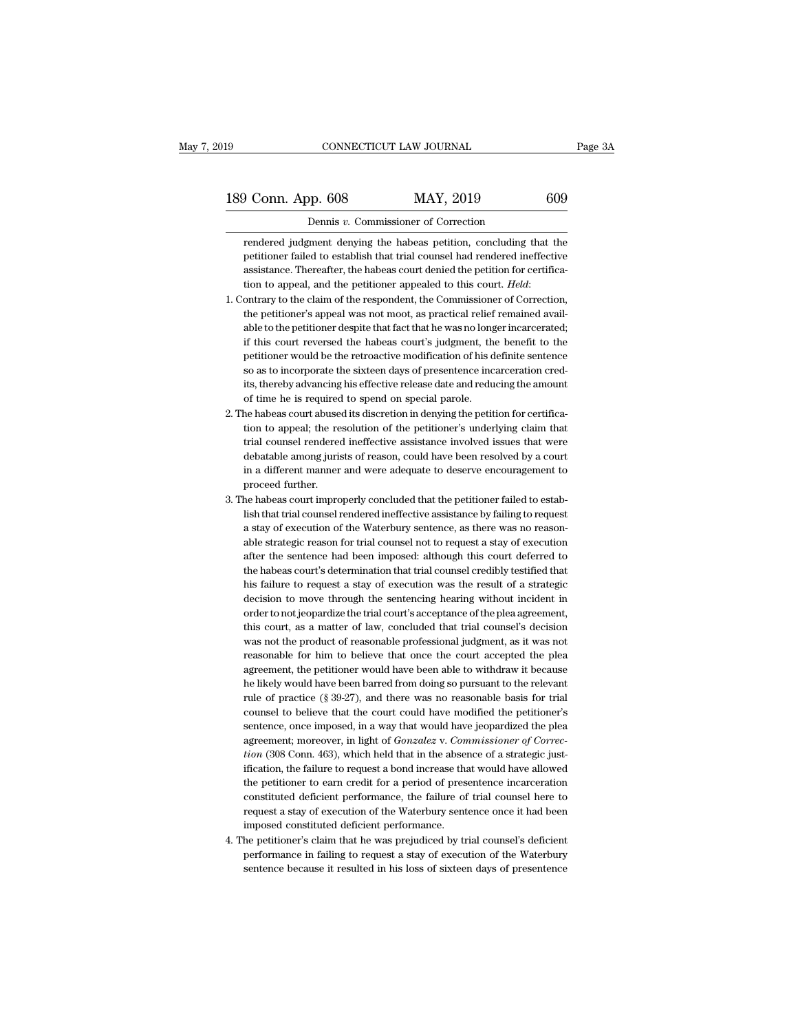rendered judgment denying the habeas petition, concluding that the petitioner failed to establish that trial counsel had rendered ineffective assistance. Thereafter, the habeas court denied the petition for certification to appeal, and the petitioner appealed to this court. *Held*:

1. Contrary to the claim of the respondent, the Commissioner of Correction, the petitioner's appeal was not moot, as practical relief remained available to the petitioner despite that fact that he was no longer incarcerated; if this court reversed the habeas court's judgment, the benefit to the petitioner would be the retroactive modification of his definite sentence so as to incorporate the sixteen days of presentence incarceration credits, thereby advancing his effective release date and reducing the amount of time he is required to spend on special parole.

2. The habeas court abused its discretion in denying the petition for certification to appeal; the resolution of the petitioner's underlying claim that trial counsel rendered ineffective assistance involved issues that were debatable among jurists of reason, could have been resolved by a court in a different manner and were adequate to deserve encouragement to proceed further.

3. The habeas court improperly concluded that the petitioner failed to establish that trial counsel rendered ineffective assistance by failing to request a stay of execution of the Waterbury sentence, as there was no reasonable strategic reason for trial counsel not to request a stay of execution after the sentence had been imposed: although this court deferred to the habeas court's determination that trial counsel credibly testified that his failure to request a stay of execution was the result of a strategic decision to move through the sentencing hearing without incident in order to not jeopardize the trial court's acceptance of the plea agreement, this court, as a matter of law, concluded that trial counsel's decision was not the product of reasonable professional judgment, as it was not reasonable for him to believe that once the court accepted the plea agreement, the petitioner would have been able to withdraw it because he likely would have been barred from doing so pursuant to the relevant rule of practice (§ 39-27), and there was no reasonable basis for trial counsel to believe that the court could have modified the petitioner's sentence, once imposed, in a way that would have jeopardized the plea agreement; moreover, in light of *Gonzalez* v. *Commissioner of Correction* (308 Conn. 463), which held that in the absence of a strategic justification, the failure to request a bond increase that would have allowed the petitioner to earn credit for a period of presentence incarceration constituted deficient performance, the failure of trial counsel here to request a stay of execution of the Waterbury sentence once it had been imposed constituted deficient performance.

4. The petitioner's claim that he was prejudiced by trial counsel's deficient performance in failing to request a stay of execution of the Waterbury sentence because it resulted in his loss of sixteen days of presentence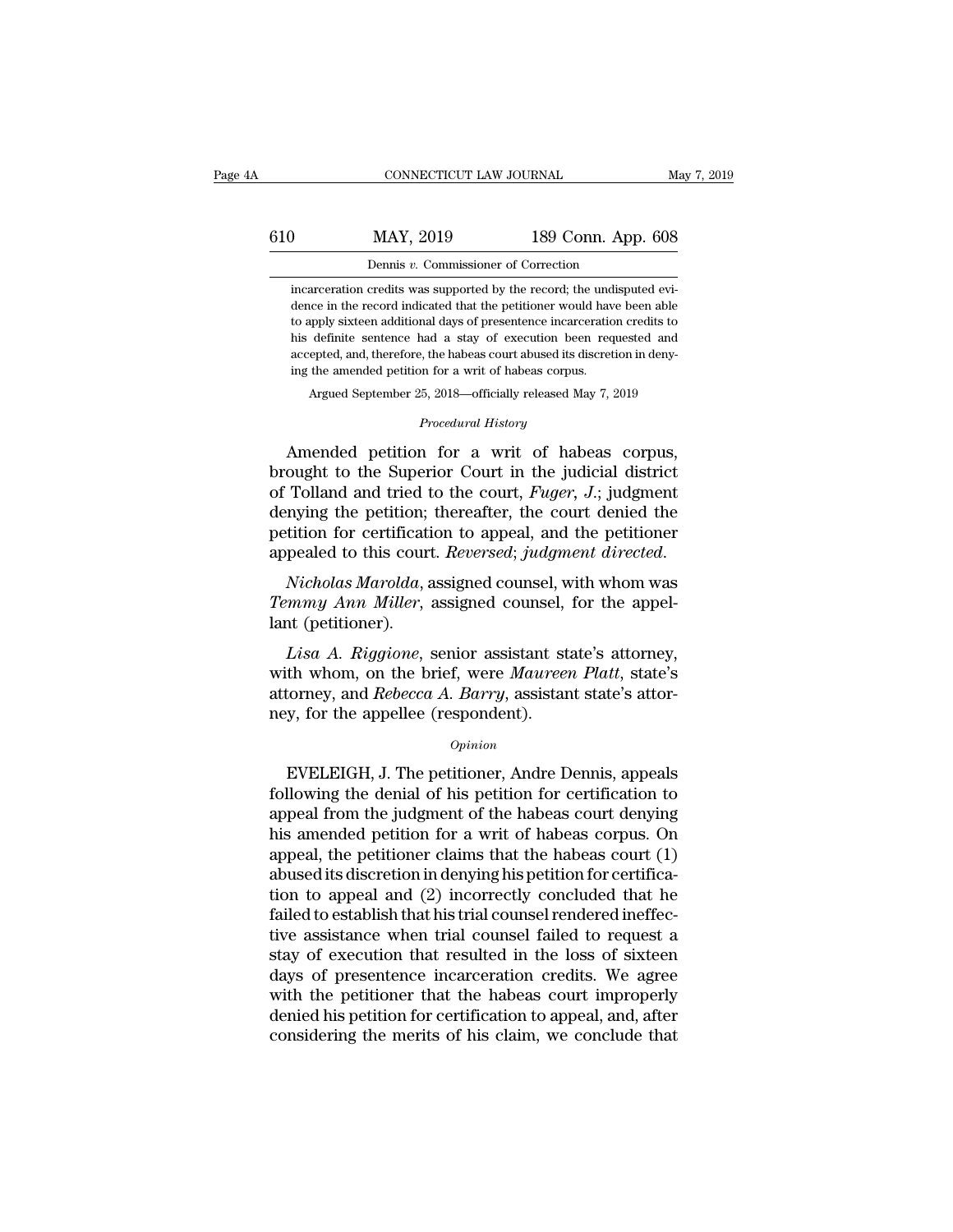incarceration credits was supported by the record; the undisputed evidence in the record indicated that the petitioner would have been able to apply sixteen additional days of presentence incarceration credits to his definite sentence had a stay of execution been requested and accepted, and, therefore, the habeas court abused its discretion in denying the amended petition for a writ of habeas corpus.

Argued September 25, 2018—officially released May 7, 2019

*Procedural History*

Amended petition for a writ of habeas corpus, brought to the Superior Court in the judicial district of Tolland and tried to the court, *Fuger, J.*; judgment denying the petition; thereafter, the court denied the petition for certification to appeal, and the petitioner appealed to this court. *Reversed*; *judgment directed*.

*Nicholas Marolda*, assigned counsel, with whom was *Temmy Ann Miller*, assigned counsel, for the appellant (petitioner).

*Lisa A. Riggione*, senior assistant state's attorney, with whom, on the brief, were *Maureen Platt*, state's attorney, and *Rebecca A. Barry*, assistant state's attorney, for the appellee (respondent).

*Opinion*

EVELEIGH, J. The petitioner, Andre Dennis, appeals following the denial of his petition for certification to appeal from the judgment of the habeas court denying his amended petition for a writ of habeas corpus. On appeal, the petitioner claims that the habeas court (1) abused its discretion in denying his petition for certification to appeal and (2) incorrectly concluded that he failed to establish that his trial counsel rendered ineffective assistance when trial counsel failed to request a stay of execution that resulted in the loss of sixteen days of presentence incarceration credits. We agree with the petitioner that the habeas court improperly denied his petition for certification to appeal, and, after considering the merits of his claim, we conclude that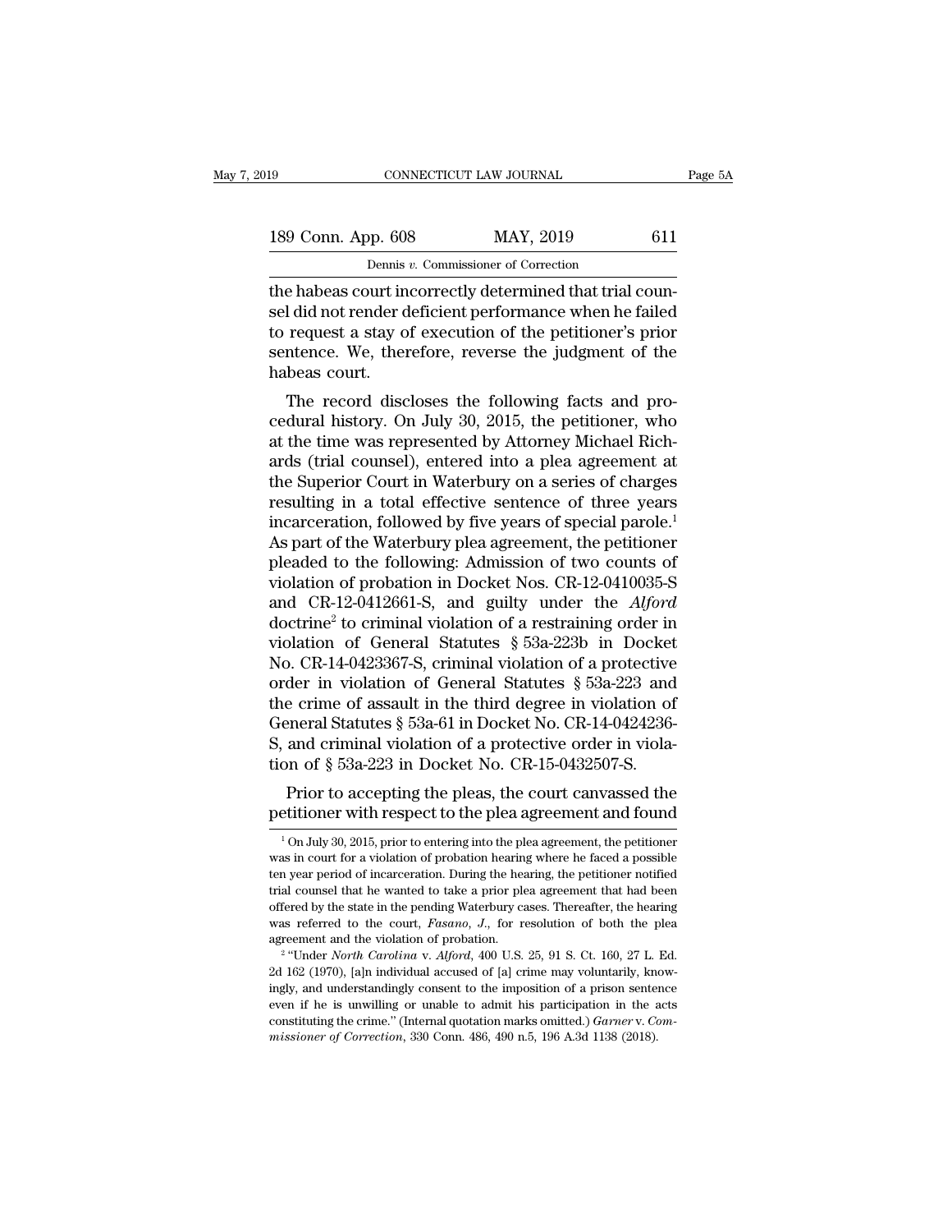the habeas court incorrectly determined that trial counsel did not render deficient performance when he failed to request a stay of execution of the petitioner's prior sentence. We, therefore, reverse the judgment of the habeas court.

The record discloses the following facts and procedural history. On July 30, 2015, the petitioner, who at the time was represented by Attorney Michael Richards (trial counsel), entered into a plea agreement at the Superior Court in Waterbury on a series of charges resulting in a total effective sentence of three years incarceration, followed by five years of special parole.[1] As part of the Waterbury plea agreement, the petitioner pleaded to the following: Admission of two counts of violation of probation in Docket Nos. CR-12-0410035-S and CR-12-0412661-S, and guilty under the *Alford* doctrine[2] to criminal violation of a restraining order in violation of General Statutes § 53a-223b in Docket No. CR-14-0423367-S, criminal violation of a protective order in violation of General Statutes § 53a-223 and the crime of assault in the third degree in violation of General Statutes § 53a-61 in Docket No. CR-14-0424236-S, and criminal violation of a protective order in violation of § 53a-223 in Docket No. CR-15-0432507-S.

Prior to accepting the pleas, the court canvassed the petitioner with respect to the plea agreement and found

[1] On July 30, 2015, prior to entering into the plea agreement, the petitioner was in court for a violation of probation hearing where he faced a possible ten year period of incarceration. During the hearing, the petitioner notified trial counsel that he wanted to take a prior plea agreement that had been offered by the state in the pending Waterbury cases. Thereafter, the hearing was referred to the court, *Fasano, J.*, for resolution of both the plea agreement and the violation of probation.

[2] "Under *North Carolina* v. *Alford*, 400 U.S. 25, 91 S. Ct. 160, 27 L. Ed. 2d 162 (1970), [a]n individual accused of [a] crime may voluntarily, knowingly, and understandingly consent to the imposition of a prison sentence even if he is unwilling or unable to admit his participation in the acts constituting the crime." (Internal quotation marks omitted.) *Garner* v. *Commissioner of Correction*, 330 Conn. 486, 490 n.5, 196 A.3d 1138 (2018).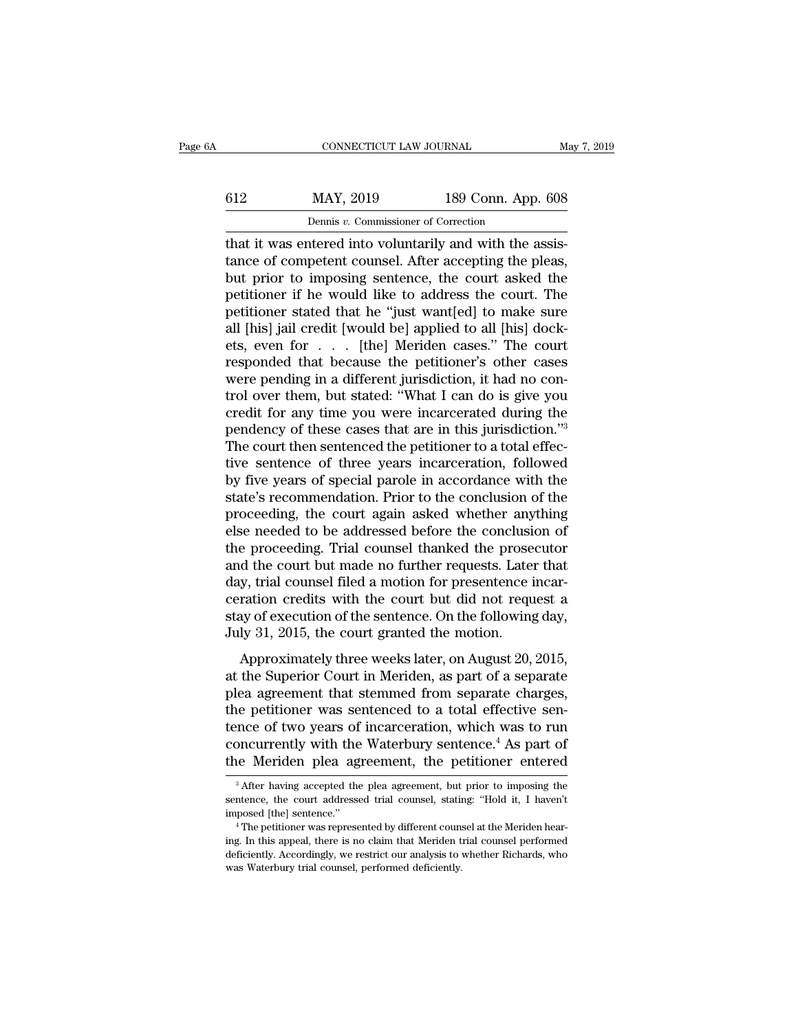that it was entered into voluntarily and with the assistance of competent counsel. After accepting the pleas, but prior to imposing sentence, the court asked the petitioner if he would like to address the court. The petitioner stated that he "just want[ed] to make sure all [his] jail credit [would be] applied to all [his] dockets, even for . . . [the] Meriden cases." The court responded that because the petitioner's other cases were pending in a different jurisdiction, it had no control over them, but stated: "What I can do is give you credit for any time you were incarcerated during the pendency of these cases that are in this jurisdiction."[3] The court then sentenced the petitioner to a total effective sentence of three years incarceration, followed by five years of special parole in accordance with the state's recommendation. Prior to the conclusion of the proceeding, the court again asked whether anything else needed to be addressed before the conclusion of the proceeding. Trial counsel thanked the prosecutor and the court but made no further requests. Later that day, trial counsel filed a motion for presentence incarceration credits with the court but did not request a stay of execution of the sentence. On the following day, July 31, 2015, the court granted the motion.

Approximately three weeks later, on August 20, 2015, at the Superior Court in Meriden, as part of a separate plea agreement that stemmed from separate charges, the petitioner was sentenced to a total effective sentence of two years of incarceration, which was to run concurrently with the Waterbury sentence.[4] As part of the Meriden plea agreement, the petitioner entered

[3] After having accepted the plea agreement, but prior to imposing the sentence, the court addressed trial counsel, stating: "Hold it, I haven't imposed [the] sentence."

[4] The petitioner was represented by different counsel at the Meriden hearing. In this appeal, there is no claim that Meriden trial counsel performed deficiently. Accordingly, we restrict our analysis to whether Richards, who was Waterbury trial counsel, performed deficiently.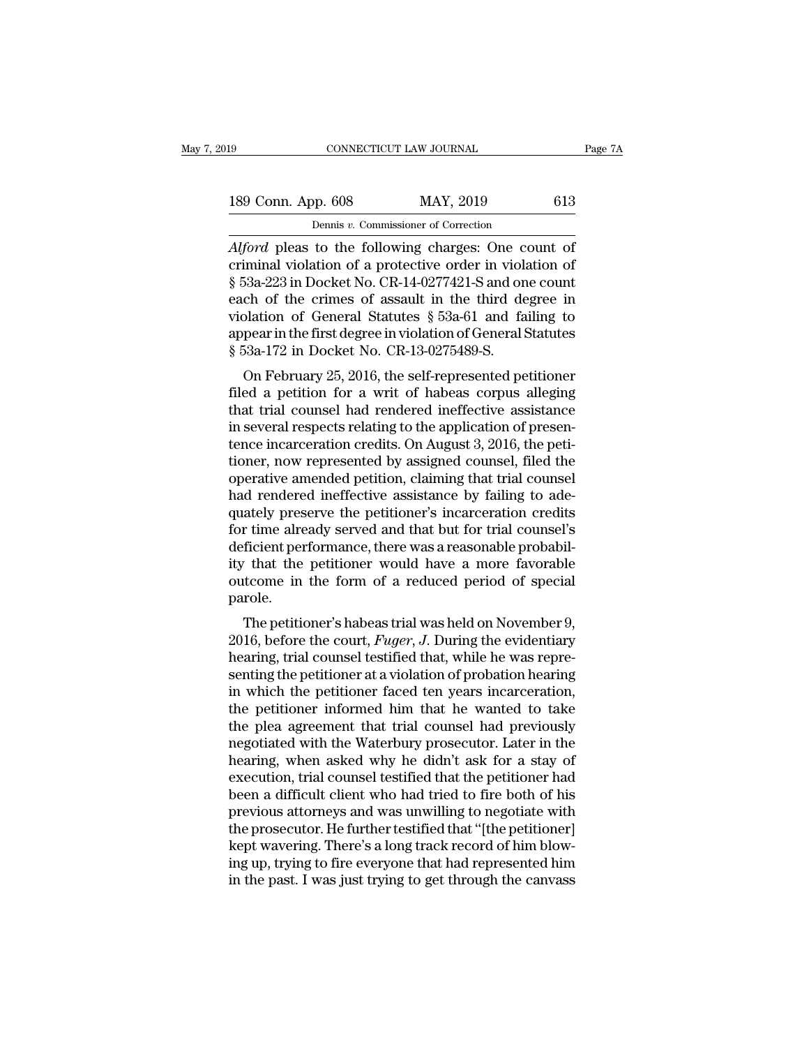*Alford* pleas to the following charges: One count of criminal violation of a protective order in violation of § 53a-223 in Docket No. CR-14-0277421-S and one count each of the crimes of assault in the third degree in violation of General Statutes § 53a-61 and failing to appear in the first degree in violation of General Statutes § 53a-172 in Docket No. CR-13-0275489-S.

On February 25, 2016, the self-represented petitioner filed a petition for a writ of habeas corpus alleging that trial counsel had rendered ineffective assistance in several respects relating to the application of presentence incarceration credits. On August 3, 2016, the petitioner, now represented by assigned counsel, filed the operative amended petition, claiming that trial counsel had rendered ineffective assistance by failing to adequately preserve the petitioner's incarceration credits for time already served and that but for trial counsel's deficient performance, there was a reasonable probability that the petitioner would have a more favorable outcome in the form of a reduced period of special parole.

The petitioner's habeas trial was held on November 9, 2016, before the court, *Fuger, J.* During the evidentiary hearing, trial counsel testified that, while he was representing the petitioner at a violation of probation hearing in which the petitioner faced ten years incarceration, the petitioner informed him that he wanted to take the plea agreement that trial counsel had previously negotiated with the Waterbury prosecutor. Later in the hearing, when asked why he didn't ask for a stay of execution, trial counsel testified that the petitioner had been a difficult client who had tried to fire both of his previous attorneys and was unwilling to negotiate with the prosecutor. He further testified that "[the petitioner] kept wavering. There's a long track record of him blowing up, trying to fire everyone that had represented him in the past. I was just trying to get through the canvass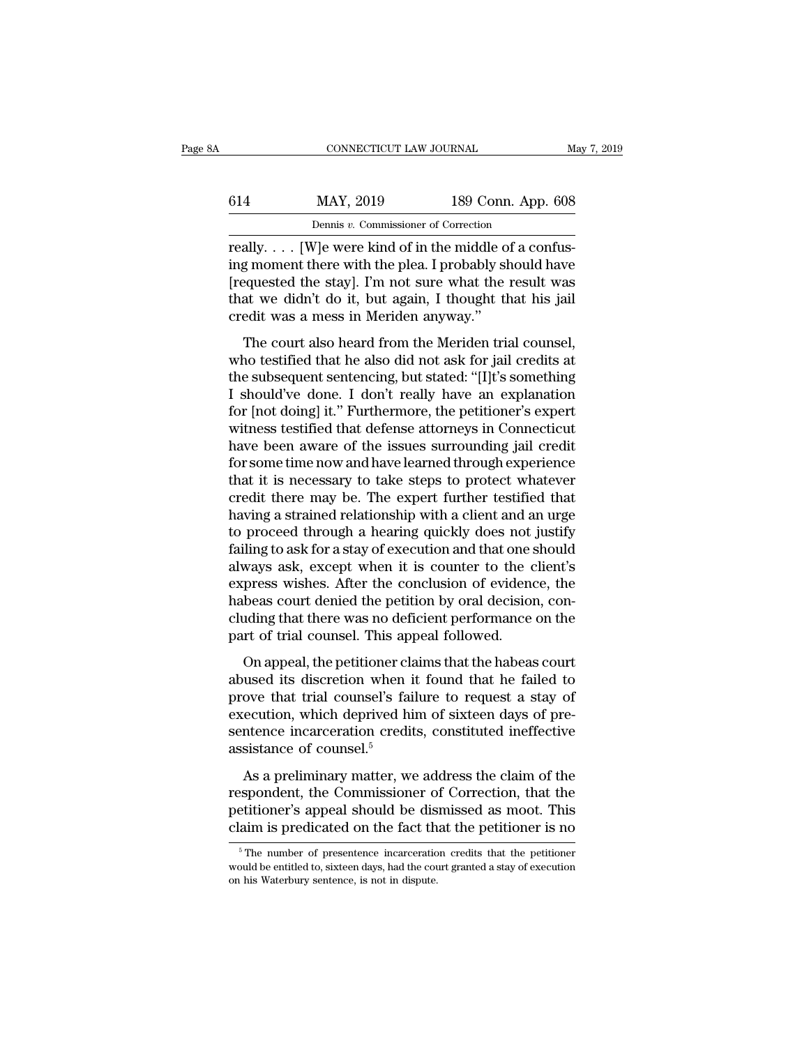really. . . . [W]e were kind of in the middle of a confusing moment there with the plea. I probably should have [requested the stay]. I'm not sure what the result was that we didn't do it, but again, I thought that his jail credit was a mess in Meriden anyway."

The court also heard from the Meriden trial counsel, who testified that he also did not ask for jail credits at the subsequent sentencing, but stated: "[I]t's something I should've done. I don't really have an explanation for [not doing] it." Furthermore, the petitioner's expert witness testified that defense attorneys in Connecticut have been aware of the issues surrounding jail credit for some time now and have learned through experience that it is necessary to take steps to protect whatever credit there may be. The expert further testified that having a strained relationship with a client and an urge to proceed through a hearing quickly does not justify failing to ask for a stay of execution and that one should always ask, except when it is counter to the client's express wishes. After the conclusion of evidence, the habeas court denied the petition by oral decision, concluding that there was no deficient performance on the part of trial counsel. This appeal followed.

On appeal, the petitioner claims that the habeas court abused its discretion when it found that he failed to prove that trial counsel's failure to request a stay of execution, which deprived him of sixteen days of presentence incarceration credits, constituted ineffective assistance of counsel.[5]

As a preliminary matter, we address the claim of the respondent, the Commissioner of Correction, that the petitioner's appeal should be dismissed as moot. This claim is predicated on the fact that the petitioner is no

[5] The number of presentence incarceration credits that the petitioner would be entitled to, sixteen days, had the court granted a stay of execution on his Waterbury sentence, is not in dispute.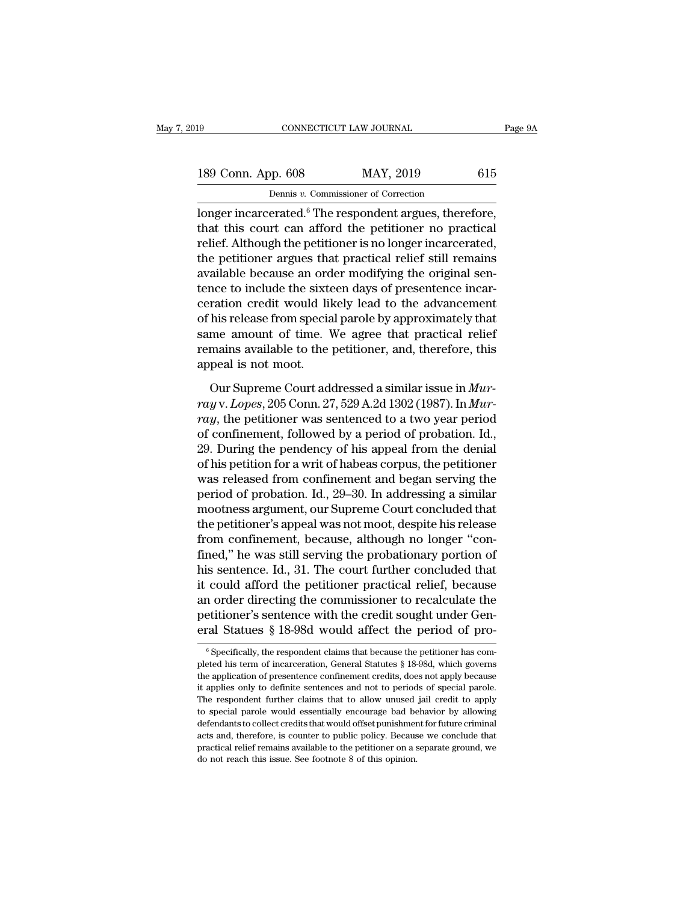longer incarcerated.[6] The respondent argues, therefore, that this court can afford the petitioner no practical relief. Although the petitioner is no longer incarcerated, the petitioner argues that practical relief still remains available because an order modifying the original sentence to include the sixteen days of presentence incarceration credit would likely lead to the advancement of his release from special parole by approximately that same amount of time. We agree that practical relief remains available to the petitioner, and, therefore, this appeal is not moot.

Our Supreme Court addressed a similar issue in *Murray* v. *Lopes*, 205 Conn. 27, 529 A.2d 1302 (1987). In *Murray*, the petitioner was sentenced to a two year period of confinement, followed by a period of probation. Id., 29. During the pendency of his appeal from the denial of his petition for a writ of habeas corpus, the petitioner was released from confinement and began serving the period of probation. Id., 29–30. In addressing a similar mootness argument, our Supreme Court concluded that the petitioner's appeal was not moot, despite his release from confinement, because, although no longer "confined," he was still serving the probationary portion of his sentence. Id., 31. The court further concluded that it could afford the petitioner practical relief, because an order directing the commissioner to recalculate the petitioner's sentence with the credit sought under General Statues § 18-98d would affect the period of pro-

[6] Specifically, the respondent claims that because the petitioner has completed his term of incarceration, General Statutes § 18-98d, which governs the application of presentence confinement credits, does not apply because it applies only to definite sentences and not to periods of special parole. The respondent further claims that to allow unused jail credit to apply to special parole would essentially encourage bad behavior by allowing defendants to collect credits that would offset punishment for future criminal acts and, therefore, is counter to public policy. Because we conclude that practical relief remains available to the petitioner on a separate ground, we do not reach this issue. See footnote 8 of this opinion.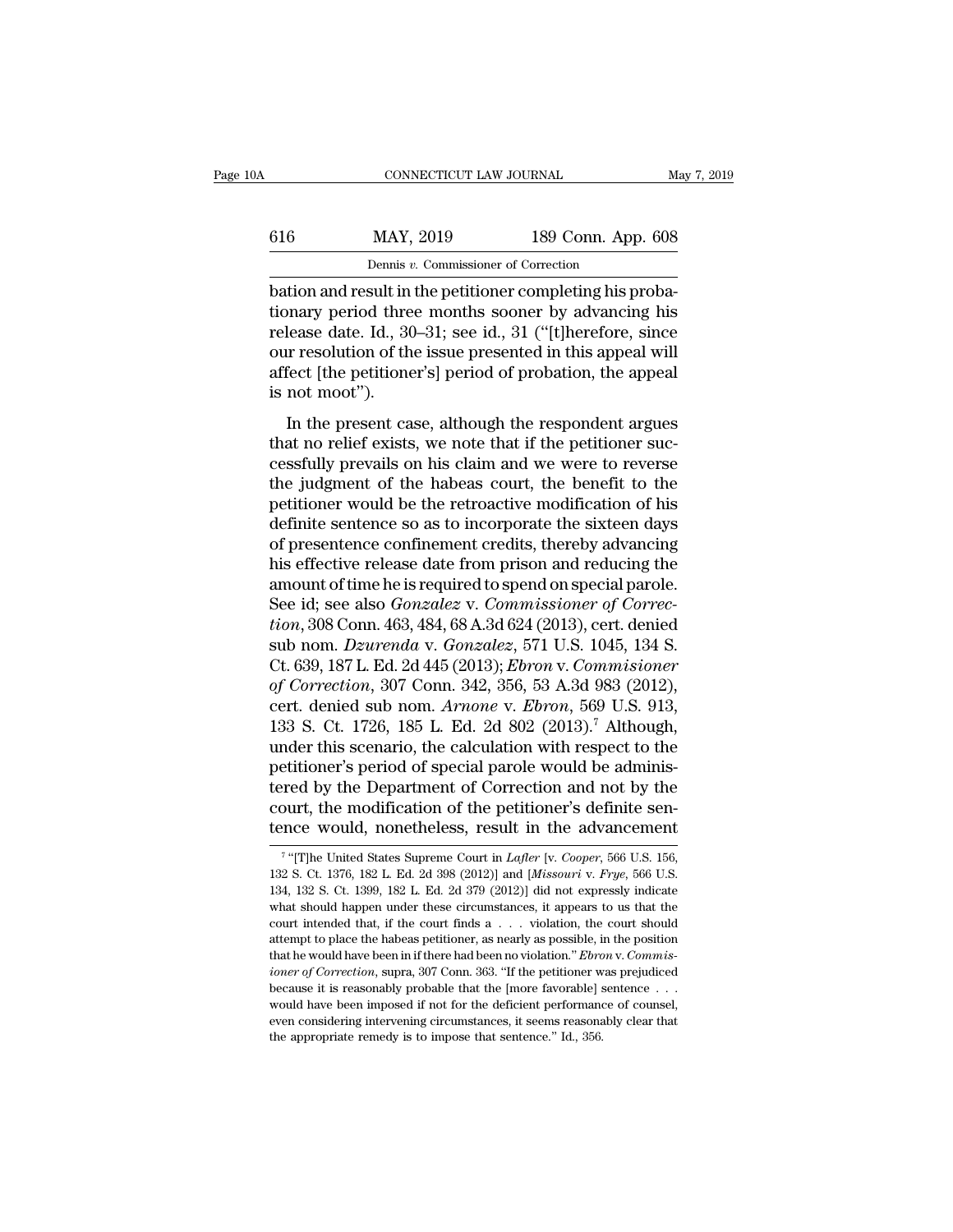bation and result in the petitioner completing his probationary period three months sooner by advancing his release date. Id., 30–31; see id., 31 ("[t]herefore, since our resolution of the issue presented in this appeal will affect [the petitioner's] period of probation, the appeal is not moot").

In the present case, although the respondent argues that no relief exists, we note that if the petitioner successfully prevails on his claim and we were to reverse the judgment of the habeas court, the benefit to the petitioner would be the retroactive modification of his definite sentence so as to incorporate the sixteen days of presentence confinement credits, thereby advancing his effective release date from prison and reducing the amount of time he is required to spend on special parole. See id; see also *Gonzalez* v. *Commissioner of Correction*, 308 Conn. 463, 484, 68 A.3d 624 (2013), cert. denied sub nom. *Dzurenda* v. *Gonzalez*, 571 U.S. 1045, 134 S. Ct. 639, 187 L. Ed. 2d 445 (2013); *Ebron* v. *Commisioner of Correction*, 307 Conn. 342, 356, 53 A.3d 983 (2012), cert. denied sub nom. *Arnone* v. *Ebron*, 569 U.S. 913, 133 S. Ct. 1726, 185 L. Ed. 2d 802 (2013).[7] Although, under this scenario, the calculation with respect to the petitioner's period of special parole would be administered by the Department of Correction and not by the court, the modification of the petitioner's definite sentence would, nonetheless, result in the advancement

[7] "[T]he United States Supreme Court in *Lafler* [v. *Cooper*, 566 U.S. 156, 132 S. Ct. 1376, 182 L. Ed. 2d 398 (2012)] and [*Missouri* v. *Frye*, 566 U.S. 134, 132 S. Ct. 1399, 182 L. Ed. 2d 379 (2012)] did not expressly indicate what should happen under these circumstances, it appears to us that the court intended that, if the court finds a . . . violation, the court should attempt to place the habeas petitioner, as nearly as possible, in the position that he would have been in if there had been no violation." *Ebron* v. *Commissioner of Correction*, supra, 307 Conn. 363. "If the petitioner was prejudiced because it is reasonably probable that the [more favorable] sentence . . . would have been imposed if not for the deficient performance of counsel, even considering intervening circumstances, it seems reasonably clear that the appropriate remedy is to impose that sentence." Id., 356.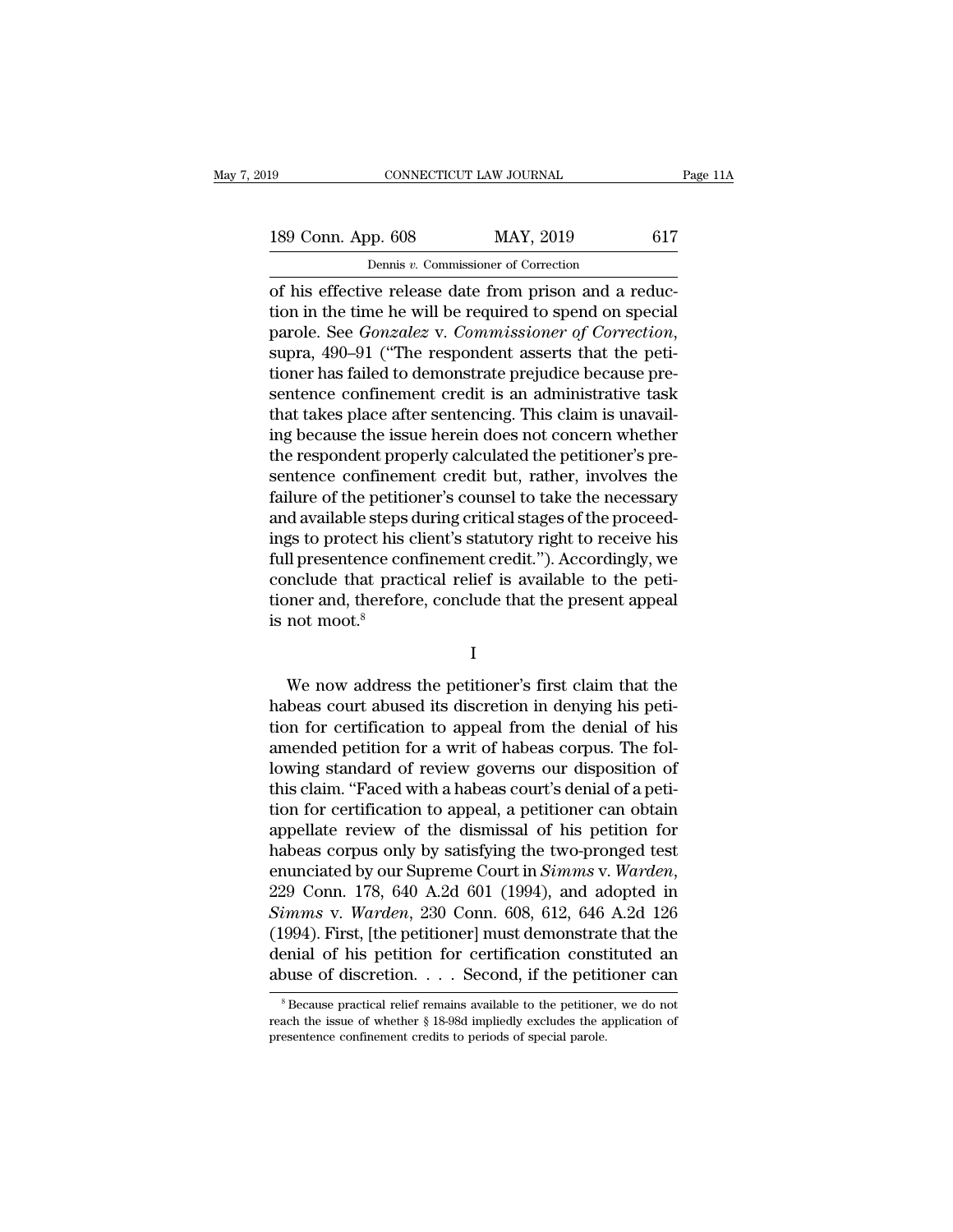of his effective release date from prison and a reduction in the time he will be required to spend on special parole. See *Gonzalez* v. *Commissioner of Correction*, supra, 490–91 ("The respondent asserts that the petitioner has failed to demonstrate prejudice because presentence confinement credit is an administrative task that takes place after sentencing. This claim is unavailing because the issue herein does not concern whether the respondent properly calculated the petitioner's presentence confinement credit but, rather, involves the failure of the petitioner's counsel to take the necessary and available steps during critical stages of the proceedings to protect his client's statutory right to receive his full presentence confinement credit."). Accordingly, we conclude that practical relief is available to the petitioner and, therefore, conclude that the present appeal is not moot.[8]

I

We now address the petitioner's first claim that the habeas court abused its discretion in denying his petition for certification to appeal from the denial of his amended petition for a writ of habeas corpus. The following standard of review governs our disposition of this claim. "Faced with a habeas court's denial of a petition for certification to appeal, a petitioner can obtain appellate review of the dismissal of his petition for habeas corpus only by satisfying the two-pronged test enunciated by our Supreme Court in *Simms* v. *Warden*, 229 Conn. 178, 640 A.2d 601 (1994), and adopted in *Simms* v. *Warden*, 230 Conn. 608, 612, 646 A.2d 126 (1994). First, [the petitioner] must demonstrate that the denial of his petition for certification constituted an abuse of discretion. . . . Second, if the petitioner can

[8] Because practical relief remains available to the petitioner, we do not reach the issue of whether § 18-98d impliedly excludes the application of presentence confinement credits to periods of special parole.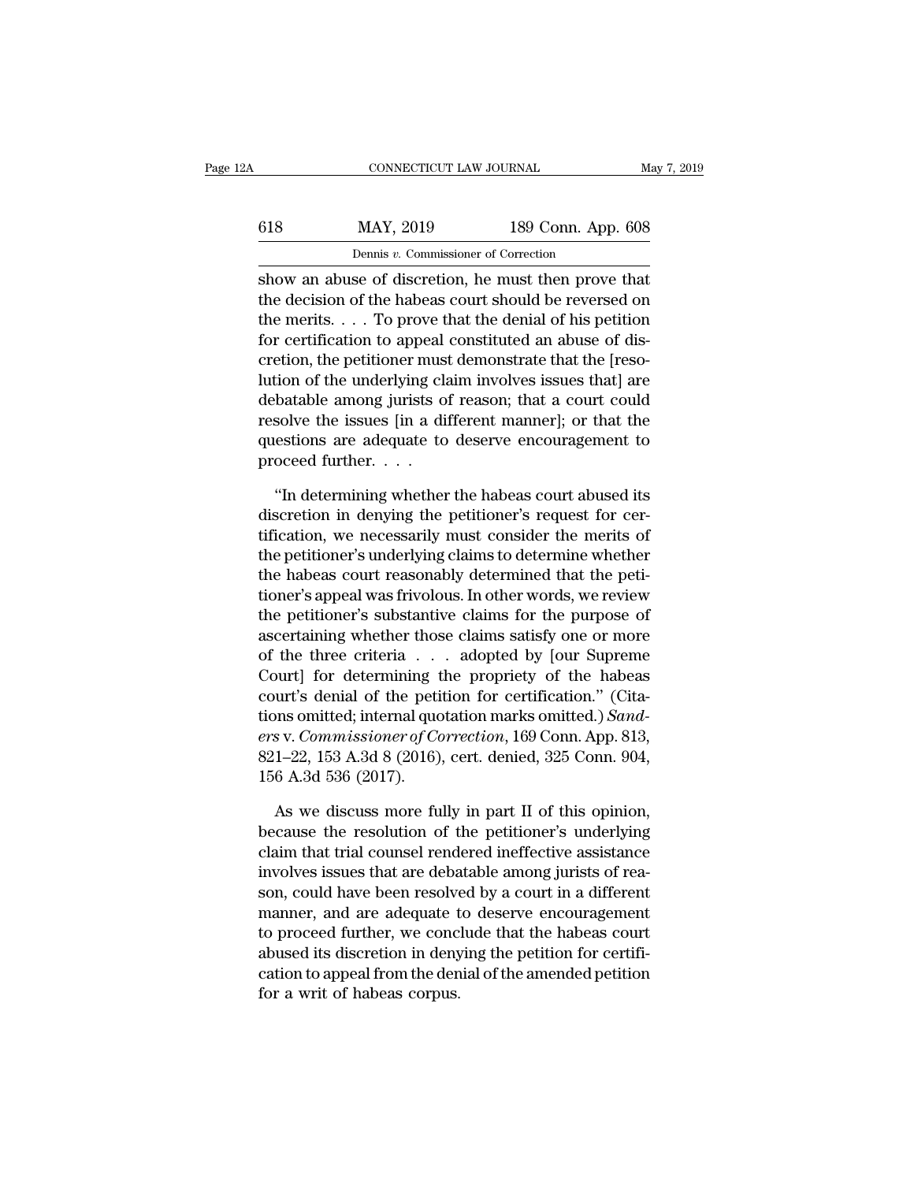show an abuse of discretion, he must then prove that the decision of the habeas court should be reversed on the merits. . . . To prove that the denial of his petition for certification to appeal constituted an abuse of discretion, the petitioner must demonstrate that the [resolution of the underlying claim involves issues that] are debatable among jurists of reason; that a court could resolve the issues [in a different manner]; or that the questions are adequate to deserve encouragement to proceed further. . . .

"In determining whether the habeas court abused its discretion in denying the petitioner's request for certification, we necessarily must consider the merits of the petitioner's underlying claims to determine whether the habeas court reasonably determined that the petitioner's appeal was frivolous. In other words, we review the petitioner's substantive claims for the purpose of ascertaining whether those claims satisfy one or more of the three criteria . . . adopted by [our Supreme Court] for determining the propriety of the habeas court's denial of the petition for certification." (Citations omitted; internal quotation marks omitted.) *Sanders* v. *Commissioner of Correction*, 169 Conn. App. 813, 821–22, 153 A.3d 8 (2016), cert. denied, 325 Conn. 904, 156 A.3d 536 (2017).

As we discuss more fully in part II of this opinion, because the resolution of the petitioner's underlying claim that trial counsel rendered ineffective assistance involves issues that are debatable among jurists of reason, could have been resolved by a court in a different manner, and are adequate to deserve encouragement to proceed further, we conclude that the habeas court abused its discretion in denying the petition for certification to appeal from the denial of the amended petition for a writ of habeas corpus.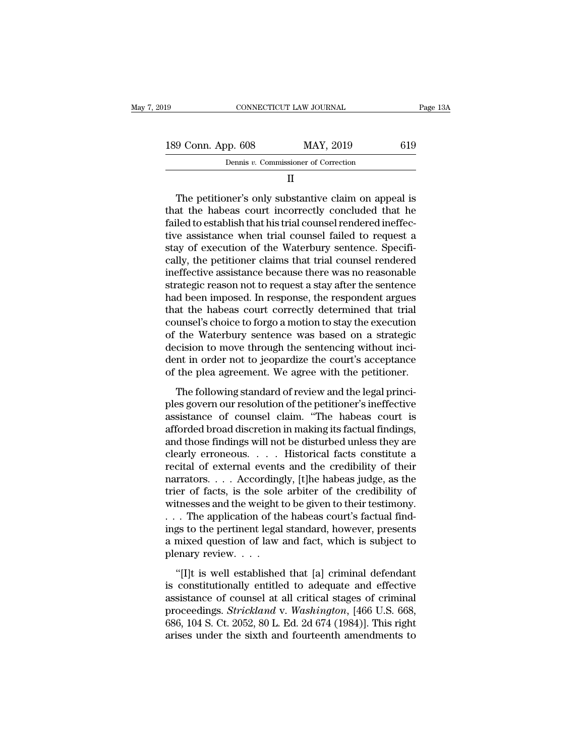II

The petitioner's only substantive claim on appeal is that the habeas court incorrectly concluded that he failed to establish that his trial counsel rendered ineffective assistance when trial counsel failed to request a stay of execution of the Waterbury sentence. Specifically, the petitioner claims that trial counsel rendered ineffective assistance because there was no reasonable strategic reason not to request a stay after the sentence had been imposed. In response, the respondent argues that the habeas court correctly determined that trial counsel's choice to forgo a motion to stay the execution of the Waterbury sentence was based on a strategic decision to move through the sentencing without incident in order not to jeopardize the court's acceptance of the plea agreement. We agree with the petitioner.

The following standard of review and the legal principles govern our resolution of the petitioner's ineffective assistance of counsel claim. "The habeas court is afforded broad discretion in making its factual findings, and those findings will not be disturbed unless they are clearly erroneous. . . . Historical facts constitute a recital of external events and the credibility of their narrators. . . . Accordingly, [t]he habeas judge, as the trier of facts, is the sole arbiter of the credibility of witnesses and the weight to be given to their testimony. . . . The application of the habeas court's factual findings to the pertinent legal standard, however, presents a mixed question of law and fact, which is subject to plenary review. . . .

"[I]t is well established that [a] criminal defendant is constitutionally entitled to adequate and effective assistance of counsel at all critical stages of criminal proceedings. *Strickland* v. *Washington*, [466 U.S. 668, 686, 104 S. Ct. 2052, 80 L. Ed. 2d 674 (1984)]. This right arises under the sixth and fourteenth amendments to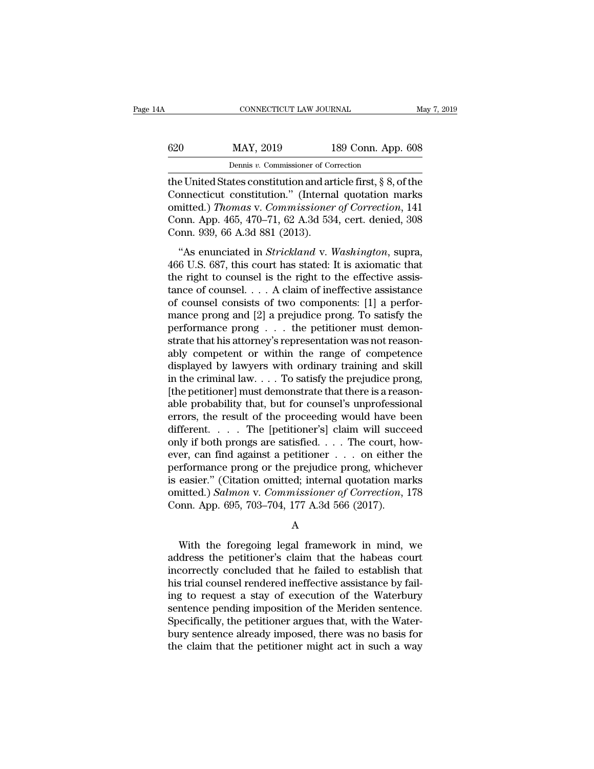the United States constitution and article first, § 8, of the Connecticut constitution." (Internal quotation marks omitted.) *Thomas* v. *Commissioner of Correction*, 141 Conn. App. 465, 470–71, 62 A.3d 534, cert. denied, 308 Conn. 939, 66 A.3d 881 (2013).

"As enunciated in *Strickland* v. *Washington*, supra, 466 U.S. 687, this court has stated: It is axiomatic that the right to counsel is the right to the effective assistance of counsel. . . . A claim of ineffective assistance of counsel consists of two components: [1] a performance prong and [2] a prejudice prong. To satisfy the performance prong . . . the petitioner must demonstrate that his attorney's representation was not reasonably competent or within the range of competence displayed by lawyers with ordinary training and skill in the criminal law. . . . To satisfy the prejudice prong, [the petitioner] must demonstrate that there is a reasonable probability that, but for counsel's unprofessional errors, the result of the proceeding would have been different. . . . The [petitioner's] claim will succeed only if both prongs are satisfied. . . . The court, however, can find against a petitioner . . . on either the performance prong or the prejudice prong, whichever is easier." (Citation omitted; internal quotation marks omitted.) *Salmon* v. *Commissioner of Correction*, 178 Conn. App. 695, 703–704, 177 A.3d 566 (2017).

### A

With the foregoing legal framework in mind, we address the petitioner's claim that the habeas court incorrectly concluded that he failed to establish that his trial counsel rendered ineffective assistance by failing to request a stay of execution of the Waterbury sentence pending imposition of the Meriden sentence. Specifically, the petitioner argues that, with the Waterbury sentence already imposed, there was no basis for the claim that the petitioner might act in such a way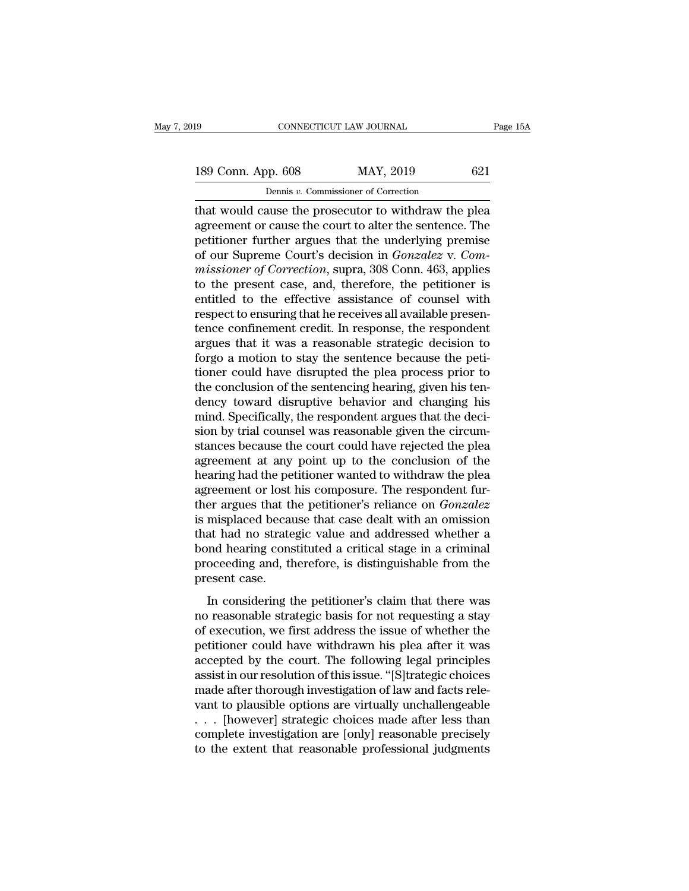that would cause the prosecutor to withdraw the plea agreement or cause the court to alter the sentence. The petitioner further argues that the underlying premise of our Supreme Court's decision in *Gonzalez* v. *Commissioner of Correction*, supra, 308 Conn. 463, applies to the present case, and, therefore, the petitioner is entitled to the effective assistance of counsel with respect to ensuring that he receives all available presentence confinement credit. In response, the respondent argues that it was a reasonable strategic decision to forgo a motion to stay the sentence because the petitioner could have disrupted the plea process prior to the conclusion of the sentencing hearing, given his tendency toward disruptive behavior and changing his mind. Specifically, the respondent argues that the decision by trial counsel was reasonable given the circumstances because the court could have rejected the plea agreement at any point up to the conclusion of the hearing had the petitioner wanted to withdraw the plea agreement or lost his composure. The respondent further argues that the petitioner's reliance on *Gonzalez* is misplaced because that case dealt with an omission that had no strategic value and addressed whether a bond hearing constituted a critical stage in a criminal proceeding and, therefore, is distinguishable from the present case.

In considering the petitioner's claim that there was no reasonable strategic basis for not requesting a stay of execution, we first address the issue of whether the petitioner could have withdrawn his plea after it was accepted by the court. The following legal principles assist in our resolution of this issue. "[S]trategic choices made after thorough investigation of law and facts relevant to plausible options are virtually unchallengeable . . . [however] strategic choices made after less than complete investigation are [only] reasonable precisely to the extent that reasonable professional judgments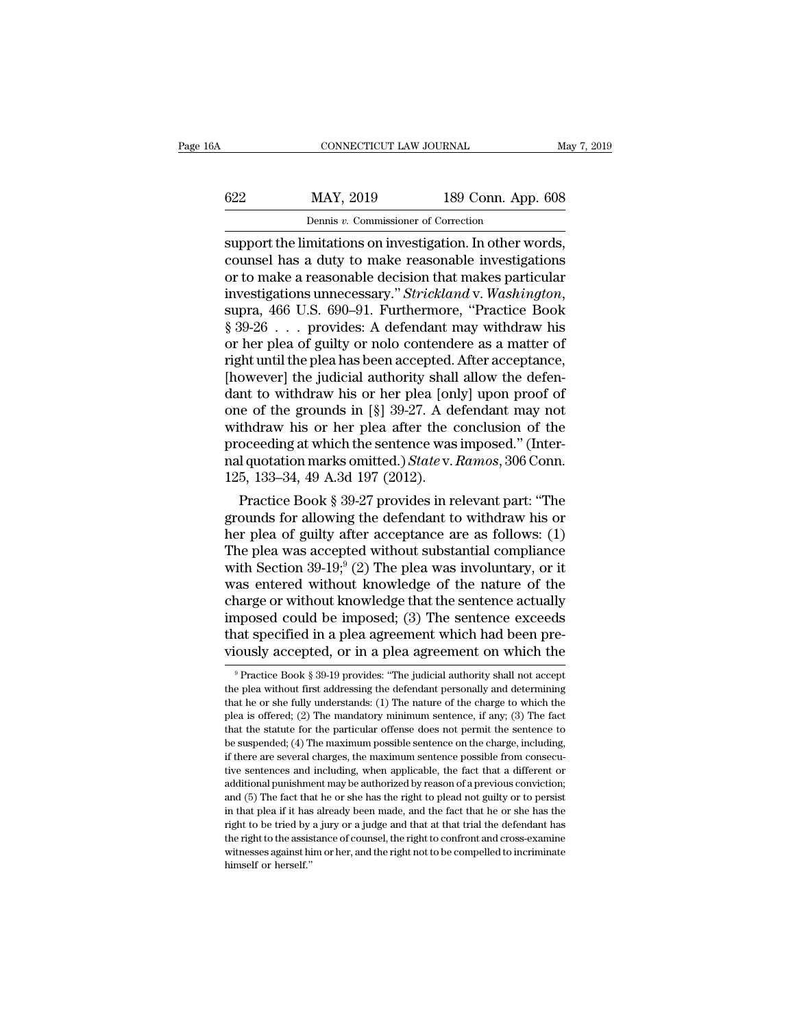support the limitations on investigation. In other words, counsel has a duty to make reasonable investigations or to make a reasonable decision that makes particular investigations unnecessary." *Strickland* v. *Washington*, supra, 466 U.S. 690–91. Furthermore, "Practice Book § 39-26 . . . provides: A defendant may withdraw his or her plea of guilty or nolo contendere as a matter of right until the plea has been accepted. After acceptance, [however] the judicial authority shall allow the defendant to withdraw his or her plea [only] upon proof of one of the grounds in [§] 39-27. A defendant may not withdraw his or her plea after the conclusion of the proceeding at which the sentence was imposed." (Internal quotation marks omitted.) *State* v. *Ramos*, 306 Conn. 125, 133–34, 49 A.3d 197 (2012).

Practice Book § 39-27 provides in relevant part: "The grounds for allowing the defendant to withdraw his or her plea of guilty after acceptance are as follows: (1) The plea was accepted without substantial compliance with Section 39-19;[9] (2) The plea was involuntary, or it was entered without knowledge of the nature of the charge or without knowledge that the sentence actually imposed could be imposed; (3) The sentence exceeds that specified in a plea agreement which had been previously accepted, or in a plea agreement on which the

[9] Practice Book § 39-19 provides: "The judicial authority shall not accept the plea without first addressing the defendant personally and determining that he or she fully understands: (1) The nature of the charge to which the plea is offered; (2) The mandatory minimum sentence, if any; (3) The fact that the statute for the particular offense does not permit the sentence to be suspended; (4) The maximum possible sentence on the charge, including, if there are several charges, the maximum sentence possible from consecutive sentences and including, when applicable, the fact that a different or additional punishment may be authorized by reason of a previous conviction; and (5) The fact that he or she has the right to plead not guilty or to persist in that plea if it has already been made, and the fact that he or she has the right to be tried by a jury or a judge and that at that trial the defendant has the right to the assistance of counsel, the right to confront and cross-examine witnesses against him or her, and the right not to be compelled to incriminate himself or herself."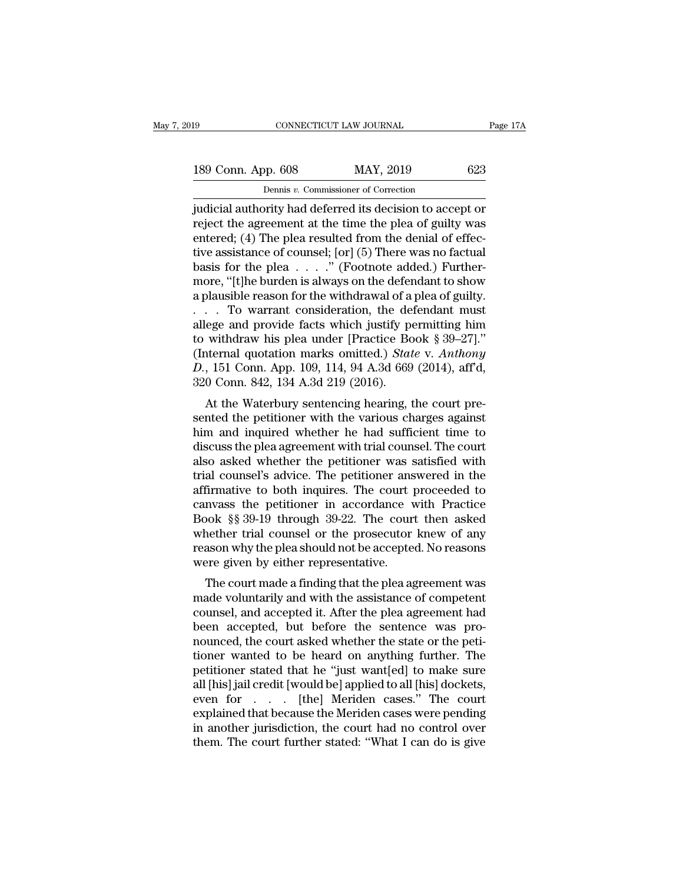judicial authority had deferred its decision to accept or reject the agreement at the time the plea of guilty was entered; (4) The plea resulted from the denial of effective assistance of counsel; [or] (5) There was no factual basis for the plea . . . ." (Footnote added.) Furthermore, "[t]he burden is always on the defendant to show a plausible reason for the withdrawal of a plea of guilty. . . . To warrant consideration, the defendant must allege and provide facts which justify permitting him to withdraw his plea under [Practice Book § 39–27]." (Internal quotation marks omitted.) *State* v. *Anthony D.*, 151 Conn. App. 109, 114, 94 A.3d 669 (2014), aff'd, 320 Conn. 842, 134 A.3d 219 (2016).

At the Waterbury sentencing hearing, the court presented the petitioner with the various charges against him and inquired whether he had sufficient time to discuss the plea agreement with trial counsel. The court also asked whether the petitioner was satisfied with trial counsel's advice. The petitioner answered in the affirmative to both inquires. The court proceeded to canvass the petitioner in accordance with Practice Book §§ 39-19 through 39-22. The court then asked whether trial counsel or the prosecutor knew of any reason why the plea should not be accepted. No reasons were given by either representative.

The court made a finding that the plea agreement was made voluntarily and with the assistance of competent counsel, and accepted it. After the plea agreement had been accepted, but before the sentence was pronounced, the court asked whether the state or the petitioner wanted to be heard on anything further. The petitioner stated that he "just want[ed] to make sure all [his] jail credit [would be] applied to all [his] dockets, even for . . . [the] Meriden cases." The court explained that because the Meriden cases were pending in another jurisdiction, the court had no control over them. The court further stated: "What I can do is give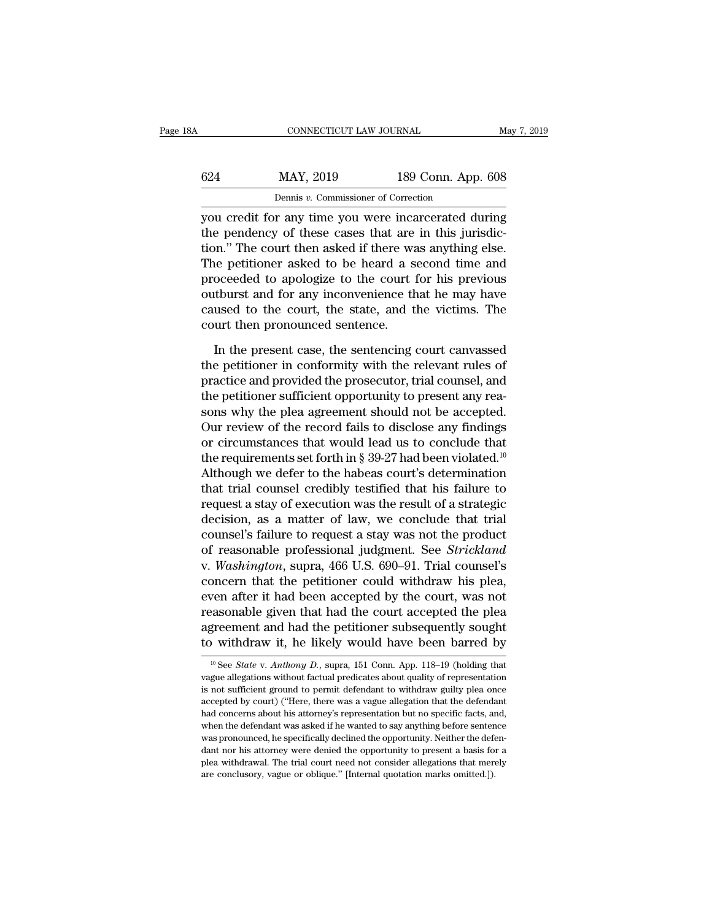you credit for any time you were incarcerated during the pendency of these cases that are in this jurisdiction." The court then asked if there was anything else. The petitioner asked to be heard a second time and proceeded to apologize to the court for his previous outburst and for any inconvenience that he may have caused to the court, the state, and the victims. The court then pronounced sentence.

In the present case, the sentencing court canvassed the petitioner in conformity with the relevant rules of practice and provided the prosecutor, trial counsel, and the petitioner sufficient opportunity to present any reasons why the plea agreement should not be accepted. Our review of the record fails to disclose any findings or circumstances that would lead us to conclude that the requirements set forth in § 39-27 had been violated.[10] Although we defer to the habeas court's determination that trial counsel credibly testified that his failure to request a stay of execution was the result of a strategic decision, as a matter of law, we conclude that trial counsel's failure to request a stay was not the product of reasonable professional judgment. See *Strickland* v. *Washington*, supra, 466 U.S. 690–91. Trial counsel's concern that the petitioner could withdraw his plea, even after it had been accepted by the court, was not reasonable given that had the court accepted the plea agreement and had the petitioner subsequently sought to withdraw it, he likely would have been barred by

[10] See *State* v. *Anthony D.*, supra, 151 Conn. App. 118–19 (holding that vague allegations without factual predicates about quality of representation is not sufficient ground to permit defendant to withdraw guilty plea once accepted by court) ("Here, there was a vague allegation that the defendant had concerns about his attorney's representation but no specific facts, and, when the defendant was asked if he wanted to say anything before sentence was pronounced, he specifically declined the opportunity. Neither the defendant nor his attorney were denied the opportunity to present a basis for a plea withdrawal. The trial court need not consider allegations that merely are conclusory, vague or oblique." [Internal quotation marks omitted.]).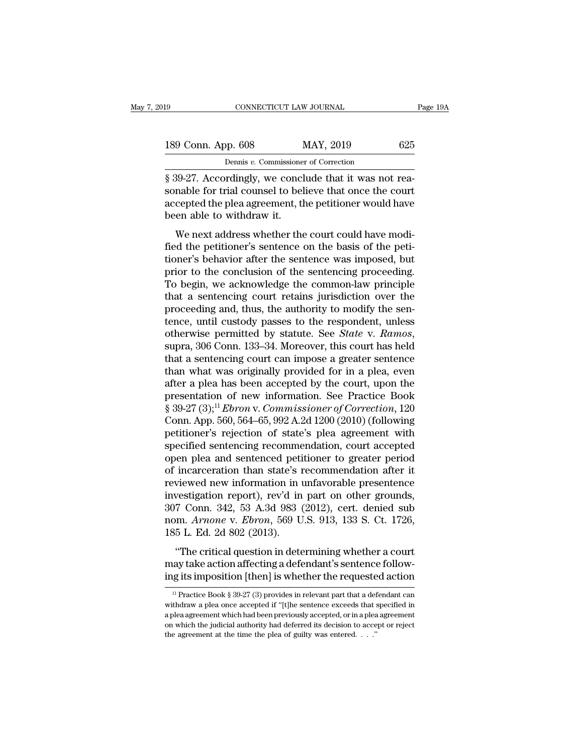§ 39-27. Accordingly, we conclude that it was not reasonable for trial counsel to believe that once the court accepted the plea agreement, the petitioner would have been able to withdraw it.

We next address whether the court could have modified the petitioner's sentence on the basis of the petitioner's behavior after the sentence was imposed, but prior to the conclusion of the sentencing proceeding. To begin, we acknowledge the common-law principle that a sentencing court retains jurisdiction over the proceeding and, thus, the authority to modify the sentence, until custody passes to the respondent, unless otherwise permitted by statute. See *State* v. *Ramos*, supra, 306 Conn. 133–34. Moreover, this court has held that a sentencing court can impose a greater sentence than what was originally provided for in a plea, even after a plea has been accepted by the court, upon the presentation of new information. See Practice Book § 39-27 (3);[11] *Ebron* v. *Commissioner of Correction*, 120 Conn. App. 560, 564–65, 992 A.2d 1200 (2010) (following petitioner's rejection of state's plea agreement with specified sentencing recommendation, court accepted open plea and sentenced petitioner to greater period of incarceration than state's recommendation after it reviewed new information in unfavorable presentence investigation report), rev'd in part on other grounds, 307 Conn. 342, 53 A.3d 983 (2012), cert. denied sub nom. *Arnone* v. *Ebron*, 569 U.S. 913, 133 S. Ct. 1726, 185 L. Ed. 2d 802 (2013).

"The critical question in determining whether a court may take action affecting a defendant's sentence following its imposition [then] is whether the requested action

[11] Practice Book § 39-27 (3) provides in relevant part that a defendant can withdraw a plea once accepted if "[t]he sentence exceeds that specified in a plea agreement which had been previously accepted, or in a plea agreement on which the judicial authority had deferred its decision to accept or reject the agreement at the time the plea of guilty was entered. . . ."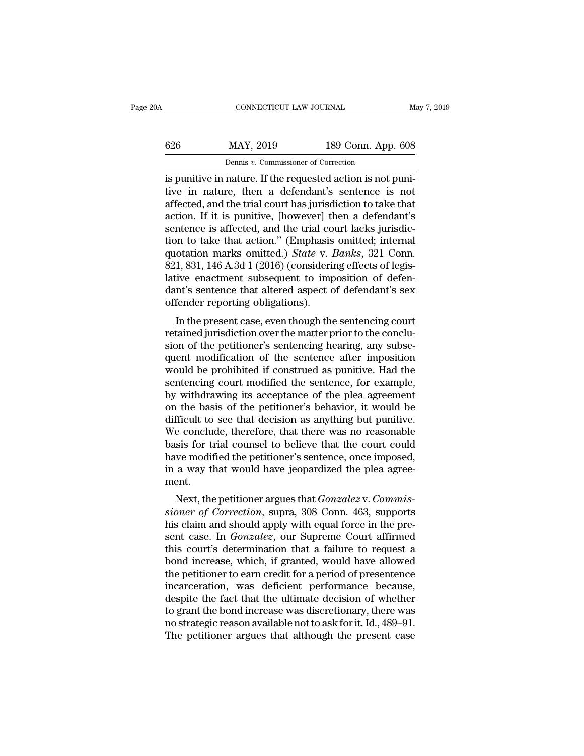is punitive in nature. If the requested action is not punitive in nature, then a defendant's sentence is not affected, and the trial court has jurisdiction to take that action. If it is punitive, [however] then a defendant's sentence is affected, and the trial court lacks jurisdiction to take that action." (Emphasis omitted; internal quotation marks omitted.) *State* v. *Banks*, 321 Conn. 821, 831, 146 A.3d 1 (2016) (considering effects of legislative enactment subsequent to imposition of defendant's sentence that altered aspect of defendant's sex offender reporting obligations).

In the present case, even though the sentencing court retained jurisdiction over the matter prior to the conclusion of the petitioner's sentencing hearing, any subsequent modification of the sentence after imposition would be prohibited if construed as punitive. Had the sentencing court modified the sentence, for example, by withdrawing its acceptance of the plea agreement on the basis of the petitioner's behavior, it would be difficult to see that decision as anything but punitive. We conclude, therefore, that there was no reasonable basis for trial counsel to believe that the court could have modified the petitioner's sentence, once imposed, in a way that would have jeopardized the plea agreement.

Next, the petitioner argues that *Gonzalez* v. *Commissioner of Correction*, supra, 308 Conn. 463, supports his claim and should apply with equal force in the present case. In *Gonzalez*, our Supreme Court affirmed this court's determination that a failure to request a bond increase, which, if granted, would have allowed the petitioner to earn credit for a period of presentence incarceration, was deficient performance because, despite the fact that the ultimate decision of whether to grant the bond increase was discretionary, there was no strategic reason available not to ask for it. Id., 489–91. The petitioner argues that although the present case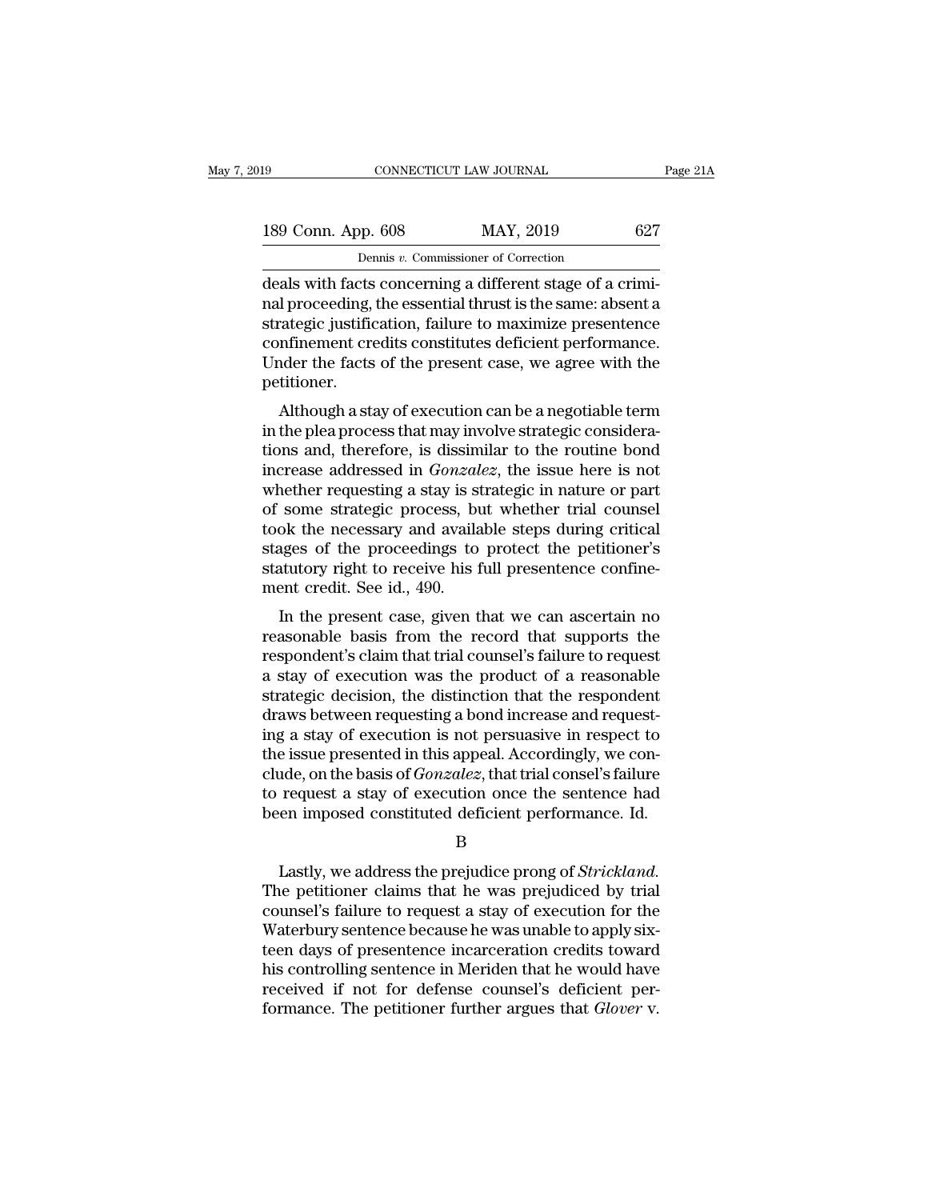deals with facts concerning a different stage of a criminal proceeding, the essential thrust is the same: absent a strategic justification, failure to maximize presentence confinement credits constitutes deficient performance. Under the facts of the present case, we agree with the petitioner.

Although a stay of execution can be a negotiable term in the plea process that may involve strategic considerations and, therefore, is dissimilar to the routine bond increase addressed in *Gonzalez*, the issue here is not whether requesting a stay is strategic in nature or part of some strategic process, but whether trial counsel took the necessary and available steps during critical stages of the proceedings to protect the petitioner's statutory right to receive his full presentence confinement credit. See id., 490.

In the present case, given that we can ascertain no reasonable basis from the record that supports the respondent's claim that trial counsel's failure to request a stay of execution was the product of a reasonable strategic decision, the distinction that the respondent draws between requesting a bond increase and requesting a stay of execution is not persuasive in respect to the issue presented in this appeal. Accordingly, we conclude, on the basis of *Gonzalez*, that trial consel's failure to request a stay of execution once the sentence had been imposed constituted deficient performance. Id.

B

Lastly, we address the prejudice prong of *Strickland*. The petitioner claims that he was prejudiced by trial counsel's failure to request a stay of execution for the Waterbury sentence because he was unable to apply sixteen days of presentence incarceration credits toward his controlling sentence in Meriden that he would have received if not for defense counsel's deficient performance. The petitioner further argues that *Glover* v.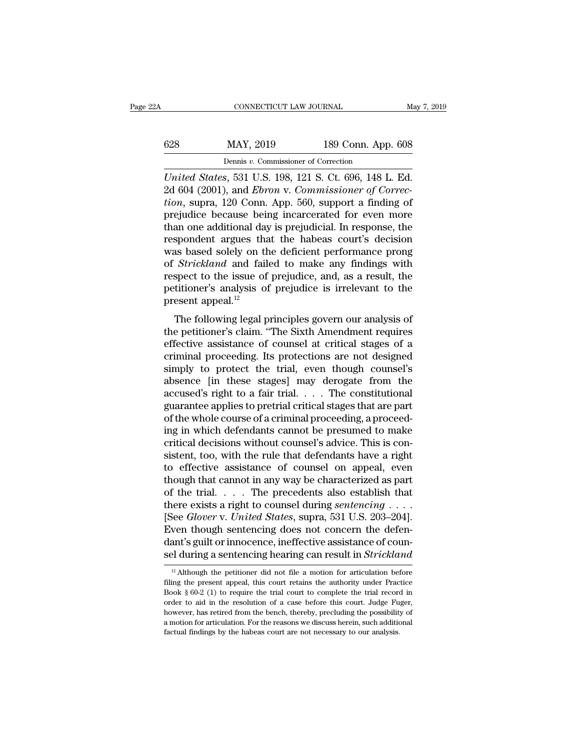*United States*, 531 U.S. 198, 121 S. Ct. 696, 148 L. Ed. 2d 604 (2001), and *Ebron* v. *Commissioner of Correction*, supra, 120 Conn. App. 560, support a finding of prejudice because being incarcerated for even more than one additional day is prejudicial. In response, the respondent argues that the habeas court's decision was based solely on the deficient performance prong of *Strickland* and failed to make any findings with respect to the issue of prejudice, and, as a result, the petitioner's analysis of prejudice is irrelevant to the present appeal.[12]

The following legal principles govern our analysis of the petitioner's claim. "The Sixth Amendment requires effective assistance of counsel at critical stages of a criminal proceeding. Its protections are not designed simply to protect the trial, even though counsel's absence [in these stages] may derogate from the accused's right to a fair trial. . . . The constitutional guarantee applies to pretrial critical stages that are part of the whole course of a criminal proceeding, a proceeding in which defendants cannot be presumed to make critical decisions without counsel's advice. This is consistent, too, with the rule that defendants have a right to effective assistance of counsel on appeal, even though that cannot in any way be characterized as part of the trial. . . . The precedents also establish that there exists a right to counsel during *sentencing* . . . . [See *Glover* v. *United States*, supra, 531 U.S. 203–204]. Even though sentencing does not concern the defendant's guilt or innocence, ineffective assistance of counsel during a sentencing hearing can result in *Strickland*

[12] Although the petitioner did not file a motion for articulation before filing the present appeal, this court retains the authority under Practice Book § 60-2 (1) to require the trial court to complete the trial record in order to aid in the resolution of a case before this court. Judge Fuger, however, has retired from the bench, thereby, precluding the possibility of a motion for articulation. For the reasons we discuss herein, such additional factual findings by the habeas court are not necessary to our analysis.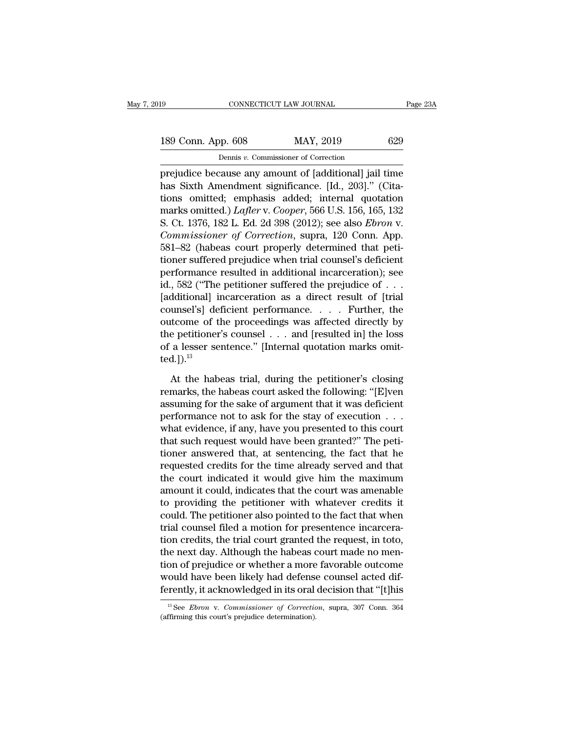prejudice because any amount of [additional] jail time has Sixth Amendment significance. [Id., 203]." (Citations omitted; emphasis added; internal quotation marks omitted.) *Lafler* v. *Cooper*, 566 U.S. 156, 165, 132 S. Ct. 1376, 182 L. Ed. 2d 398 (2012); see also *Ebron* v. *Commissioner of Correction*, supra, 120 Conn. App. 581–82 (habeas court properly determined that petitioner suffered prejudice when trial counsel's deficient performance resulted in additional incarceration); see id., 582 ("The petitioner suffered the prejudice of . . . [additional] incarceration as a direct result of [trial counsel's] deficient performance. . . . Further, the outcome of the proceedings was affected directly by the petitioner's counsel . . . and [resulted in] the loss of a lesser sentence." [Internal quotation marks omitted.]).[13]

At the habeas trial, during the petitioner's closing remarks, the habeas court asked the following: "[E]ven assuming for the sake of argument that it was deficient performance not to ask for the stay of execution . . . what evidence, if any, have you presented to this court that such request would have been granted?" The petitioner answered that, at sentencing, the fact that he requested credits for the time already served and that the court indicated it would give him the maximum amount it could, indicates that the court was amenable to providing the petitioner with whatever credits it could. The petitioner also pointed to the fact that when trial counsel filed a motion for presentence incarceration credits, the trial court granted the request, in toto, the next day. Although the habeas court made no mention of prejudice or whether a more favorable outcome would have been likely had defense counsel acted differently, it acknowledged in its oral decision that "[t]his

[13] See *Ebron* v. *Commissioner of Correction*, supra, 307 Conn. 364 (affirming this court's prejudice determination).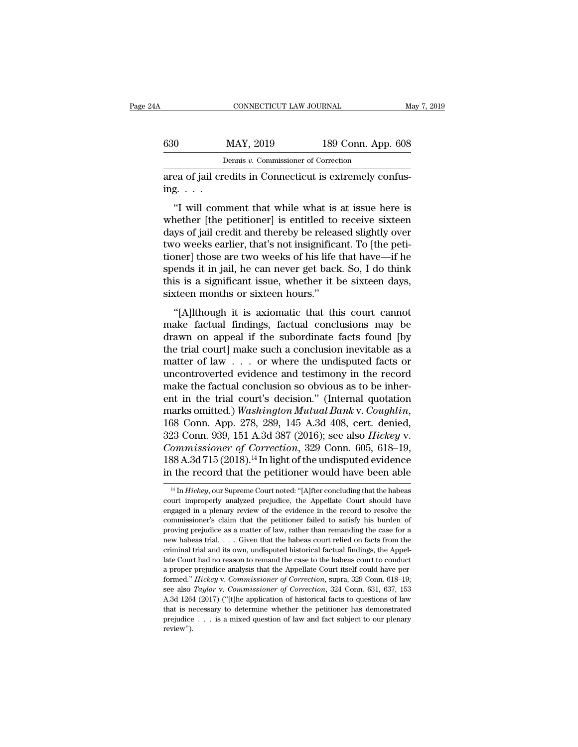area of jail credits in Connecticut is extremely confusing. . . .

"I will comment that while what is at issue here is whether [the petitioner] is entitled to receive sixteen days of jail credit and thereby be released slightly over two weeks earlier, that's not insignificant. To [the petitioner] those are two weeks of his life that have—if he spends it in jail, he can never get back. So, I do think this is a significant issue, whether it be sixteen days, sixteen months or sixteen hours."

"[A]lthough it is axiomatic that this court cannot make factual findings, factual conclusions may be drawn on appeal if the subordinate facts found [by the trial court] make such a conclusion inevitable as a matter of law . . . or where the undisputed facts or uncontroverted evidence and testimony in the record make the factual conclusion so obvious as to be inherent in the trial court's decision." (Internal quotation marks omitted.) *Washington Mutual Bank* v. *Coughlin*, 168 Conn. App. 278, 289, 145 A.3d 408, cert. denied, 323 Conn. 939, 151 A.3d 387 (2016); see also *Hickey* v. *Commissioner of Correction*, 329 Conn. 605, 618–19, 188 A.3d 715 (2018).[14] In light of the undisputed evidence in the record that the petitioner would have been able

[14] In *Hickey*, our Supreme Court noted: "[A]fter concluding that the habeas court improperly analyzed prejudice, the Appellate Court should have engaged in a plenary review of the evidence in the record to resolve the commissioner's claim that the petitioner failed to satisfy his burden of proving prejudice as a matter of law, rather than remanding the case for a new habeas trial. . . . Given that the habeas court relied on facts from the criminal trial and its own, undisputed historical factual findings, the Appellate Court had no reason to remand the case to the habeas court to conduct a proper prejudice analysis that the Appellate Court itself could have performed." *Hickey* v. *Commissioner of Correction*, supra, 329 Conn. 618–19; see also *Taylor* v. *Commissioner of Correction*, 324 Conn. 631, 637, 153 A.3d 1264 (2017) ("[t]he application of historical facts to questions of law that is necessary to determine whether the petitioner has demonstrated prejudice . . . is a mixed question of law and fact subject to our plenary review").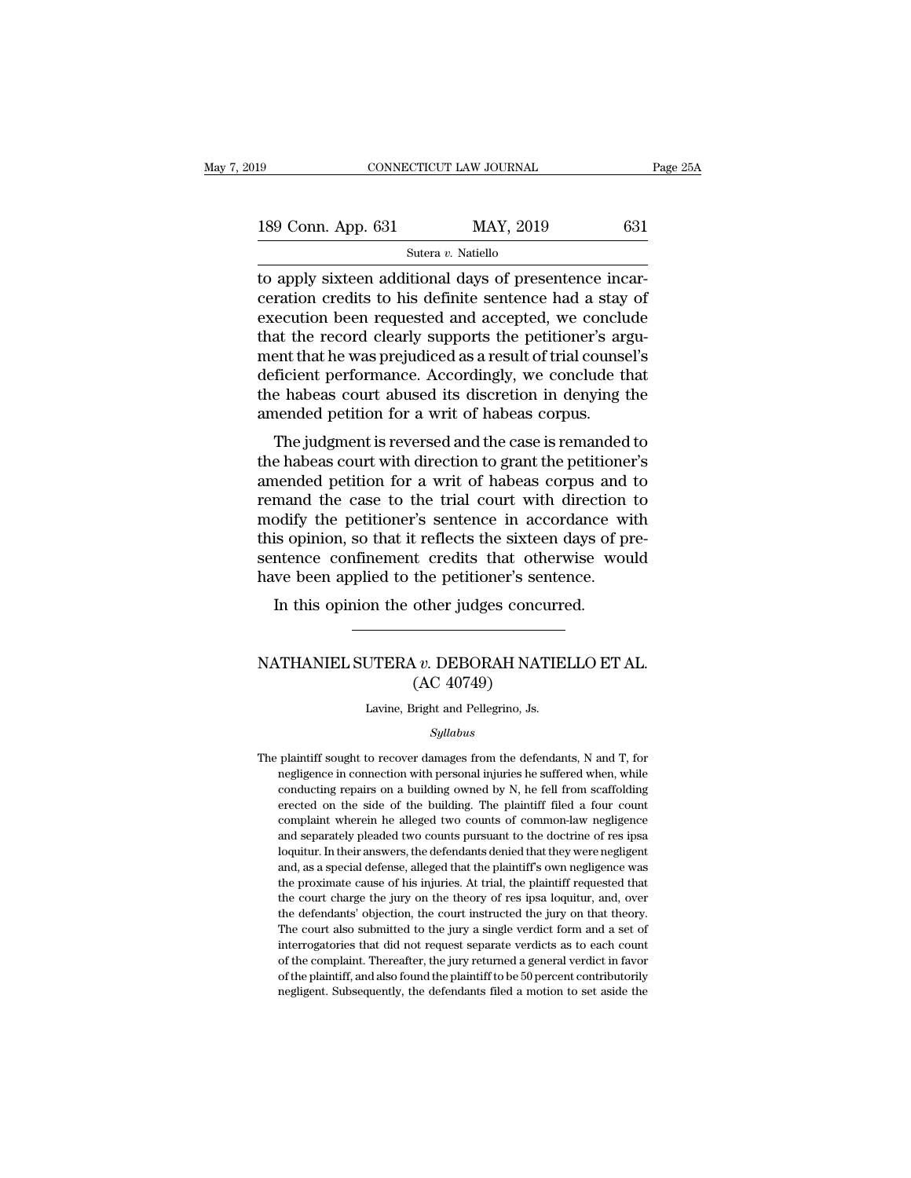to apply sixteen additional days of presentence incarceration credits to his definite sentence had a stay of execution been requested and accepted, we conclude that the record clearly supports the petitioner's argument that he was prejudiced as a result of trial counsel's deficient performance. Accordingly, we conclude that the habeas court abused its discretion in denying the amended petition for a writ of habeas corpus.

The judgment is reversed and the case is remanded to the habeas court with direction to grant the petitioner's amended petition for a writ of habeas corpus and to remand the case to the trial court with direction to modify the petitioner's sentence in accordance with this opinion, so that it reflects the sixteen days of presentence confinement credits that otherwise would have been applied to the petitioner's sentence.

In this opinion the other judges concurred.

---

# NATHANIEL SUTERA *v.* DEBORAH NATIELLO ET AL. (AC 40749)

Lavine, Bright and Pellegrino, Js.

*Syllabus*

The plaintiff sought to recover damages from the defendants, N and T, for negligence in connection with personal injuries he suffered when, while conducting repairs on a building owned by N, he fell from scaffolding erected on the side of the building. The plaintiff filed a four count complaint wherein he alleged two counts of common-law negligence and separately pleaded two counts pursuant to the doctrine of res ipsa loquitur. In their answers, the defendants denied that they were negligent and, as a special defense, alleged that the plaintiff's own negligence was the proximate cause of his injuries. At trial, the plaintiff requested that the court charge the jury on the theory of res ipsa loquitur, and, over the defendants' objection, the court instructed the jury on that theory. The court also submitted to the jury a single verdict form and a set of interrogatories that did not request separate verdicts as to each count of the complaint. Thereafter, the jury returned a general verdict in favor of the plaintiff, and also found the plaintiff to be 50 percent contributorily negligent. Subsequently, the defendants filed a motion to set aside the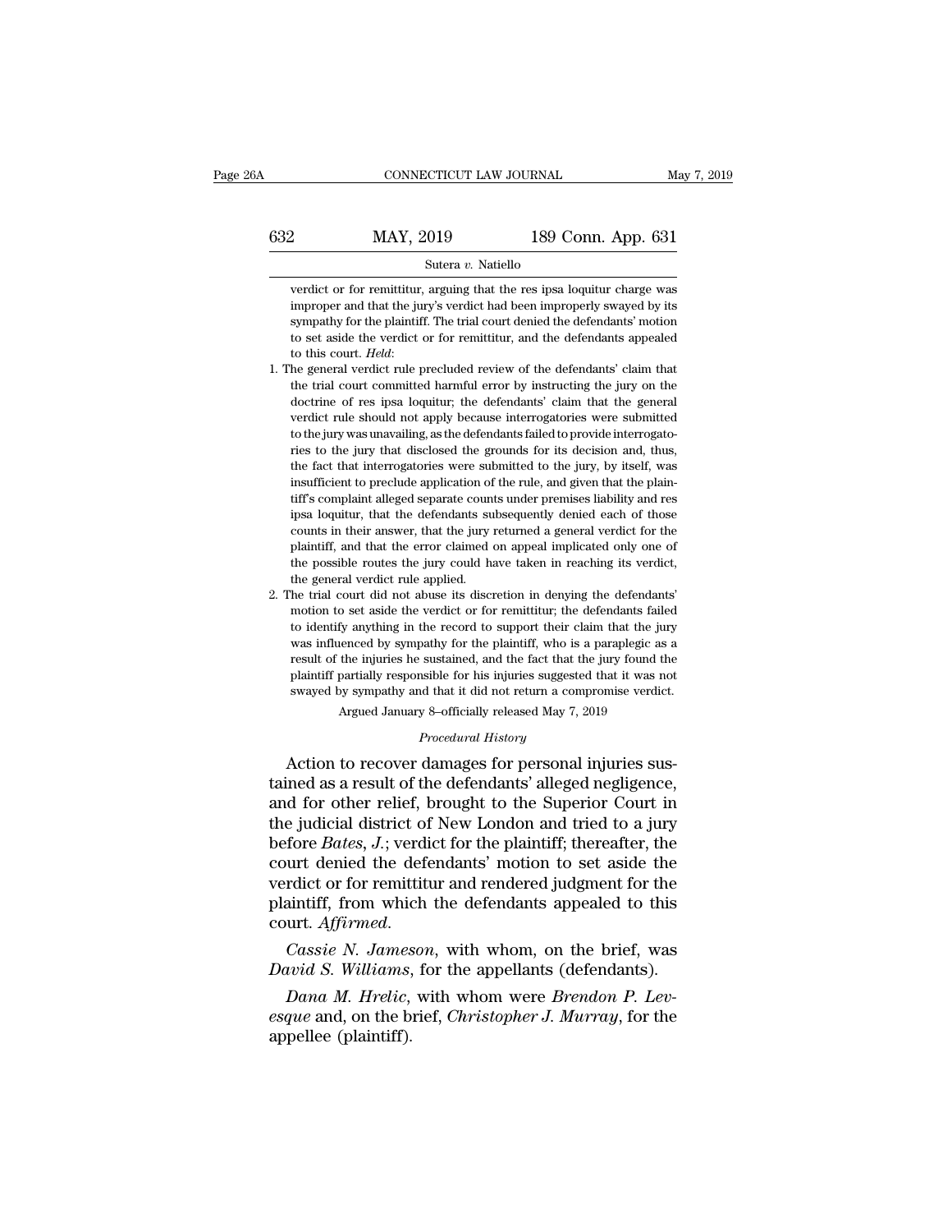verdict or for remittitur, arguing that the res ipsa loquitur charge was improper and that the jury's verdict had been improperly swayed by its sympathy for the plaintiff. The trial court denied the defendants' motion to set aside the verdict or for remittitur, and the defendants appealed to this court. *Held*:

1. The general verdict rule precluded review of the defendants' claim that the trial court committed harmful error by instructing the jury on the doctrine of res ipsa loquitur; the defendants' claim that the general verdict rule should not apply because interrogatories were submitted to the jury was unavailing, as the defendants failed to provide interrogatories to the jury that disclosed the grounds for its decision and, thus, the fact that interrogatories were submitted to the jury, by itself, was insufficient to preclude application of the rule, and given that the plaintiff's complaint alleged separate counts under premises liability and res ipsa loquitur, that the defendants subsequently denied each of those counts in their answer, that the jury returned a general verdict for the plaintiff, and that the error claimed on appeal implicated only one of the possible routes the jury could have taken in reaching its verdict, the general verdict rule applied.

2. The trial court did not abuse its discretion in denying the defendants' motion to set aside the verdict or for remittitur; the defendants failed to identify anything in the record to support their claim that the jury was influenced by sympathy for the plaintiff, who is a paraplegic as a result of the injuries he sustained, and the fact that the jury found the plaintiff partially responsible for his injuries suggested that it was not swayed by sympathy and that it did not return a compromise verdict.

Argued January 8–officially released May 7, 2019

*Procedural History*

Action to recover damages for personal injuries sustained as a result of the defendants' alleged negligence, and for other relief, brought to the Superior Court in the judicial district of New London and tried to a jury before *Bates, J.*; verdict for the plaintiff; thereafter, the court denied the defendants' motion to set aside the verdict or for remittitur and rendered judgment for the plaintiff, from which the defendants appealed to this court. *Affirmed*.

*Cassie N. Jameson*, with whom, on the brief, was *David S. Williams*, for the appellants (defendants).

*Dana M. Hrelic*, with whom were *Brendon P. Levesque* and, on the brief, *Christopher J. Murray*, for the appellee (plaintiff).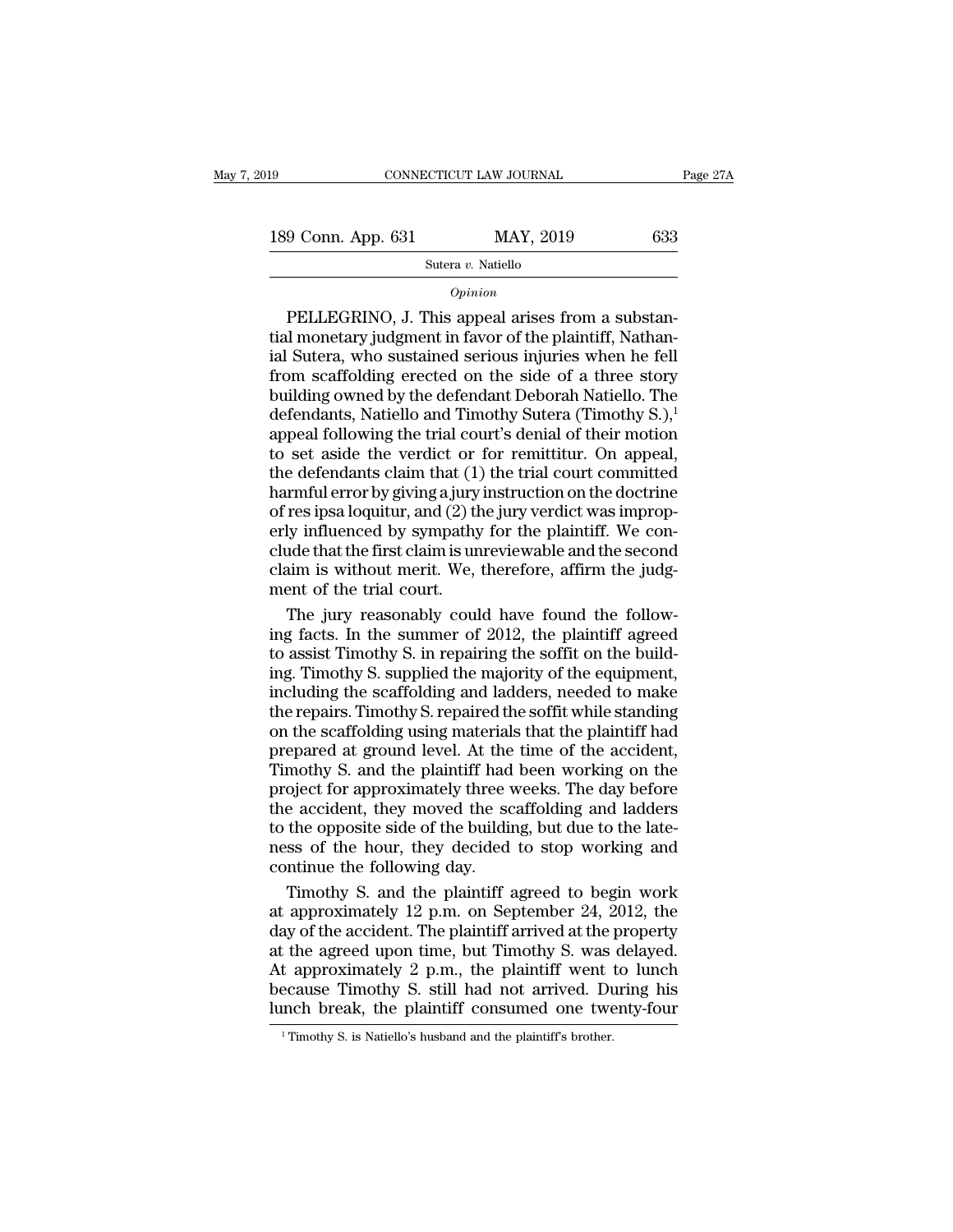*Opinion*

PELLEGRINO, J. This appeal arises from a substantial monetary judgment in favor of the plaintiff, Nathanial Sutera, who sustained serious injuries when he fell from scaffolding erected on the side of a three story building owned by the defendant Deborah Natiello. The defendants, Natiello and Timothy Sutera (Timothy S.),[1] appeal following the trial court's denial of their motion to set aside the verdict or for remittitur. On appeal, the defendants claim that (1) the trial court committed harmful error by giving a jury instruction on the doctrine of res ipsa loquitur, and (2) the jury verdict was improperly influenced by sympathy for the plaintiff. We conclude that the first claim is unreviewable and the second claim is without merit. We, therefore, affirm the judgment of the trial court.

The jury reasonably could have found the following facts. In the summer of 2012, the plaintiff agreed to assist Timothy S. in repairing the soffit on the building. Timothy S. supplied the majority of the equipment, including the scaffolding and ladders, needed to make the repairs. Timothy S. repaired the soffit while standing on the scaffolding using materials that the plaintiff had prepared at ground level. At the time of the accident, Timothy S. and the plaintiff had been working on the project for approximately three weeks. The day before the accident, they moved the scaffolding and ladders to the opposite side of the building, but due to the lateness of the hour, they decided to stop working and continue the following day.

Timothy S. and the plaintiff agreed to begin work at approximately 12 p.m. on September 24, 2012, the day of the accident. The plaintiff arrived at the property at the agreed upon time, but Timothy S. was delayed. At approximately 2 p.m., the plaintiff went to lunch because Timothy S. still had not arrived. During his lunch break, the plaintiff consumed one twenty-four

[1] Timothy S. is Natiello's husband and the plaintiff's brother.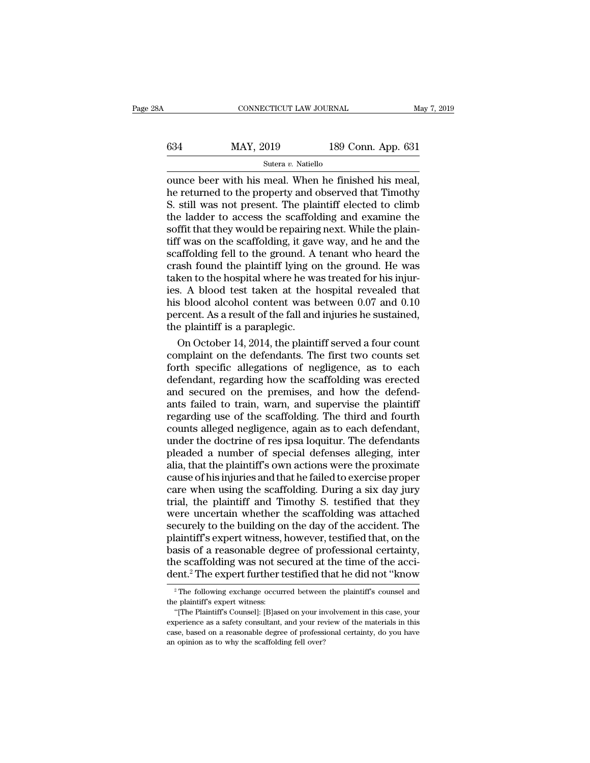ounce beer with his meal. When he finished his meal, he returned to the property and observed that Timothy S. still was not present. The plaintiff elected to climb the ladder to access the scaffolding and examine the soffit that they would be repairing next. While the plaintiff was on the scaffolding, it gave way, and he and the scaffolding fell to the ground. A tenant who heard the crash found the plaintiff lying on the ground. He was taken to the hospital where he was treated for his injuries. A blood test taken at the hospital revealed that his blood alcohol content was between 0.07 and 0.10 percent. As a result of the fall and injuries he sustained, the plaintiff is a paraplegic.

On October 14, 2014, the plaintiff served a four count complaint on the defendants. The first two counts set forth specific allegations of negligence, as to each defendant, regarding how the scaffolding was erected and secured on the premises, and how the defendants failed to train, warn, and supervise the plaintiff regarding use of the scaffolding. The third and fourth counts alleged negligence, again as to each defendant, under the doctrine of res ipsa loquitur. The defendants pleaded a number of special defenses alleging, inter alia, that the plaintiff's own actions were the proximate cause of his injuries and that he failed to exercise proper care when using the scaffolding. During a six day jury trial, the plaintiff and Timothy S. testified that they were uncertain whether the scaffolding was attached securely to the building on the day of the accident. The plaintiff's expert witness, however, testified that, on the basis of a reasonable degree of professional certainty, the scaffolding was not secured at the time of the accident.[2] The expert further testified that he did not "know

[2] The following exchange occurred between the plaintiff's counsel and the plaintiff's expert witness:

"[The Plaintiff's Counsel]: [B]ased on your involvement in this case, your experience as a safety consultant, and your review of the materials in this case, based on a reasonable degree of professional certainty, do you have an opinion as to why the scaffolding fell over?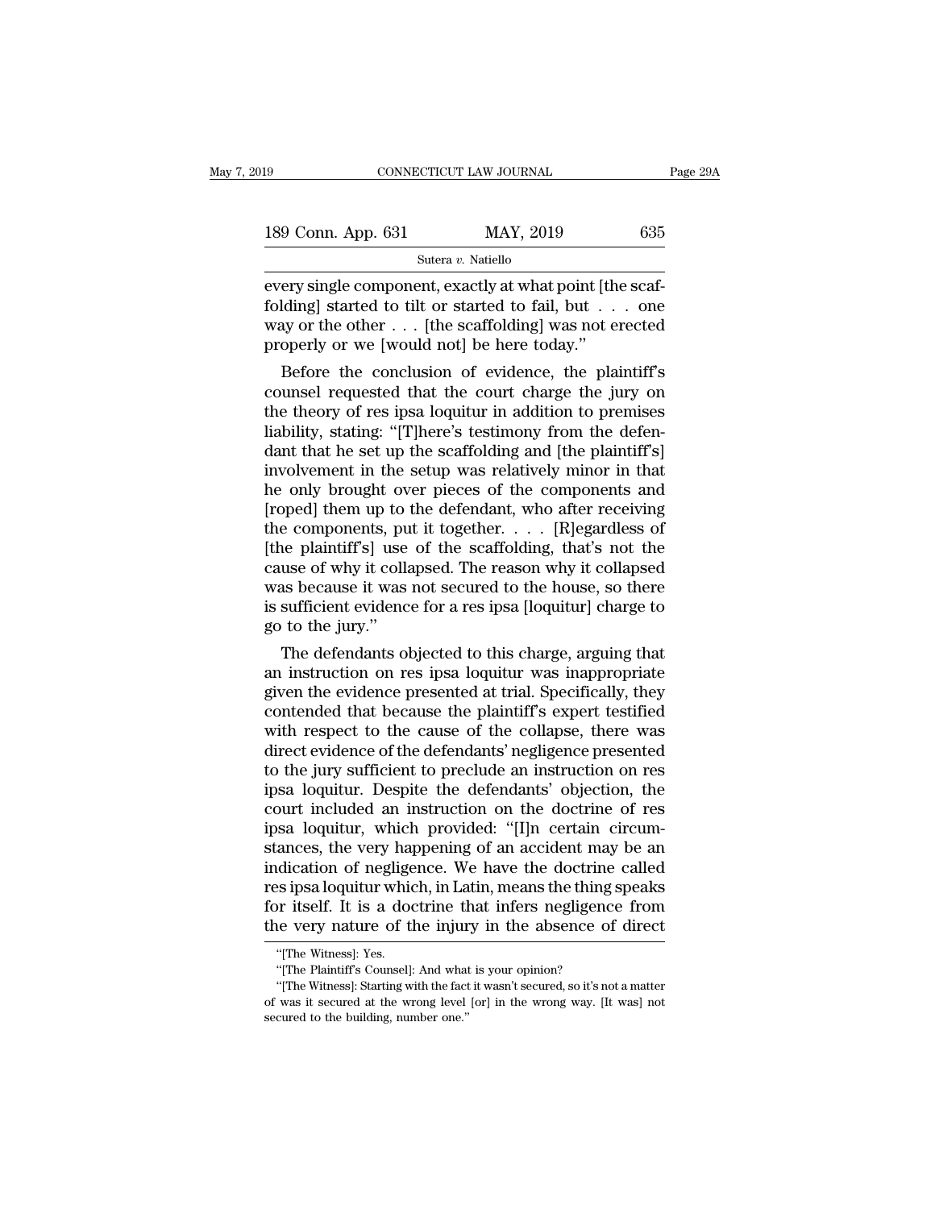every single component, exactly at what point [the scaffolding] started to tilt or started to fail, but . . . one way or the other . . . [the scaffolding] was not erected properly or we [would not] be here today."

Before the conclusion of evidence, the plaintiff's counsel requested that the court charge the jury on the theory of res ipsa loquitur in addition to premises liability, stating: "[T]here's testimony from the defendant that he set up the scaffolding and [the plaintiff's] involvement in the setup was relatively minor in that he only brought over pieces of the components and [roped] them up to the defendant, who after receiving the components, put it together. . . . [R]egardless of [the plaintiff's] use of the scaffolding, that's not the cause of why it collapsed. The reason why it collapsed was because it was not secured to the house, so there is sufficient evidence for a res ipsa [loquitur] charge to go to the jury."

The defendants objected to this charge, arguing that an instruction on res ipsa loquitur was inappropriate given the evidence presented at trial. Specifically, they contended that because the plaintiff's expert testified with respect to the cause of the collapse, there was direct evidence of the defendants' negligence presented to the jury sufficient to preclude an instruction on res ipsa loquitur. Despite the defendants' objection, the court included an instruction on the doctrine of res ipsa loquitur, which provided: "[I]n certain circumstances, the very happening of an accident may be an indication of negligence. We have the doctrine called res ipsa loquitur which, in Latin, means the thing speaks for itself. It is a doctrine that infers negligence from the very nature of the injury in the absence of direct

"[The Witness]: Yes.

"[The Plaintiff's Counsel]: And what is your opinion?

"[The Witness]: Starting with the fact it wasn't secured, so it's not a matter of was it secured at the wrong level [or] in the wrong way. [It was] not secured to the building, number one."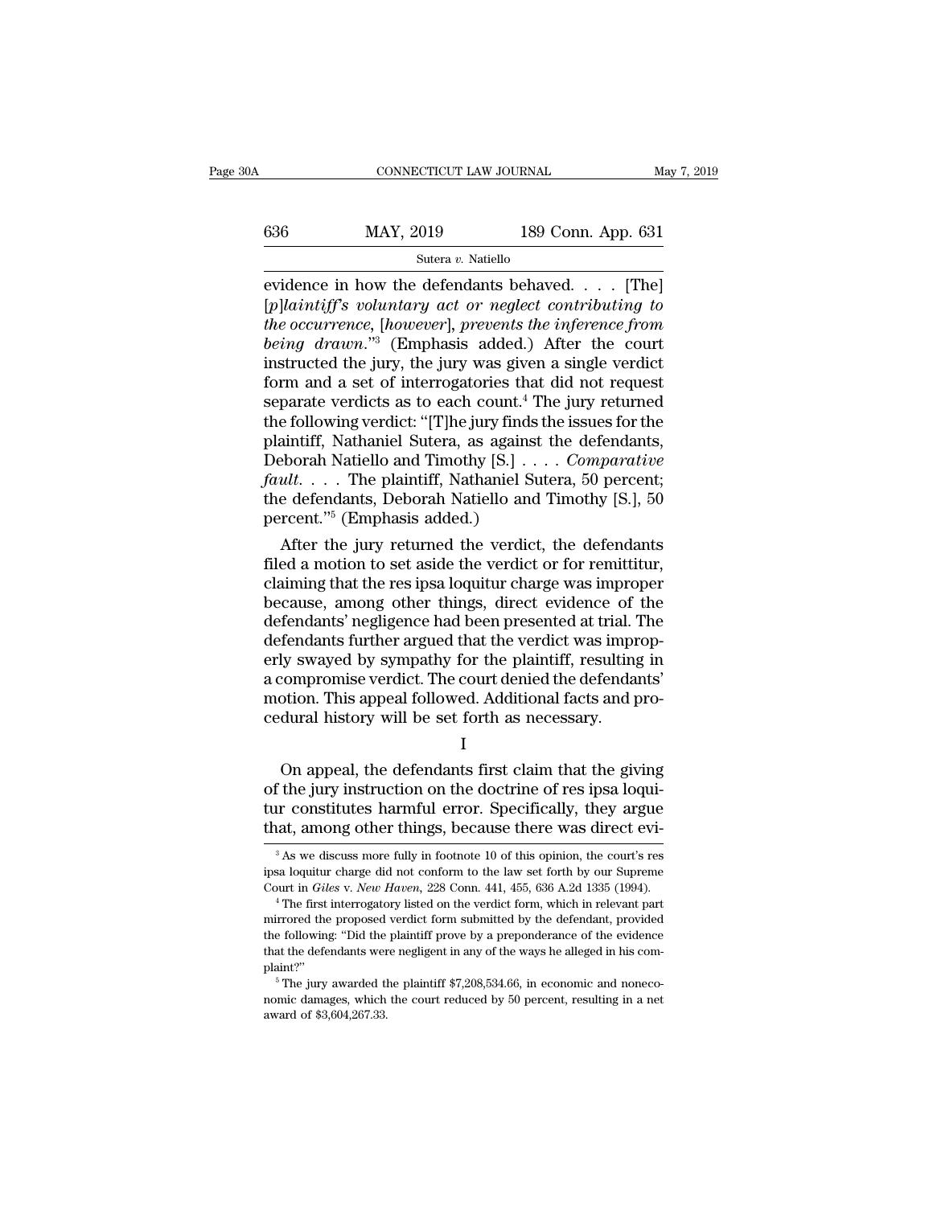evidence in how the defendants behaved. . . . [The] [*p*]*laintiff's voluntary act or neglect contributing to the occurrence*, [*however*], *prevents the inference from being drawn*."[3] (Emphasis added.) After the court instructed the jury, the jury was given a single verdict form and a set of interrogatories that did not request separate verdicts as to each count.[4] The jury returned the following verdict: "[T]he jury finds the issues for the plaintiff, Nathaniel Sutera, as against the defendants, Deborah Natiello and Timothy [S.] . . . . *Comparative fault*. . . . The plaintiff, Nathaniel Sutera, 50 percent; the defendants, Deborah Natiello and Timothy [S.], 50 percent."[5] (Emphasis added.)

After the jury returned the verdict, the defendants filed a motion to set aside the verdict or for remittitur, claiming that the res ipsa loquitur charge was improper because, among other things, direct evidence of the defendants' negligence had been presented at trial. The defendants further argued that the verdict was improperly swayed by sympathy for the plaintiff, resulting in a compromise verdict. The court denied the defendants' motion. This appeal followed. Additional facts and procedural history will be set forth as necessary.

## I

On appeal, the defendants first claim that the giving of the jury instruction on the doctrine of res ipsa loquitur constitutes harmful error. Specifically, they argue that, among other things, because there was direct evi-

---

[3] As we discuss more fully in footnote 10 of this opinion, the court's res ipsa loquitur charge did not conform to the law set forth by our Supreme Court in *Giles* v. *New Haven*, 228 Conn. 441, 455, 636 A.2d 1335 (1994).

[4] The first interrogatory listed on the verdict form, which in relevant part mirrored the proposed verdict form submitted by the defendant, provided the following: "Did the plaintiff prove by a preponderance of the evidence that the defendants were negligent in any of the ways he alleged in his complaint?"

[5] The jury awarded the plaintiff $7,208,534.66, in economic and noneconomic damages, which the court reduced by 50 percent, resulting in a net award of $3,604,267.33.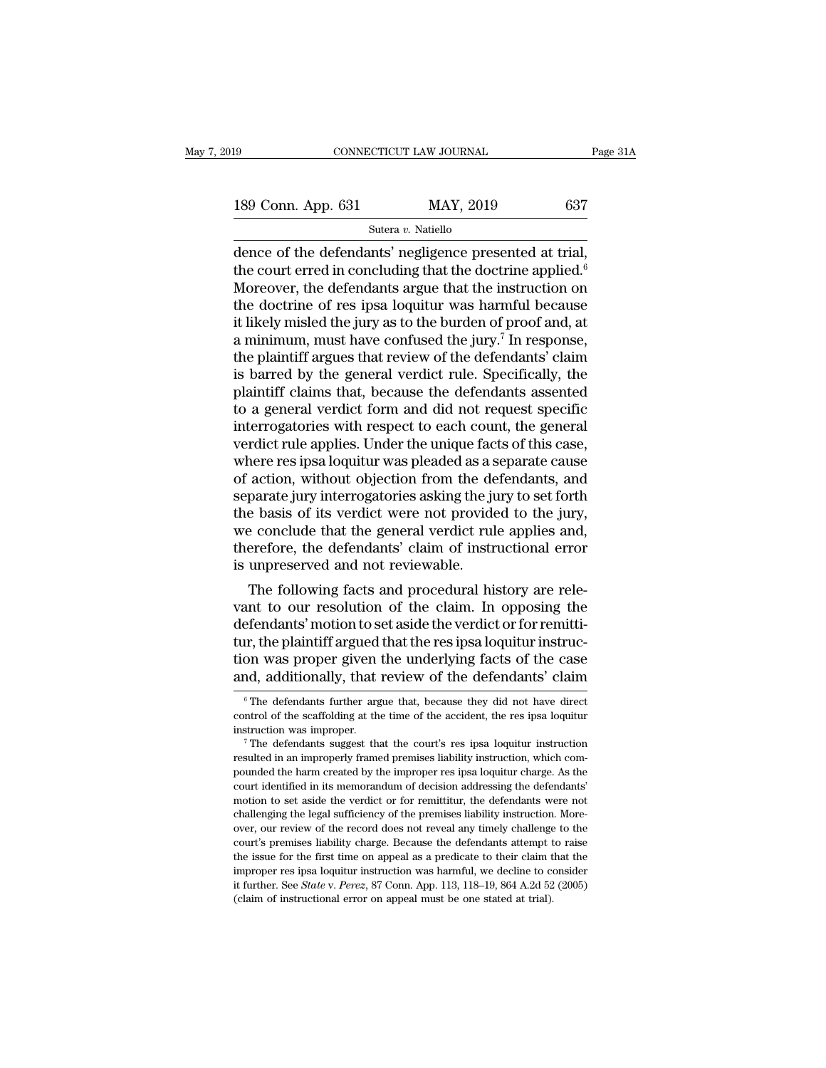dence of the defendants' negligence presented at trial, the court erred in concluding that the doctrine applied.[6] Moreover, the defendants argue that the instruction on the doctrine of res ipsa loquitur was harmful because it likely misled the jury as to the burden of proof and, at a minimum, must have confused the jury.[7] In response, the plaintiff argues that review of the defendants' claim is barred by the general verdict rule. Specifically, the plaintiff claims that, because the defendants assented to a general verdict form and did not request specific interrogatories with respect to each count, the general verdict rule applies. Under the unique facts of this case, where res ipsa loquitur was pleaded as a separate cause of action, without objection from the defendants, and separate jury interrogatories asking the jury to set forth the basis of its verdict were not provided to the jury, we conclude that the general verdict rule applies and, therefore, the defendants' claim of instructional error is unpreserved and not reviewable.

The following facts and procedural history are relevant to our resolution of the claim. In opposing the defendants' motion to set aside the verdict or for remittitur, the plaintiff argued that the res ipsa loquitur instruction was proper given the underlying facts of the case and, additionally, that review of the defendants' claim

[6] The defendants further argue that, because they did not have direct control of the scaffolding at the time of the accident, the res ipsa loquitur instruction was improper.

[7] The defendants suggest that the court's res ipsa loquitur instruction resulted in an improperly framed premises liability instruction, which compounded the harm created by the improper res ipsa loquitur charge. As the court identified in its memorandum of decision addressing the defendants' motion to set aside the verdict or for remittitur, the defendants were not challenging the legal sufficiency of the premises liability instruction. Moreover, our review of the record does not reveal any timely challenge to the court's premises liability charge. Because the defendants attempt to raise the issue for the first time on appeal as a predicate to their claim that the improper res ipsa loquitur instruction was harmful, we decline to consider it further. See *State* v. *Perez*, 87 Conn. App. 113, 118–19, 864 A.2d 52 (2005) (claim of instructional error on appeal must be one stated at trial).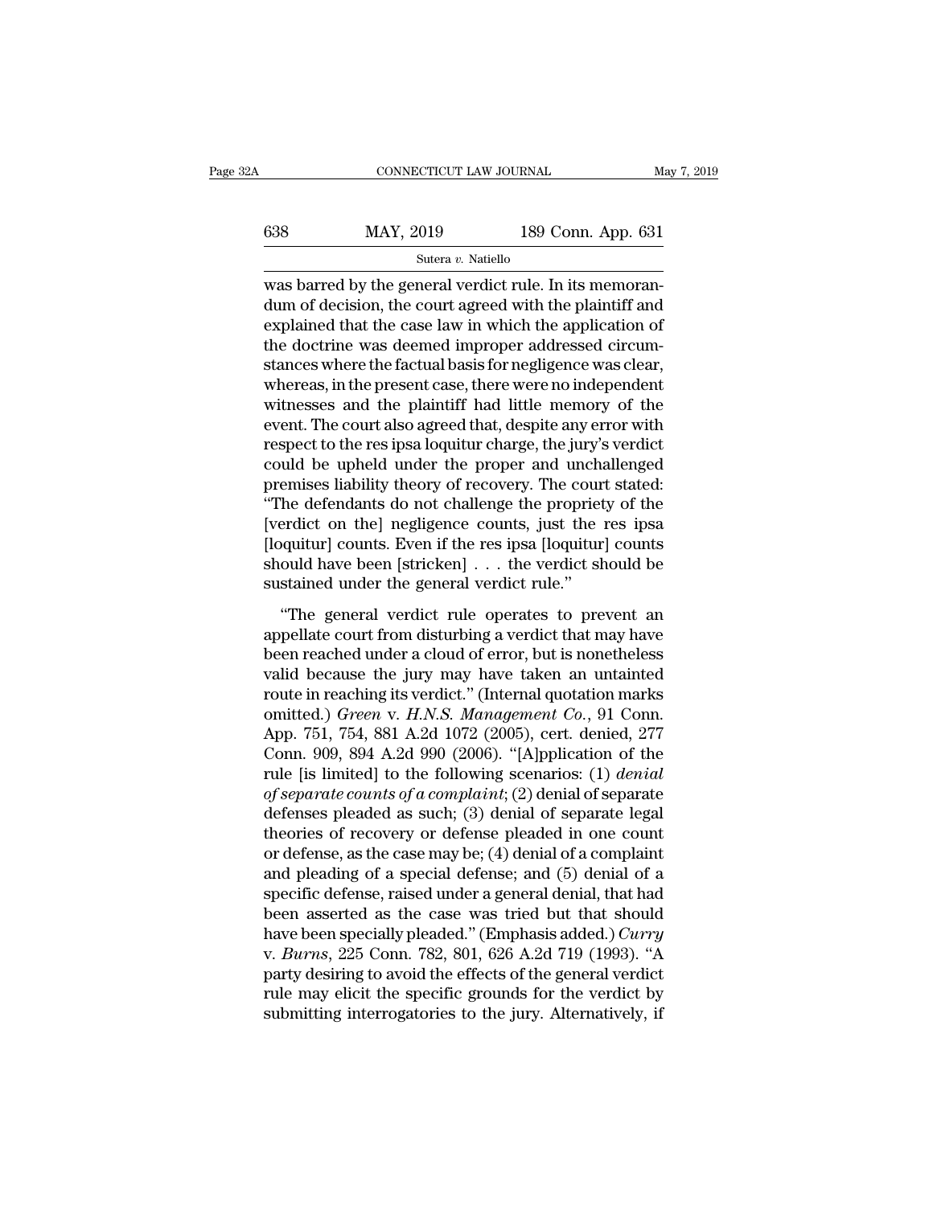was barred by the general verdict rule. In its memorandum of decision, the court agreed with the plaintiff and explained that the case law in which the application of the doctrine was deemed improper addressed circumstances where the factual basis for negligence was clear, whereas, in the present case, there were no independent witnesses and the plaintiff had little memory of the event. The court also agreed that, despite any error with respect to the res ipsa loquitur charge, the jury's verdict could be upheld under the proper and unchallenged premises liability theory of recovery. The court stated: "The defendants do not challenge the propriety of the [verdict on the] negligence counts, just the res ipsa [loquitur] counts. Even if the res ipsa [loquitur] counts should have been [stricken] . . . the verdict should be sustained under the general verdict rule."

"The general verdict rule operates to prevent an appellate court from disturbing a verdict that may have been reached under a cloud of error, but is nonetheless valid because the jury may have taken an untainted route in reaching its verdict." (Internal quotation marks omitted.) *Green* v. *H.N.S. Management Co.*, 91 Conn. App. 751, 754, 881 A.2d 1072 (2005), cert. denied, 277 Conn. 909, 894 A.2d 990 (2006). "[A]pplication of the rule [is limited] to the following scenarios: (1) *denial of separate counts of a complaint*; (2) denial of separate defenses pleaded as such; (3) denial of separate legal theories of recovery or defense pleaded in one count or defense, as the case may be; (4) denial of a complaint and pleading of a special defense; and (5) denial of a specific defense, raised under a general denial, that had been asserted as the case was tried but that should have been specially pleaded." (Emphasis added.) *Curry* v. *Burns*, 225 Conn. 782, 801, 626 A.2d 719 (1993). "A party desiring to avoid the effects of the general verdict rule may elicit the specific grounds for the verdict by submitting interrogatories to the jury. Alternatively, if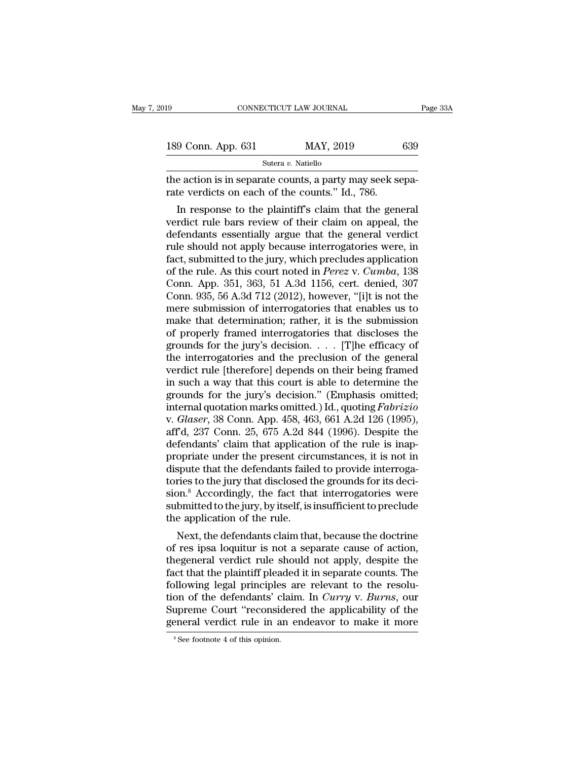the action is in separate counts, a party may seek separate verdicts on each of the counts." Id., 786.

In response to the plaintiff's claim that the general verdict rule bars review of their claim on appeal, the defendants essentially argue that the general verdict rule should not apply because interrogatories were, in fact, submitted to the jury, which precludes application of the rule. As this court noted in *Perez* v. *Cumba*, 138 Conn. App. 351, 363, 51 A.3d 1156, cert. denied, 307 Conn. 935, 56 A.3d 712 (2012), however, "[i]t is not the mere submission of interrogatories that enables us to make that determination; rather, it is the submission of properly framed interrogatories that discloses the grounds for the jury's decision. . . . [T]he efficacy of the interrogatories and the preclusion of the general verdict rule [therefore] depends on their being framed in such a way that this court is able to determine the grounds for the jury's decision." (Emphasis omitted; internal quotation marks omitted.) Id., quoting *Fabrizio* v. *Glaser*, 38 Conn. App. 458, 463, 661 A.2d 126 (1995), aff'd, 237 Conn. 25, 675 A.2d 844 (1996). Despite the defendants' claim that application of the rule is inappropriate under the present circumstances, it is not in dispute that the defendants failed to provide interrogatories to the jury that disclosed the grounds for its decision.[8] Accordingly, the fact that interrogatories were submitted to the jury, by itself, is insufficient to preclude the application of the rule.

Next, the defendants claim that, because the doctrine of res ipsa loquitur is not a separate cause of action, thegeneral verdict rule should not apply, despite the fact that the plaintiff pleaded it in separate counts. The following legal principles are relevant to the resolution of the defendants' claim. In *Curry* v. *Burns*, our Supreme Court "reconsidered the applicability of the general verdict rule in an endeavor to make it more

[8] See footnote 4 of this opinion.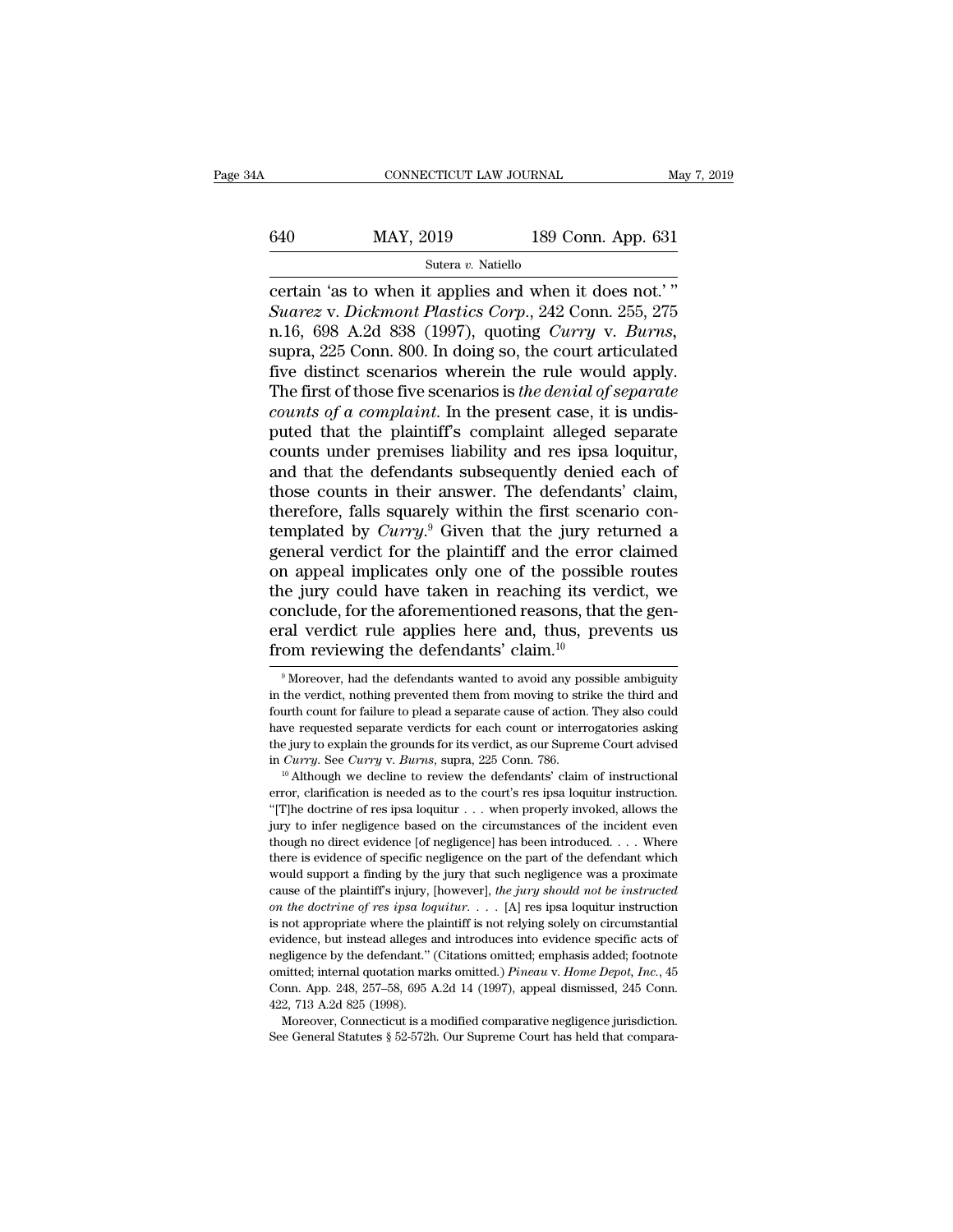certain 'as to when it applies and when it does not.' " *Suarez* v. *Dickmont Plastics Corp.*, 242 Conn. 255, 275 n.16, 698 A.2d 838 (1997), quoting *Curry* v. *Burns*, supra, 225 Conn. 800. In doing so, the court articulated five distinct scenarios wherein the rule would apply. The first of those five scenarios is *the denial of separate counts of a complaint*. In the present case, it is undisputed that the plaintiff's complaint alleged separate counts under premises liability and res ipsa loquitur, and that the defendants subsequently denied each of those counts in their answer. The defendants' claim, therefore, falls squarely within the first scenario contemplated by *Curry*.[9] Given that the jury returned a general verdict for the plaintiff and the error claimed on appeal implicates only one of the possible routes the jury could have taken in reaching its verdict, we conclude, for the aforementioned reasons, that the general verdict rule applies here and, thus, prevents us from reviewing the defendants' claim.[10]

[9] Moreover, had the defendants wanted to avoid any possible ambiguity in the verdict, nothing prevented them from moving to strike the third and fourth count for failure to plead a separate cause of action. They also could have requested separate verdicts for each count or interrogatories asking the jury to explain the grounds for its verdict, as our Supreme Court advised in *Curry*. See *Curry* v. *Burns*, supra, 225 Conn. 786.

[10] Although we decline to review the defendants' claim of instructional error, clarification is needed as to the court's res ipsa loquitur instruction. "[T]he doctrine of res ipsa loquitur . . . when properly invoked, allows the jury to infer negligence based on the circumstances of the incident even though no direct evidence [of negligence] has been introduced. . . . Where there is evidence of specific negligence on the part of the defendant which would support a finding by the jury that such negligence was a proximate cause of the plaintiff's injury, [however], *the jury should not be instructed on the doctrine of res ipsa loquitur*. . . . [A] res ipsa loquitur instruction is not appropriate where the plaintiff is not relying solely on circumstantial evidence, but instead alleges and introduces into evidence specific acts of negligence by the defendant." (Citations omitted; emphasis added; footnote omitted; internal quotation marks omitted.) *Pineau* v. *Home Depot, Inc.*, 45 Conn. App. 248, 257–58, 695 A.2d 14 (1997), appeal dismissed, 245 Conn. 422, 713 A.2d 825 (1998).

Moreover, Connecticut is a modified comparative negligence jurisdiction. See General Statutes § 52-572h. Our Supreme Court has held that compara-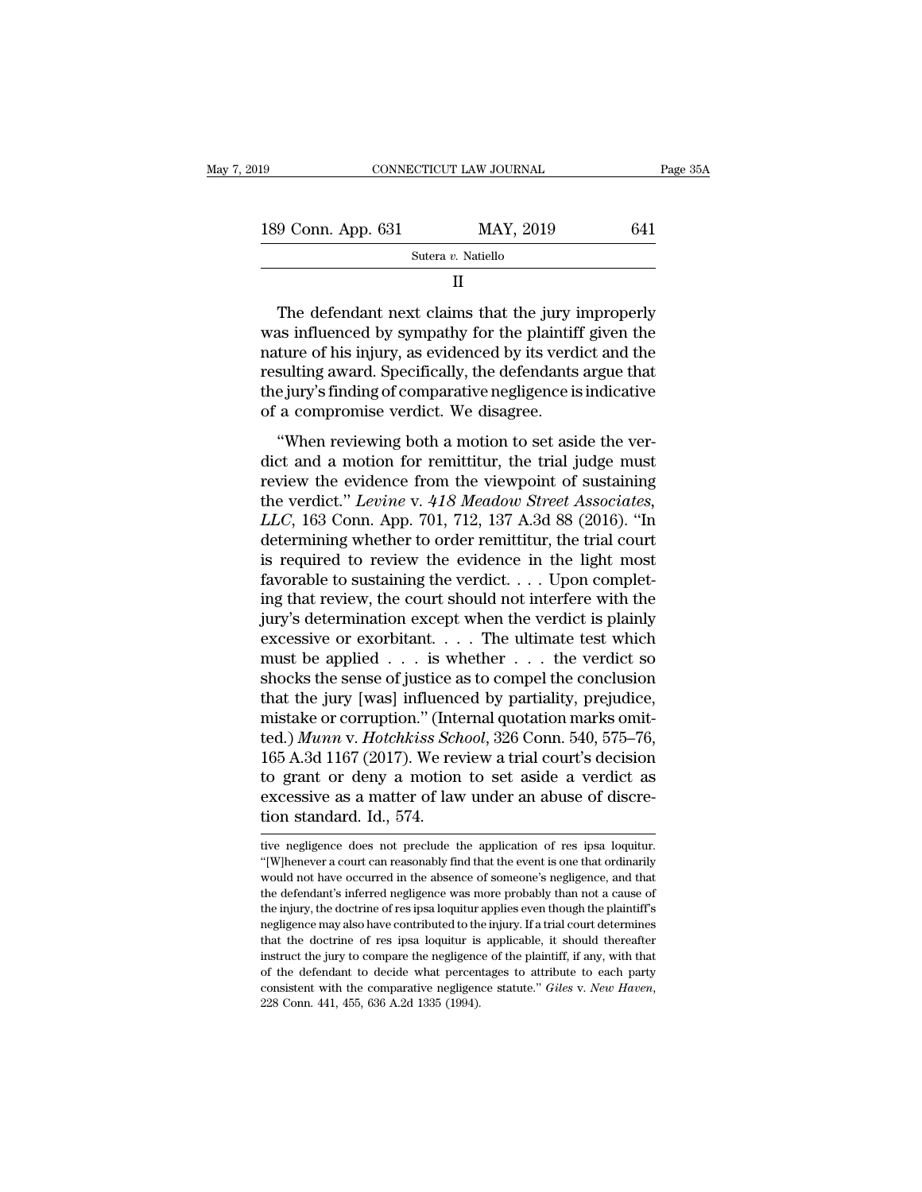II

The defendant next claims that the jury improperly was influenced by sympathy for the plaintiff given the nature of his injury, as evidenced by its verdict and the resulting award. Specifically, the defendants argue that the jury's finding of comparative negligence is indicative of a compromise verdict. We disagree.

"When reviewing both a motion to set aside the verdict and a motion for remittitur, the trial judge must review the evidence from the viewpoint of sustaining the verdict." *Levine* v. *418 Meadow Street Associates, LLC*, 163 Conn. App. 701, 712, 137 A.3d 88 (2016). "In determining whether to order remittitur, the trial court is required to review the evidence in the light most favorable to sustaining the verdict. . . . Upon completing that review, the court should not interfere with the jury's determination except when the verdict is plainly excessive or exorbitant. . . . The ultimate test which must be applied . . . is whether . . . the verdict so shocks the sense of justice as to compel the conclusion that the jury [was] influenced by partiality, prejudice, mistake or corruption." (Internal quotation marks omitted.) *Munn* v. *Hotchkiss School*, 326 Conn. 540, 575–76, 165 A.3d 1167 (2017). We review a trial court's decision to grant or deny a motion to set aside a verdict as excessive as a matter of law under an abuse of discretion standard. Id., 574.

---

tive negligence does not preclude the application of res ipsa loquitur. "[W]henever a court can reasonably find that the event is one that ordinarily would not have occurred in the absence of someone's negligence, and that the defendant's inferred negligence was more probably than not a cause of the injury, the doctrine of res ipsa loquitur applies even though the plaintiff's negligence may also have contributed to the injury. If a trial court determines that the doctrine of res ipsa loquitur is applicable, it should thereafter instruct the jury to compare the negligence of the plaintiff, if any, with that of the defendant to decide what percentages to attribute to each party consistent with the comparative negligence statute." *Giles* v. *New Haven*, 228 Conn. 441, 455, 636 A.2d 1335 (1994).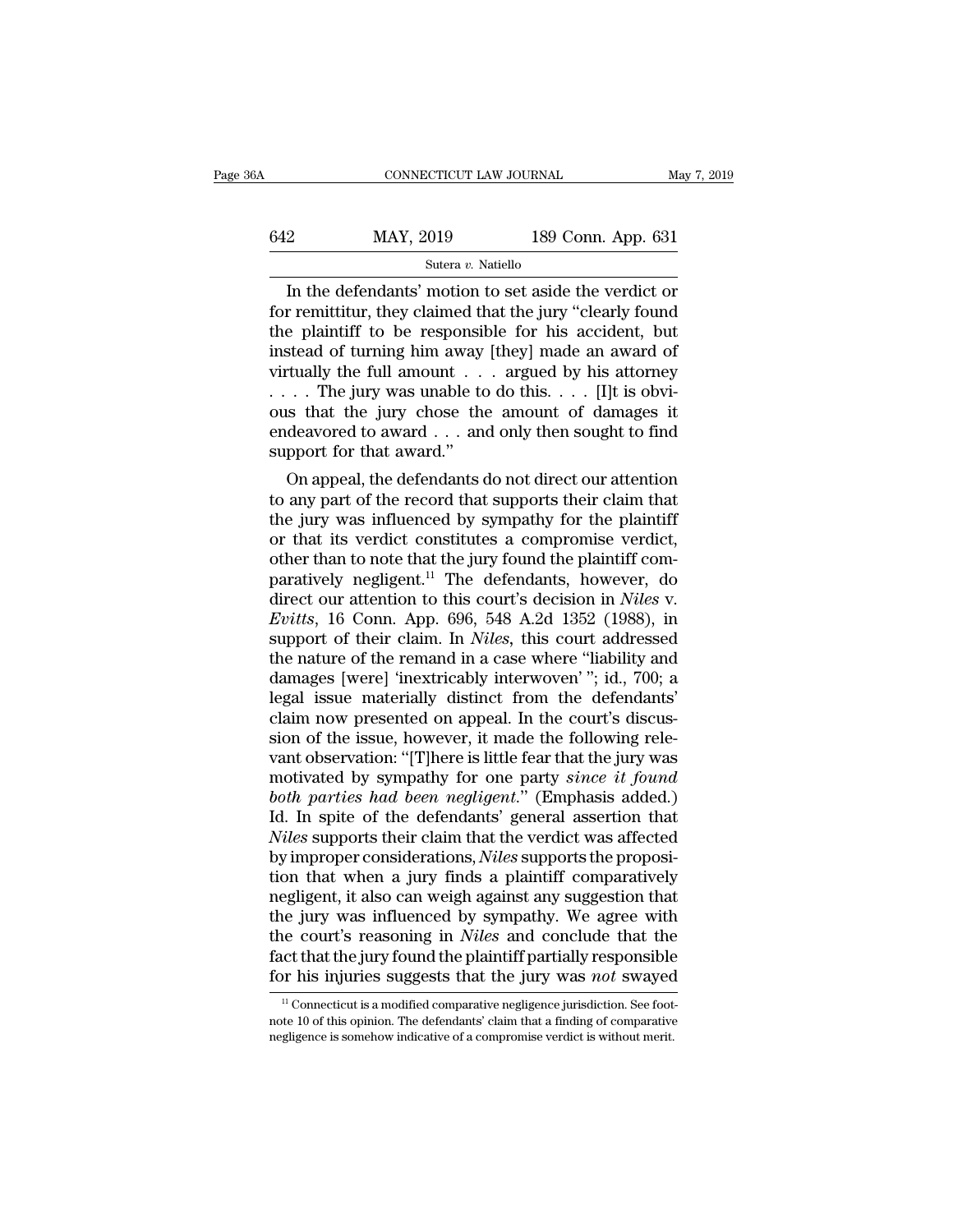In the defendants' motion to set aside the verdict or for remittitur, they claimed that the jury "clearly found the plaintiff to be responsible for his accident, but instead of turning him away [they] made an award of virtually the full amount . . . argued by his attorney . . . . The jury was unable to do this. . . . [I]t is obvious that the jury chose the amount of damages it endeavored to award . . . and only then sought to find support for that award."

On appeal, the defendants do not direct our attention to any part of the record that supports their claim that the jury was influenced by sympathy for the plaintiff or that its verdict constitutes a compromise verdict, other than to note that the jury found the plaintiff comparatively negligent.[11] The defendants, however, do direct our attention to this court's decision in *Niles* v. *Evitts*, 16 Conn. App. 696, 548 A.2d 1352 (1988), in support of their claim. In *Niles*, this court addressed the nature of the remand in a case where "liability and damages [were] 'inextricably interwoven' "; id., 700; a legal issue materially distinct from the defendants' claim now presented on appeal. In the court's discussion of the issue, however, it made the following relevant observation: "[T]here is little fear that the jury was motivated by sympathy for one party *since it found both parties had been negligent*." (Emphasis added.) Id. In spite of the defendants' general assertion that *Niles* supports their claim that the verdict was affected by improper considerations, *Niles* supports the proposition that when a jury finds a plaintiff comparatively negligent, it also can weigh against any suggestion that the jury was influenced by sympathy. We agree with the court's reasoning in *Niles* and conclude that the fact that the jury found the plaintiff partially responsible for his injuries suggests that the jury was *not* swayed

[11] Connecticut is a modified comparative negligence jurisdiction. See footnote 10 of this opinion. The defendants' claim that a finding of comparative negligence is somehow indicative of a compromise verdict is without merit.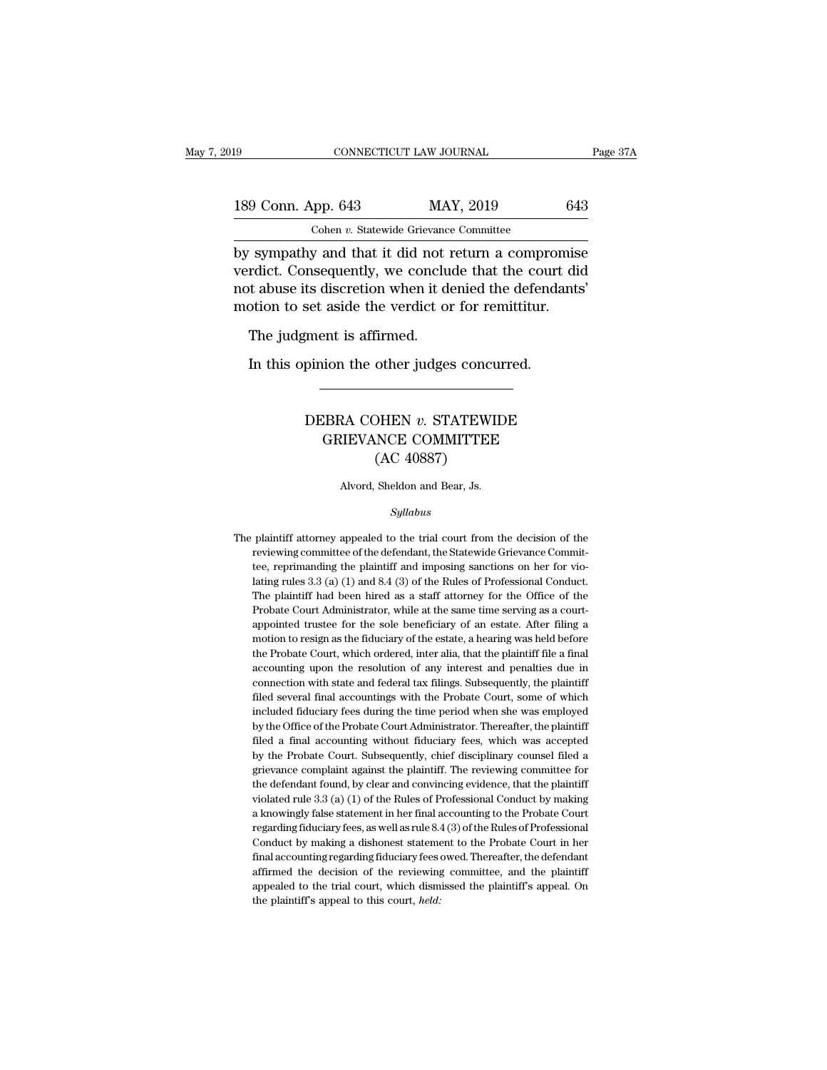by sympathy and that it did not return a compromise verdict. Consequently, we conclude that the court did not abuse its discretion when it denied the defendants' motion to set aside the verdict or for remittitur.

The judgment is affirmed.

In this opinion the other judges concurred.

---

# DEBRA COHEN *v.* STATEWIDE GRIEVANCE COMMITTEE (AC 40887)

Alvord, Sheldon and Bear, Js.

*Syllabus*

The plaintiff attorney appealed to the trial court from the decision of the reviewing committee of the defendant, the Statewide Grievance Committee, reprimanding the plaintiff and imposing sanctions on her for violating rules 3.3 (a) (1) and 8.4 (3) of the Rules of Professional Conduct. The plaintiff had been hired as a staff attorney for the Office of the Probate Court Administrator, while at the same time serving as a court-appointed trustee for the sole beneficiary of an estate. After filing a motion to resign as the fiduciary of the estate, a hearing was held before the Probate Court, which ordered, inter alia, that the plaintiff file a final accounting upon the resolution of any interest and penalties due in connection with state and federal tax filings. Subsequently, the plaintiff filed several final accountings with the Probate Court, some of which included fiduciary fees during the time period when she was employed by the Office of the Probate Court Administrator. Thereafter, the plaintiff filed a final accounting without fiduciary fees, which was accepted by the Probate Court. Subsequently, chief disciplinary counsel filed a grievance complaint against the plaintiff. The reviewing committee for the defendant found, by clear and convincing evidence, that the plaintiff violated rule 3.3 (a) (1) of the Rules of Professional Conduct by making a knowingly false statement in her final accounting to the Probate Court regarding fiduciary fees, as well as rule 8.4 (3) of the Rules of Professional Conduct by making a dishonest statement to the Probate Court in her final accounting regarding fiduciary fees owed. Thereafter, the defendant affirmed the decision of the reviewing committee, and the plaintiff appealed to the trial court, which dismissed the plaintiff's appeal. On the plaintiff's appeal to this court, *held*: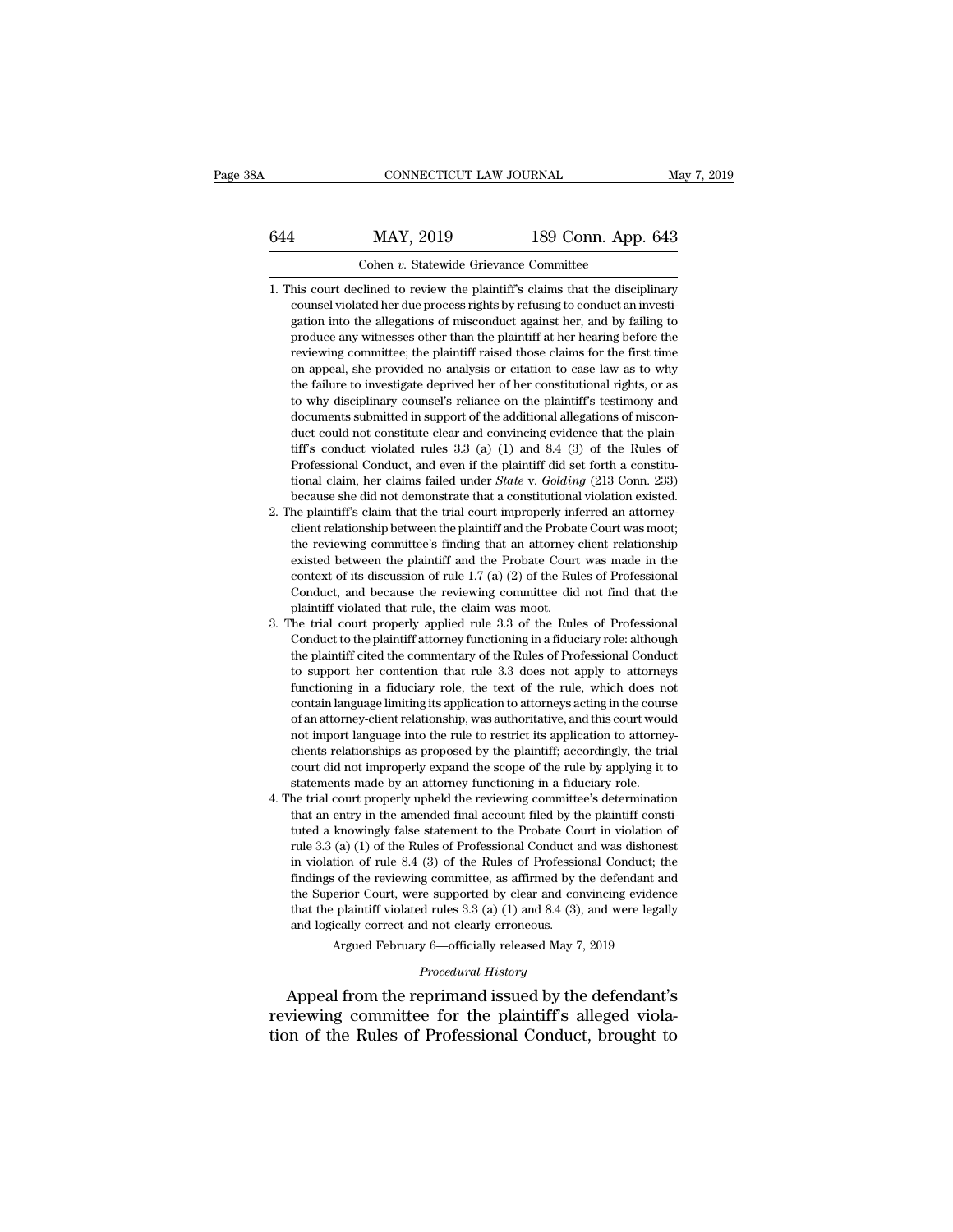1. This court declined to review the plaintiff's claims that the disciplinary counsel violated her due process rights by refusing to conduct an investigation into the allegations of misconduct against her, and by failing to produce any witnesses other than the plaintiff at her hearing before the reviewing committee; the plaintiff raised those claims for the first time on appeal, she provided no analysis or citation to case law as to why the failure to investigate deprived her of her constitutional rights, or as to why disciplinary counsel's reliance on the plaintiff's testimony and documents submitted in support of the additional allegations of misconduct could not constitute clear and convincing evidence that the plaintiff's conduct violated rules 3.3 (a) (1) and 8.4 (3) of the Rules of Professional Conduct, and even if the plaintiff did set forth a constitutional claim, her claims failed under *State* v. *Golding* (213 Conn. 233) because she did not demonstrate that a constitutional violation existed.
2. The plaintiff's claim that the trial court improperly inferred an attorney-client relationship between the plaintiff and the Probate Court was moot; the reviewing committee's finding that an attorney-client relationship existed between the plaintiff and the Probate Court was made in the context of its discussion of rule 1.7 (a) (2) of the Rules of Professional Conduct, and because the reviewing committee did not find that the plaintiff violated that rule, the claim was moot.
3. The trial court properly applied rule 3.3 of the Rules of Professional Conduct to the plaintiff attorney functioning in a fiduciary role: although the plaintiff cited the commentary of the Rules of Professional Conduct to support her contention that rule 3.3 does not apply to attorneys functioning in a fiduciary role, the text of the rule, which does not contain language limiting its application to attorneys acting in the course of an attorney-client relationship, was authoritative, and this court would not import language into the rule to restrict its application to attorney-clients relationships as proposed by the plaintiff; accordingly, the trial court did not improperly expand the scope of the rule by applying it to statements made by an attorney functioning in a fiduciary role.
4. The trial court properly upheld the reviewing committee's determination that an entry in the amended final account filed by the plaintiff constituted a knowingly false statement to the Probate Court in violation of rule 3.3 (a) (1) of the Rules of Professional Conduct and was dishonest in violation of rule 8.4 (3) of the Rules of Professional Conduct; the findings of the reviewing committee, as affirmed by the defendant and the Superior Court, were supported by clear and convincing evidence that the plaintiff violated rules 3.3 (a) (1) and 8.4 (3), and were legally and logically correct and not clearly erroneous.

Argued February 6—officially released May 7, 2019

*Procedural History*

Appeal from the reprimand issued by the defendant's reviewing committee for the plaintiff's alleged violation of the Rules of Professional Conduct, brought to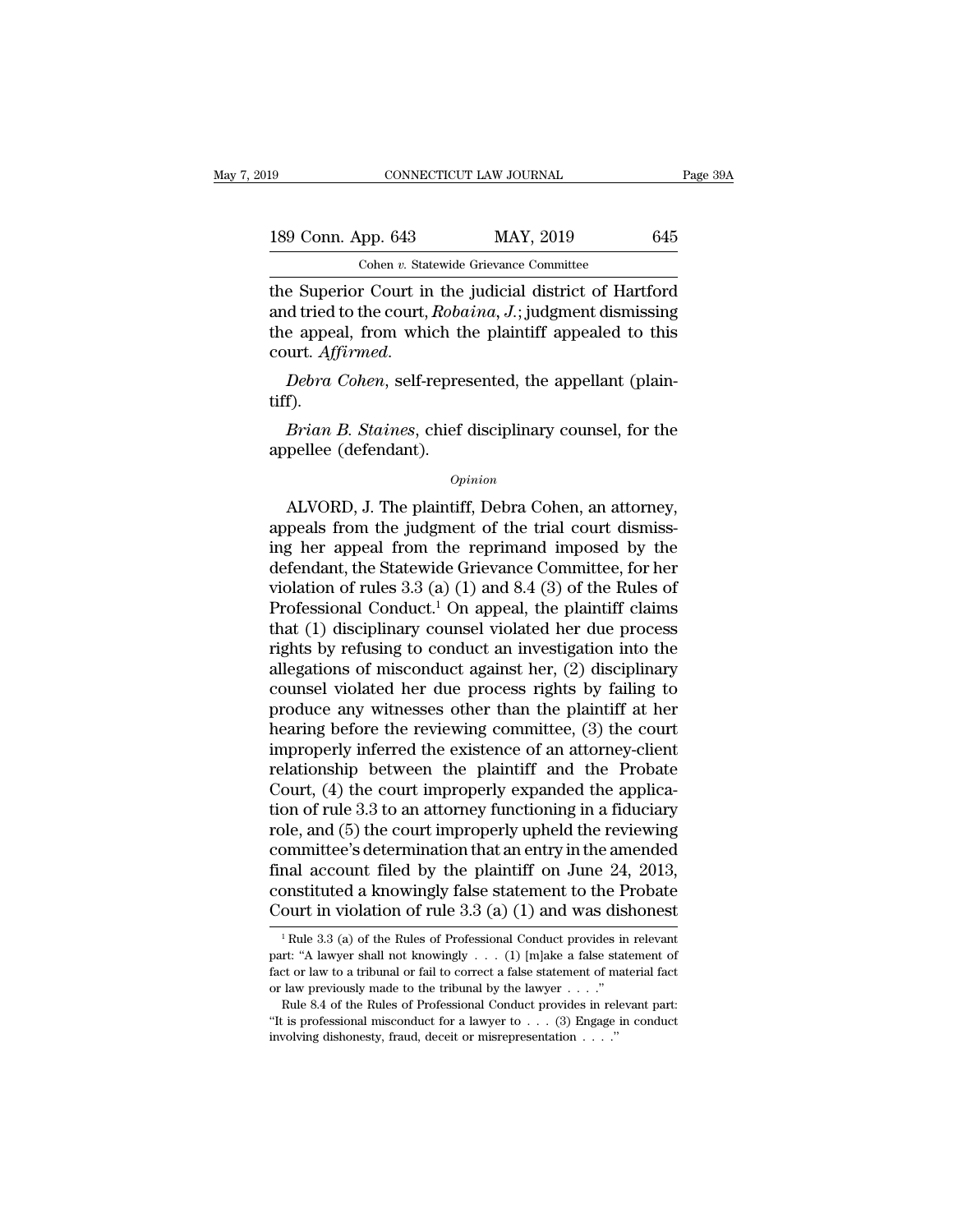the Superior Court in the judicial district of Hartford and tried to the court, *Robaina, J.*; judgment dismissing the appeal, from which the plaintiff appealed to this court. *Affirmed.*

*Debra Cohen*, self-represented, the appellant (plaintiff).

*Brian B. Staines*, chief disciplinary counsel, for the appellee (defendant).

*Opinion*

ALVORD, J. The plaintiff, Debra Cohen, an attorney, appeals from the judgment of the trial court dismissing her appeal from the reprimand imposed by the defendant, the Statewide Grievance Committee, for her violation of rules 3.3 (a) (1) and 8.4 (3) of the Rules of Professional Conduct.[1] On appeal, the plaintiff claims that (1) disciplinary counsel violated her due process rights by refusing to conduct an investigation into the allegations of misconduct against her, (2) disciplinary counsel violated her due process rights by failing to produce any witnesses other than the plaintiff at her hearing before the reviewing committee, (3) the court improperly inferred the existence of an attorney-client relationship between the plaintiff and the Probate Court, (4) the court improperly expanded the application of rule 3.3 to an attorney functioning in a fiduciary role, and (5) the court improperly upheld the reviewing committee's determination that an entry in the amended final account filed by the plaintiff on June 24, 2013, constituted a knowingly false statement to the Probate Court in violation of rule 3.3 (a) (1) and was dishonest

[1] Rule 3.3 (a) of the Rules of Professional Conduct provides in relevant part: "A lawyer shall not knowingly . . . (1) [m]ake a false statement of fact or law to a tribunal or fail to correct a false statement of material fact or law previously made to the tribunal by the lawyer . . . ."

Rule 8.4 of the Rules of Professional Conduct provides in relevant part: "It is professional misconduct for a lawyer to . . . (3) Engage in conduct involving dishonesty, fraud, deceit or misrepresentation . . . ."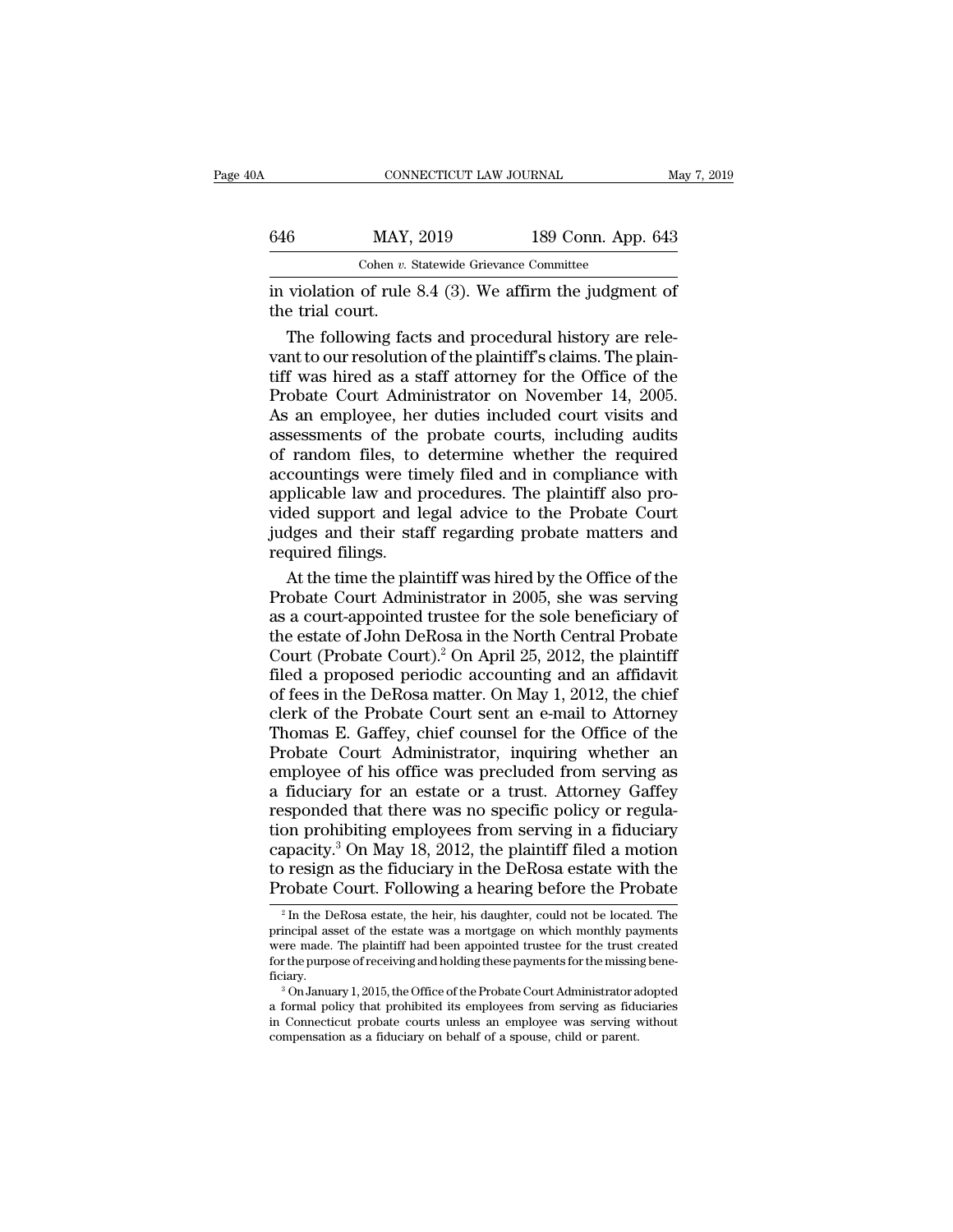in violation of rule 8.4 (3). We affirm the judgment of the trial court.

The following facts and procedural history are relevant to our resolution of the plaintiff's claims. The plaintiff was hired as a staff attorney for the Office of the Probate Court Administrator on November 14, 2005. As an employee, her duties included court visits and assessments of the probate courts, including audits of random files, to determine whether the required accountings were timely filed and in compliance with applicable law and procedures. The plaintiff also provided support and legal advice to the Probate Court judges and their staff regarding probate matters and required filings.

At the time the plaintiff was hired by the Office of the Probate Court Administrator in 2005, she was serving as a court-appointed trustee for the sole beneficiary of the estate of John DeRosa in the North Central Probate Court (Probate Court).[2] On April 25, 2012, the plaintiff filed a proposed periodic accounting and an affidavit of fees in the DeRosa matter. On May 1, 2012, the chief clerk of the Probate Court sent an e-mail to Attorney Thomas E. Gaffey, chief counsel for the Office of the Probate Court Administrator, inquiring whether an employee of his office was precluded from serving as a fiduciary for an estate or a trust. Attorney Gaffey responded that there was no specific policy or regulation prohibiting employees from serving in a fiduciary capacity.[3] On May 18, 2012, the plaintiff filed a motion to resign as the fiduciary in the DeRosa estate with the Probate Court. Following a hearing before the Probate

---

[2] In the DeRosa estate, the heir, his daughter, could not be located. The principal asset of the estate was a mortgage on which monthly payments were made. The plaintiff had been appointed trustee for the trust created for the purpose of receiving and holding these payments for the missing beneficiary.

[3] On January 1, 2015, the Office of the Probate Court Administrator adopted a formal policy that prohibited its employees from serving as fiduciaries in Connecticut probate courts unless an employee was serving without compensation as a fiduciary on behalf of a spouse, child or parent.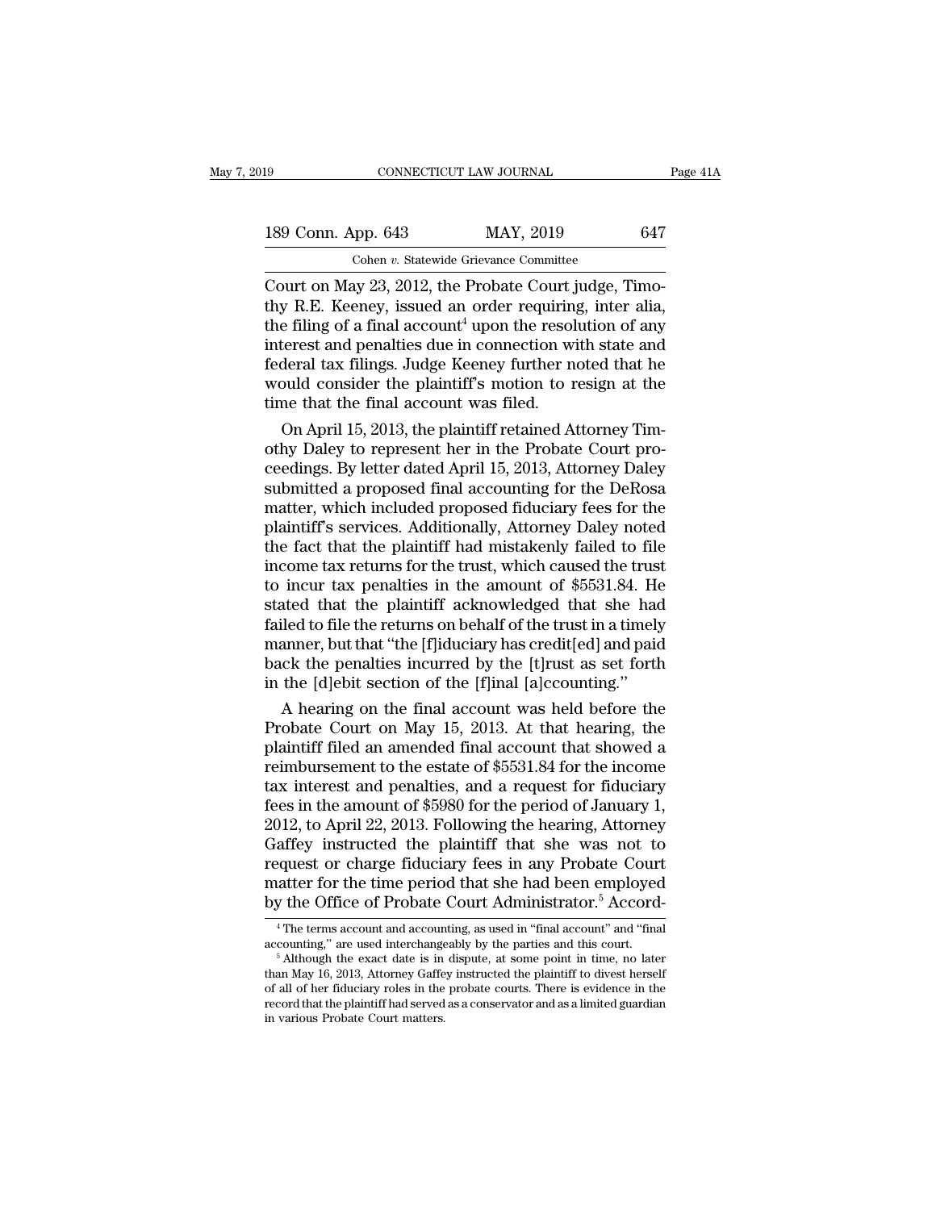Court on May 23, 2012, the Probate Court judge, Timothy R.E. Keeney, issued an order requiring, inter alia, the filing of a final account[4] upon the resolution of any interest and penalties due in connection with state and federal tax filings. Judge Keeney further noted that he would consider the plaintiff's motion to resign at the time that the final account was filed.

On April 15, 2013, the plaintiff retained Attorney Timothy Daley to represent her in the Probate Court proceedings. By letter dated April 15, 2013, Attorney Daley submitted a proposed final accounting for the DeRosa matter, which included proposed fiduciary fees for the plaintiff's services. Additionally, Attorney Daley noted the fact that the plaintiff had mistakenly failed to file income tax returns for the trust, which caused the trust to incur tax penalties in the amount of $5531.84. He stated that the plaintiff acknowledged that she had failed to file the returns on behalf of the trust in a timely manner, but that "the [f]iduciary has credit[ed] and paid back the penalties incurred by the [t]rust as set forth in the [d]ebit section of the [f]inal [a]ccounting."

A hearing on the final account was held before the Probate Court on May 15, 2013. At that hearing, the plaintiff filed an amended final account that showed a reimbursement to the estate of $5531.84 for the income tax interest and penalties, and a request for fiduciary fees in the amount of $5980 for the period of January 1, 2012, to April 22, 2013. Following the hearing, Attorney Gaffey instructed the plaintiff that she was not to request or charge fiduciary fees in any Probate Court matter for the time period that she had been employed by the Office of Probate Court Administrator.[5] Accord-

[4] The terms account and accounting, as used in "final account" and "final accounting," are used interchangeably by the parties and this court.

[5] Although the exact date is in dispute, at some point in time, no later than May 16, 2013, Attorney Gaffey instructed the plaintiff to divest herself of all of her fiduciary roles in the probate courts. There is evidence in the record that the plaintiff had served as a conservator and as a limited guardian in various Probate Court matters.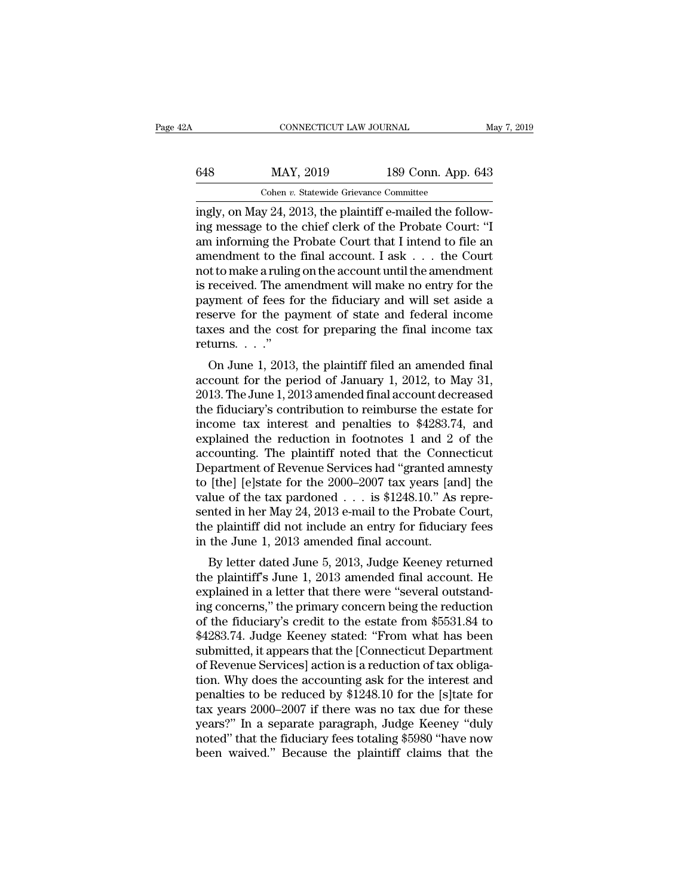ingly, on May 24, 2013, the plaintiff e-mailed the following message to the chief clerk of the Probate Court: "I am informing the Probate Court that I intend to file an amendment to the final account. I ask . . . the Court not to make a ruling on the account until the amendment is received. The amendment will make no entry for the payment of fees for the fiduciary and will set aside a reserve for the payment of state and federal income taxes and the cost for preparing the final income tax returns. . . ."

On June 1, 2013, the plaintiff filed an amended final account for the period of January 1, 2012, to May 31, 2013. The June 1, 2013 amended final account decreased the fiduciary's contribution to reimburse the estate for income tax interest and penalties to $4283.74, and explained the reduction in footnotes 1 and 2 of the accounting. The plaintiff noted that the Connecticut Department of Revenue Services had "granted amnesty to [the] [e]state for the 2000–2007 tax years [and] the value of the tax pardoned . . . is $1248.10." As represented in her May 24, 2013 e-mail to the Probate Court, the plaintiff did not include an entry for fiduciary fees in the June 1, 2013 amended final account.

By letter dated June 5, 2013, Judge Keeney returned the plaintiff's June 1, 2013 amended final account. He explained in a letter that there were "several outstanding concerns," the primary concern being the reduction of the fiduciary's credit to the estate from $5531.84 to $4283.74. Judge Keeney stated: "From what has been submitted, it appears that the [Connecticut Department of Revenue Services] action is a reduction of tax obligation. Why does the accounting ask for the interest and penalties to be reduced by $1248.10 for the [s]tate for tax years 2000–2007 if there was no tax due for these years?" In a separate paragraph, Judge Keeney "duly noted" that the fiduciary fees totaling $5980 "have now been waived." Because the plaintiff claims that the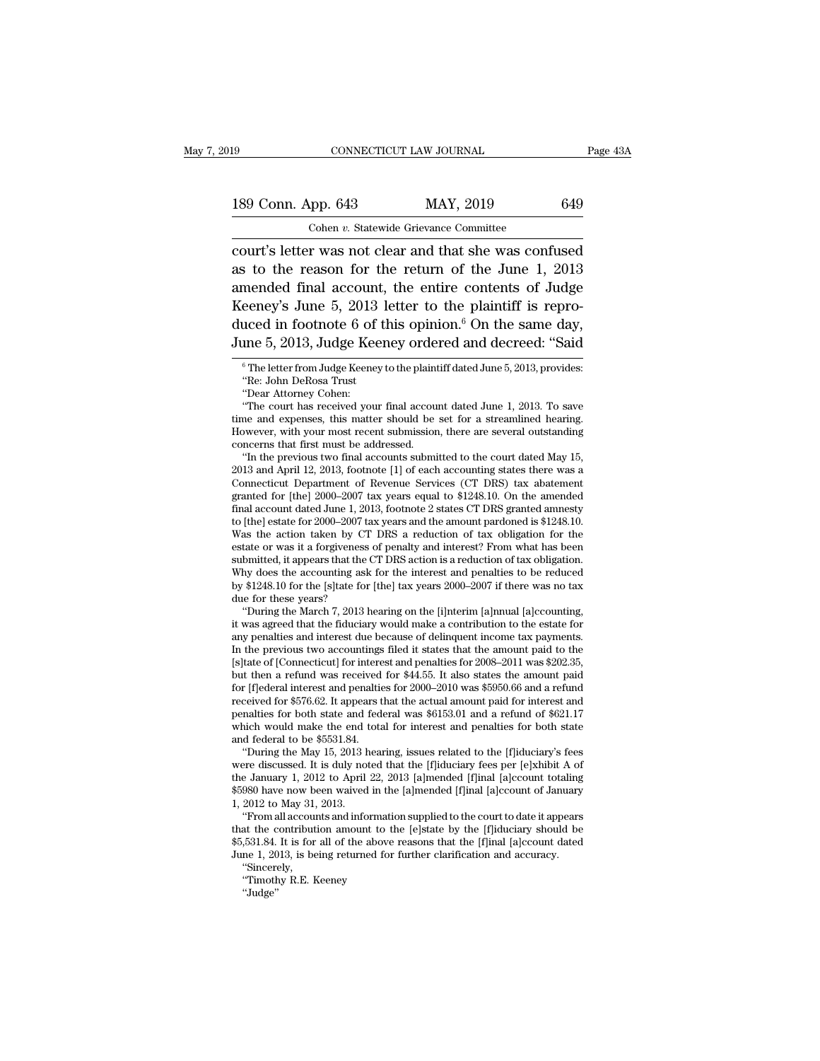court's letter was not clear and that she was confused as to the reason for the return of the June 1, 2013 amended final account, the entire contents of Judge Keeney's June 5, 2013 letter to the plaintiff is reproduced in footnote 6 of this opinion.[6] On the same day, June 5, 2013, Judge Keeney ordered and decreed: "Said

---

[6] The letter from Judge Keeney to the plaintiff dated June 5, 2013, provides:

"Re: John DeRosa Trust

"Dear Attorney Cohen:

"The court has received your final account dated June 1, 2013. To save time and expenses, this matter should be set for a streamlined hearing. However, with your most recent submission, there are several outstanding concerns that first must be addressed.

"In the previous two final accounts submitted to the court dated May 15, 2013 and April 12, 2013, footnote [1] of each accounting states there was a Connecticut Department of Revenue Services (CT DRS) tax abatement granted for [the] 2000–2007 tax years equal to $1248.10. On the amended final account dated June 1, 2013, footnote 2 states CT DRS granted amnesty to [the] estate for 2000–2007 tax years and the amount pardoned is $1248.10. Was the action taken by CT DRS a reduction of tax obligation for the estate or was it a forgiveness of penalty and interest? From what has been submitted, it appears that the CT DRS action is a reduction of tax obligation. Why does the accounting ask for the interest and penalties to be reduced by $1248.10 for the [s]tate for [the] tax years 2000–2007 if there was no tax due for these years?

"During the March 7, 2013 hearing on the [i]nterim [a]nnual [a]ccounting, it was agreed that the fiduciary would make a contribution to the estate for any penalties and interest due because of delinquent income tax payments. In the previous two accountings filed it states that the amount paid to the [s]tate of [Connecticut] for interest and penalties for 2008–2011 was $202.35, but then a refund was received for $44.55. It also states the amount paid for [f]ederal interest and penalties for 2000–2010 was $5950.66 and a refund received for $576.62. It appears that the actual amount paid for interest and penalties for both state and federal was $6153.01 and a refund of $621.17 which would make the end total for interest and penalties for both state and federal to be $5531.84.

"During the May 15, 2013 hearing, issues related to the [f]iduciary's fees were discussed. It is duly noted that the [f]iduciary fees per [e]xhibit A of the January 1, 2012 to April 22, 2013 [a]mended [f]inal [a]ccount totaling $5980 have now been waived in the [a]mended [f]inal [a]ccount of January 1, 2012 to May 31, 2013.

"From all accounts and information supplied to the court to date it appears that the contribution amount to the [e]state by the [f]iduciary should be $5,531.84. It is for all of the above reasons that the [f]inal [a]ccount dated June 1, 2013, is being returned for further clarification and accuracy.

"Sincerely,

"Timothy R.E. Keeney

"Judge"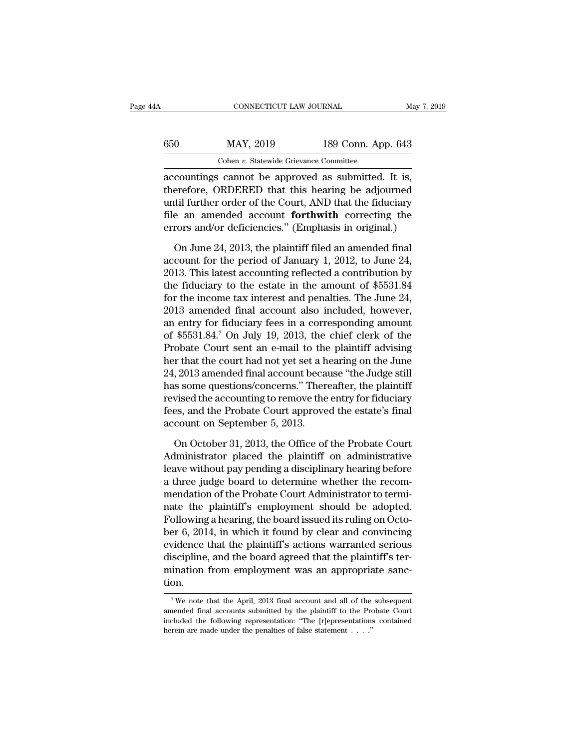accountings cannot be approved as submitted. It is, therefore, ORDERED that this hearing be adjourned until further order of the Court, AND that the fiduciary file an amended account **forthwith** correcting the errors and/or deficiencies." (Emphasis in original.)

On June 24, 2013, the plaintiff filed an amended final account for the period of January 1, 2012, to June 24, 2013. This latest accounting reflected a contribution by the fiduciary to the estate in the amount of $5531.84 for the income tax interest and penalties. The June 24, 2013 amended final account also included, however, an entry for fiduciary fees in a corresponding amount of $5531.84.[7] On July 19, 2013, the chief clerk of the Probate Court sent an e-mail to the plaintiff advising her that the court had not yet set a hearing on the June 24, 2013 amended final account because "the Judge still has some questions/concerns." Thereafter, the plaintiff revised the accounting to remove the entry for fiduciary fees, and the Probate Court approved the estate's final account on September 5, 2013.

On October 31, 2013, the Office of the Probate Court Administrator placed the plaintiff on administrative leave without pay pending a disciplinary hearing before a three judge board to determine whether the recommendation of the Probate Court Administrator to terminate the plaintiff's employment should be adopted. Following a hearing, the board issued its ruling on October 6, 2014, in which it found by clear and convincing evidence that the plaintiff's actions warranted serious discipline, and the board agreed that the plaintiff's termination from employment was an appropriate sanction.

[7] We note that the April, 2013 final account and all of the subsequent amended final accounts submitted by the plaintiff to the Probate Court included the following representation: "The [r]epresentations contained herein are made under the penalties of false statement . . . ."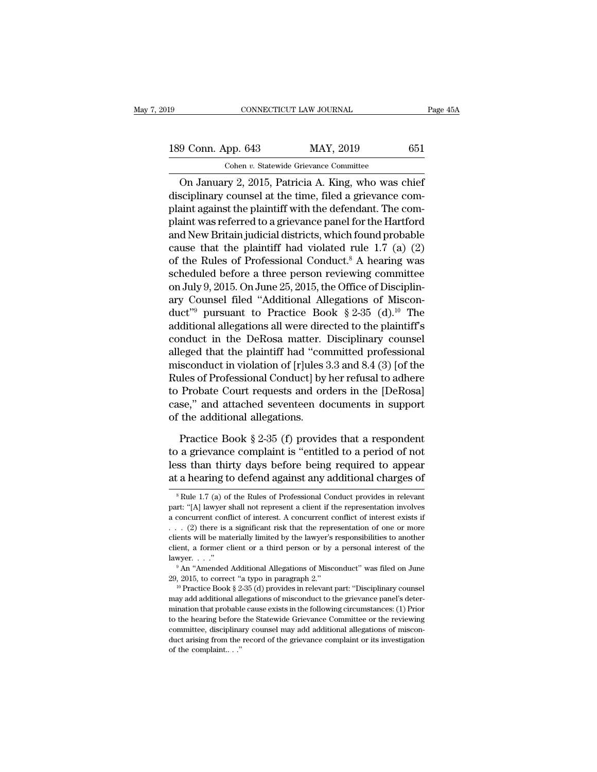On January 2, 2015, Patricia A. King, who was chief disciplinary counsel at the time, filed a grievance complaint against the plaintiff with the defendant. The complaint was referred to a grievance panel for the Hartford and New Britain judicial districts, which found probable cause that the plaintiff had violated rule 1.7 (a) (2) of the Rules of Professional Conduct.[8] A hearing was scheduled before a three person reviewing committee on July 9, 2015. On June 25, 2015, the Office of Disciplinary Counsel filed "Additional Allegations of Misconduct"[9] pursuant to Practice Book § 2-35 (d).[10] The additional allegations all were directed to the plaintiff's conduct in the DeRosa matter. Disciplinary counsel alleged that the plaintiff had "committed professional misconduct in violation of [r]ules 3.3 and 8.4 (3) [of the Rules of Professional Conduct] by her refusal to adhere to Probate Court requests and orders in the [DeRosa] case," and attached seventeen documents in support of the additional allegations.

Practice Book § 2-35 (f) provides that a respondent to a grievance complaint is "entitled to a period of not less than thirty days before being required to appear at a hearing to defend against any additional charges of

---

[8] Rule 1.7 (a) of the Rules of Professional Conduct provides in relevant part: "[A] lawyer shall not represent a client if the representation involves a concurrent conflict of interest. A concurrent conflict of interest exists if . . . (2) there is a significant risk that the representation of one or more clients will be materially limited by the lawyer's responsibilities to another client, a former client or a third person or by a personal interest of the lawyer. . . ."

[9] An "Amended Additional Allegations of Misconduct" was filed on June 29, 2015, to correct "a typo in paragraph 2."

[10] Practice Book § 2-35 (d) provides in relevant part: "Disciplinary counsel may add additional allegations of misconduct to the grievance panel's determination that probable cause exists in the following circumstances: (1) Prior to the hearing before the Statewide Grievance Committee or the reviewing committee, disciplinary counsel may add additional allegations of misconduct arising from the record of the grievance complaint or its investigation of the complaint.. . ."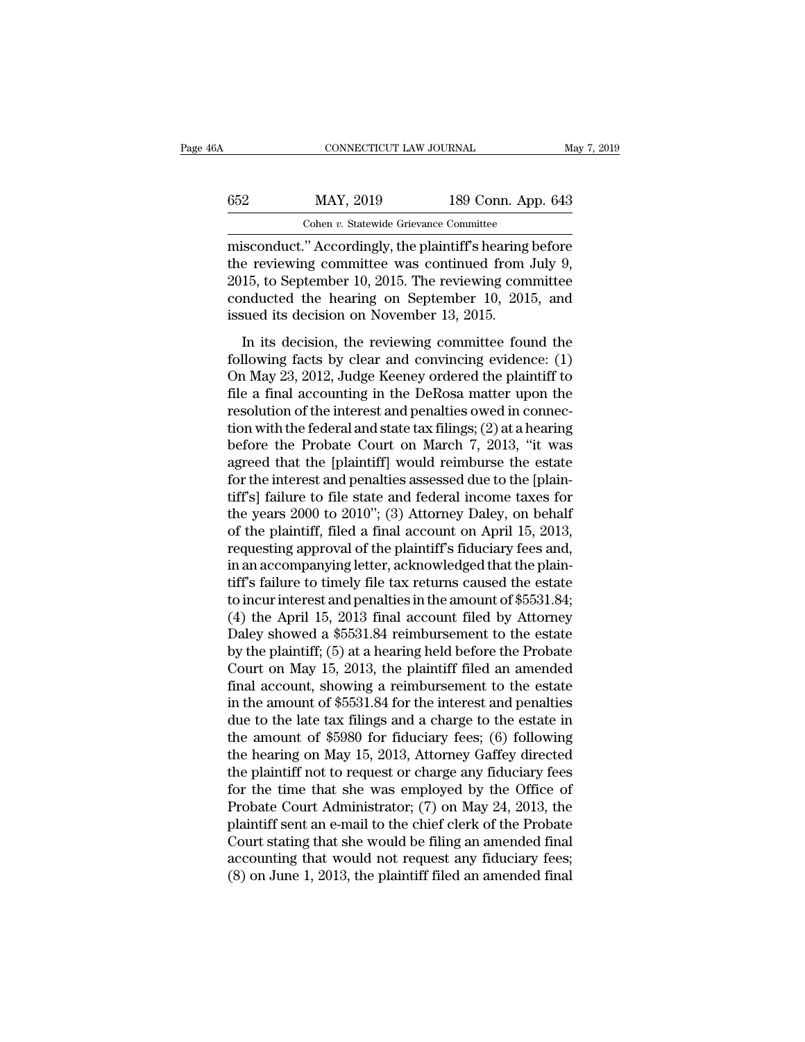misconduct." Accordingly, the plaintiff's hearing before the reviewing committee was continued from July 9, 2015, to September 10, 2015. The reviewing committee conducted the hearing on September 10, 2015, and issued its decision on November 13, 2015.

In its decision, the reviewing committee found the following facts by clear and convincing evidence: (1) On May 23, 2012, Judge Keeney ordered the plaintiff to file a final accounting in the DeRosa matter upon the resolution of the interest and penalties owed in connection with the federal and state tax filings; (2) at a hearing before the Probate Court on March 7, 2013, "it was agreed that the [plaintiff] would reimburse the estate for the interest and penalties assessed due to the [plaintiff's] failure to file state and federal income taxes for the years 2000 to 2010"; (3) Attorney Daley, on behalf of the plaintiff, filed a final account on April 15, 2013, requesting approval of the plaintiff's fiduciary fees and, in an accompanying letter, acknowledged that the plaintiff's failure to timely file tax returns caused the estate to incur interest and penalties in the amount of $5531.84; (4) the April 15, 2013 final account filed by Attorney Daley showed a $5531.84 reimbursement to the estate by the plaintiff; (5) at a hearing held before the Probate Court on May 15, 2013, the plaintiff filed an amended final account, showing a reimbursement to the estate in the amount of $5531.84 for the interest and penalties due to the late tax filings and a charge to the estate in the amount of $5980 for fiduciary fees; (6) following the hearing on May 15, 2013, Attorney Gaffey directed the plaintiff not to request or charge any fiduciary fees for the time that she was employed by the Office of Probate Court Administrator; (7) on May 24, 2013, the plaintiff sent an e-mail to the chief clerk of the Probate Court stating that she would be filing an amended final accounting that would not request any fiduciary fees; (8) on June 1, 2013, the plaintiff filed an amended final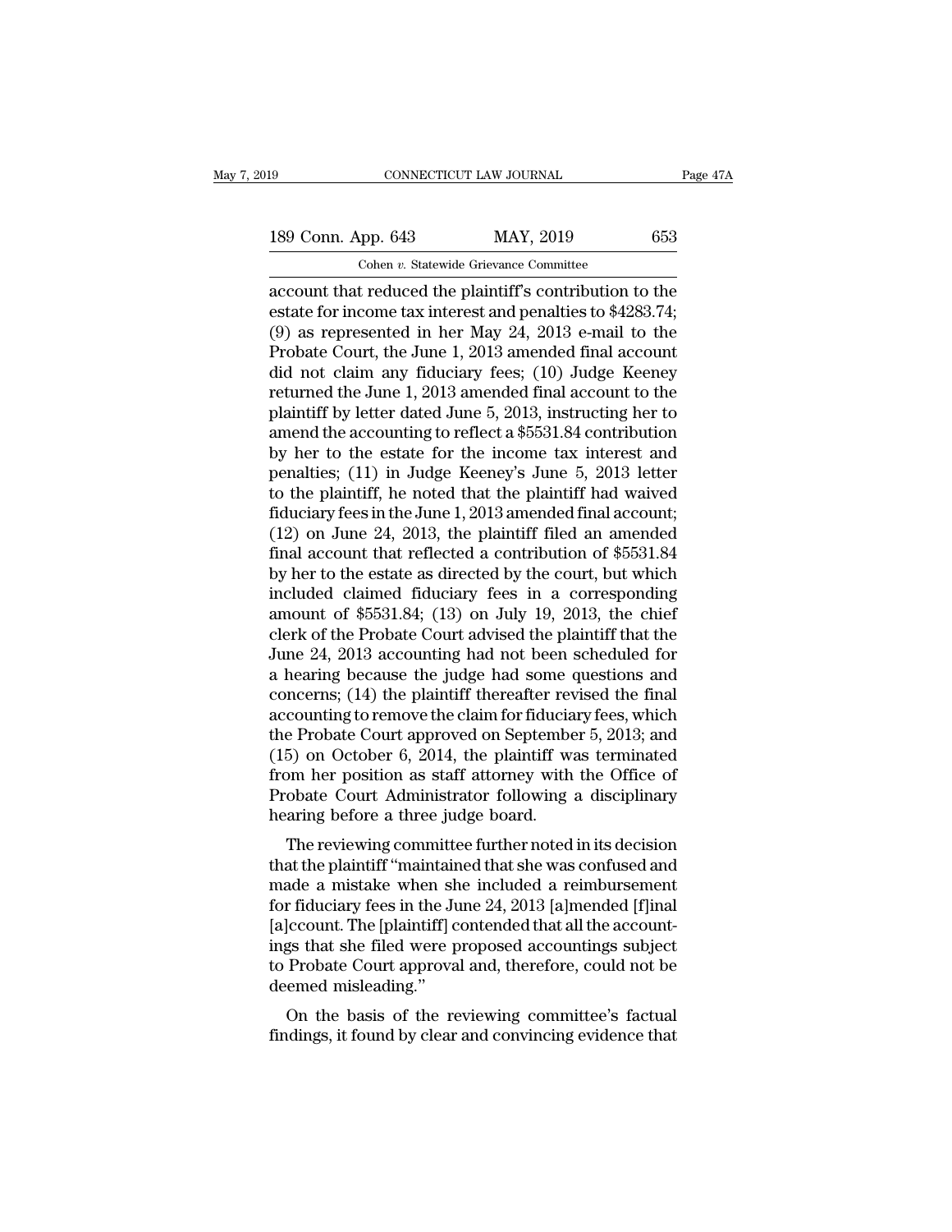account that reduced the plaintiff's contribution to the estate for income tax interest and penalties to $4283.74; (9) as represented in her May 24, 2013 e-mail to the Probate Court, the June 1, 2013 amended final account did not claim any fiduciary fees; (10) Judge Keeney returned the June 1, 2013 amended final account to the plaintiff by letter dated June 5, 2013, instructing her to amend the accounting to reflect a $5531.84 contribution by her to the estate for the income tax interest and penalties; (11) in Judge Keeney's June 5, 2013 letter to the plaintiff, he noted that the plaintiff had waived fiduciary fees in the June 1, 2013 amended final account; (12) on June 24, 2013, the plaintiff filed an amended final account that reflected a contribution of $5531.84 by her to the estate as directed by the court, but which included claimed fiduciary fees in a corresponding amount of $5531.84; (13) on July 19, 2013, the chief clerk of the Probate Court advised the plaintiff that the June 24, 2013 accounting had not been scheduled for a hearing because the judge had some questions and concerns; (14) the plaintiff thereafter revised the final accounting to remove the claim for fiduciary fees, which the Probate Court approved on September 5, 2013; and (15) on October 6, 2014, the plaintiff was terminated from her position as staff attorney with the Office of Probate Court Administrator following a disciplinary hearing before a three judge board.

The reviewing committee further noted in its decision that the plaintiff "maintained that she was confused and made a mistake when she included a reimbursement for fiduciary fees in the June 24, 2013 [a]mended [f]inal [a]ccount. The [plaintiff] contended that all the accountings that she filed were proposed accountings subject to Probate Court approval and, therefore, could not be deemed misleading."

On the basis of the reviewing committee's factual findings, it found by clear and convincing evidence that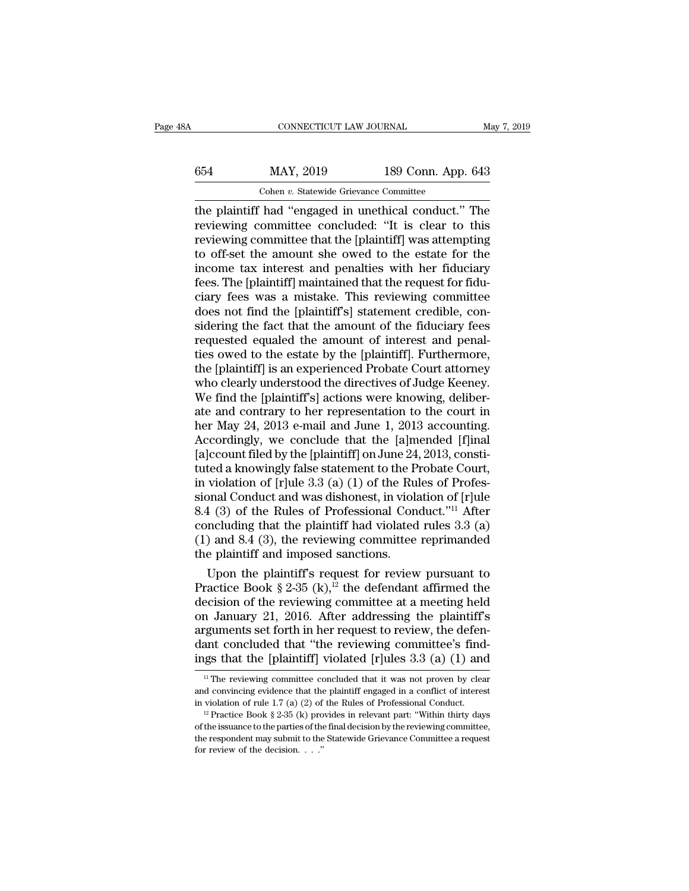the plaintiff had "engaged in unethical conduct." The reviewing committee concluded: "It is clear to this reviewing committee that the [plaintiff] was attempting to off-set the amount she owed to the estate for the income tax interest and penalties with her fiduciary fees. The [plaintiff] maintained that the request for fiduciary fees was a mistake. This reviewing committee does not find the [plaintiff's] statement credible, considering the fact that the amount of the fiduciary fees requested equaled the amount of interest and penalties owed to the estate by the [plaintiff]. Furthermore, the [plaintiff] is an experienced Probate Court attorney who clearly understood the directives of Judge Keeney. We find the [plaintiff's] actions were knowing, deliberate and contrary to her representation to the court in her May 24, 2013 e-mail and June 1, 2013 accounting. Accordingly, we conclude that the [a]mended [f]inal [a]ccount filed by the [plaintiff] on June 24, 2013, constituted a knowingly false statement to the Probate Court, in violation of [r]ule 3.3 (a) (1) of the Rules of Professional Conduct and was dishonest, in violation of [r]ule 8.4 (3) of the Rules of Professional Conduct."[11] After concluding that the plaintiff had violated rules 3.3 (a) (1) and 8.4 (3), the reviewing committee reprimanded the plaintiff and imposed sanctions.

Upon the plaintiff's request for review pursuant to Practice Book § 2-35 (k),[12] the defendant affirmed the decision of the reviewing committee at a meeting held on January 21, 2016. After addressing the plaintiff's arguments set forth in her request to review, the defendant concluded that "the reviewing committee's findings that the [plaintiff] violated [r]ules 3.3 (a) (1) and

---

[11] The reviewing committee concluded that it was not proven by clear and convincing evidence that the plaintiff engaged in a conflict of interest in violation of rule 1.7 (a) (2) of the Rules of Professional Conduct.

[12] Practice Book § 2-35 (k) provides in relevant part: "Within thirty days of the issuance to the parties of the final decision by the reviewing committee, the respondent may submit to the Statewide Grievance Committee a request for review of the decision. . . ."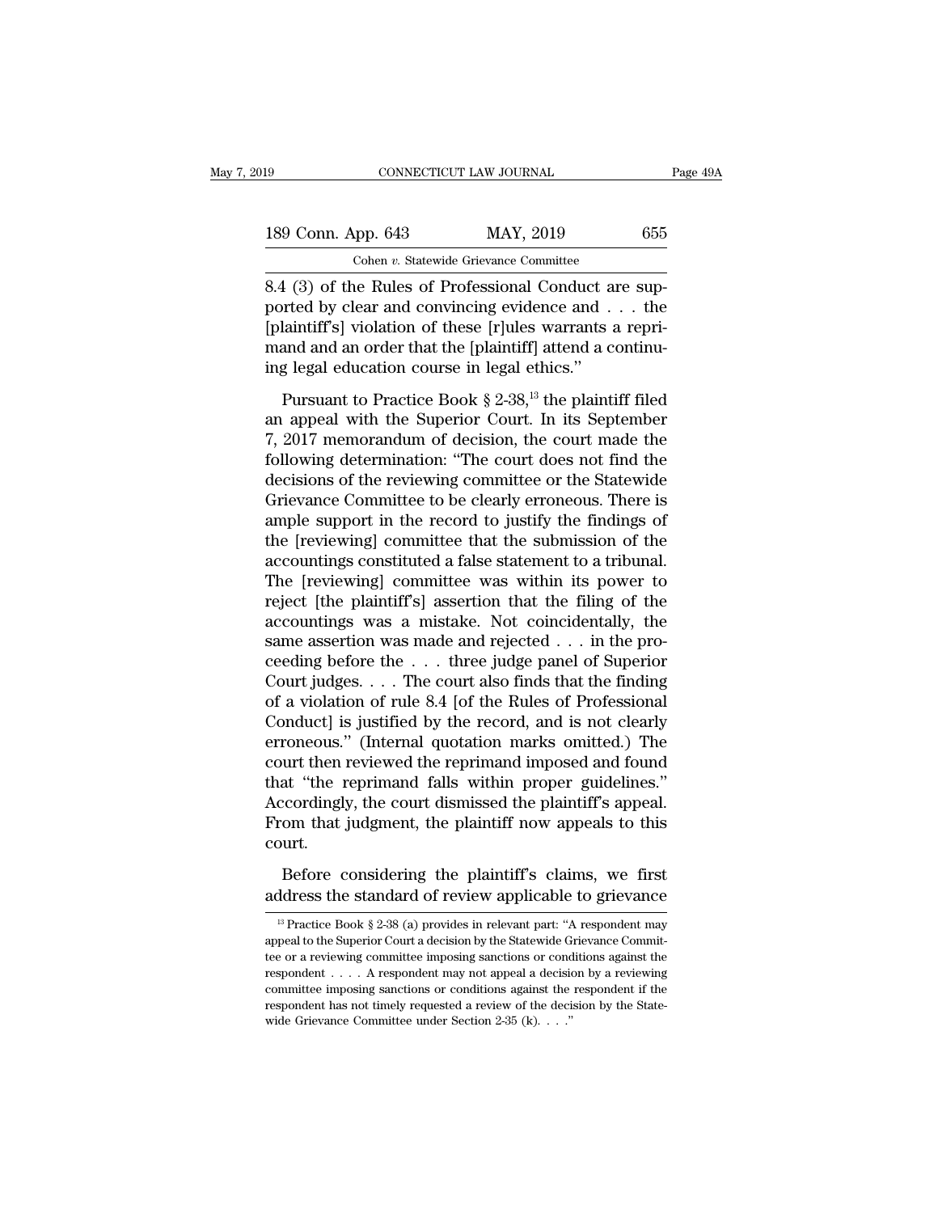8.4 (3) of the Rules of Professional Conduct are supported by clear and convincing evidence and . . . the [plaintiff's] violation of these [r]ules warrants a reprimand and an order that the [plaintiff] attend a continuing legal education course in legal ethics."

Pursuant to Practice Book § 2-38,[13] the plaintiff filed an appeal with the Superior Court. In its September 7, 2017 memorandum of decision, the court made the following determination: "The court does not find the decisions of the reviewing committee or the Statewide Grievance Committee to be clearly erroneous. There is ample support in the record to justify the findings of the [reviewing] committee that the submission of the accountings constituted a false statement to a tribunal. The [reviewing] committee was within its power to reject [the plaintiff's] assertion that the filing of the accountings was a mistake. Not coincidentally, the same assertion was made and rejected . . . in the proceeding before the . . . three judge panel of Superior Court judges. . . . The court also finds that the finding of a violation of rule 8.4 [of the Rules of Professional Conduct] is justified by the record, and is not clearly erroneous." (Internal quotation marks omitted.) The court then reviewed the reprimand imposed and found that "the reprimand falls within proper guidelines." Accordingly, the court dismissed the plaintiff's appeal. From that judgment, the plaintiff now appeals to this court.

Before considering the plaintiff's claims, we first address the standard of review applicable to grievance

[13] Practice Book § 2-38 (a) provides in relevant part: "A respondent may appeal to the Superior Court a decision by the Statewide Grievance Committee or a reviewing committee imposing sanctions or conditions against the respondent . . . . A respondent may not appeal a decision by a reviewing committee imposing sanctions or conditions against the respondent if the respondent has not timely requested a review of the decision by the Statewide Grievance Committee under Section 2-35 (k). . . ."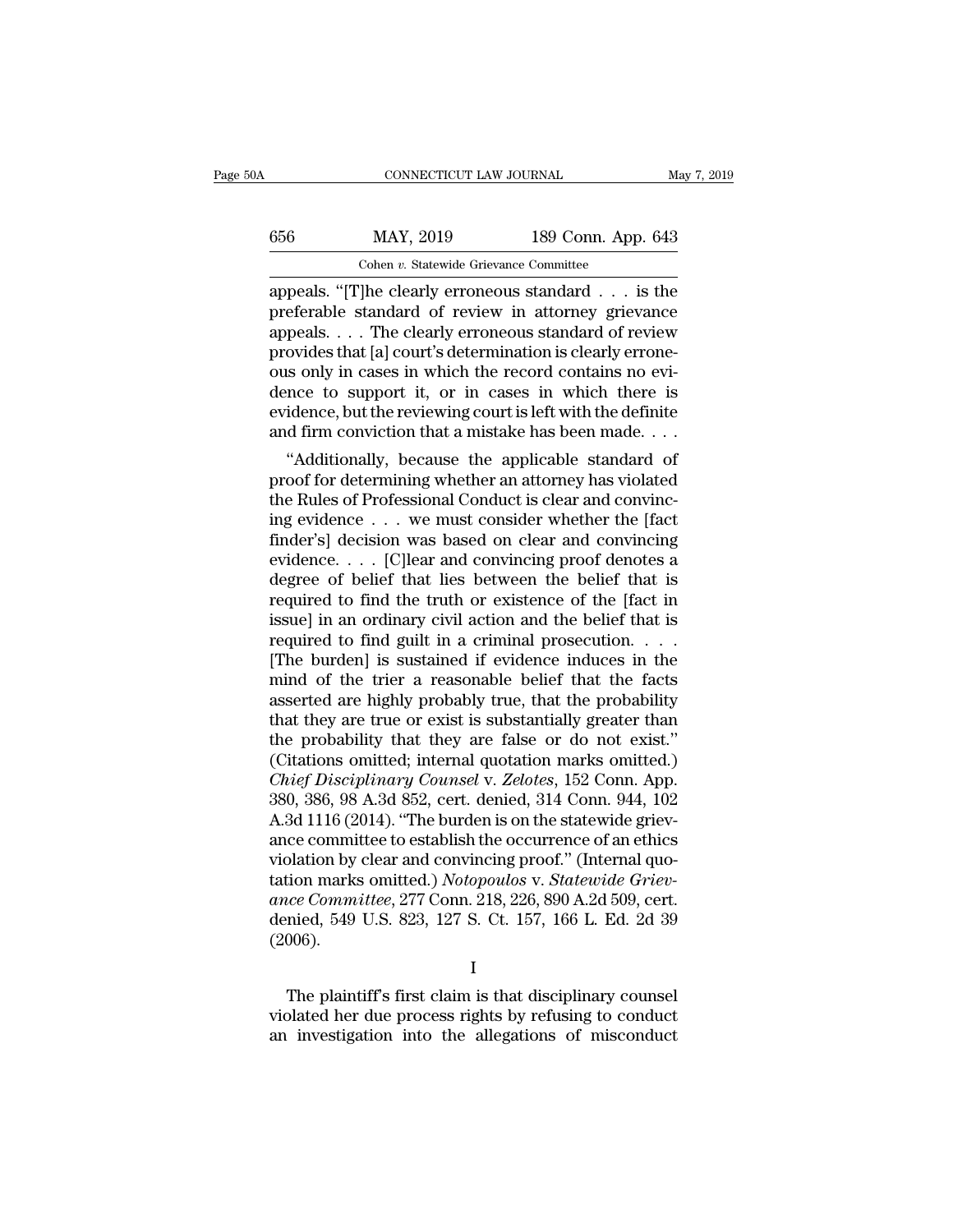appeals. "[T]he clearly erroneous standard . . . is the preferable standard of review in attorney grievance appeals. . . . The clearly erroneous standard of review provides that [a] court's determination is clearly erroneous only in cases in which the record contains no evidence to support it, or in cases in which there is evidence, but the reviewing court is left with the definite and firm conviction that a mistake has been made. . . .

"Additionally, because the applicable standard of proof for determining whether an attorney has violated the Rules of Professional Conduct is clear and convincing evidence . . . we must consider whether the [fact finder's] decision was based on clear and convincing evidence. . . . [C]lear and convincing proof denotes a degree of belief that lies between the belief that is required to find the truth or existence of the [fact in issue] in an ordinary civil action and the belief that is required to find guilt in a criminal prosecution. . . . [The burden] is sustained if evidence induces in the mind of the trier a reasonable belief that the facts asserted are highly probably true, that the probability that they are true or exist is substantially greater than the probability that they are false or do not exist." (Citations omitted; internal quotation marks omitted.) *Chief Disciplinary Counsel* v. *Zelotes*, 152 Conn. App. 380, 386, 98 A.3d 852, cert. denied, 314 Conn. 944, 102 A.3d 1116 (2014). "The burden is on the statewide grievance committee to establish the occurrence of an ethics violation by clear and convincing proof." (Internal quotation marks omitted.) *Notopoulos* v. *Statewide Grievance Committee*, 277 Conn. 218, 226, 890 A.2d 509, cert. denied, 549 U.S. 823, 127 S. Ct. 157, 166 L. Ed. 2d 39 (2006).

I

The plaintiff's first claim is that disciplinary counsel violated her due process rights by refusing to conduct an investigation into the allegations of misconduct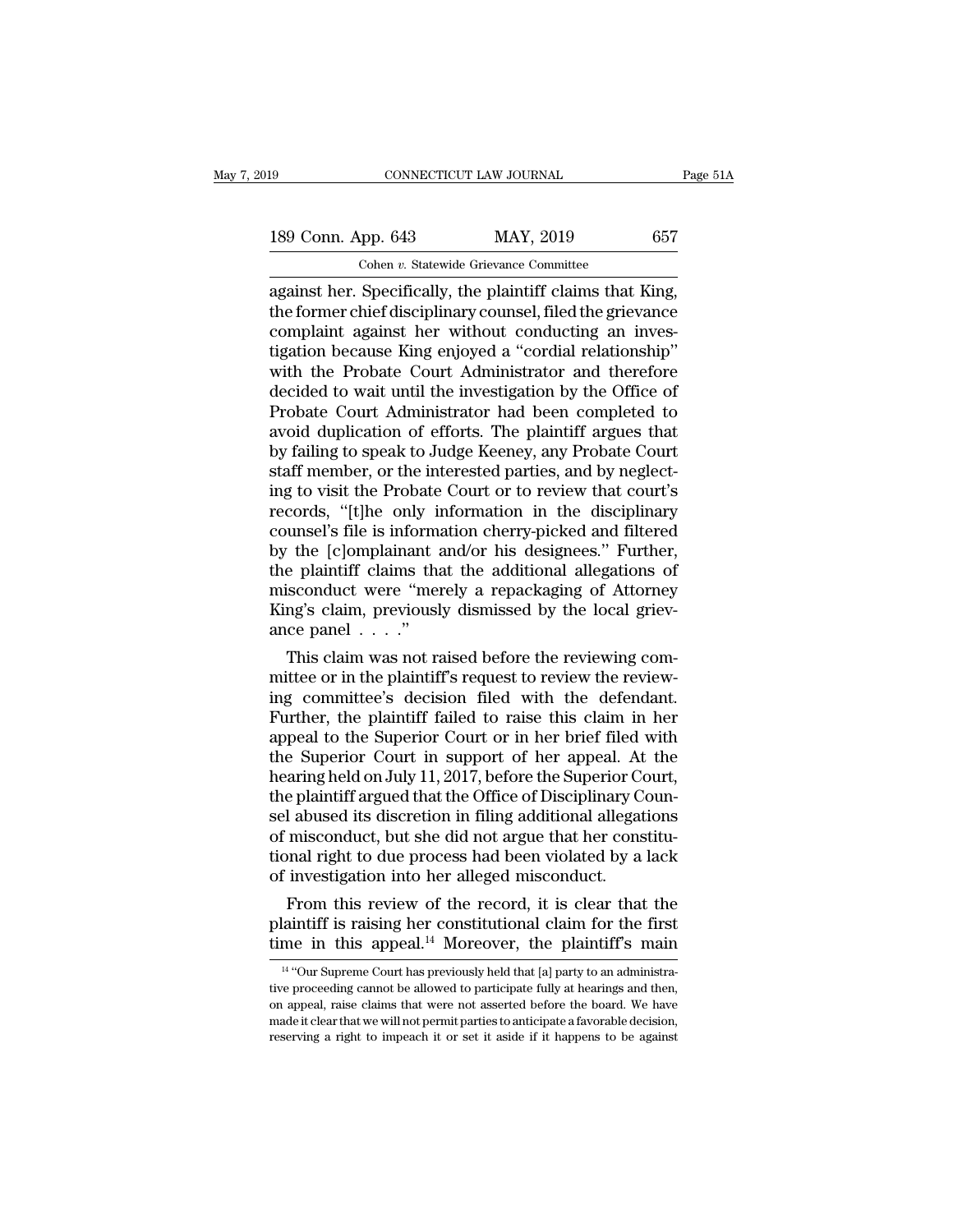against her. Specifically, the plaintiff claims that King, the former chief disciplinary counsel, filed the grievance complaint against her without conducting an investigation because King enjoyed a "cordial relationship" with the Probate Court Administrator and therefore decided to wait until the investigation by the Office of Probate Court Administrator had been completed to avoid duplication of efforts. The plaintiff argues that by failing to speak to Judge Keeney, any Probate Court staff member, or the interested parties, and by neglecting to visit the Probate Court or to review that court's records, "[t]he only information in the disciplinary counsel's file is information cherry-picked and filtered by the [c]omplainant and/or his designees." Further, the plaintiff claims that the additional allegations of misconduct were "merely a repackaging of Attorney King's claim, previously dismissed by the local grievance panel . . . ."

This claim was not raised before the reviewing committee or in the plaintiff's request to review the reviewing committee's decision filed with the defendant. Further, the plaintiff failed to raise this claim in her appeal to the Superior Court or in her brief filed with the Superior Court in support of her appeal. At the hearing held on July 11, 2017, before the Superior Court, the plaintiff argued that the Office of Disciplinary Counsel abused its discretion in filing additional allegations of misconduct, but she did not argue that her constitutional right to due process had been violated by a lack of investigation into her alleged misconduct.

From this review of the record, it is clear that the plaintiff is raising her constitutional claim for the first time in this appeal.[14] Moreover, the plaintiff's main

[14] "Our Supreme Court has previously held that [a] party to an administrative proceeding cannot be allowed to participate fully at hearings and then, on appeal, raise claims that were not asserted before the board. We have made it clear that we will not permit parties to anticipate a favorable decision, reserving a right to impeach it or set it aside if it happens to be against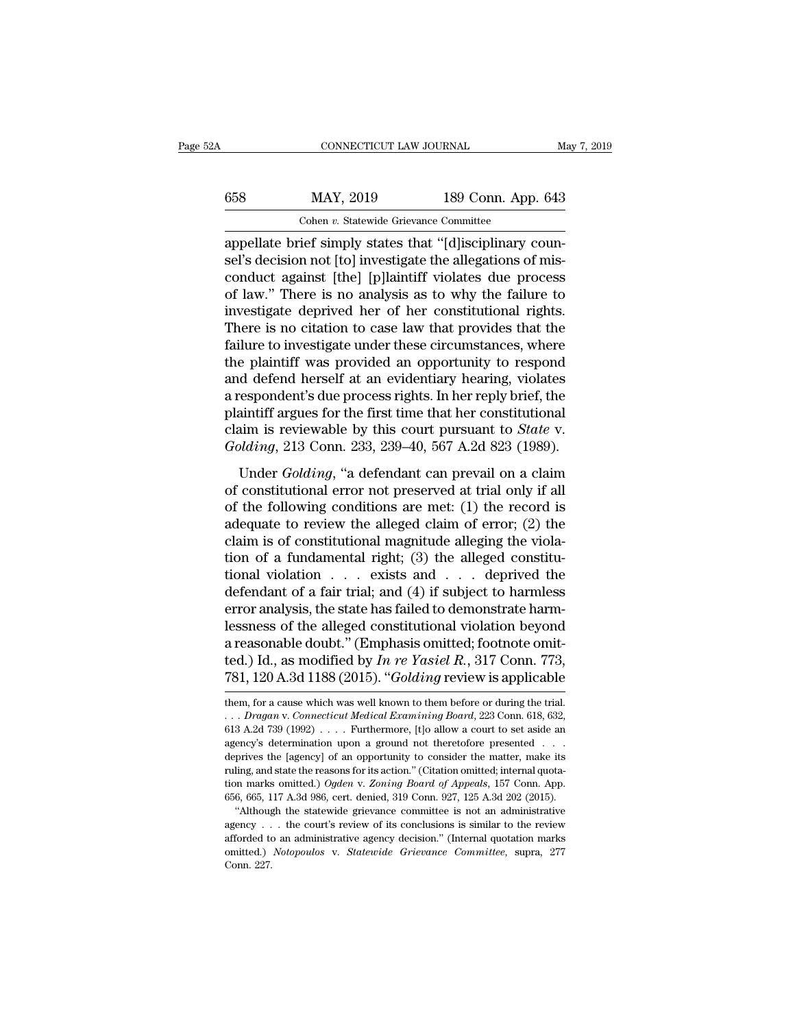appellate brief simply states that "[d]isciplinary counsel's decision not [to] investigate the allegations of misconduct against [the] [p]laintiff violates due process of law." There is no analysis as to why the failure to investigate deprived her of her constitutional rights. There is no citation to case law that provides that the failure to investigate under these circumstances, where the plaintiff was provided an opportunity to respond and defend herself at an evidentiary hearing, violates a respondent's due process rights. In her reply brief, the plaintiff argues for the first time that her constitutional claim is reviewable by this court pursuant to *State* v. *Golding*, 213 Conn. 233, 239–40, 567 A.2d 823 (1989).

Under *Golding*, "a defendant can prevail on a claim of constitutional error not preserved at trial only if all of the following conditions are met: (1) the record is adequate to review the alleged claim of error; (2) the claim is of constitutional magnitude alleging the violation of a fundamental right; (3) the alleged constitutional violation . . . exists and . . . deprived the defendant of a fair trial; and (4) if subject to harmless error analysis, the state has failed to demonstrate harmlessness of the alleged constitutional violation beyond a reasonable doubt." (Emphasis omitted; footnote omitted.) Id., as modified by *In re Yasiel R.*, 317 Conn. 773, 781, 120 A.3d 1188 (2015). "*Golding* review is applicable

---

them, for a cause which was well known to them before or during the trial. . . . *Dragan* v. *Connecticut Medical Examining Board*, 223 Conn. 618, 632, 613 A.2d 739 (1992) . . . . Furthermore, [t]o allow a court to set aside an agency's determination upon a ground not theretofore presented . . . deprives the [agency] of an opportunity to consider the matter, make its ruling, and state the reasons for its action." (Citation omitted; internal quotation marks omitted.) *Ogden* v. *Zoning Board of Appeals*, 157 Conn. App. 656, 665, 117 A.3d 986, cert. denied, 319 Conn. 927, 125 A.3d 202 (2015).

"Although the statewide grievance committee is not an administrative agency . . . the court's review of its conclusions is similar to the review afforded to an administrative agency decision." (Internal quotation marks omitted.) *Notopoulos* v. *Statewide Grievance Committee*, supra, 277 Conn. 227.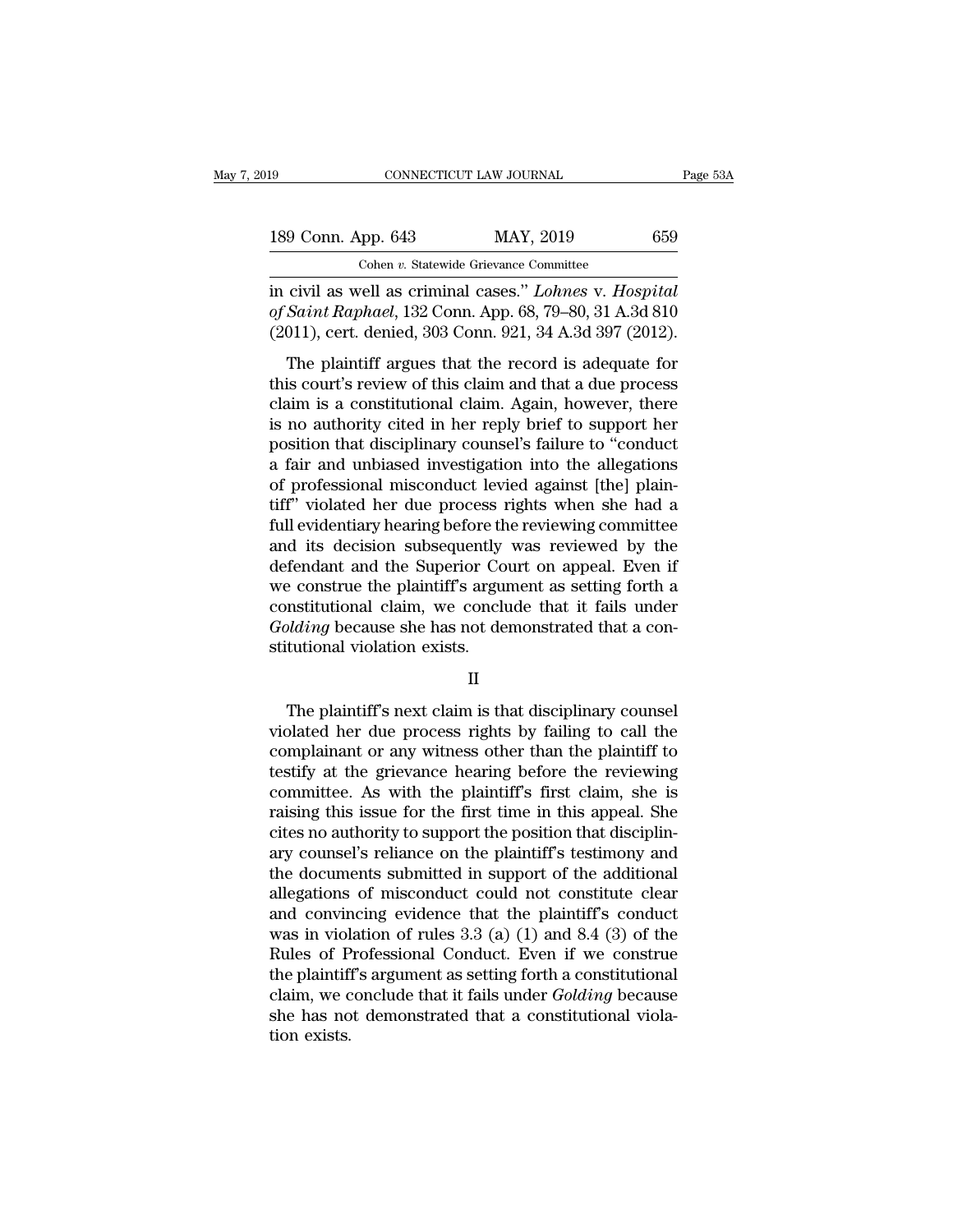in civil as well as criminal cases." *Lohnes* v. *Hospital of Saint Raphael*, 132 Conn. App. 68, 79–80, 31 A.3d 810 (2011), cert. denied, 303 Conn. 921, 34 A.3d 397 (2012).

The plaintiff argues that the record is adequate for this court's review of this claim and that a due process claim is a constitutional claim. Again, however, there is no authority cited in her reply brief to support her position that disciplinary counsel's failure to "conduct a fair and unbiased investigation into the allegations of professional misconduct levied against [the] plaintiff" violated her due process rights when she had a full evidentiary hearing before the reviewing committee and its decision subsequently was reviewed by the defendant and the Superior Court on appeal. Even if we construe the plaintiff's argument as setting forth a constitutional claim, we conclude that it fails under *Golding* because she has not demonstrated that a constitutional violation exists.

## II

The plaintiff's next claim is that disciplinary counsel violated her due process rights by failing to call the complainant or any witness other than the plaintiff to testify at the grievance hearing before the reviewing committee. As with the plaintiff's first claim, she is raising this issue for the first time in this appeal. She cites no authority to support the position that disciplinary counsel's reliance on the plaintiff's testimony and the documents submitted in support of the additional allegations of misconduct could not constitute clear and convincing evidence that the plaintiff's conduct was in violation of rules 3.3 (a) (1) and 8.4 (3) of the Rules of Professional Conduct. Even if we construe the plaintiff's argument as setting forth a constitutional claim, we conclude that it fails under *Golding* because she has not demonstrated that a constitutional violation exists.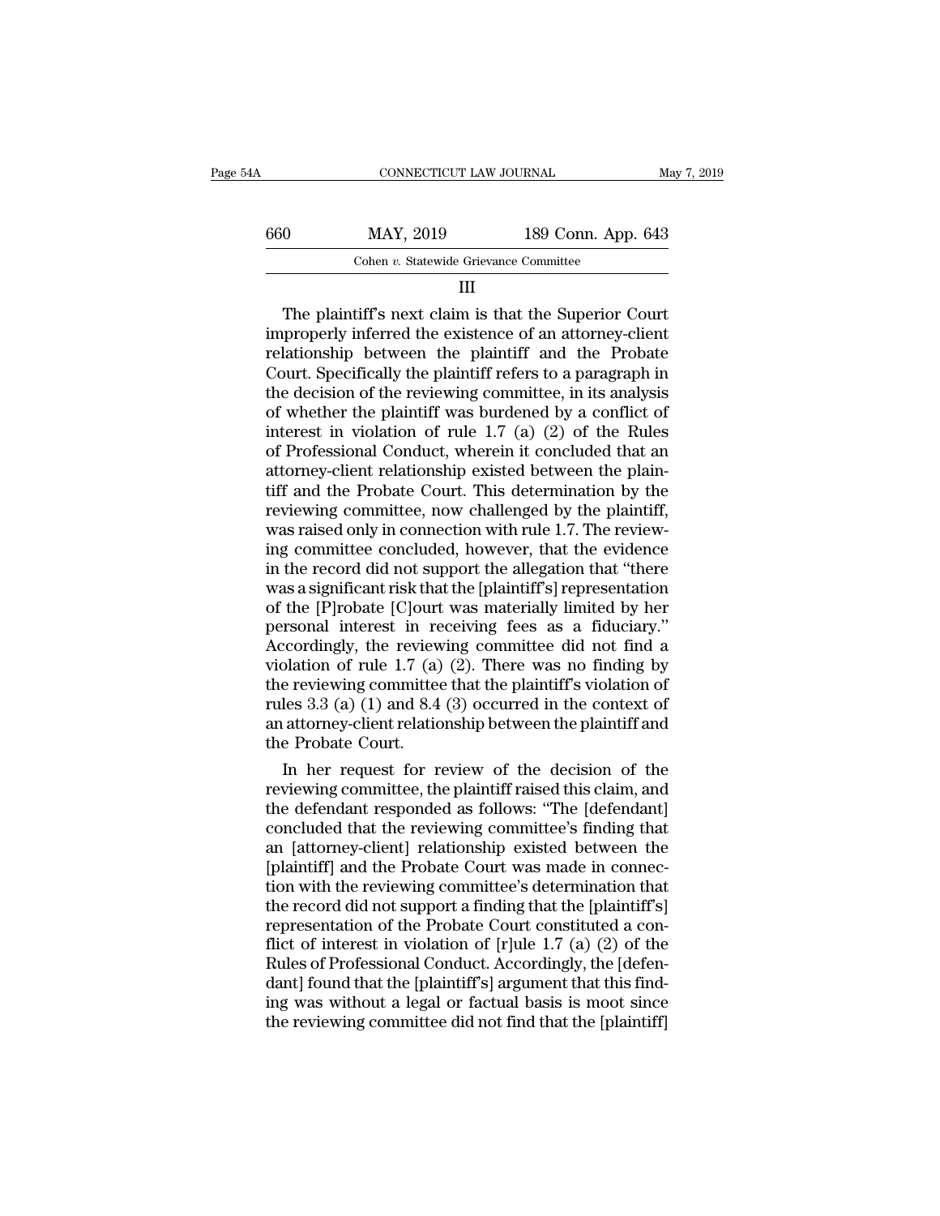III

The plaintiff's next claim is that the Superior Court improperly inferred the existence of an attorney-client relationship between the plaintiff and the Probate Court. Specifically the plaintiff refers to a paragraph in the decision of the reviewing committee, in its analysis of whether the plaintiff was burdened by a conflict of interest in violation of rule 1.7 (a) (2) of the Rules of Professional Conduct, wherein it concluded that an attorney-client relationship existed between the plaintiff and the Probate Court. This determination by the reviewing committee, now challenged by the plaintiff, was raised only in connection with rule 1.7. The reviewing committee concluded, however, that the evidence in the record did not support the allegation that "there was a significant risk that the [plaintiff's] representation of the [P]robate [C]ourt was materially limited by her personal interest in receiving fees as a fiduciary." Accordingly, the reviewing committee did not find a violation of rule 1.7 (a) (2). There was no finding by the reviewing committee that the plaintiff's violation of rules 3.3 (a) (1) and 8.4 (3) occurred in the context of an attorney-client relationship between the plaintiff and the Probate Court.

In her request for review of the decision of the reviewing committee, the plaintiff raised this claim, and the defendant responded as follows: "The [defendant] concluded that the reviewing committee's finding that an [attorney-client] relationship existed between the [plaintiff] and the Probate Court was made in connection with the reviewing committee's determination that the record did not support a finding that the [plaintiff's] representation of the Probate Court constituted a conflict of interest in violation of [r]ule 1.7 (a) (2) of the Rules of Professional Conduct. Accordingly, the [defendant] found that the [plaintiff's] argument that this finding was without a legal or factual basis is moot since the reviewing committee did not find that the [plaintiff]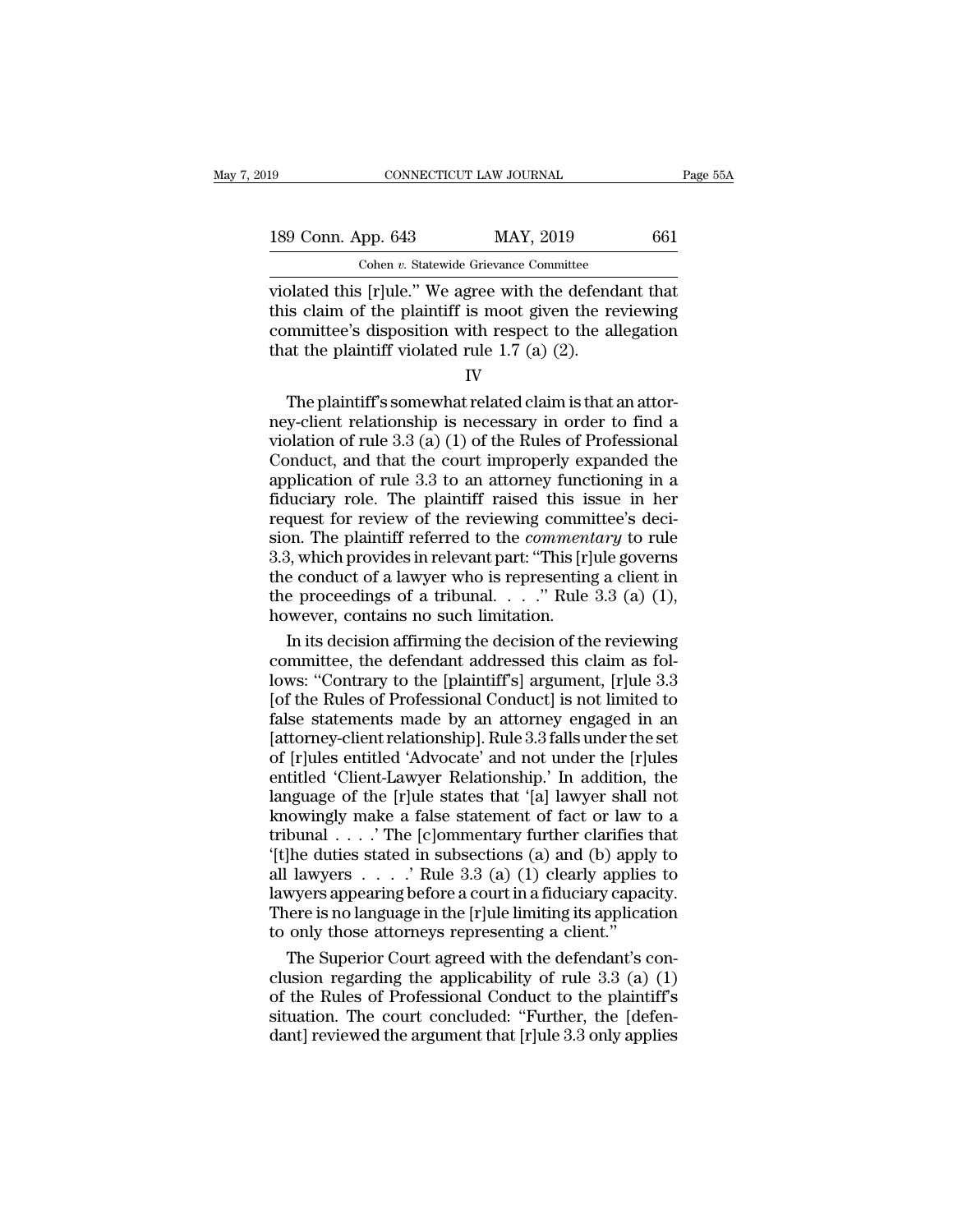violated this [r]ule." We agree with the defendant that this claim of the plaintiff is moot given the reviewing committee's disposition with respect to the allegation that the plaintiff violated rule 1.7 (a) (2).

IV

The plaintiff's somewhat related claim is that an attorney-client relationship is necessary in order to find a violation of rule 3.3 (a) (1) of the Rules of Professional Conduct, and that the court improperly expanded the application of rule 3.3 to an attorney functioning in a fiduciary role. The plaintiff raised this issue in her request for review of the reviewing committee's decision. The plaintiff referred to the *commentary* to rule 3.3, which provides in relevant part: "This [r]ule governs the conduct of a lawyer who is representing a client in the proceedings of a tribunal. . . ." Rule 3.3 (a) (1), however, contains no such limitation.

In its decision affirming the decision of the reviewing committee, the defendant addressed this claim as follows: "Contrary to the [plaintiff's] argument, [r]ule 3.3 [of the Rules of Professional Conduct] is not limited to false statements made by an attorney engaged in an [attorney-client relationship]. Rule 3.3 falls under the set of [r]ules entitled 'Advocate' and not under the [r]ules entitled 'Client-Lawyer Relationship.' In addition, the language of the [r]ule states that '[a] lawyer shall not knowingly make a false statement of fact or law to a tribunal . . . .' The [c]ommentary further clarifies that '[t]he duties stated in subsections (a) and (b) apply to all lawyers . . . .' Rule 3.3 (a) (1) clearly applies to lawyers appearing before a court in a fiduciary capacity. There is no language in the [r]ule limiting its application to only those attorneys representing a client."

The Superior Court agreed with the defendant's conclusion regarding the applicability of rule 3.3 (a) (1) of the Rules of Professional Conduct to the plaintiff's situation. The court concluded: "Further, the [defendant] reviewed the argument that [r]ule 3.3 only applies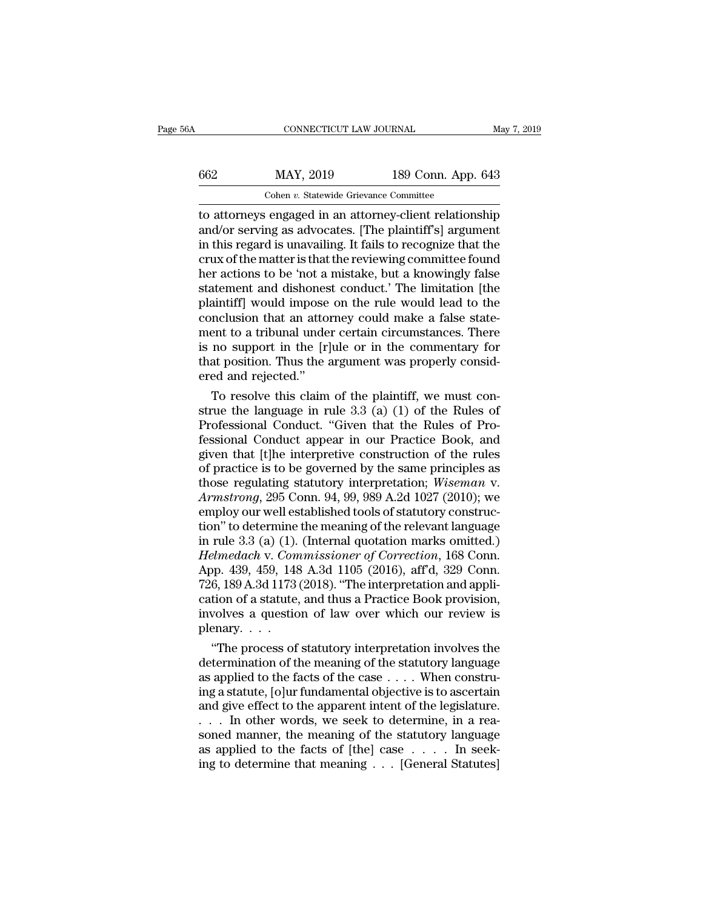to attorneys engaged in an attorney-client relationship and/or serving as advocates. [The plaintiff's] argument in this regard is unavailing. It fails to recognize that the crux of the matter is that the reviewing committee found her actions to be 'not a mistake, but a knowingly false statement and dishonest conduct.' The limitation [the plaintiff] would impose on the rule would lead to the conclusion that an attorney could make a false statement to a tribunal under certain circumstances. There is no support in the [r]ule or in the commentary for that position. Thus the argument was properly considered and rejected."

To resolve this claim of the plaintiff, we must construe the language in rule 3.3 (a) (1) of the Rules of Professional Conduct. "Given that the Rules of Professional Conduct appear in our Practice Book, and given that [t]he interpretive construction of the rules of practice is to be governed by the same principles as those regulating statutory interpretation; *Wiseman* v. *Armstrong*, 295 Conn. 94, 99, 989 A.2d 1027 (2010); we employ our well established tools of statutory construction" to determine the meaning of the relevant language in rule 3.3 (a) (1). (Internal quotation marks omitted.) *Helmedach* v. *Commissioner of Correction*, 168 Conn. App. 439, 459, 148 A.3d 1105 (2016), aff'd, 329 Conn. 726, 189 A.3d 1173 (2018). "The interpretation and application of a statute, and thus a Practice Book provision, involves a question of law over which our review is plenary. . . .

"The process of statutory interpretation involves the determination of the meaning of the statutory language as applied to the facts of the case . . . . When construing a statute, [o]ur fundamental objective is to ascertain and give effect to the apparent intent of the legislature. . . . In other words, we seek to determine, in a reasoned manner, the meaning of the statutory language as applied to the facts of [the] case . . . . In seeking to determine that meaning . . . [General Statutes]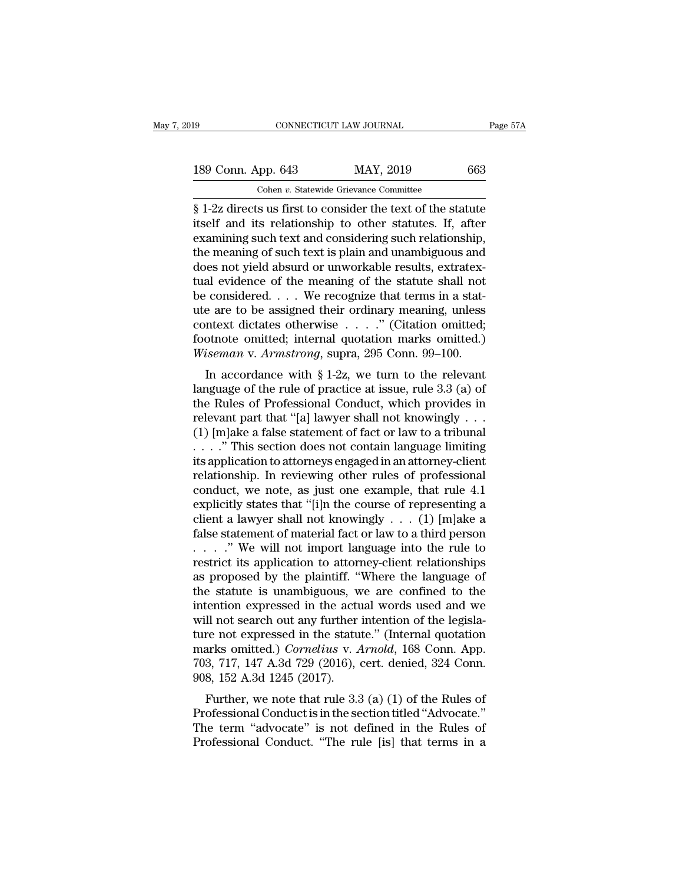§ 1-2z directs us first to consider the text of the statute itself and its relationship to other statutes. If, after examining such text and considering such relationship, the meaning of such text is plain and unambiguous and does not yield absurd or unworkable results, extratextual evidence of the meaning of the statute shall not be considered. . . . We recognize that terms in a statute are to be assigned their ordinary meaning, unless context dictates otherwise . . . ." (Citation omitted; footnote omitted; internal quotation marks omitted.) *Wiseman* v. *Armstrong*, supra, 295 Conn. 99–100.

In accordance with § 1-2z, we turn to the relevant language of the rule of practice at issue, rule 3.3 (a) of the Rules of Professional Conduct, which provides in relevant part that "[a] lawyer shall not knowingly . . . (1) [m]ake a false statement of fact or law to a tribunal . . . ." This section does not contain language limiting its application to attorneys engaged in an attorney-client relationship. In reviewing other rules of professional conduct, we note, as just one example, that rule 4.1 explicitly states that "[i]n the course of representing a client a lawyer shall not knowingly . . . (1) [m]ake a false statement of material fact or law to a third person . . . ." We will not import language into the rule to restrict its application to attorney-client relationships as proposed by the plaintiff. "Where the language of the statute is unambiguous, we are confined to the intention expressed in the actual words used and we will not search out any further intention of the legislature not expressed in the statute." (Internal quotation marks omitted.) *Cornelius* v. *Arnold*, 168 Conn. App. 703, 717, 147 A.3d 729 (2016), cert. denied, 324 Conn. 908, 152 A.3d 1245 (2017).

Further, we note that rule 3.3 (a) (1) of the Rules of Professional Conduct is in the section titled "Advocate." The term "advocate" is not defined in the Rules of Professional Conduct. "The rule [is] that terms in a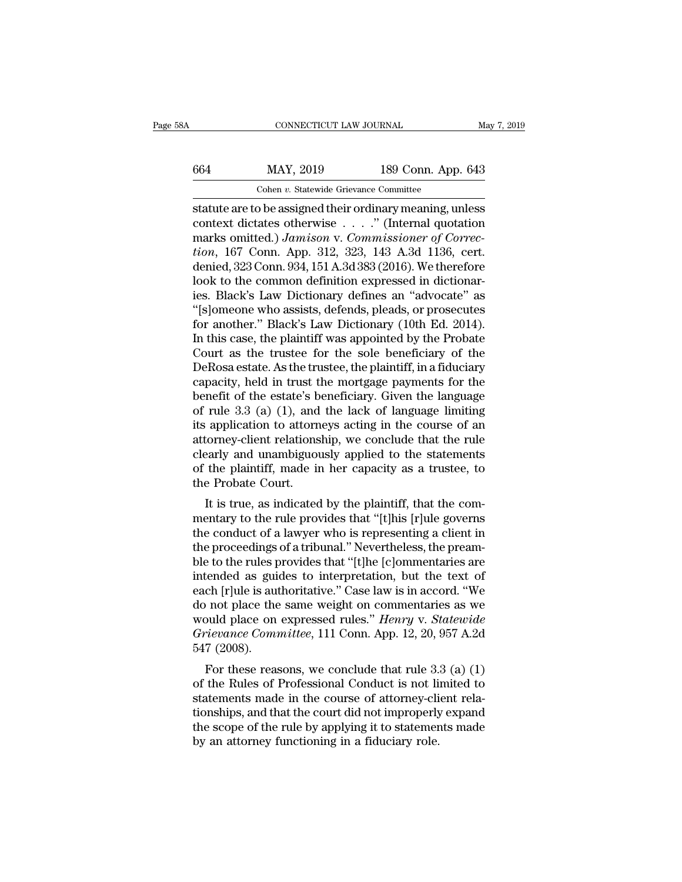statute are to be assigned their ordinary meaning, unless context dictates otherwise . . . ." (Internal quotation marks omitted.) *Jamison* v. *Commissioner of Correction*, 167 Conn. App. 312, 323, 143 A.3d 1136, cert. denied, 323 Conn. 934, 151 A.3d 383 (2016). We therefore look to the common definition expressed in dictionaries. Black's Law Dictionary defines an "advocate" as "[s]omeone who assists, defends, pleads, or prosecutes for another." Black's Law Dictionary (10th Ed. 2014). In this case, the plaintiff was appointed by the Probate Court as the trustee for the sole beneficiary of the DeRosa estate. As the trustee, the plaintiff, in a fiduciary capacity, held in trust the mortgage payments for the benefit of the estate's beneficiary. Given the language of rule 3.3 (a) (1), and the lack of language limiting its application to attorneys acting in the course of an attorney-client relationship, we conclude that the rule clearly and unambiguously applied to the statements of the plaintiff, made in her capacity as a trustee, to the Probate Court.

It is true, as indicated by the plaintiff, that the commentary to the rule provides that "[t]his [r]ule governs the conduct of a lawyer who is representing a client in the proceedings of a tribunal." Nevertheless, the preamble to the rules provides that "[t]he [c]ommentaries are intended as guides to interpretation, but the text of each [r]ule is authoritative." Case law is in accord. "We do not place the same weight on commentaries as we would place on expressed rules." *Henry* v. *Statewide Grievance Committee*, 111 Conn. App. 12, 20, 957 A.2d 547 (2008).

For these reasons, we conclude that rule 3.3 (a) (1) of the Rules of Professional Conduct is not limited to statements made in the course of attorney-client relationships, and that the court did not improperly expand the scope of the rule by applying it to statements made by an attorney functioning in a fiduciary role.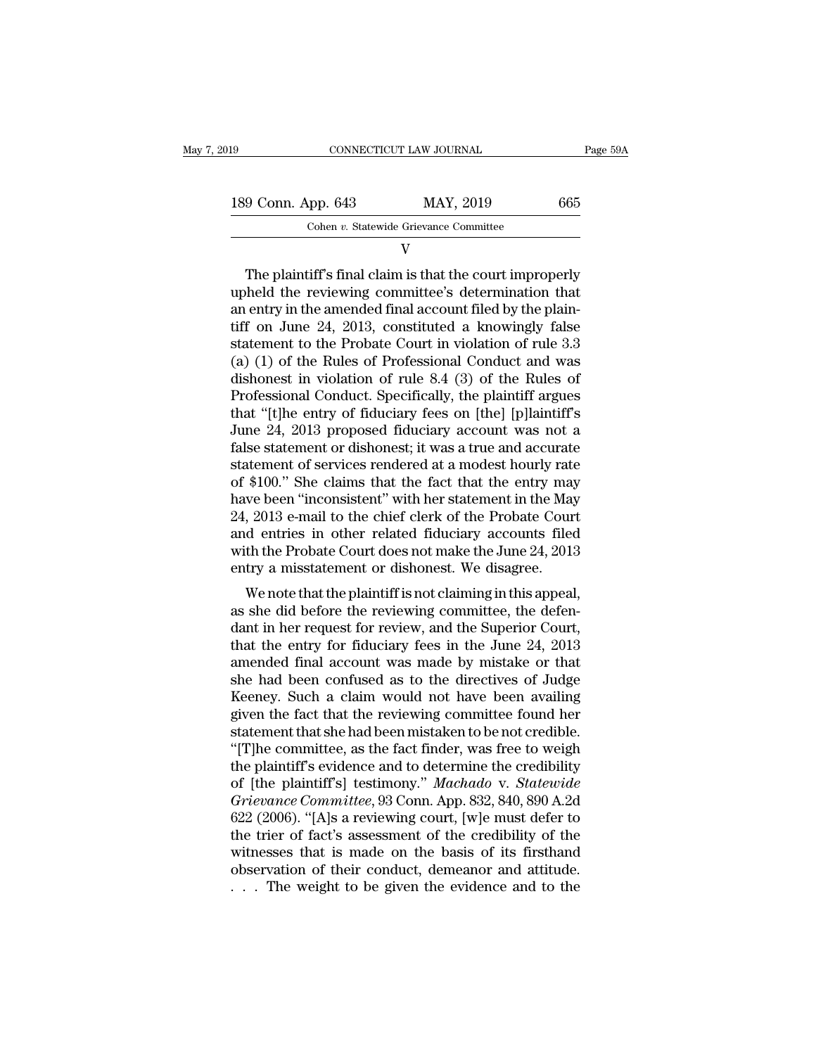V

The plaintiff's final claim is that the court improperly upheld the reviewing committee's determination that an entry in the amended final account filed by the plaintiff on June 24, 2013, constituted a knowingly false statement to the Probate Court in violation of rule 3.3 (a) (1) of the Rules of Professional Conduct and was dishonest in violation of rule 8.4 (3) of the Rules of Professional Conduct. Specifically, the plaintiff argues that "[t]he entry of fiduciary fees on [the] [p]laintiff's June 24, 2013 proposed fiduciary account was not a false statement or dishonest; it was a true and accurate statement of services rendered at a modest hourly rate of $100." She claims that the fact that the entry may have been "inconsistent" with her statement in the May 24, 2013 e-mail to the chief clerk of the Probate Court and entries in other related fiduciary accounts filed with the Probate Court does not make the June 24, 2013 entry a misstatement or dishonest. We disagree.

We note that the plaintiff is not claiming in this appeal, as she did before the reviewing committee, the defendant in her request for review, and the Superior Court, that the entry for fiduciary fees in the June 24, 2013 amended final account was made by mistake or that she had been confused as to the directives of Judge Keeney. Such a claim would not have been availing given the fact that the reviewing committee found her statement that she had been mistaken to be not credible. "[T]he committee, as the fact finder, was free to weigh the plaintiff's evidence and to determine the credibility of [the plaintiff's] testimony." *Machado* v. *Statewide Grievance Committee*, 93 Conn. App. 832, 840, 890 A.2d 622 (2006). "[A]s a reviewing court, [w]e must defer to the trier of fact's assessment of the credibility of the witnesses that is made on the basis of its firsthand observation of their conduct, demeanor and attitude. . . . The weight to be given the evidence and to the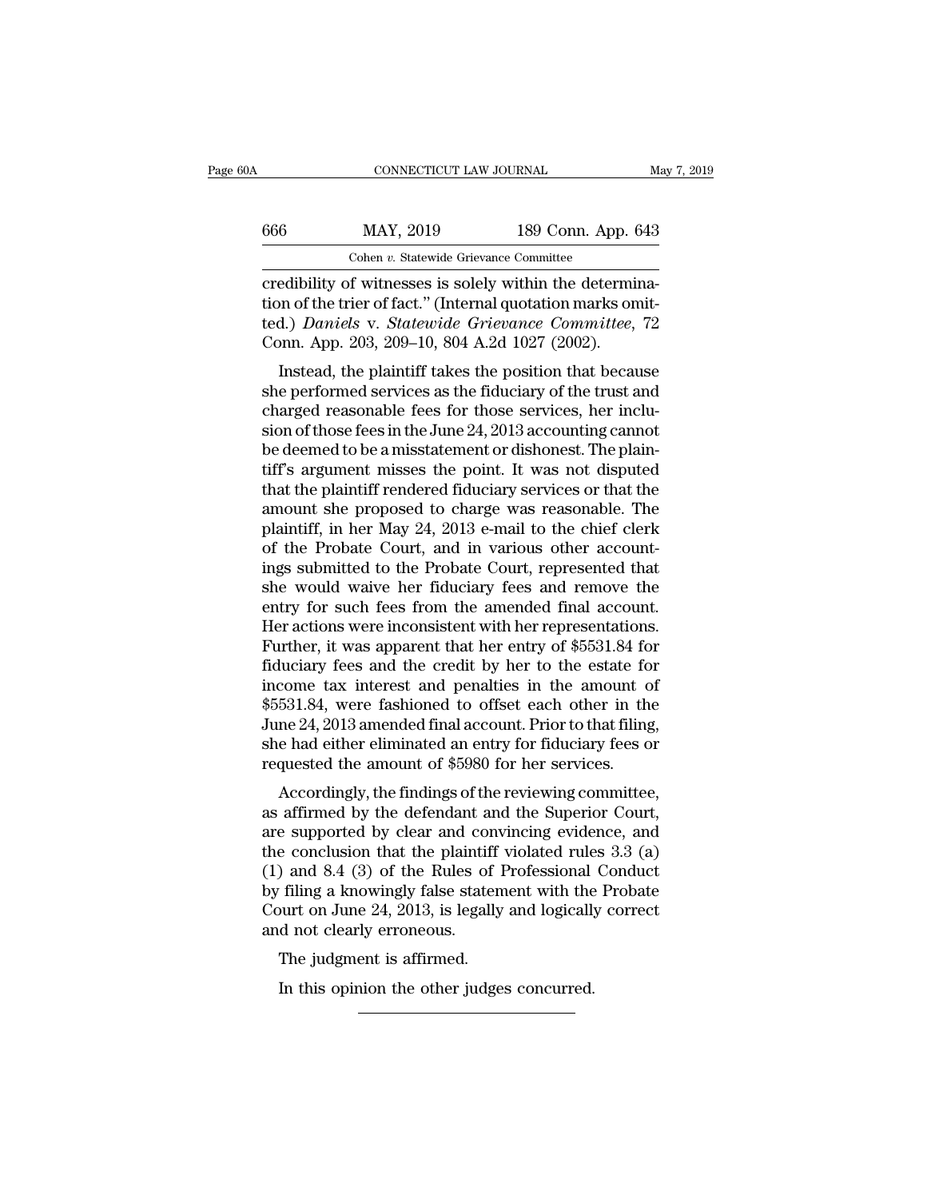credibility of witnesses is solely within the determination of the trier of fact." (Internal quotation marks omitted.) *Daniels* v. *Statewide Grievance Committee*, 72 Conn. App. 203, 209–10, 804 A.2d 1027 (2002).

Instead, the plaintiff takes the position that because she performed services as the fiduciary of the trust and charged reasonable fees for those services, her inclusion of those fees in the June 24, 2013 accounting cannot be deemed to be a misstatement or dishonest. The plaintiff's argument misses the point. It was not disputed that the plaintiff rendered fiduciary services or that the amount she proposed to charge was reasonable. The plaintiff, in her May 24, 2013 e-mail to the chief clerk of the Probate Court, and in various other accountings submitted to the Probate Court, represented that she would waive her fiduciary fees and remove the entry for such fees from the amended final account. Her actions were inconsistent with her representations. Further, it was apparent that her entry of $5531.84 for fiduciary fees and the credit by her to the estate for income tax interest and penalties in the amount of $5531.84, were fashioned to offset each other in the June 24, 2013 amended final account. Prior to that filing, she had either eliminated an entry for fiduciary fees or requested the amount of $5980 for her services.

Accordingly, the findings of the reviewing committee, as affirmed by the defendant and the Superior Court, are supported by clear and convincing evidence, and the conclusion that the plaintiff violated rules 3.3 (a) (1) and 8.4 (3) of the Rules of Professional Conduct by filing a knowingly false statement with the Probate Court on June 24, 2013, is legally and logically correct and not clearly erroneous.

The judgment is affirmed.

In this opinion the other judges concurred.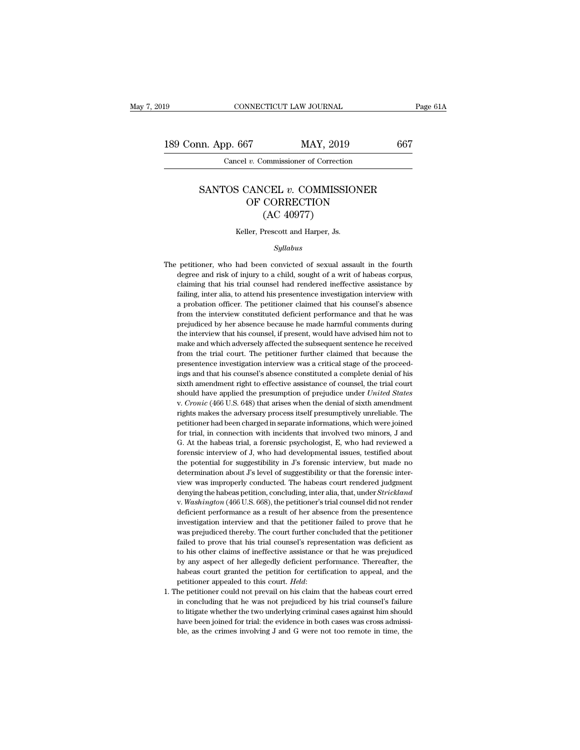# SANTOS CANCEL *v.* COMMISSIONER OF CORRECTION (AC 40977)

Keller, Prescott and Harper, Js.

*Syllabus*

The petitioner, who had been convicted of sexual assault in the fourth degree and risk of injury to a child, sought of a writ of habeas corpus, claiming that his trial counsel had rendered ineffective assistance by failing, inter alia, to attend his presentence investigation interview with a probation officer. The petitioner claimed that his counsel's absence from the interview constituted deficient performance and that he was prejudiced by her absence because he made harmful comments during the interview that his counsel, if present, would have advised him not to make and which adversely affected the subsequent sentence he received from the trial court. The petitioner further claimed that because the presentence investigation interview was a critical stage of the proceedings and that his counsel's absence constituted a complete denial of his sixth amendment right to effective assistance of counsel, the trial court should have applied the presumption of prejudice under *United States* v. *Cronic* (466 U.S. 648) that arises when the denial of sixth amendment rights makes the adversary process itself presumptively unreliable. The petitioner had been charged in separate informations, which were joined for trial, in connection with incidents that involved two minors, J and G. At the habeas trial, a forensic psychologist, E, who had reviewed a forensic interview of J, who had developmental issues, testified about the potential for suggestibility in J's forensic interview, but made no determination about J's level of suggestibility or that the forensic interview was improperly conducted. The habeas court rendered judgment denying the habeas petition, concluding, inter alia, that, under *Strickland* v. *Washington* (466 U.S. 668), the petitioner's trial counsel did not render deficient performance as a result of her absence from the presentence investigation interview and that the petitioner failed to prove that he was prejudiced thereby. The court further concluded that the petitioner failed to prove that his trial counsel's representation was deficient as to his other claims of ineffective assistance or that he was prejudiced by any aspect of her allegedly deficient performance. Thereafter, the habeas court granted the petition for certification to appeal, and the petitioner appealed to this court. *Held*:

1. The petitioner could not prevail on his claim that the habeas court erred in concluding that he was not prejudiced by his trial counsel's failure to litigate whether the two underlying criminal cases against him should have been joined for trial: the evidence in both cases was cross admissible, as the crimes involving J and G were not too remote in time, the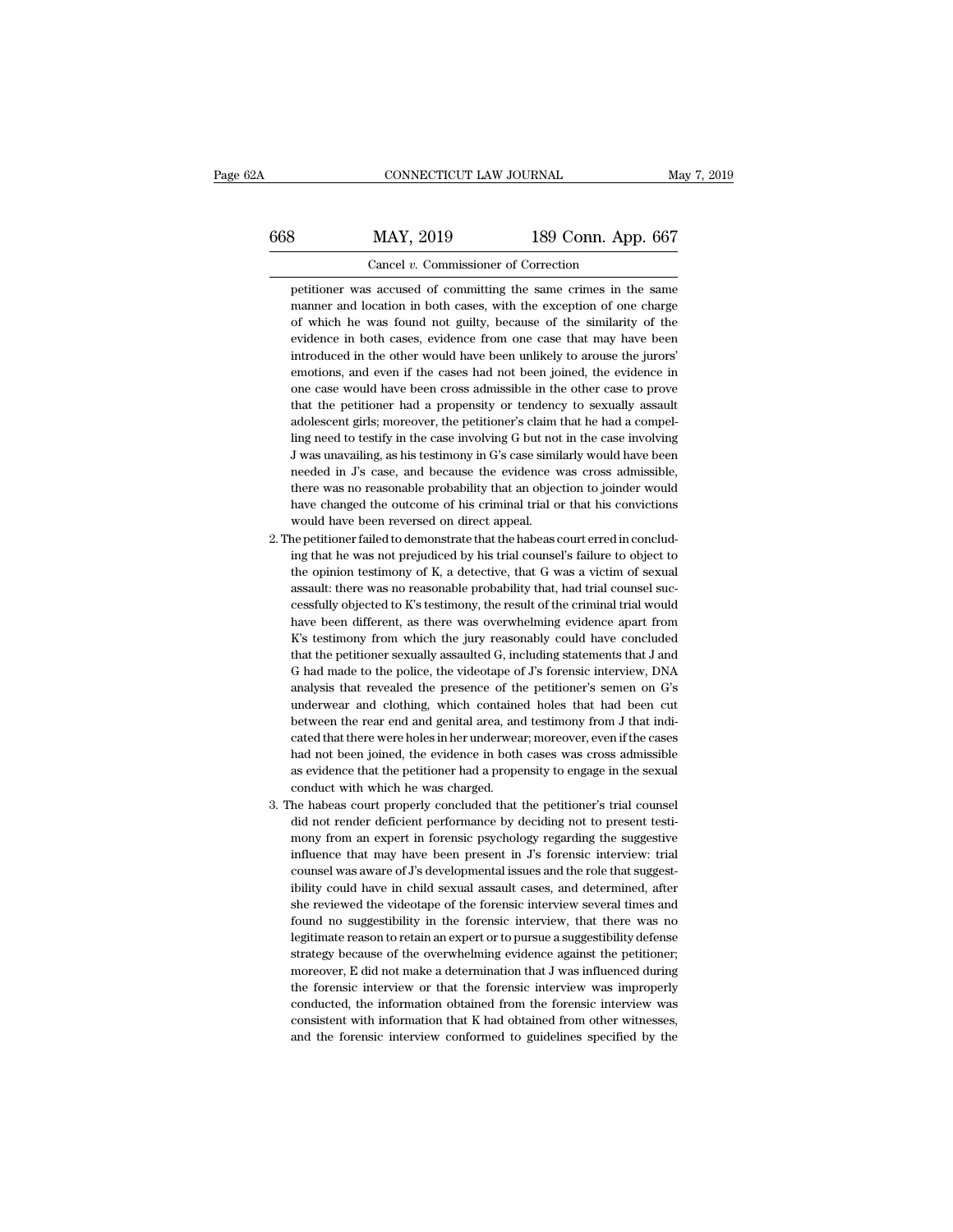petitioner was accused of committing the same crimes in the same manner and location in both cases, with the exception of one charge of which he was found not guilty, because of the similarity of the evidence in both cases, evidence from one case that may have been introduced in the other would have been unlikely to arouse the jurors' emotions, and even if the cases had not been joined, the evidence in one case would have been cross admissible in the other case to prove that the petitioner had a propensity or tendency to sexually assault adolescent girls; moreover, the petitioner's claim that he had a compelling need to testify in the case involving G but not in the case involving J was unavailing, as his testimony in G's case similarly would have been needed in J's case, and because the evidence was cross admissible, there was no reasonable probability that an objection to joinder would have changed the outcome of his criminal trial or that his convictions would have been reversed on direct appeal.

2. The petitioner failed to demonstrate that the habeas court erred in concluding that he was not prejudiced by his trial counsel's failure to object to the opinion testimony of K, a detective, that G was a victim of sexual assault: there was no reasonable probability that, had trial counsel successfully objected to K's testimony, the result of the criminal trial would have been different, as there was overwhelming evidence apart from K's testimony from which the jury reasonably could have concluded that the petitioner sexually assaulted G, including statements that J and G had made to the police, the videotape of J's forensic interview, DNA analysis that revealed the presence of the petitioner's semen on G's underwear and clothing, which contained holes that had been cut between the rear end and genital area, and testimony from J that indicated that there were holes in her underwear; moreover, even if the cases had not been joined, the evidence in both cases was cross admissible as evidence that the petitioner had a propensity to engage in the sexual conduct with which he was charged.

3. The habeas court properly concluded that the petitioner's trial counsel did not render deficient performance by deciding not to present testimony from an expert in forensic psychology regarding the suggestive influence that may have been present in J's forensic interview: trial counsel was aware of J's developmental issues and the role that suggestibility could have in child sexual assault cases, and determined, after she reviewed the videotape of the forensic interview several times and found no suggestibility in the forensic interview, that there was no legitimate reason to retain an expert or to pursue a suggestibility defense strategy because of the overwhelming evidence against the petitioner; moreover, E did not make a determination that J was influenced during the forensic interview or that the forensic interview was improperly conducted, the information obtained from the forensic interview was consistent with information that K had obtained from other witnesses, and the forensic interview conformed to guidelines specified by the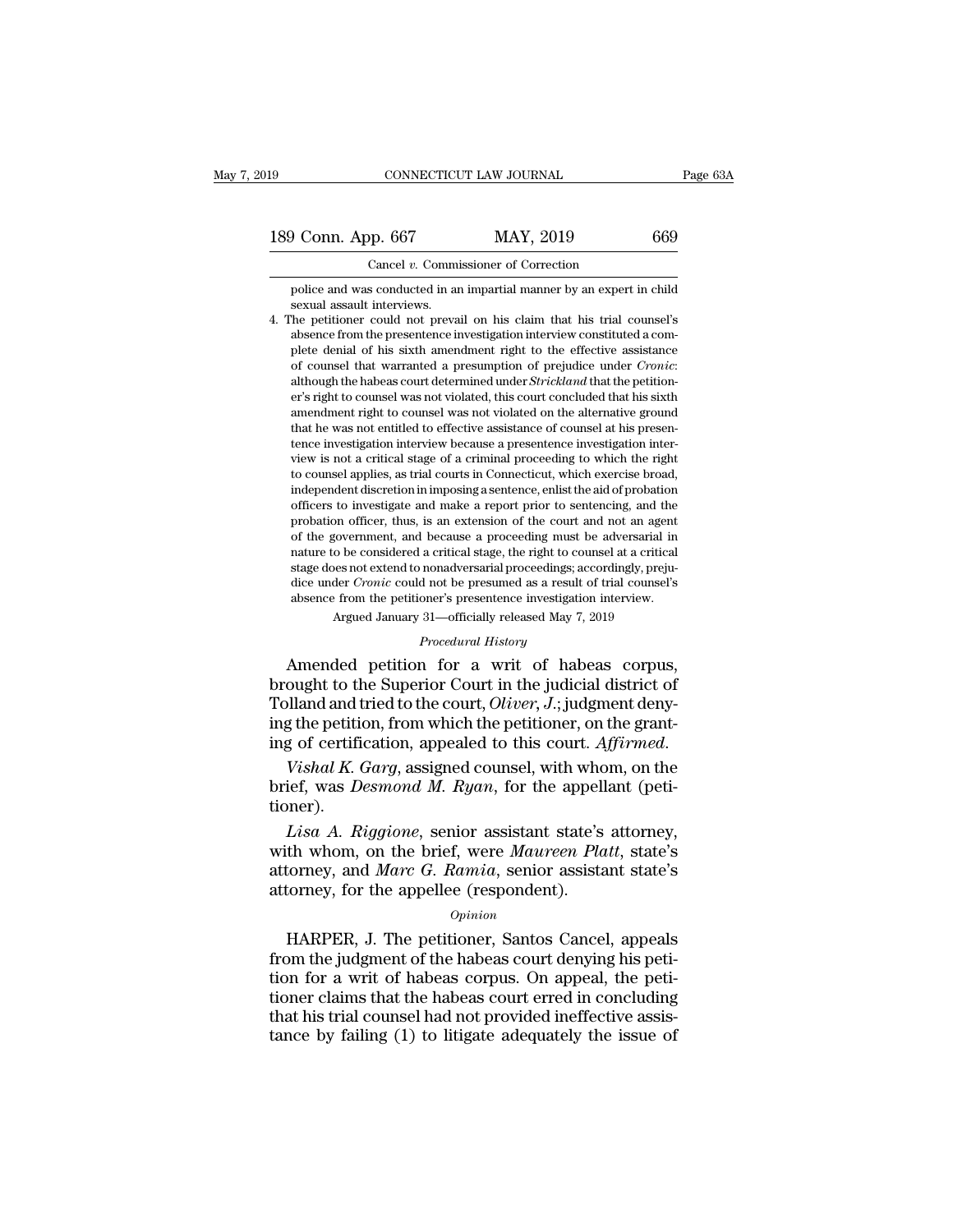police and was conducted in an impartial manner by an expert in child sexual assault interviews.

4. The petitioner could not prevail on his claim that his trial counsel's absence from the presentence investigation interview constituted a complete denial of his sixth amendment right to the effective assistance of counsel that warranted a presumption of prejudice under *Cronic*: although the habeas court determined under *Strickland* that the petitioner's right to counsel was not violated, this court concluded that his sixth amendment right to counsel was not violated on the alternative ground that he was not entitled to effective assistance of counsel at his presentence investigation interview because a presentence investigation interview is not a critical stage of a criminal proceeding to which the right to counsel applies, as trial courts in Connecticut, which exercise broad, independent discretion in imposing a sentence, enlist the aid of probation officers to investigate and make a report prior to sentencing, and the probation officer, thus, is an extension of the court and not an agent of the government, and because a proceeding must be adversarial in nature to be considered a critical stage, the right to counsel at a critical stage does not extend to nonadversarial proceedings; accordingly, prejudice under *Cronic* could not be presumed as a result of trial counsel's absence from the petitioner's presentence investigation interview.

Argued January 31—officially released May 7, 2019

*Procedural History*

Amended petition for a writ of habeas corpus, brought to the Superior Court in the judicial district of Tolland and tried to the court, *Oliver, J.*; judgment denying the petition, from which the petitioner, on the granting of certification, appealed to this court. *Affirmed.*

*Vishal K. Garg*, assigned counsel, with whom, on the brief, was *Desmond M. Ryan*, for the appellant (petitioner).

*Lisa A. Riggione*, senior assistant state's attorney, with whom, on the brief, were *Maureen Platt*, state's attorney, and *Marc G. Ramia*, senior assistant state's attorney, for the appellee (respondent).

*Opinion*

HARPER, J. The petitioner, Santos Cancel, appeals from the judgment of the habeas court denying his petition for a writ of habeas corpus. On appeal, the petitioner claims that the habeas court erred in concluding that his trial counsel had not provided ineffective assistance by failing (1) to litigate adequately the issue of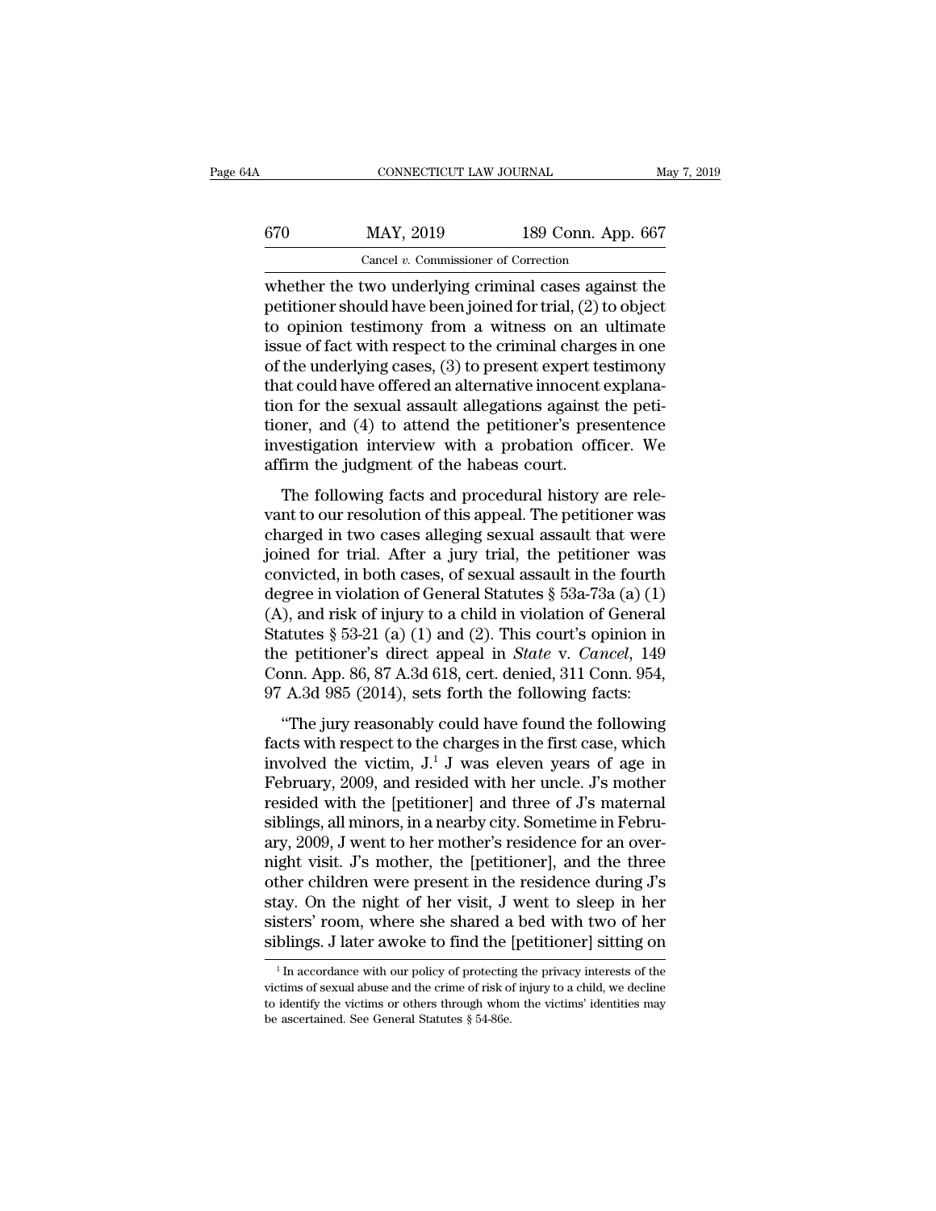whether the two underlying criminal cases against the petitioner should have been joined for trial, (2) to object to opinion testimony from a witness on an ultimate issue of fact with respect to the criminal charges in one of the underlying cases, (3) to present expert testimony that could have offered an alternative innocent explanation for the sexual assault allegations against the petitioner, and (4) to attend the petitioner's presentence investigation interview with a probation officer. We affirm the judgment of the habeas court.

The following facts and procedural history are relevant to our resolution of this appeal. The petitioner was charged in two cases alleging sexual assault that were joined for trial. After a jury trial, the petitioner was convicted, in both cases, of sexual assault in the fourth degree in violation of General Statutes § 53a-73a (a) (1) (A), and risk of injury to a child in violation of General Statutes § 53-21 (a) (1) and (2). This court's opinion in the petitioner's direct appeal in *State* v. *Cancel*, 149 Conn. App. 86, 87 A.3d 618, cert. denied, 311 Conn. 954, 97 A.3d 985 (2014), sets forth the following facts:

"The jury reasonably could have found the following facts with respect to the charges in the first case, which involved the victim, J.[1] J was eleven years of age in February, 2009, and resided with her uncle. J's mother resided with the [petitioner] and three of J's maternal siblings, all minors, in a nearby city. Sometime in February, 2009, J went to her mother's residence for an overnight visit. J's mother, the [petitioner], and the three other children were present in the residence during J's stay. On the night of her visit, J went to sleep in her sisters' room, where she shared a bed with two of her siblings. J later awoke to find the [petitioner] sitting on

[1] In accordance with our policy of protecting the privacy interests of the victims of sexual abuse and the crime of risk of injury to a child, we decline to identify the victims or others through whom the victims' identities may be ascertained. See General Statutes § 54-86e.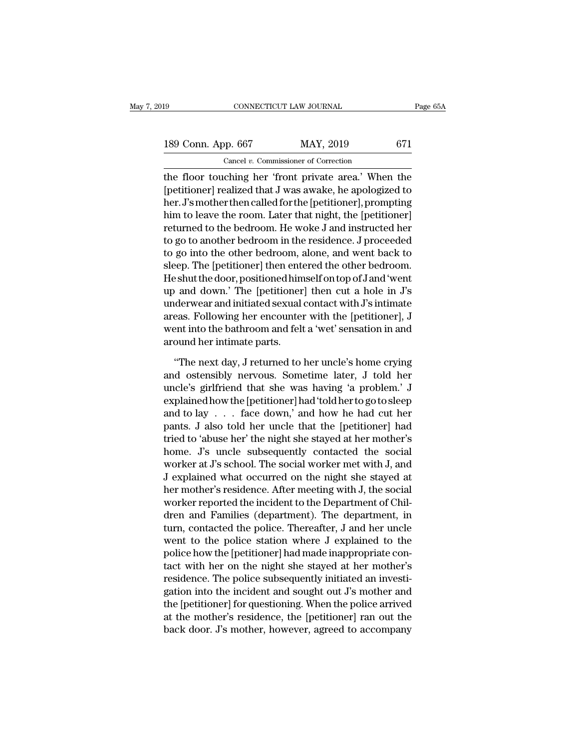the floor touching her 'front private area.' When the [petitioner] realized that J was awake, he apologized to her. J's mother then called for the [petitioner], prompting him to leave the room. Later that night, the [petitioner] returned to the bedroom. He woke J and instructed her to go to another bedroom in the residence. J proceeded to go into the other bedroom, alone, and went back to sleep. The [petitioner] then entered the other bedroom. He shut the door, positioned himself on top of J and 'went up and down.' The [petitioner] then cut a hole in J's underwear and initiated sexual contact with J's intimate areas. Following her encounter with the [petitioner], J went into the bathroom and felt a 'wet' sensation in and around her intimate parts.

"The next day, J returned to her uncle's home crying and ostensibly nervous. Sometime later, J told her uncle's girlfriend that she was having 'a problem.' J explained how the [petitioner] had 'told her to go to sleep and to lay . . . face down,' and how he had cut her pants. J also told her uncle that the [petitioner] had tried to 'abuse her' the night she stayed at her mother's home. J's uncle subsequently contacted the social worker at J's school. The social worker met with J, and J explained what occurred on the night she stayed at her mother's residence. After meeting with J, the social worker reported the incident to the Department of Children and Families (department). The department, in turn, contacted the police. Thereafter, J and her uncle went to the police station where J explained to the police how the [petitioner] had made inappropriate contact with her on the night she stayed at her mother's residence. The police subsequently initiated an investigation into the incident and sought out J's mother and the [petitioner] for questioning. When the police arrived at the mother's residence, the [petitioner] ran out the back door. J's mother, however, agreed to accompany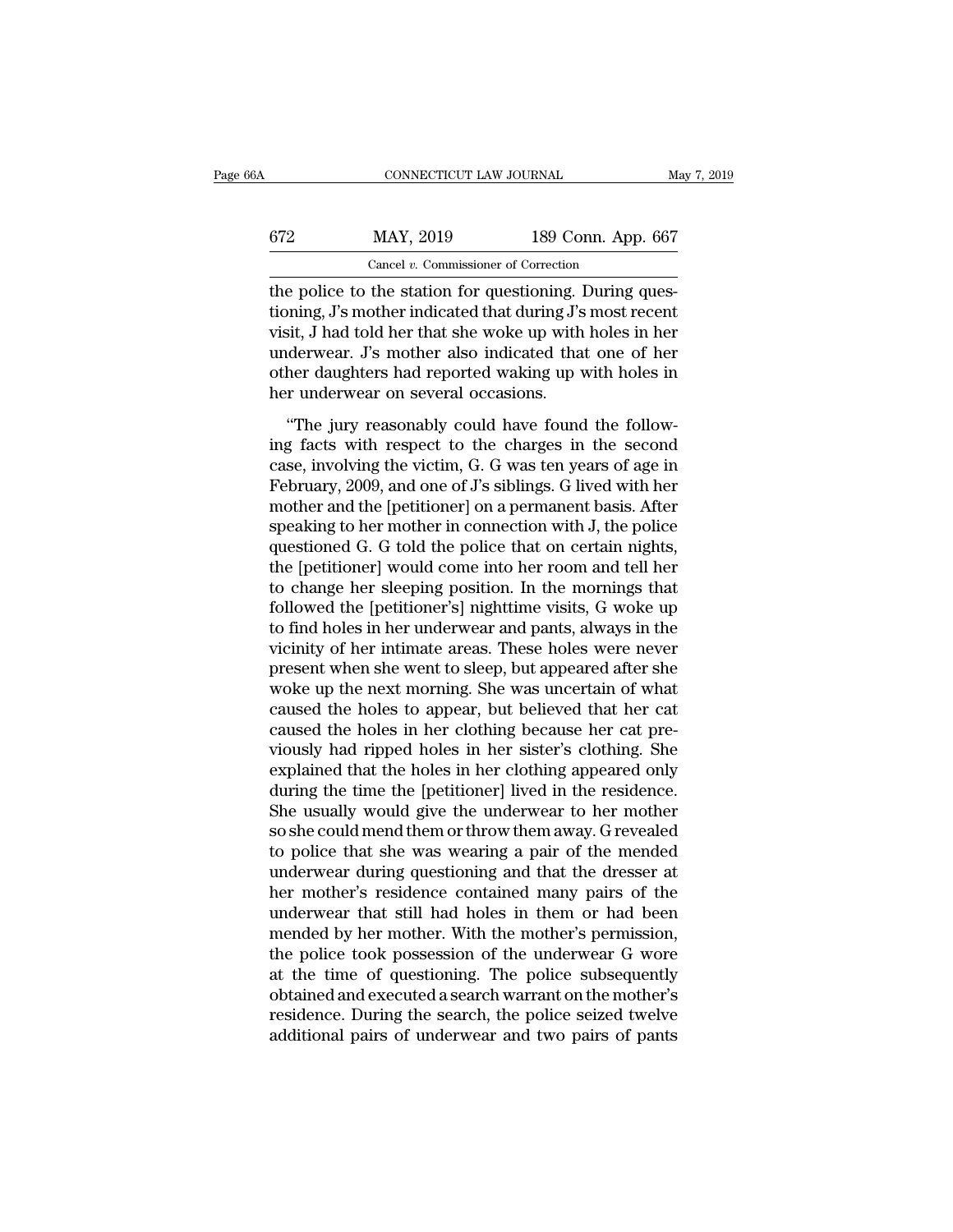the police to the station for questioning. During questioning, J's mother indicated that during J's most recent visit, J had told her that she woke up with holes in her underwear. J's mother also indicated that one of her other daughters had reported waking up with holes in her underwear on several occasions.

"The jury reasonably could have found the following facts with respect to the charges in the second case, involving the victim, G. G was ten years of age in February, 2009, and one of J's siblings. G lived with her mother and the [petitioner] on a permanent basis. After speaking to her mother in connection with J, the police questioned G. G told the police that on certain nights, the [petitioner] would come into her room and tell her to change her sleeping position. In the mornings that followed the [petitioner's] nighttime visits, G woke up to find holes in her underwear and pants, always in the vicinity of her intimate areas. These holes were never present when she went to sleep, but appeared after she woke up the next morning. She was uncertain of what caused the holes to appear, but believed that her cat caused the holes in her clothing because her cat previously had ripped holes in her sister's clothing. She explained that the holes in her clothing appeared only during the time the [petitioner] lived in the residence. She usually would give the underwear to her mother so she could mend them or throw them away. G revealed to police that she was wearing a pair of the mended underwear during questioning and that the dresser at her mother's residence contained many pairs of the underwear that still had holes in them or had been mended by her mother. With the mother's permission, the police took possession of the underwear G wore at the time of questioning. The police subsequently obtained and executed a search warrant on the mother's residence. During the search, the police seized twelve additional pairs of underwear and two pairs of pants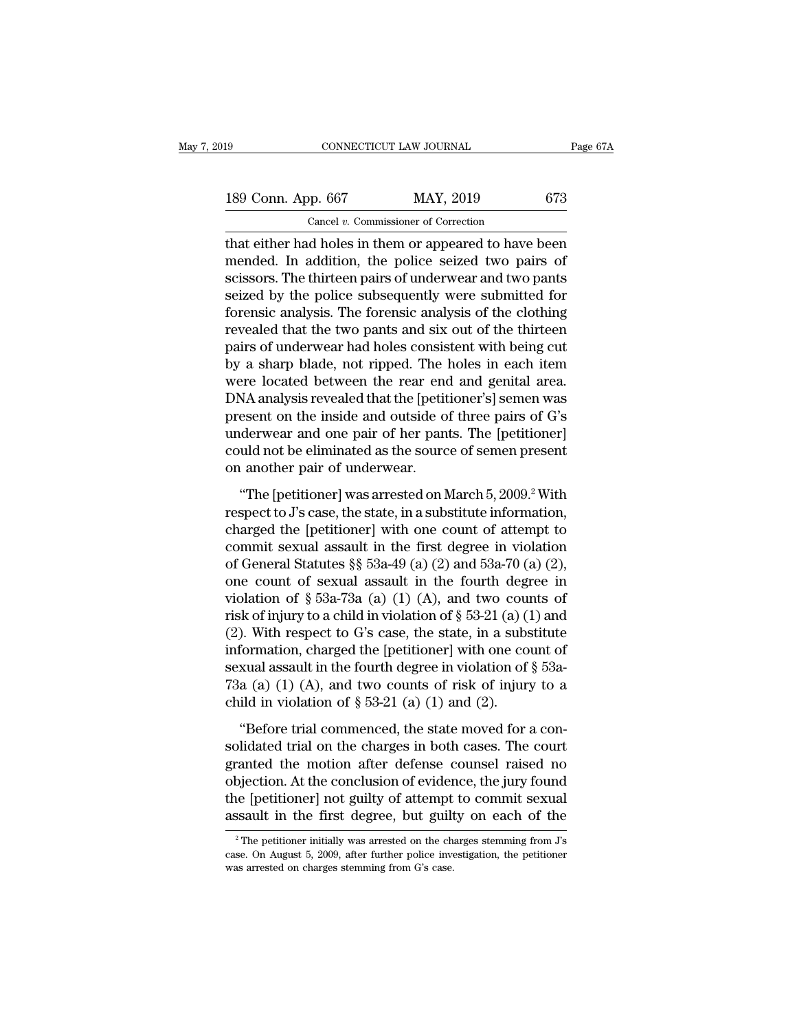that either had holes in them or appeared to have been mended. In addition, the police seized two pairs of scissors. The thirteen pairs of underwear and two pants seized by the police subsequently were submitted for forensic analysis. The forensic analysis of the clothing revealed that the two pants and six out of the thirteen pairs of underwear had holes consistent with being cut by a sharp blade, not ripped. The holes in each item were located between the rear end and genital area. DNA analysis revealed that the [petitioner's] semen was present on the inside and outside of three pairs of G's underwear and one pair of her pants. The [petitioner] could not be eliminated as the source of semen present on another pair of underwear.

"The [petitioner] was arrested on March 5, 2009.[2] With respect to J's case, the state, in a substitute information, charged the [petitioner] with one count of attempt to commit sexual assault in the first degree in violation of General Statutes §§ 53a-49 (a) (2) and 53a-70 (a) (2), one count of sexual assault in the fourth degree in violation of § 53a-73a (a) (1) (A), and two counts of risk of injury to a child in violation of § 53-21 (a) (1) and (2). With respect to G's case, the state, in a substitute information, charged the [petitioner] with one count of sexual assault in the fourth degree in violation of § 53a-73a (a) (1) (A), and two counts of risk of injury to a child in violation of § 53-21 (a) (1) and (2).

"Before trial commenced, the state moved for a consolidated trial on the charges in both cases. The court granted the motion after defense counsel raised no objection. At the conclusion of evidence, the jury found the [petitioner] not guilty of attempt to commit sexual assault in the first degree, but guilty on each of the

[2] The petitioner initially was arrested on the charges stemming from J's case. On August 5, 2009, after further police investigation, the petitioner was arrested on charges stemming from G's case.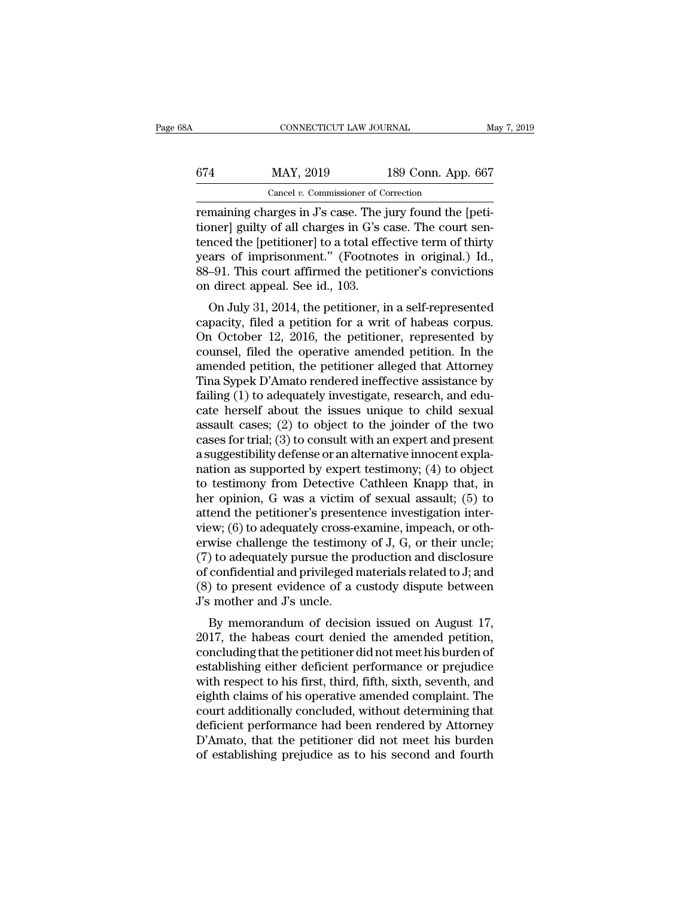remaining charges in J's case. The jury found the [petitioner] guilty of all charges in G's case. The court sentenced the [petitioner] to a total effective term of thirty years of imprisonment." (Footnotes in original.) Id., 88–91. This court affirmed the petitioner's convictions on direct appeal. See id., 103.

On July 31, 2014, the petitioner, in a self-represented capacity, filed a petition for a writ of habeas corpus. On October 12, 2016, the petitioner, represented by counsel, filed the operative amended petition. In the amended petition, the petitioner alleged that Attorney Tina Sypek D'Amato rendered ineffective assistance by failing (1) to adequately investigate, research, and educate herself about the issues unique to child sexual assault cases; (2) to object to the joinder of the two cases for trial; (3) to consult with an expert and present a suggestibility defense or an alternative innocent explanation as supported by expert testimony; (4) to object to testimony from Detective Cathleen Knapp that, in her opinion, G was a victim of sexual assault; (5) to attend the petitioner's presentence investigation interview; (6) to adequately cross-examine, impeach, or otherwise challenge the testimony of J, G, or their uncle; (7) to adequately pursue the production and disclosure of confidential and privileged materials related to J; and (8) to present evidence of a custody dispute between J's mother and J's uncle.

By memorandum of decision issued on August 17, 2017, the habeas court denied the amended petition, concluding that the petitioner did not meet his burden of establishing either deficient performance or prejudice with respect to his first, third, fifth, sixth, seventh, and eighth claims of his operative amended complaint. The court additionally concluded, without determining that deficient performance had been rendered by Attorney D'Amato, that the petitioner did not meet his burden of establishing prejudice as to his second and fourth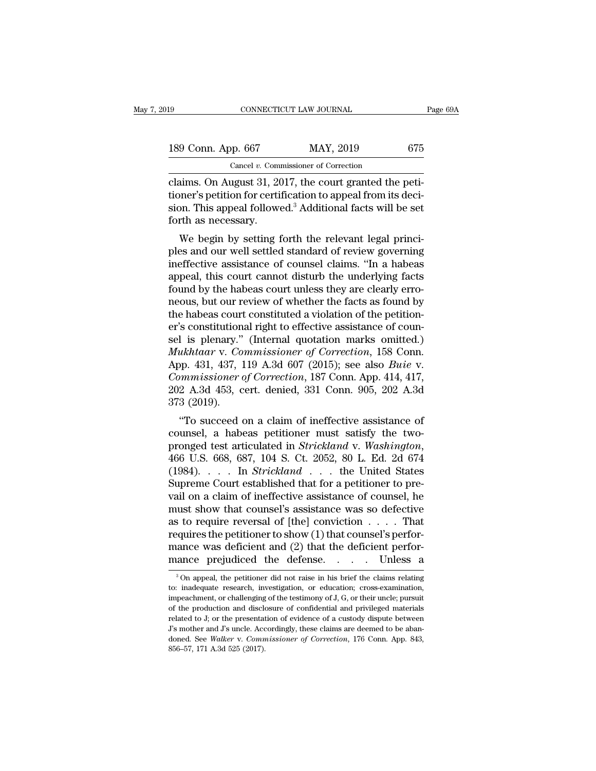claims. On August 31, 2017, the court granted the petitioner's petition for certification to appeal from its decision. This appeal followed.[3] Additional facts will be set forth as necessary.

We begin by setting forth the relevant legal principles and our well settled standard of review governing ineffective assistance of counsel claims. "In a habeas appeal, this court cannot disturb the underlying facts found by the habeas court unless they are clearly erroneous, but our review of whether the facts as found by the habeas court constituted a violation of the petitioner's constitutional right to effective assistance of counsel is plenary." (Internal quotation marks omitted.) *Mukhtaar* v. *Commissioner of Correction*, 158 Conn. App. 431, 437, 119 A.3d 607 (2015); see also *Buie* v. *Commissioner of Correction*, 187 Conn. App. 414, 417, 202 A.3d 453, cert. denied, 331 Conn. 905, 202 A.3d 373 (2019).

"To succeed on a claim of ineffective assistance of counsel, a habeas petitioner must satisfy the two-pronged test articulated in *Strickland* v. *Washington*, 466 U.S. 668, 687, 104 S. Ct. 2052, 80 L. Ed. 2d 674 (1984). . . . In *Strickland* . . . the United States Supreme Court established that for a petitioner to prevail on a claim of ineffective assistance of counsel, he must show that counsel's assistance was so defective as to require reversal of [the] conviction . . . . That requires the petitioner to show (1) that counsel's performance was deficient and (2) that the deficient performance prejudiced the defense. . . . Unless a

[3] On appeal, the petitioner did not raise in his brief the claims relating to: inadequate research, investigation, or education; cross-examination, impeachment, or challenging of the testimony of J, G, or their uncle; pursuit of the production and disclosure of confidential and privileged materials related to J; or the presentation of evidence of a custody dispute between J's mother and J's uncle. Accordingly, these claims are deemed to be abandoned. See *Walker* v. *Commissioner of Correction*, 176 Conn. App. 843, 856–57, 171 A.3d 525 (2017).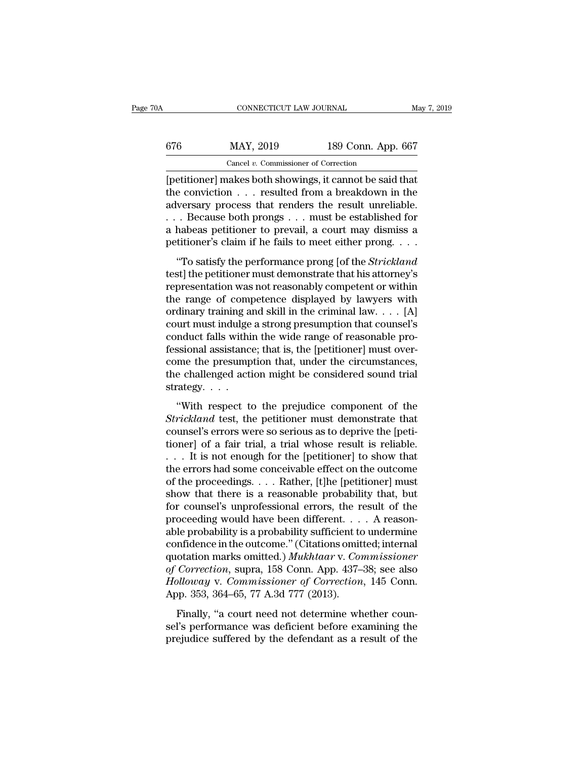[petitioner] makes both showings, it cannot be said that the conviction . . . resulted from a breakdown in the adversary process that renders the result unreliable. . . . Because both prongs . . . must be established for a habeas petitioner to prevail, a court may dismiss a petitioner's claim if he fails to meet either prong. . . .

"To satisfy the performance prong [of the *Strickland* test] the petitioner must demonstrate that his attorney's representation was not reasonably competent or within the range of competence displayed by lawyers with ordinary training and skill in the criminal law. . . . [A] court must indulge a strong presumption that counsel's conduct falls within the wide range of reasonable professional assistance; that is, the [petitioner] must overcome the presumption that, under the circumstances, the challenged action might be considered sound trial strategy. . . .

"With respect to the prejudice component of the *Strickland* test, the petitioner must demonstrate that counsel's errors were so serious as to deprive the [petitioner] of a fair trial, a trial whose result is reliable. . . . It is not enough for the [petitioner] to show that the errors had some conceivable effect on the outcome of the proceedings. . . . Rather, [t]he [petitioner] must show that there is a reasonable probability that, but for counsel's unprofessional errors, the result of the proceeding would have been different. . . . A reasonable probability is a probability sufficient to undermine confidence in the outcome." (Citations omitted; internal quotation marks omitted.) *Mukhtaar* v. *Commissioner of Correction*, supra, 158 Conn. App. 437–38; see also *Holloway* v. *Commissioner of Correction*, 145 Conn. App. 353, 364–65, 77 A.3d 777 (2013).

Finally, "a court need not determine whether counsel's performance was deficient before examining the prejudice suffered by the defendant as a result of the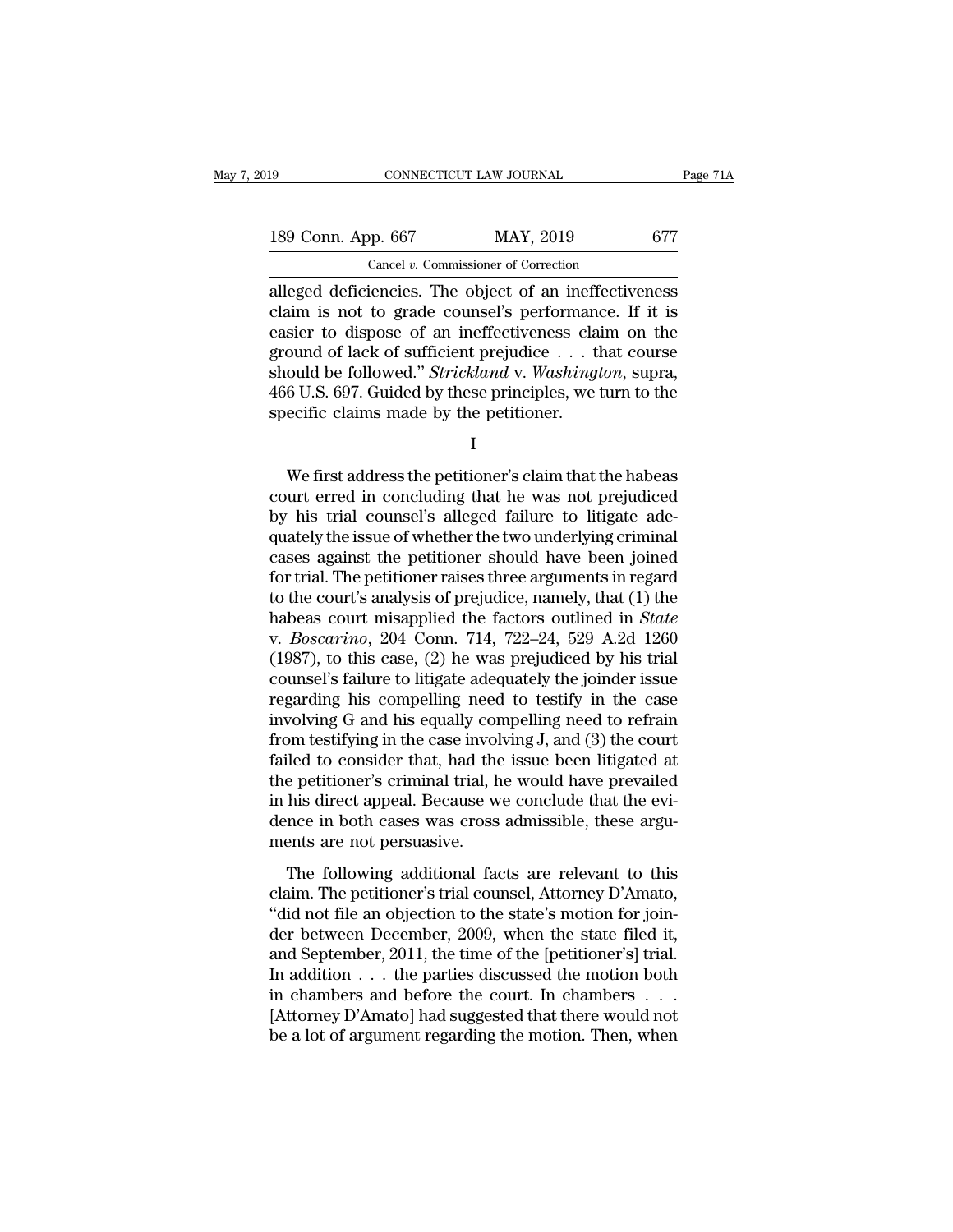alleged deficiencies. The object of an ineffectiveness claim is not to grade counsel's performance. If it is easier to dispose of an ineffectiveness claim on the ground of lack of sufficient prejudice . . . that course should be followed." *Strickland* v. *Washington*, supra, 466 U.S. 697. Guided by these principles, we turn to the specific claims made by the petitioner.

I

We first address the petitioner's claim that the habeas court erred in concluding that he was not prejudiced by his trial counsel's alleged failure to litigate adequately the issue of whether the two underlying criminal cases against the petitioner should have been joined for trial. The petitioner raises three arguments in regard to the court's analysis of prejudice, namely, that (1) the habeas court misapplied the factors outlined in *State* v. *Boscarino*, 204 Conn. 714, 722–24, 529 A.2d 1260 (1987), to this case, (2) he was prejudiced by his trial counsel's failure to litigate adequately the joinder issue regarding his compelling need to testify in the case involving G and his equally compelling need to refrain from testifying in the case involving J, and (3) the court failed to consider that, had the issue been litigated at the petitioner's criminal trial, he would have prevailed in his direct appeal. Because we conclude that the evidence in both cases was cross admissible, these arguments are not persuasive.

The following additional facts are relevant to this claim. The petitioner's trial counsel, Attorney D'Amato, "did not file an objection to the state's motion for joinder between December, 2009, when the state filed it, and September, 2011, the time of the [petitioner's] trial. In addition . . . the parties discussed the motion both in chambers and before the court. In chambers . . . [Attorney D'Amato] had suggested that there would not be a lot of argument regarding the motion. Then, when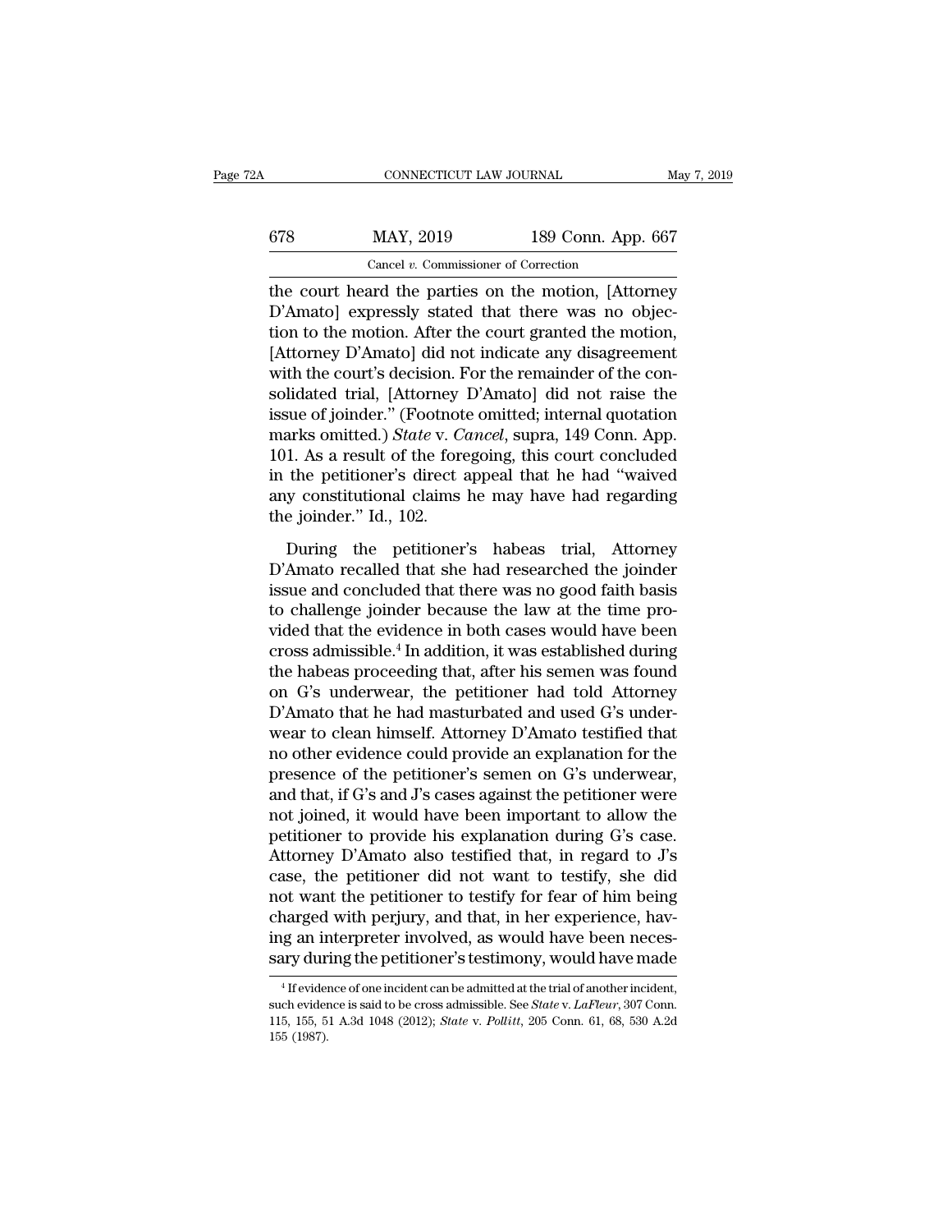the court heard the parties on the motion, [Attorney D'Amato] expressly stated that there was no objection to the motion. After the court granted the motion, [Attorney D'Amato] did not indicate any disagreement with the court's decision. For the remainder of the consolidated trial, [Attorney D'Amato] did not raise the issue of joinder." (Footnote omitted; internal quotation marks omitted.) *State* v. *Cancel*, supra, 149 Conn. App. 101. As a result of the foregoing, this court concluded in the petitioner's direct appeal that he had "waived any constitutional claims he may have had regarding the joinder." Id., 102.

During the petitioner's habeas trial, Attorney D'Amato recalled that she had researched the joinder issue and concluded that there was no good faith basis to challenge joinder because the law at the time provided that the evidence in both cases would have been cross admissible.[4] In addition, it was established during the habeas proceeding that, after his semen was found on G's underwear, the petitioner had told Attorney D'Amato that he had masturbated and used G's underwear to clean himself. Attorney D'Amato testified that no other evidence could provide an explanation for the presence of the petitioner's semen on G's underwear, and that, if G's and J's cases against the petitioner were not joined, it would have been important to allow the petitioner to provide his explanation during G's case. Attorney D'Amato also testified that, in regard to J's case, the petitioner did not want to testify, she did not want the petitioner to testify for fear of him being charged with perjury, and that, in her experience, having an interpreter involved, as would have been necessary during the petitioner's testimony, would have made

[4] If evidence of one incident can be admitted at the trial of another incident, such evidence is said to be cross admissible. See *State* v. *LaFleur*, 307 Conn. 115, 155, 51 A.3d 1048 (2012); *State* v. *Pollitt*, 205 Conn. 61, 68, 530 A.2d 155 (1987).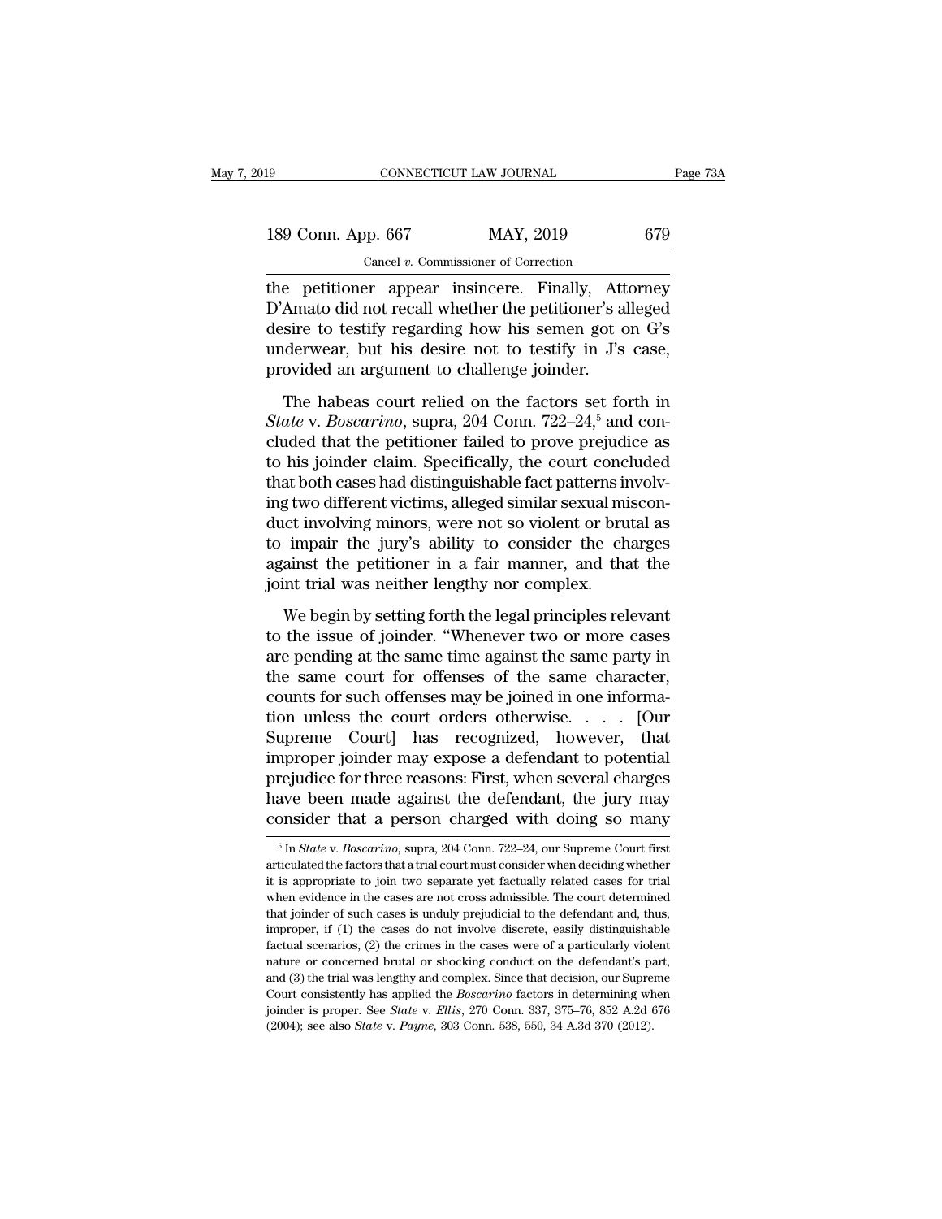the petitioner appear insincere. Finally, Attorney D'Amato did not recall whether the petitioner's alleged desire to testify regarding how his semen got on G's underwear, but his desire not to testify in J's case, provided an argument to challenge joinder.

The habeas court relied on the factors set forth in *State* v. *Boscarino*, supra, 204 Conn. 722–24,[5] and concluded that the petitioner failed to prove prejudice as to his joinder claim. Specifically, the court concluded that both cases had distinguishable fact patterns involving two different victims, alleged similar sexual misconduct involving minors, were not so violent or brutal as to impair the jury's ability to consider the charges against the petitioner in a fair manner, and that the joint trial was neither lengthy nor complex.

We begin by setting forth the legal principles relevant to the issue of joinder. "Whenever two or more cases are pending at the same time against the same party in the same court for offenses of the same character, counts for such offenses may be joined in one information unless the court orders otherwise. . . . [Our Supreme Court] has recognized, however, that improper joinder may expose a defendant to potential prejudice for three reasons: First, when several charges have been made against the defendant, the jury may consider that a person charged with doing so many

---

[5] In *State* v. *Boscarino*, supra, 204 Conn. 722–24, our Supreme Court first articulated the factors that a trial court must consider when deciding whether it is appropriate to join two separate yet factually related cases for trial when evidence in the cases are not cross admissible. The court determined that joinder of such cases is unduly prejudicial to the defendant and, thus, improper, if (1) the cases do not involve discrete, easily distinguishable factual scenarios, (2) the crimes in the cases were of a particularly violent nature or concerned brutal or shocking conduct on the defendant's part, and (3) the trial was lengthy and complex. Since that decision, our Supreme Court consistently has applied the *Boscarino* factors in determining when joinder is proper. See *State* v. *Ellis*, 270 Conn. 337, 375–76, 852 A.2d 676 (2004); see also *State* v. *Payne*, 303 Conn. 538, 550, 34 A.3d 370 (2012).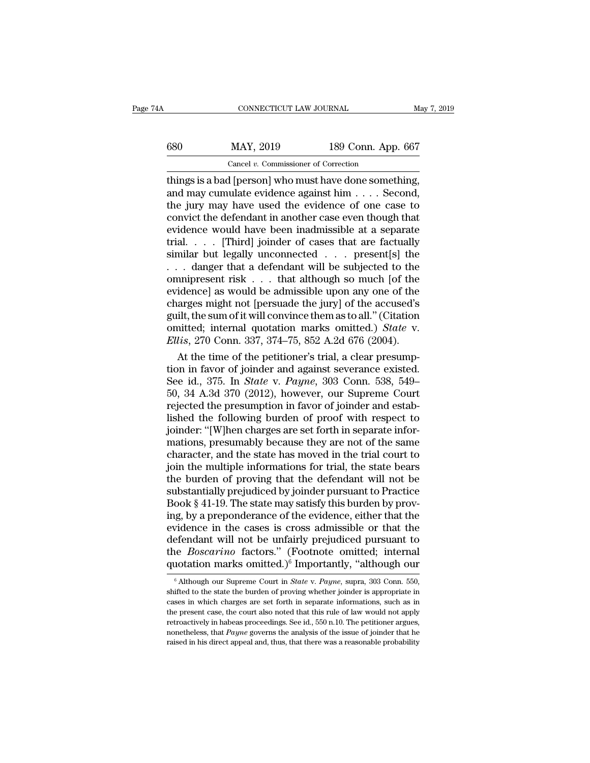things is a bad [person] who must have done something, and may cumulate evidence against him . . . . Second, the jury may have used the evidence of one case to convict the defendant in another case even though that evidence would have been inadmissible at a separate trial. . . . [Third] joinder of cases that are factually similar but legally unconnected . . . present[s] the . . . danger that a defendant will be subjected to the omnipresent risk . . . that although so much [of the evidence] as would be admissible upon any one of the charges might not [persuade the jury] of the accused's guilt, the sum of it will convince them as to all." (Citation omitted; internal quotation marks omitted.) *State* v. *Ellis*, 270 Conn. 337, 374–75, 852 A.2d 676 (2004).

At the time of the petitioner's trial, a clear presumption in favor of joinder and against severance existed. See id., 375. In *State* v. *Payne*, 303 Conn. 538, 549–50, 34 A.3d 370 (2012), however, our Supreme Court rejected the presumption in favor of joinder and established the following burden of proof with respect to joinder: "[W]hen charges are set forth in separate informations, presumably because they are not of the same character, and the state has moved in the trial court to join the multiple informations for trial, the state bears the burden of proving that the defendant will not be substantially prejudiced by joinder pursuant to Practice Book § 41-19. The state may satisfy this burden by proving, by a preponderance of the evidence, either that the evidence in the cases is cross admissible or that the defendant will not be unfairly prejudiced pursuant to the *Boscarino* factors." (Footnote omitted; internal quotation marks omitted.)[6] Importantly, "although our

[6] Although our Supreme Court in *State* v. *Payne*, supra, 303 Conn. 550, shifted to the state the burden of proving whether joinder is appropriate in cases in which charges are set forth in separate informations, such as in the present case, the court also noted that this rule of law would not apply retroactively in habeas proceedings. See id., 550 n.10. The petitioner argues, nonetheless, that *Payne* governs the analysis of the issue of joinder that he raised in his direct appeal and, thus, that there was a reasonable probability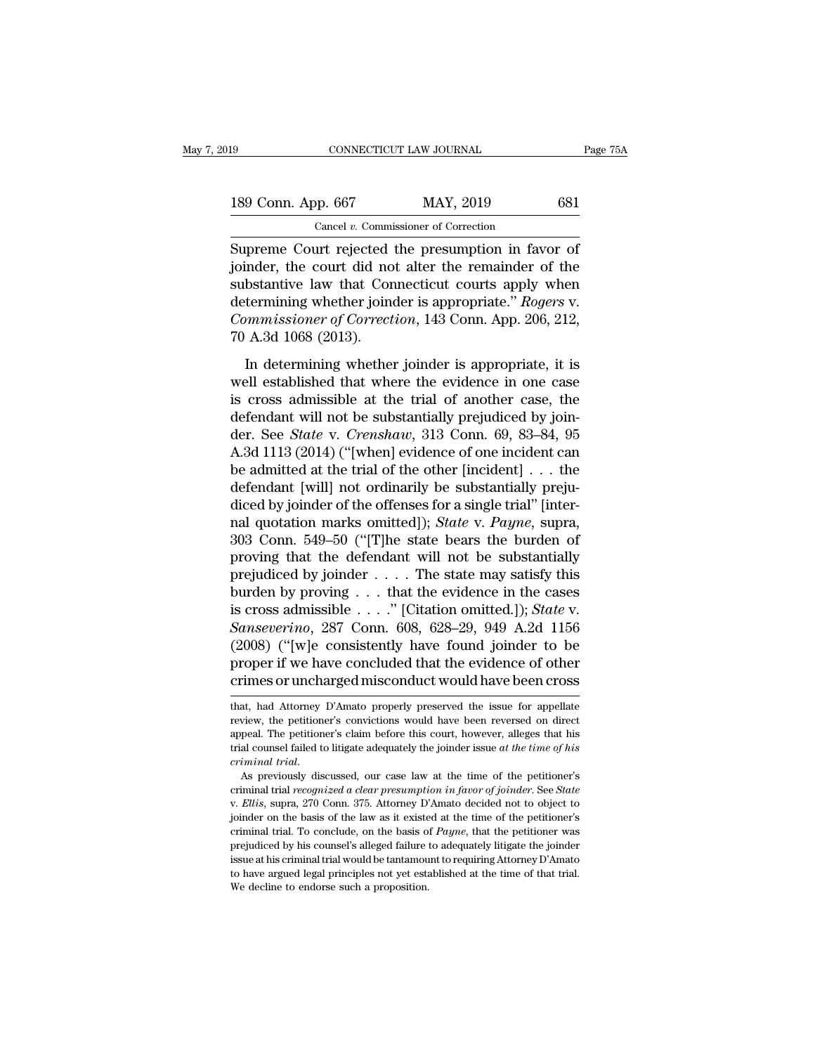Supreme Court rejected the presumption in favor of joinder, the court did not alter the remainder of the substantive law that Connecticut courts apply when determining whether joinder is appropriate." *Rogers* v. *Commissioner of Correction*, 143 Conn. App. 206, 212, 70 A.3d 1068 (2013).

In determining whether joinder is appropriate, it is well established that where the evidence in one case is cross admissible at the trial of another case, the defendant will not be substantially prejudiced by joinder. See *State* v. *Crenshaw*, 313 Conn. 69, 83–84, 95 A.3d 1113 (2014) ("[when] evidence of one incident can be admitted at the trial of the other [incident] . . . the defendant [will] not ordinarily be substantially prejudiced by joinder of the offenses for a single trial" [internal quotation marks omitted]); *State* v. *Payne*, supra, 303 Conn. 549–50 ("[T]he state bears the burden of proving that the defendant will not be substantially prejudiced by joinder . . . . The state may satisfy this burden by proving . . . that the evidence in the cases is cross admissible . . . ." [Citation omitted.]); *State* v. *Sanseverino*, 287 Conn. 608, 628–29, 949 A.2d 1156 (2008) ("[w]e consistently have found joinder to be proper if we have concluded that the evidence of other crimes or uncharged misconduct would have been cross

---

that, had Attorney D'Amato properly preserved the issue for appellate review, the petitioner's convictions would have been reversed on direct appeal. The petitioner's claim before this court, however, alleges that his trial counsel failed to litigate adequately the joinder issue *at the time of his criminal trial*.

As previously discussed, our case law at the time of the petitioner's criminal trial *recognized a clear presumption in favor of joinder*. See *State* v. *Ellis*, supra, 270 Conn. 375. Attorney D'Amato decided not to object to joinder on the basis of the law as it existed at the time of the petitioner's criminal trial. To conclude, on the basis of *Payne*, that the petitioner was prejudiced by his counsel's alleged failure to adequately litigate the joinder issue at his criminal trial would be tantamount to requiring Attorney D'Amato to have argued legal principles not yet established at the time of that trial. We decline to endorse such a proposition.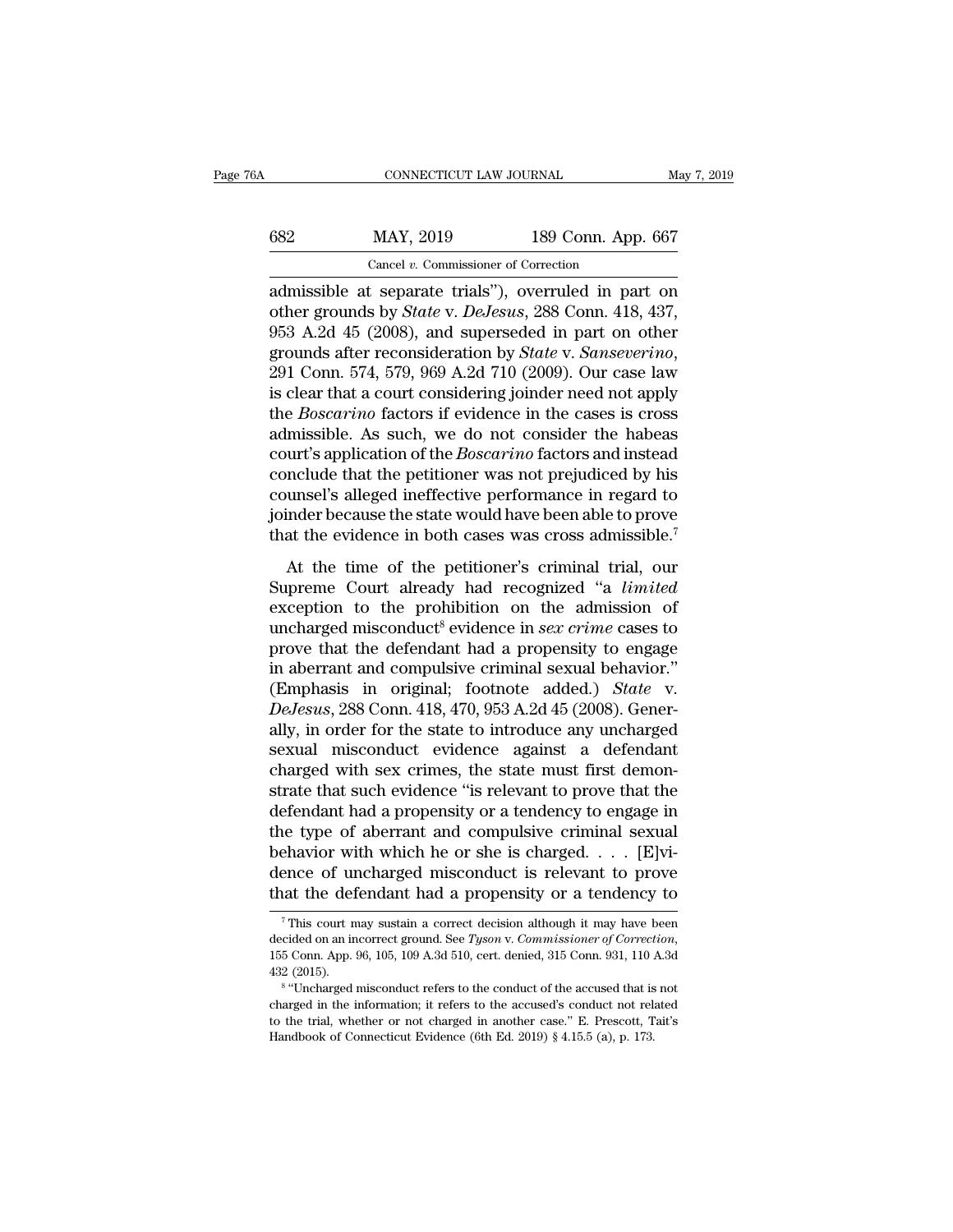admissible at separate trials"), overruled in part on other grounds by *State* v. *DeJesus*, 288 Conn. 418, 437, 953 A.2d 45 (2008), and superseded in part on other grounds after reconsideration by *State* v. *Sanseverino*, 291 Conn. 574, 579, 969 A.2d 710 (2009). Our case law is clear that a court considering joinder need not apply the *Boscarino* factors if evidence in the cases is cross admissible. As such, we do not consider the habeas court's application of the *Boscarino* factors and instead conclude that the petitioner was not prejudiced by his counsel's alleged ineffective performance in regard to joinder because the state would have been able to prove that the evidence in both cases was cross admissible.[7]

At the time of the petitioner's criminal trial, our Supreme Court already had recognized "a *limited* exception to the prohibition on the admission of uncharged misconduct[8] evidence in *sex crime* cases to prove that the defendant had a propensity to engage in aberrant and compulsive criminal sexual behavior." (Emphasis in original; footnote added.) *State* v. *DeJesus*, 288 Conn. 418, 470, 953 A.2d 45 (2008). Generally, in order for the state to introduce any uncharged sexual misconduct evidence against a defendant charged with sex crimes, the state must first demonstrate that such evidence "is relevant to prove that the defendant had a propensity or a tendency to engage in the type of aberrant and compulsive criminal sexual behavior with which he or she is charged. . . . [E]vidence of uncharged misconduct is relevant to prove that the defendant had a propensity or a tendency to

---

[7] This court may sustain a correct decision although it may have been decided on an incorrect ground. See *Tyson* v. *Commissioner of Correction*, 155 Conn. App. 96, 105, 109 A.3d 510, cert. denied, 315 Conn. 931, 110 A.3d 432 (2015).

[8] "Uncharged misconduct refers to the conduct of the accused that is not charged in the information; it refers to the accused's conduct not related to the trial, whether or not charged in another case." E. Prescott, Tait's Handbook of Connecticut Evidence (6th Ed. 2019) § 4.15.5 (a), p. 173.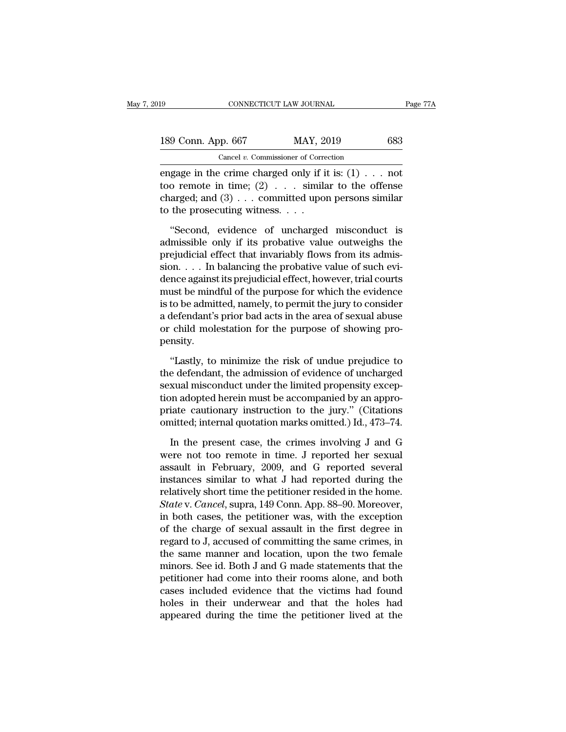engage in the crime charged only if it is: (1) . . . not too remote in time; (2) . . . similar to the offense charged; and (3) . . . committed upon persons similar to the prosecuting witness. . . .

"Second, evidence of uncharged misconduct is admissible only if its probative value outweighs the prejudicial effect that invariably flows from its admission. . . . In balancing the probative value of such evidence against its prejudicial effect, however, trial courts must be mindful of the purpose for which the evidence is to be admitted, namely, to permit the jury to consider a defendant's prior bad acts in the area of sexual abuse or child molestation for the purpose of showing propensity.

"Lastly, to minimize the risk of undue prejudice to the defendant, the admission of evidence of uncharged sexual misconduct under the limited propensity exception adopted herein must be accompanied by an appropriate cautionary instruction to the jury." (Citations omitted; internal quotation marks omitted.) Id., 473–74.

In the present case, the crimes involving J and G were not too remote in time. J reported her sexual assault in February, 2009, and G reported several instances similar to what J had reported during the relatively short time the petitioner resided in the home. *State* v. *Cancel*, supra, 149 Conn. App. 88–90. Moreover, in both cases, the petitioner was, with the exception of the charge of sexual assault in the first degree in regard to J, accused of committing the same crimes, in the same manner and location, upon the two female minors. See id. Both J and G made statements that the petitioner had come into their rooms alone, and both cases included evidence that the victims had found holes in their underwear and that the holes had appeared during the time the petitioner lived at the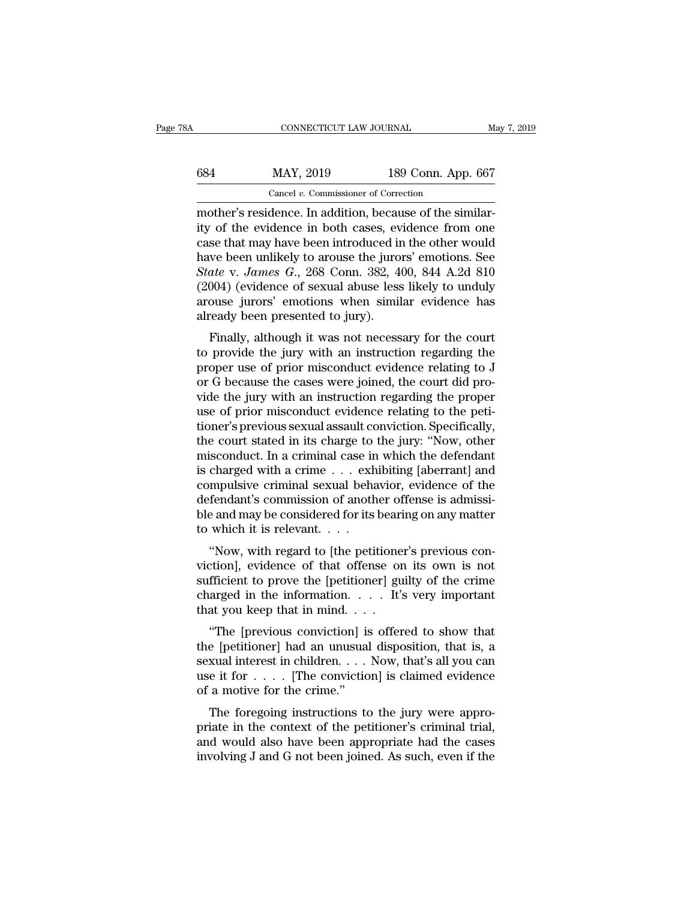mother's residence. In addition, because of the similarity of the evidence in both cases, evidence from one case that may have been introduced in the other would have been unlikely to arouse the jurors' emotions. See *State* v. *James G.*, 268 Conn. 382, 400, 844 A.2d 810 (2004) (evidence of sexual abuse less likely to unduly arouse jurors' emotions when similar evidence has already been presented to jury).

Finally, although it was not necessary for the court to provide the jury with an instruction regarding the proper use of prior misconduct evidence relating to J or G because the cases were joined, the court did provide the jury with an instruction regarding the proper use of prior misconduct evidence relating to the petitioner's previous sexual assault conviction. Specifically, the court stated in its charge to the jury: "Now, other misconduct. In a criminal case in which the defendant is charged with a crime . . . exhibiting [aberrant] and compulsive criminal sexual behavior, evidence of the defendant's commission of another offense is admissible and may be considered for its bearing on any matter to which it is relevant. . . .

"Now, with regard to [the petitioner's previous conviction], evidence of that offense on its own is not sufficient to prove the [petitioner] guilty of the crime charged in the information. . . . It's very important that you keep that in mind. . . .

"The [previous conviction] is offered to show that the [petitioner] had an unusual disposition, that is, a sexual interest in children. . . . Now, that's all you can use it for . . . . [The conviction] is claimed evidence of a motive for the crime."

The foregoing instructions to the jury were appropriate in the context of the petitioner's criminal trial, and would also have been appropriate had the cases involving J and G not been joined. As such, even if the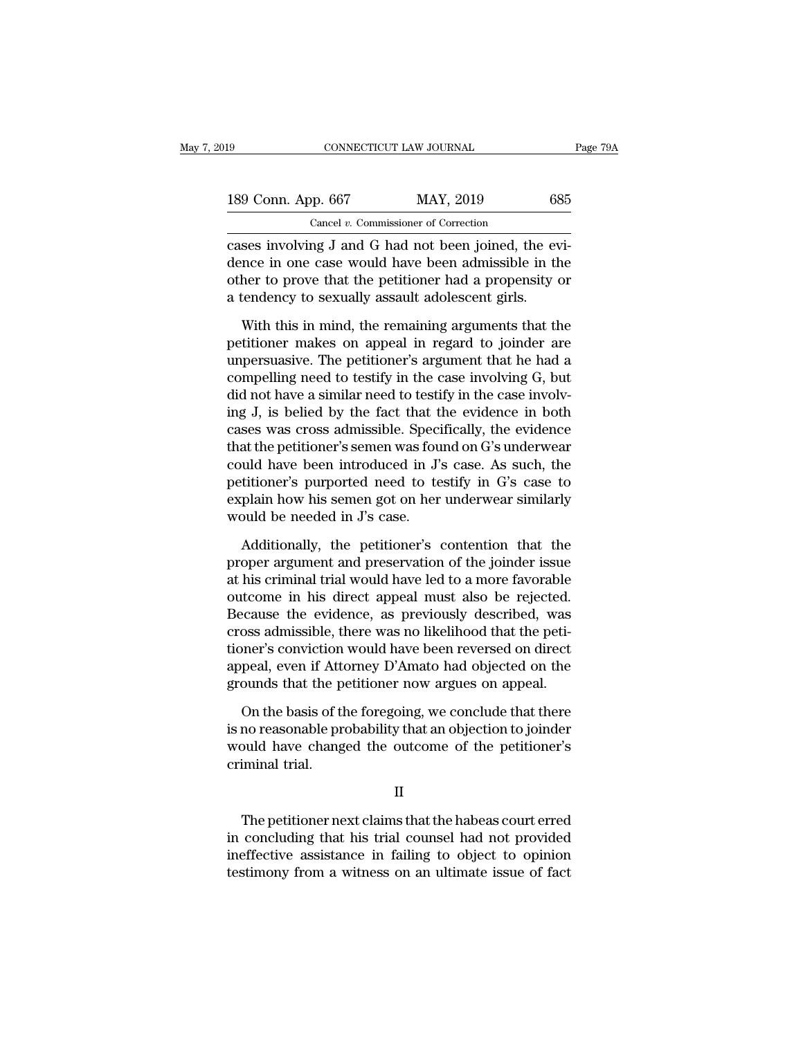cases involving J and G had not been joined, the evidence in one case would have been admissible in the other to prove that the petitioner had a propensity or a tendency to sexually assault adolescent girls.

With this in mind, the remaining arguments that the petitioner makes on appeal in regard to joinder are unpersuasive. The petitioner's argument that he had a compelling need to testify in the case involving G, but did not have a similar need to testify in the case involving J, is belied by the fact that the evidence in both cases was cross admissible. Specifically, the evidence that the petitioner's semen was found on G's underwear could have been introduced in J's case. As such, the petitioner's purported need to testify in G's case to explain how his semen got on her underwear similarly would be needed in J's case.

Additionally, the petitioner's contention that the proper argument and preservation of the joinder issue at his criminal trial would have led to a more favorable outcome in his direct appeal must also be rejected. Because the evidence, as previously described, was cross admissible, there was no likelihood that the petitioner's conviction would have been reversed on direct appeal, even if Attorney D'Amato had objected on the grounds that the petitioner now argues on appeal.

On the basis of the foregoing, we conclude that there is no reasonable probability that an objection to joinder would have changed the outcome of the petitioner's criminal trial.

## II

The petitioner next claims that the habeas court erred in concluding that his trial counsel had not provided ineffective assistance in failing to object to opinion testimony from a witness on an ultimate issue of fact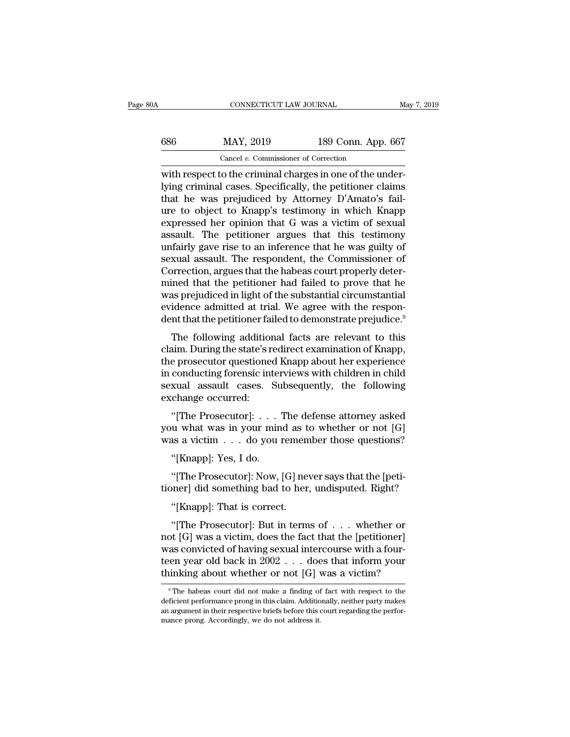with respect to the criminal charges in one of the underlying criminal cases. Specifically, the petitioner claims that he was prejudiced by Attorney D'Amato's failure to object to Knapp's testimony in which Knapp expressed her opinion that G was a victim of sexual assault. The petitioner argues that this testimony unfairly gave rise to an inference that he was guilty of sexual assault. The respondent, the Commissioner of Correction, argues that the habeas court properly determined that the petitioner had failed to prove that he was prejudiced in light of the substantial circumstantial evidence admitted at trial. We agree with the respondent that the petitioner failed to demonstrate prejudice.[9]

The following additional facts are relevant to this claim. During the state's redirect examination of Knapp, the prosecutor questioned Knapp about her experience in conducting forensic interviews with children in child sexual assault cases. Subsequently, the following exchange occurred:

"[The Prosecutor]: . . . The defense attorney asked you what was in your mind as to whether or not [G] was a victim . . . do you remember those questions?

"[Knapp]: Yes, I do.

"[The Prosecutor]: Now, [G] never says that the [petitioner] did something bad to her, undisputed. Right?

"[Knapp]: That is correct.

"[The Prosecutor]: But in terms of . . . whether or not [G] was a victim, does the fact that the [petitioner] was convicted of having sexual intercourse with a fourteen year old back in 2002 . . . does that inform your thinking about whether or not [G] was a victim?

[9] The habeas court did not make a finding of fact with respect to the deficient performance prong in this claim. Additionally, neither party makes an argument in their respective briefs before this court regarding the performance prong. Accordingly, we do not address it.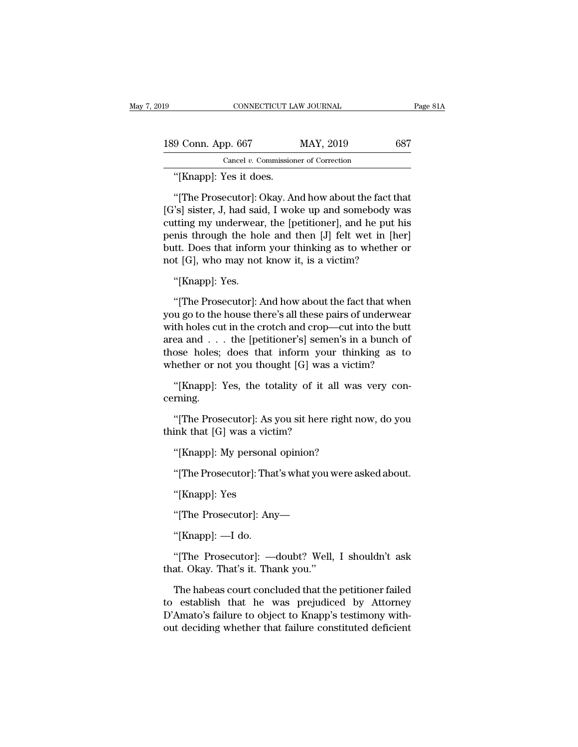"[Knapp]: Yes it does.

"[The Prosecutor]: Okay. And how about the fact that [G's] sister, J, had said, I woke up and somebody was cutting my underwear, the [petitioner], and he put his penis through the hole and then [J] felt wet in [her] butt. Does that inform your thinking as to whether or not [G], who may not know it, is a victim?

"[Knapp]: Yes.

"[The Prosecutor]: And how about the fact that when you go to the house there's all these pairs of underwear with holes cut in the crotch and crop—cut into the butt area and . . . the [petitioner's] semen's in a bunch of those holes; does that inform your thinking as to whether or not you thought [G] was a victim?

"[Knapp]: Yes, the totality of it all was very concerning.

"[The Prosecutor]: As you sit here right now, do you think that [G] was a victim?

"[Knapp]: My personal opinion?

"[The Prosecutor]: That's what you were asked about.

"[Knapp]: Yes

"[The Prosecutor]: Any—

"[Knapp]: —I do.

"[The Prosecutor]: —doubt? Well, I shouldn't ask that. Okay. That's it. Thank you."

The habeas court concluded that the petitioner failed to establish that he was prejudiced by Attorney D'Amato's failure to object to Knapp's testimony without deciding whether that failure constituted deficient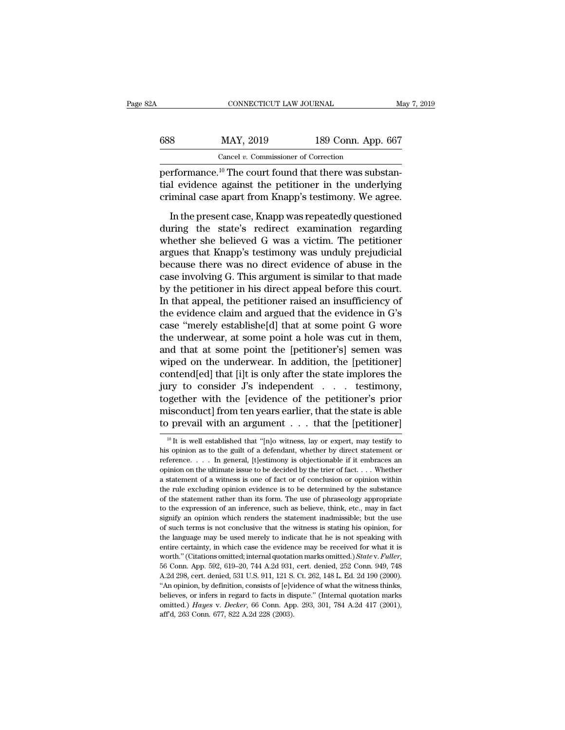performance.[10] The court found that there was substantial evidence against the petitioner in the underlying criminal case apart from Knapp's testimony. We agree.

In the present case, Knapp was repeatedly questioned during the state's redirect examination regarding whether she believed G was a victim. The petitioner argues that Knapp's testimony was unduly prejudicial because there was no direct evidence of abuse in the case involving G. This argument is similar to that made by the petitioner in his direct appeal before this court. In that appeal, the petitioner raised an insufficiency of the evidence claim and argued that the evidence in G's case "merely establishe[d] that at some point G wore the underwear, at some point a hole was cut in them, and that at some point the [petitioner's] semen was wiped on the underwear. In addition, the [petitioner] contend[ed] that [i]t is only after the state implores the jury to consider J's independent . . . testimony, together with the [evidence of the petitioner's prior misconduct] from ten years earlier, that the state is able to prevail with an argument . . . that the [petitioner]

[10] It is well established that "[n]o witness, lay or expert, may testify to his opinion as to the guilt of a defendant, whether by direct statement or reference. . . . In general, [t]estimony is objectionable if it embraces an opinion on the ultimate issue to be decided by the trier of fact. . . . Whether a statement of a witness is one of fact or of conclusion or opinion within the rule excluding opinion evidence is to be determined by the substance of the statement rather than its form. The use of phraseology appropriate to the expression of an inference, such as believe, think, etc., may in fact signify an opinion which renders the statement inadmissible; but the use of such terms is not conclusive that the witness is stating his opinion, for the language may be used merely to indicate that he is not speaking with entire certainty, in which case the evidence may be received for what it is worth." (Citations omitted; internal quotation marks omitted.) *State* v. *Fuller*, 56 Conn. App. 592, 619–20, 744 A.2d 931, cert. denied, 252 Conn. 949, 748 A.2d 298, cert. denied, 531 U.S. 911, 121 S. Ct. 262, 148 L. Ed. 2d 190 (2000). "An opinion, by definition, consists of [e]vidence of what the witness thinks, believes, or infers in regard to facts in dispute." (Internal quotation marks omitted.) *Hayes* v. *Decker*, 66 Conn. App. 293, 301, 784 A.2d 417 (2001), aff'd, 263 Conn. 677, 822 A.2d 228 (2003).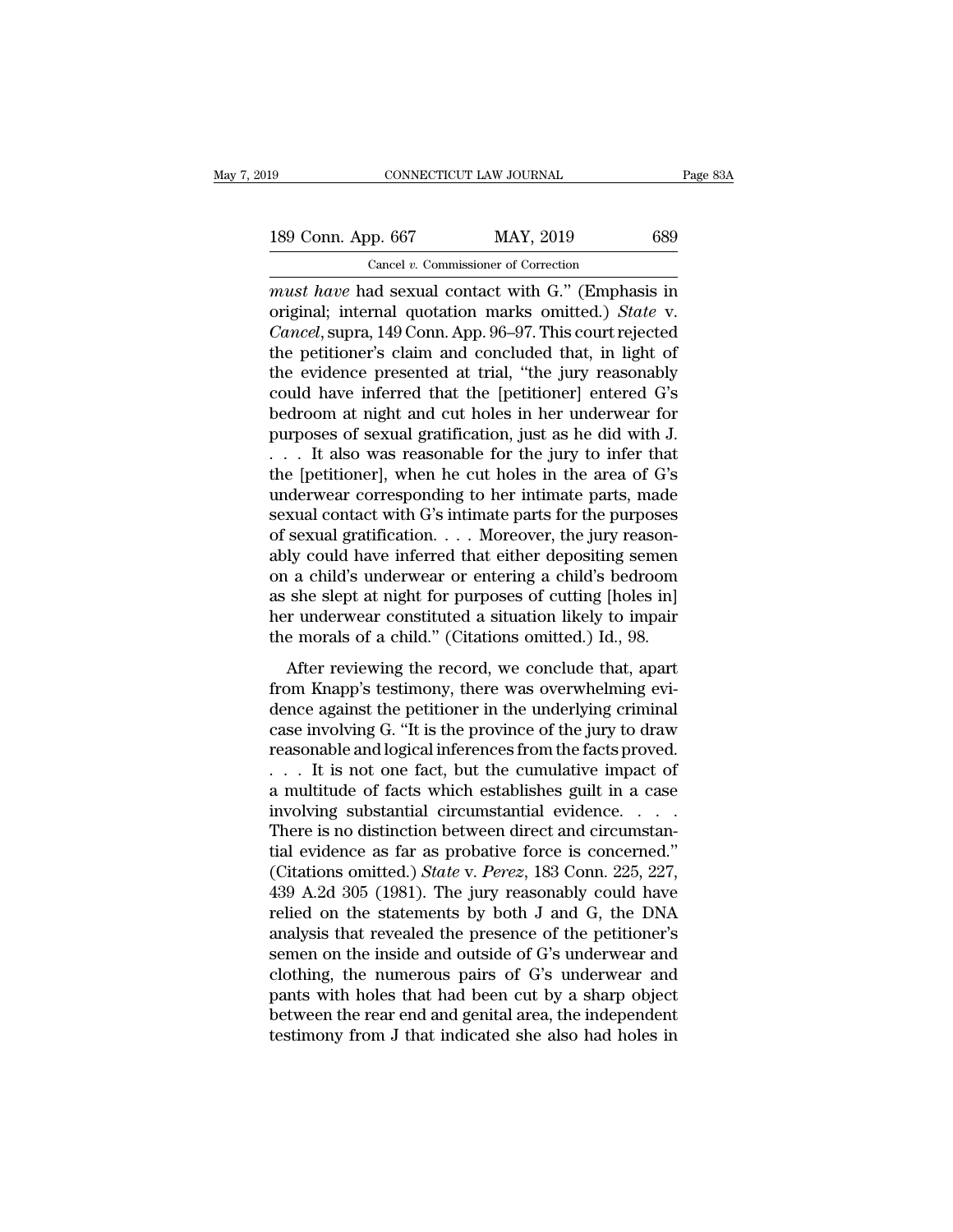*must have* had sexual contact with G." (Emphasis in original; internal quotation marks omitted.) *State* v. *Cancel*, supra, 149 Conn. App. 96–97. This court rejected the petitioner's claim and concluded that, in light of the evidence presented at trial, "the jury reasonably could have inferred that the [petitioner] entered G's bedroom at night and cut holes in her underwear for purposes of sexual gratification, just as he did with J. . . . It also was reasonable for the jury to infer that the [petitioner], when he cut holes in the area of G's underwear corresponding to her intimate parts, made sexual contact with G's intimate parts for the purposes of sexual gratification. . . . Moreover, the jury reasonably could have inferred that either depositing semen on a child's underwear or entering a child's bedroom as she slept at night for purposes of cutting [holes in] her underwear constituted a situation likely to impair the morals of a child." (Citations omitted.) Id., 98.

After reviewing the record, we conclude that, apart from Knapp's testimony, there was overwhelming evidence against the petitioner in the underlying criminal case involving G. "It is the province of the jury to draw reasonable and logical inferences from the facts proved. . . . It is not one fact, but the cumulative impact of a multitude of facts which establishes guilt in a case involving substantial circumstantial evidence. . . . There is no distinction between direct and circumstantial evidence as far as probative force is concerned." (Citations omitted.) *State* v. *Perez*, 183 Conn. 225, 227, 439 A.2d 305 (1981). The jury reasonably could have relied on the statements by both J and G, the DNA analysis that revealed the presence of the petitioner's semen on the inside and outside of G's underwear and clothing, the numerous pairs of G's underwear and pants with holes that had been cut by a sharp object between the rear end and genital area, the independent testimony from J that indicated she also had holes in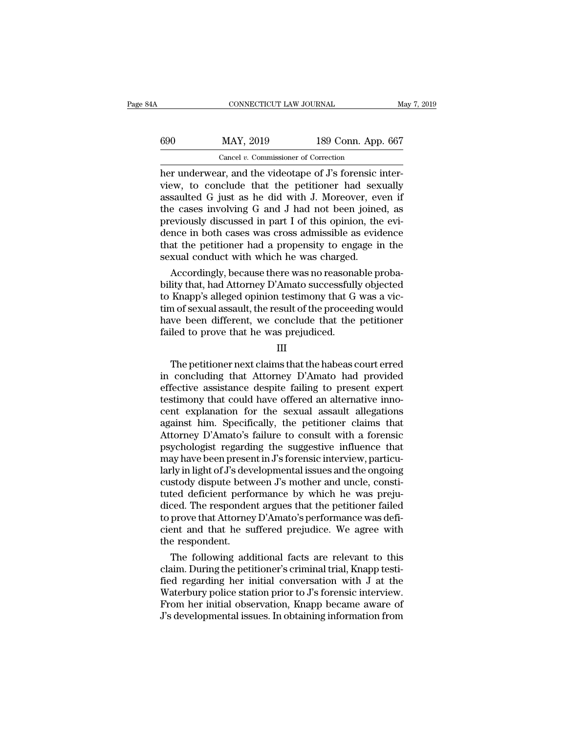her underwear, and the videotape of J's forensic interview, to conclude that the petitioner had sexually assaulted G just as he did with J. Moreover, even if the cases involving G and J had not been joined, as previously discussed in part I of this opinion, the evidence in both cases was cross admissible as evidence that the petitioner had a propensity to engage in the sexual conduct with which he was charged.

Accordingly, because there was no reasonable probability that, had Attorney D'Amato successfully objected to Knapp's alleged opinion testimony that G was a victim of sexual assault, the result of the proceeding would have been different, we conclude that the petitioner failed to prove that he was prejudiced.

III

The petitioner next claims that the habeas court erred in concluding that Attorney D'Amato had provided effective assistance despite failing to present expert testimony that could have offered an alternative innocent explanation for the sexual assault allegations against him. Specifically, the petitioner claims that Attorney D'Amato's failure to consult with a forensic psychologist regarding the suggestive influence that may have been present in J's forensic interview, particularly in light of J's developmental issues and the ongoing custody dispute between J's mother and uncle, constituted deficient performance by which he was prejudiced. The respondent argues that the petitioner failed to prove that Attorney D'Amato's performance was deficient and that he suffered prejudice. We agree with the respondent.

The following additional facts are relevant to this claim. During the petitioner's criminal trial, Knapp testified regarding her initial conversation with J at the Waterbury police station prior to J's forensic interview. From her initial observation, Knapp became aware of J's developmental issues. In obtaining information from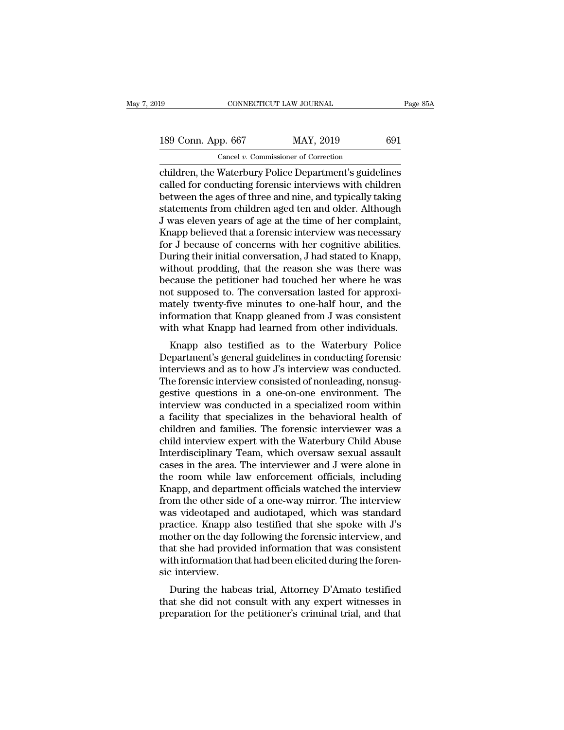children, the Waterbury Police Department's guidelines called for conducting forensic interviews with children between the ages of three and nine, and typically taking statements from children aged ten and older. Although J was eleven years of age at the time of her complaint, Knapp believed that a forensic interview was necessary for J because of concerns with her cognitive abilities. During their initial conversation, J had stated to Knapp, without prodding, that the reason she was there was because the petitioner had touched her where he was not supposed to. The conversation lasted for approximately twenty-five minutes to one-half hour, and the information that Knapp gleaned from J was consistent with what Knapp had learned from other individuals.

Knapp also testified as to the Waterbury Police Department's general guidelines in conducting forensic interviews and as to how J's interview was conducted. The forensic interview consisted of nonleading, nonsuggestive questions in a one-on-one environment. The interview was conducted in a specialized room within a facility that specializes in the behavioral health of children and families. The forensic interviewer was a child interview expert with the Waterbury Child Abuse Interdisciplinary Team, which oversaw sexual assault cases in the area. The interviewer and J were alone in the room while law enforcement officials, including Knapp, and department officials watched the interview from the other side of a one-way mirror. The interview was videotaped and audiotaped, which was standard practice. Knapp also testified that she spoke with J's mother on the day following the forensic interview, and that she had provided information that was consistent with information that had been elicited during the forensic interview.

During the habeas trial, Attorney D'Amato testified that she did not consult with any expert witnesses in preparation for the petitioner's criminal trial, and that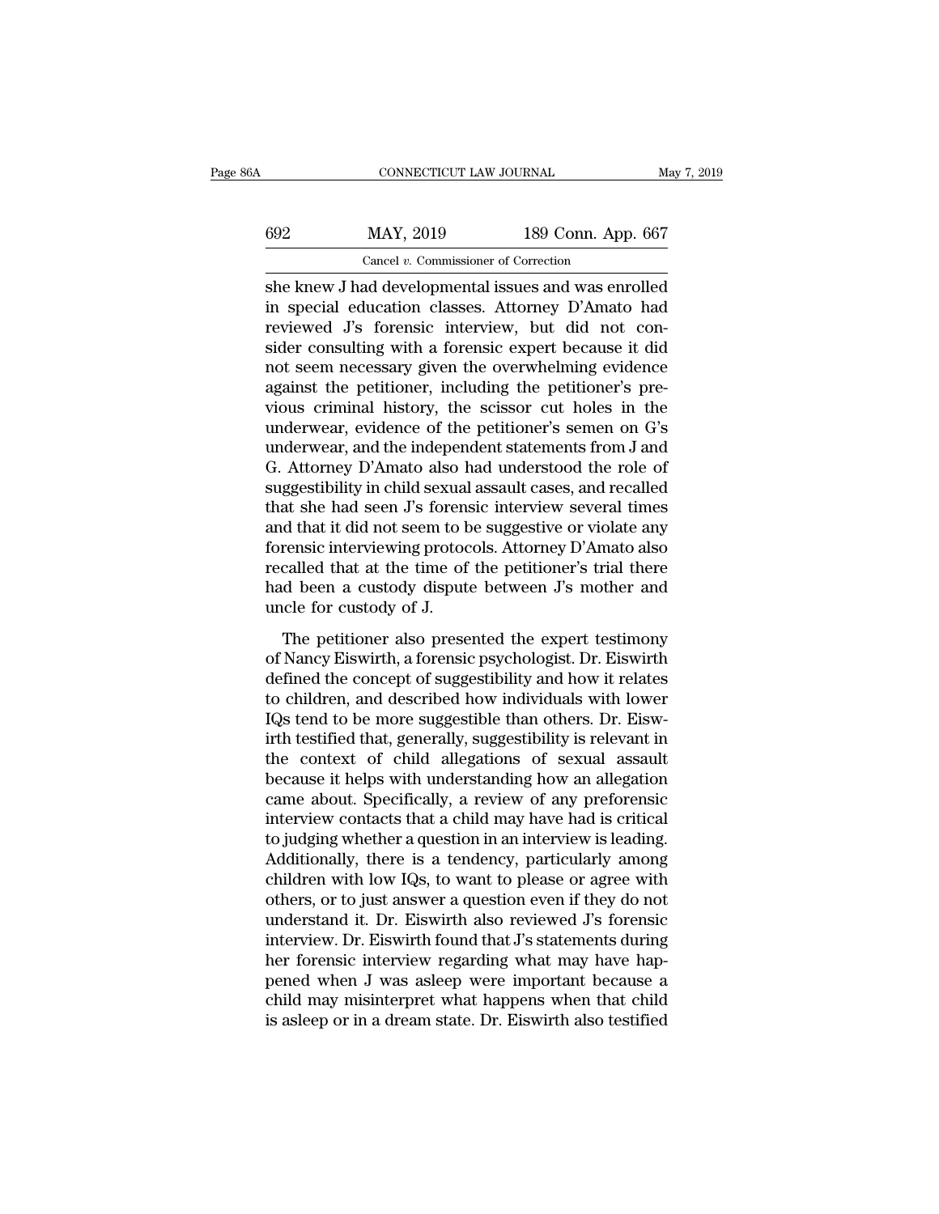she knew J had developmental issues and was enrolled in special education classes. Attorney D'Amato had reviewed J's forensic interview, but did not consider consulting with a forensic expert because it did not seem necessary given the overwhelming evidence against the petitioner, including the petitioner's previous criminal history, the scissor cut holes in the underwear, evidence of the petitioner's semen on G's underwear, and the independent statements from J and G. Attorney D'Amato also had understood the role of suggestibility in child sexual assault cases, and recalled that she had seen J's forensic interview several times and that it did not seem to be suggestive or violate any forensic interviewing protocols. Attorney D'Amato also recalled that at the time of the petitioner's trial there had been a custody dispute between J's mother and uncle for custody of J.

The petitioner also presented the expert testimony of Nancy Eiswirth, a forensic psychologist. Dr. Eiswirth defined the concept of suggestibility and how it relates to children, and described how individuals with lower IQs tend to be more suggestible than others. Dr. Eiswirth testified that, generally, suggestibility is relevant in the context of child allegations of sexual assault because it helps with understanding how an allegation came about. Specifically, a review of any preforensic interview contacts that a child may have had is critical to judging whether a question in an interview is leading. Additionally, there is a tendency, particularly among children with low IQs, to want to please or agree with others, or to just answer a question even if they do not understand it. Dr. Eiswirth also reviewed J's forensic interview. Dr. Eiswirth found that J's statements during her forensic interview regarding what may have happened when J was asleep were important because a child may misinterpret what happens when that child is asleep or in a dream state. Dr. Eiswirth also testified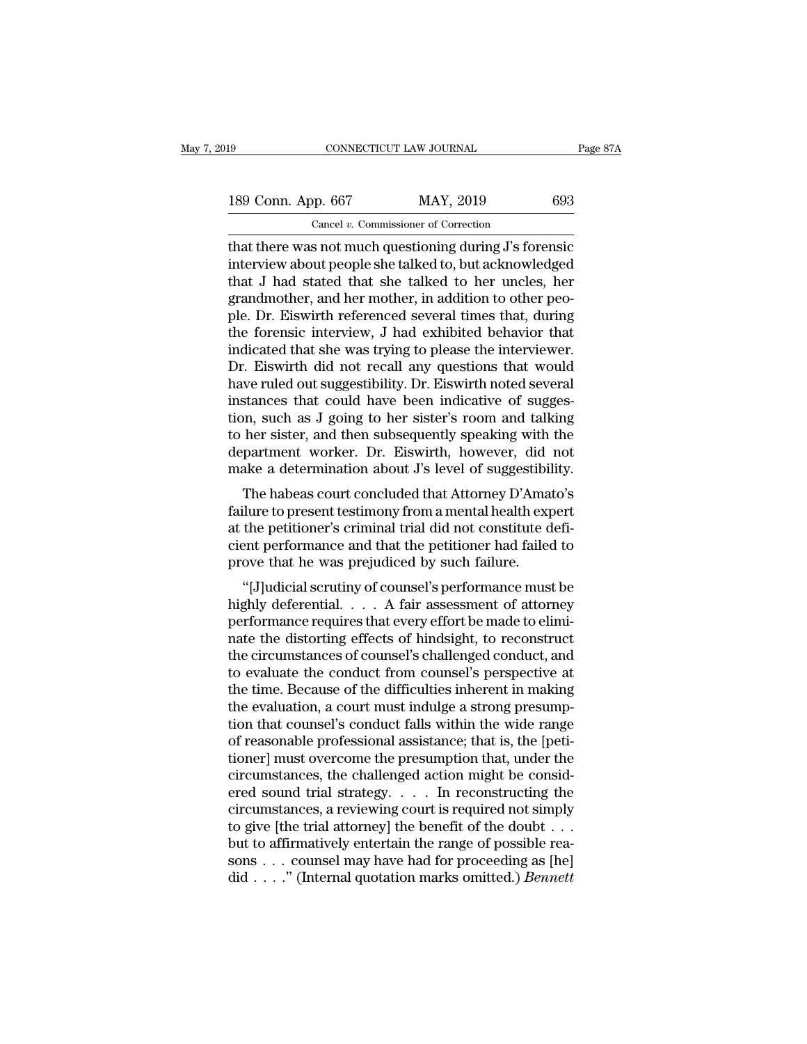that there was not much questioning during J's forensic interview about people she talked to, but acknowledged that J had stated that she talked to her uncles, her grandmother, and her mother, in addition to other people. Dr. Eiswirth referenced several times that, during the forensic interview, J had exhibited behavior that indicated that she was trying to please the interviewer. Dr. Eiswirth did not recall any questions that would have ruled out suggestibility. Dr. Eiswirth noted several instances that could have been indicative of suggestion, such as J going to her sister's room and talking to her sister, and then subsequently speaking with the department worker. Dr. Eiswirth, however, did not make a determination about J's level of suggestibility.

The habeas court concluded that Attorney D'Amato's failure to present testimony from a mental health expert at the petitioner's criminal trial did not constitute deficient performance and that the petitioner had failed to prove that he was prejudiced by such failure.

"[J]udicial scrutiny of counsel's performance must be highly deferential. . . . A fair assessment of attorney performance requires that every effort be made to eliminate the distorting effects of hindsight, to reconstruct the circumstances of counsel's challenged conduct, and to evaluate the conduct from counsel's perspective at the time. Because of the difficulties inherent in making the evaluation, a court must indulge a strong presumption that counsel's conduct falls within the wide range of reasonable professional assistance; that is, the [petitioner] must overcome the presumption that, under the circumstances, the challenged action might be considered sound trial strategy. . . . In reconstructing the circumstances, a reviewing court is required not simply to give [the trial attorney] the benefit of the doubt . . . but to affirmatively entertain the range of possible reasons . . . counsel may have had for proceeding as [he] did . . . ." (Internal quotation marks omitted.) *Bennett*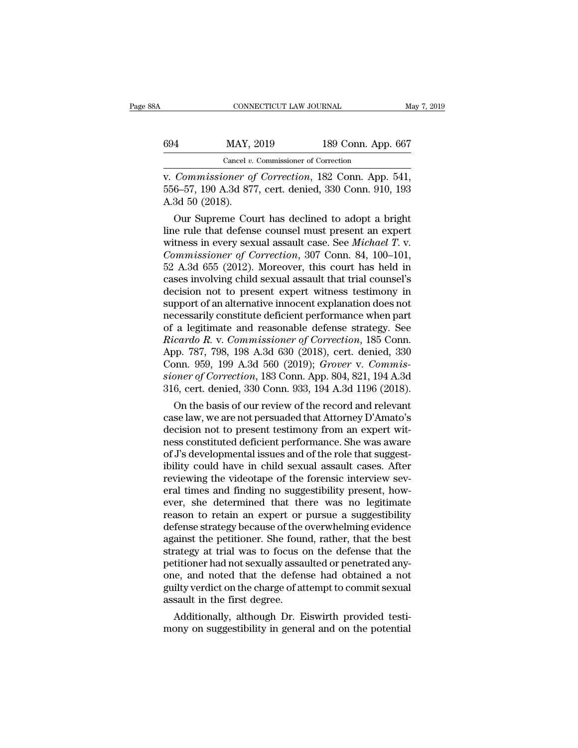v. *Commissioner of Correction*, 182 Conn. App. 541, 556–57, 190 A.3d 877, cert. denied, 330 Conn. 910, 193 A.3d 50 (2018).

Our Supreme Court has declined to adopt a bright line rule that defense counsel must present an expert witness in every sexual assault case. See *Michael T.* v. *Commissioner of Correction*, 307 Conn. 84, 100–101, 52 A.3d 655 (2012). Moreover, this court has held in cases involving child sexual assault that trial counsel's decision not to present expert witness testimony in support of an alternative innocent explanation does not necessarily constitute deficient performance when part of a legitimate and reasonable defense strategy. See *Ricardo R.* v. *Commissioner of Correction*, 185 Conn. App. 787, 798, 198 A.3d 630 (2018), cert. denied, 330 Conn. 959, 199 A.3d 560 (2019); *Grover* v. *Commissioner of Correction*, 183 Conn. App. 804, 821, 194 A.3d 316, cert. denied, 330 Conn. 933, 194 A.3d 1196 (2018).

On the basis of our review of the record and relevant case law, we are not persuaded that Attorney D'Amato's decision not to present testimony from an expert witness constituted deficient performance. She was aware of J's developmental issues and of the role that suggestibility could have in child sexual assault cases. After reviewing the videotape of the forensic interview several times and finding no suggestibility present, however, she determined that there was no legitimate reason to retain an expert or pursue a suggestibility defense strategy because of the overwhelming evidence against the petitioner. She found, rather, that the best strategy at trial was to focus on the defense that the petitioner had not sexually assaulted or penetrated anyone, and noted that the defense had obtained a not guilty verdict on the charge of attempt to commit sexual assault in the first degree.

Additionally, although Dr. Eiswirth provided testimony on suggestibility in general and on the potential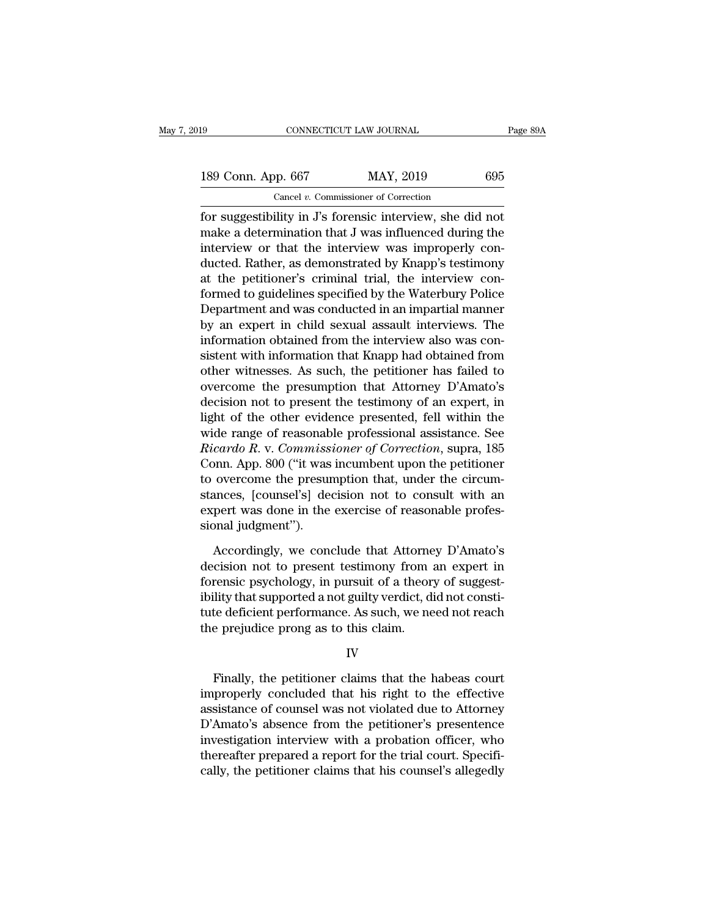for suggestibility in J's forensic interview, she did not make a determination that J was influenced during the interview or that the interview was improperly conducted. Rather, as demonstrated by Knapp's testimony at the petitioner's criminal trial, the interview conformed to guidelines specified by the Waterbury Police Department and was conducted in an impartial manner by an expert in child sexual assault interviews. The information obtained from the interview also was consistent with information that Knapp had obtained from other witnesses. As such, the petitioner has failed to overcome the presumption that Attorney D'Amato's decision not to present the testimony of an expert, in light of the other evidence presented, fell within the wide range of reasonable professional assistance. See *Ricardo R.* v. *Commissioner of Correction*, supra, 185 Conn. App. 800 ("it was incumbent upon the petitioner to overcome the presumption that, under the circumstances, [counsel's] decision not to consult with an expert was done in the exercise of reasonable professional judgment").

Accordingly, we conclude that Attorney D'Amato's decision not to present testimony from an expert in forensic psychology, in pursuit of a theory of suggestibility that supported a not guilty verdict, did not constitute deficient performance. As such, we need not reach the prejudice prong as to this claim.

IV

Finally, the petitioner claims that the habeas court improperly concluded that his right to the effective assistance of counsel was not violated due to Attorney D'Amato's absence from the petitioner's presentence investigation interview with a probation officer, who thereafter prepared a report for the trial court. Specifically, the petitioner claims that his counsel's allegedly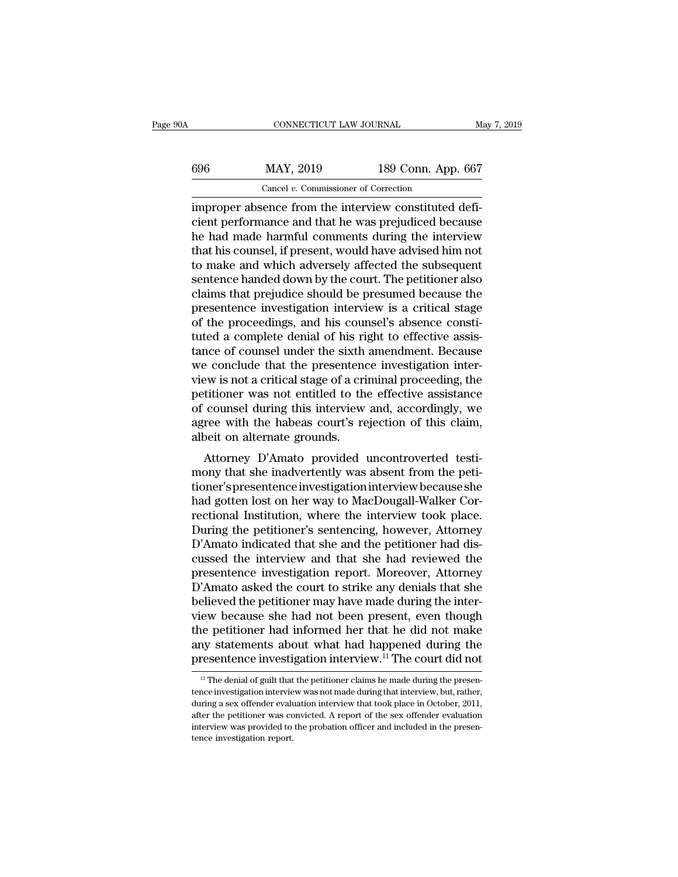improper absence from the interview constituted deficient performance and that he was prejudiced because he had made harmful comments during the interview that his counsel, if present, would have advised him not to make and which adversely affected the subsequent sentence handed down by the court. The petitioner also claims that prejudice should be presumed because the presentence investigation interview is a critical stage of the proceedings, and his counsel's absence constituted a complete denial of his right to effective assistance of counsel under the sixth amendment. Because we conclude that the presentence investigation interview is not a critical stage of a criminal proceeding, the petitioner was not entitled to the effective assistance of counsel during this interview and, accordingly, we agree with the habeas court's rejection of this claim, albeit on alternate grounds.

Attorney D'Amato provided uncontroverted testimony that she inadvertently was absent from the petitioner's presentence investigation interview because she had gotten lost on her way to MacDougall-Walker Correctional Institution, where the interview took place. During the petitioner's sentencing, however, Attorney D'Amato indicated that she and the petitioner had discussed the interview and that she had reviewed the presentence investigation report. Moreover, Attorney D'Amato asked the court to strike any denials that she believed the petitioner may have made during the interview because she had not been present, even though the petitioner had informed her that he did not make any statements about what had happened during the presentence investigation interview.[11] The court did not

[11] The denial of guilt that the petitioner claims he made during the presentence investigation interview was not made during that interview, but, rather, during a sex offender evaluation interview that took place in October, 2011, after the petitioner was convicted. A report of the sex offender evaluation interview was provided to the probation officer and included in the presentence investigation report.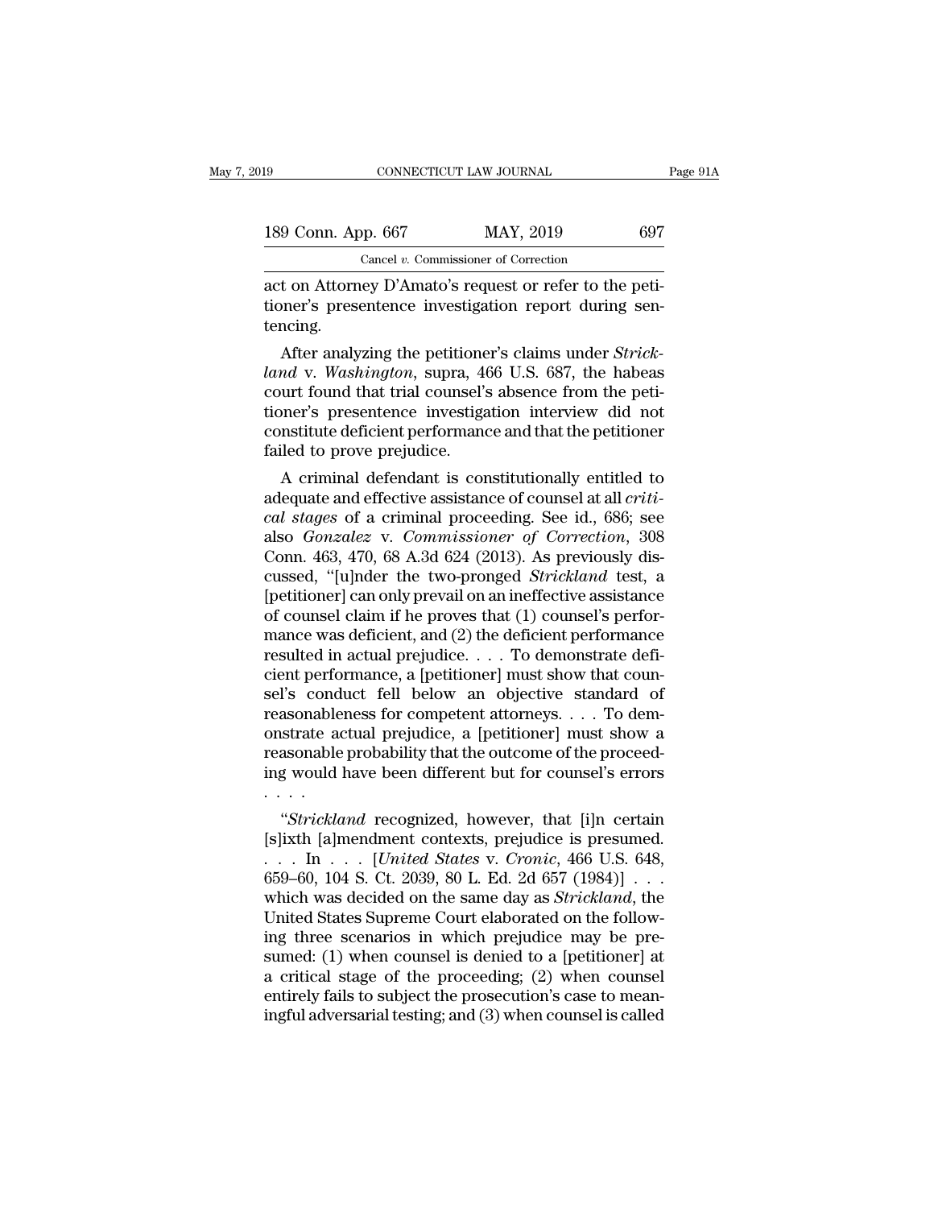act on Attorney D'Amato's request or refer to the petitioner's presentence investigation report during sentencing.

After analyzing the petitioner's claims under *Strickland* v. *Washington*, supra, 466 U.S. 687, the habeas court found that trial counsel's absence from the petitioner's presentence investigation interview did not constitute deficient performance and that the petitioner failed to prove prejudice.

A criminal defendant is constitutionally entitled to adequate and effective assistance of counsel at all *critical stages* of a criminal proceeding. See id., 686; see also *Gonzalez* v. *Commissioner of Correction*, 308 Conn. 463, 470, 68 A.3d 624 (2013). As previously discussed, "[u]nder the two-pronged *Strickland* test, a [petitioner] can only prevail on an ineffective assistance of counsel claim if he proves that (1) counsel's performance was deficient, and (2) the deficient performance resulted in actual prejudice. . . . To demonstrate deficient performance, a [petitioner] must show that counsel's conduct fell below an objective standard of reasonableness for competent attorneys. . . . To demonstrate actual prejudice, a [petitioner] must show a reasonable probability that the outcome of the proceeding would have been different but for counsel's errors . . . .

"*Strickland* recognized, however, that [i]n certain [s]ixth [a]mendment contexts, prejudice is presumed. . . . In . . . [*United States* v. *Cronic*, 466 U.S. 648, 659–60, 104 S. Ct. 2039, 80 L. Ed. 2d 657 (1984)] . . . which was decided on the same day as *Strickland*, the United States Supreme Court elaborated on the following three scenarios in which prejudice may be presumed: (1) when counsel is denied to a [petitioner] at a critical stage of the proceeding; (2) when counsel entirely fails to subject the prosecution's case to meaningful adversarial testing; and (3) when counsel is called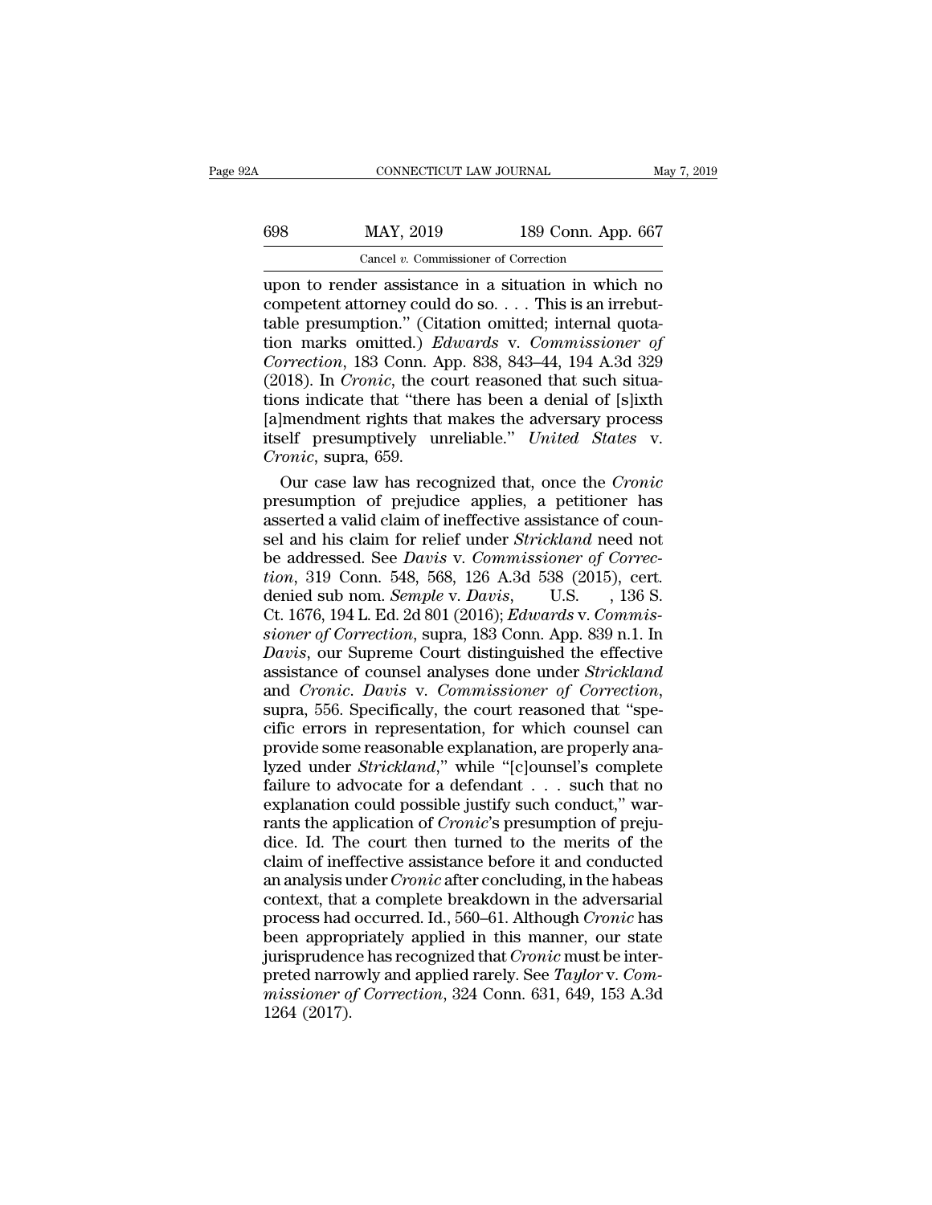upon to render assistance in a situation in which no competent attorney could do so. . . . This is an irrebuttable presumption." (Citation omitted; internal quotation marks omitted.) *Edwards* v. *Commissioner of Correction*, 183 Conn. App. 838, 843–44, 194 A.3d 329 (2018). In *Cronic*, the court reasoned that such situations indicate that "there has been a denial of [s]ixth [a]mendment rights that makes the adversary process itself presumptively unreliable." *United States* v. *Cronic*, supra, 659.

Our case law has recognized that, once the *Cronic* presumption of prejudice applies, a petitioner has asserted a valid claim of ineffective assistance of counsel and his claim for relief under *Strickland* need not be addressed. See *Davis* v. *Commissioner of Correction*, 319 Conn. 548, 568, 126 A.3d 538 (2015), cert. denied sub nom. *Semple* v. *Davis*, U.S. , 136 S. Ct. 1676, 194 L. Ed. 2d 801 (2016); *Edwards* v. *Commissioner of Correction*, supra, 183 Conn. App. 839 n.1. In *Davis*, our Supreme Court distinguished the effective assistance of counsel analyses done under *Strickland* and *Cronic*. *Davis* v. *Commissioner of Correction*, supra, 556. Specifically, the court reasoned that "specific errors in representation, for which counsel can provide some reasonable explanation, are properly analyzed under *Strickland*," while "[c]ounsel's complete failure to advocate for a defendant . . . such that no explanation could possible justify such conduct," warrants the application of *Cronic*'s presumption of prejudice. Id. The court then turned to the merits of the claim of ineffective assistance before it and conducted an analysis under *Cronic* after concluding, in the habeas context, that a complete breakdown in the adversarial process had occurred. Id., 560–61. Although *Cronic* has been appropriately applied in this manner, our state jurisprudence has recognized that *Cronic* must be interpreted narrowly and applied rarely. See *Taylor* v. *Commissioner of Correction*, 324 Conn. 631, 649, 153 A.3d 1264 (2017).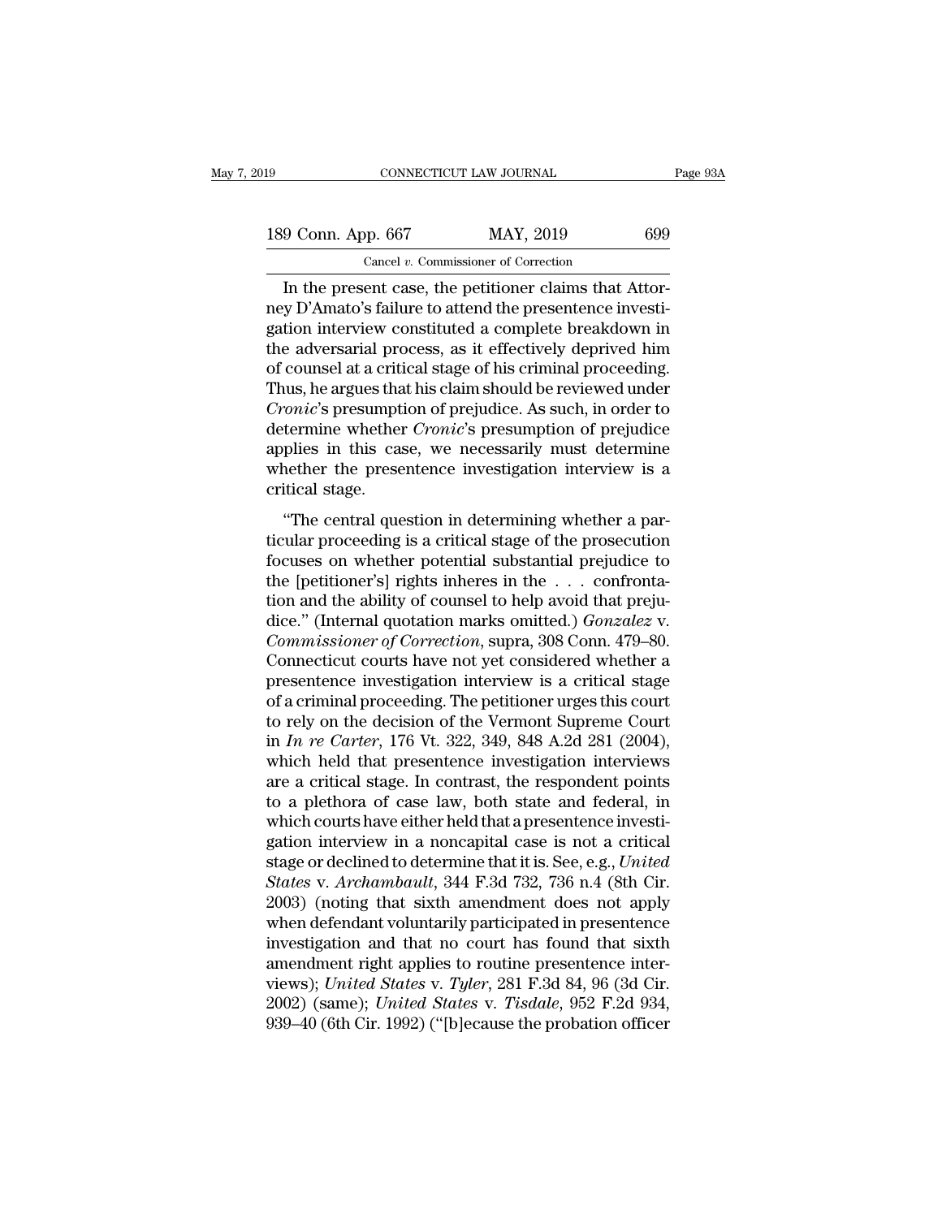In the present case, the petitioner claims that Attorney D'Amato's failure to attend the presentence investigation interview constituted a complete breakdown in the adversarial process, as it effectively deprived him of counsel at a critical stage of his criminal proceeding. Thus, he argues that his claim should be reviewed under *Cronic*'s presumption of prejudice. As such, in order to determine whether *Cronic*'s presumption of prejudice applies in this case, we necessarily must determine whether the presentence investigation interview is a critical stage.

"The central question in determining whether a particular proceeding is a critical stage of the prosecution focuses on whether potential substantial prejudice to the [petitioner's] rights inheres in the . . . confrontation and the ability of counsel to help avoid that prejudice." (Internal quotation marks omitted.) *Gonzalez* v. *Commissioner of Correction*, supra, 308 Conn. 479–80. Connecticut courts have not yet considered whether a presentence investigation interview is a critical stage of a criminal proceeding. The petitioner urges this court to rely on the decision of the Vermont Supreme Court in *In re Carter*, 176 Vt. 322, 349, 848 A.2d 281 (2004), which held that presentence investigation interviews are a critical stage. In contrast, the respondent points to a plethora of case law, both state and federal, in which courts have either held that a presentence investigation interview in a noncapital case is not a critical stage or declined to determine that it is. See, e.g., *United States* v. *Archambault*, 344 F.3d 732, 736 n.4 (8th Cir. 2003) (noting that sixth amendment does not apply when defendant voluntarily participated in presentence investigation and that no court has found that sixth amendment right applies to routine presentence interviews); *United States* v. *Tyler*, 281 F.3d 84, 96 (3d Cir. 2002) (same); *United States* v. *Tisdale*, 952 F.2d 934, 939–40 (6th Cir. 1992) ("[b]ecause the probation officer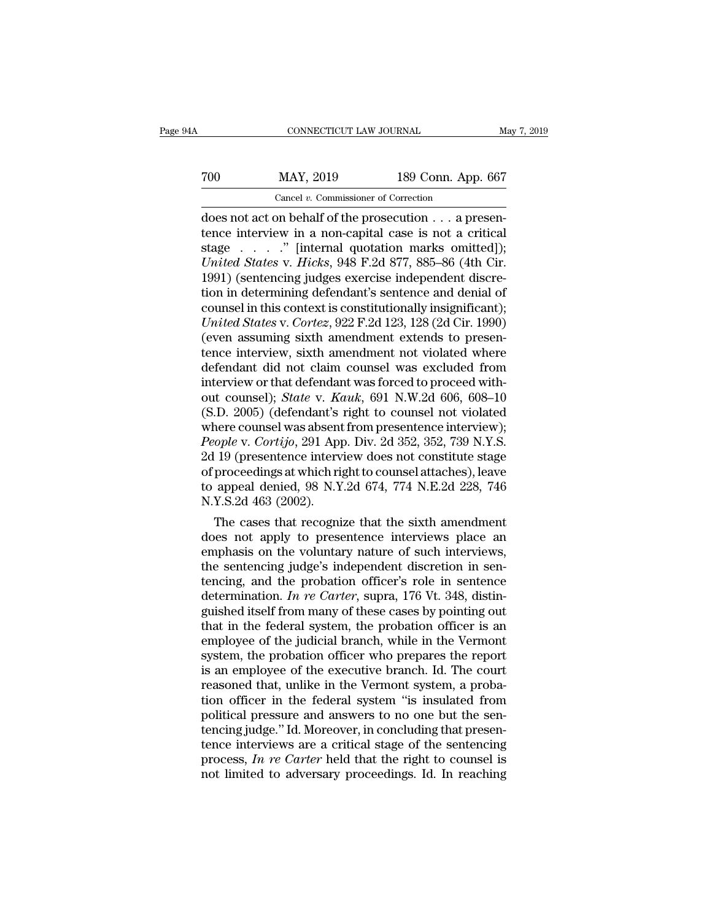does not act on behalf of the prosecution . . . a presentence interview in a non-capital case is not a critical stage . . . ." [internal quotation marks omitted]); *United States* v. *Hicks*, 948 F.2d 877, 885–86 (4th Cir. 1991) (sentencing judges exercise independent discretion in determining defendant's sentence and denial of counsel in this context is constitutionally insignificant); *United States* v. *Cortez*, 922 F.2d 123, 128 (2d Cir. 1990) (even assuming sixth amendment extends to presentence interview, sixth amendment not violated where defendant did not claim counsel was excluded from interview or that defendant was forced to proceed without counsel); *State* v. *Kauk*, 691 N.W.2d 606, 608–10 (S.D. 2005) (defendant's right to counsel not violated where counsel was absent from presentence interview); *People* v. *Cortijo*, 291 App. Div. 2d 352, 352, 739 N.Y.S. 2d 19 (presentence interview does not constitute stage of proceedings at which right to counsel attaches), leave to appeal denied, 98 N.Y.2d 674, 774 N.E.2d 228, 746 N.Y.S.2d 463 (2002).

The cases that recognize that the sixth amendment does not apply to presentence interviews place an emphasis on the voluntary nature of such interviews, the sentencing judge's independent discretion in sentencing, and the probation officer's role in sentence determination. *In re Carter*, supra, 176 Vt. 348, distinguished itself from many of these cases by pointing out that in the federal system, the probation officer is an employee of the judicial branch, while in the Vermont system, the probation officer who prepares the report is an employee of the executive branch. Id. The court reasoned that, unlike in the Vermont system, a probation officer in the federal system "is insulated from political pressure and answers to no one but the sentencing judge." Id. Moreover, in concluding that presentence interviews are a critical stage of the sentencing process, *In re Carter* held that the right to counsel is not limited to adversary proceedings. Id. In reaching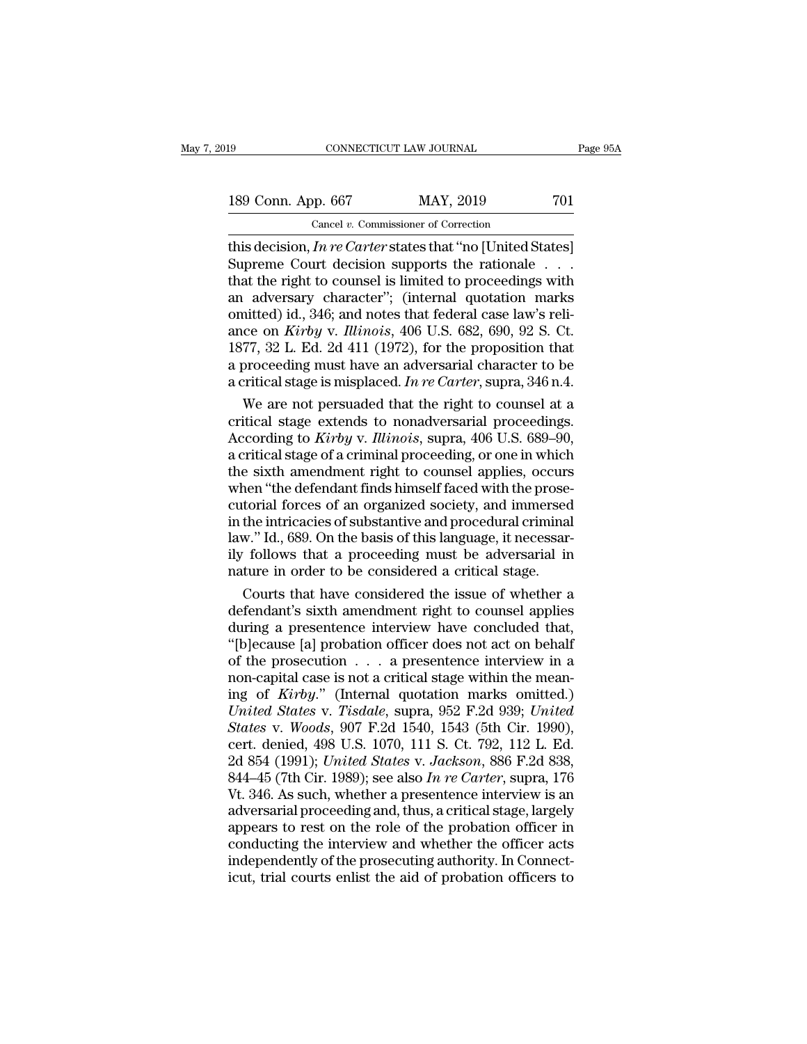this decision, *In re Carter* states that "no [United States] Supreme Court decision supports the rationale . . . that the right to counsel is limited to proceedings with an adversary character"; (internal quotation marks omitted) id., 346; and notes that federal case law's reliance on *Kirby* v. *Illinois*, 406 U.S. 682, 690, 92 S. Ct. 1877, 32 L. Ed. 2d 411 (1972), for the proposition that a proceeding must have an adversarial character to be a critical stage is misplaced. *In re Carter*, supra, 346 n.4.

We are not persuaded that the right to counsel at a critical stage extends to nonadversarial proceedings. According to *Kirby* v. *Illinois*, supra, 406 U.S. 689–90, a critical stage of a criminal proceeding, or one in which the sixth amendment right to counsel applies, occurs when "the defendant finds himself faced with the prosecutorial forces of an organized society, and immersed in the intricacies of substantive and procedural criminal law." Id., 689. On the basis of this language, it necessarily follows that a proceeding must be adversarial in nature in order to be considered a critical stage.

Courts that have considered the issue of whether a defendant's sixth amendment right to counsel applies during a presentence interview have concluded that, "[b]ecause [a] probation officer does not act on behalf of the prosecution . . . a presentence interview in a non-capital case is not a critical stage within the meaning of *Kirby*." (Internal quotation marks omitted.) *United States* v. *Tisdale*, supra, 952 F.2d 939; *United States* v. *Woods*, 907 F.2d 1540, 1543 (5th Cir. 1990), cert. denied, 498 U.S. 1070, 111 S. Ct. 792, 112 L. Ed. 2d 854 (1991); *United States* v. *Jackson*, 886 F.2d 838, 844–45 (7th Cir. 1989); see also *In re Carter*, supra, 176 Vt. 346. As such, whether a presentence interview is an adversarial proceeding and, thus, a critical stage, largely appears to rest on the role of the probation officer in conducting the interview and whether the officer acts independently of the prosecuting authority. In Connecticut, trial courts enlist the aid of probation officers to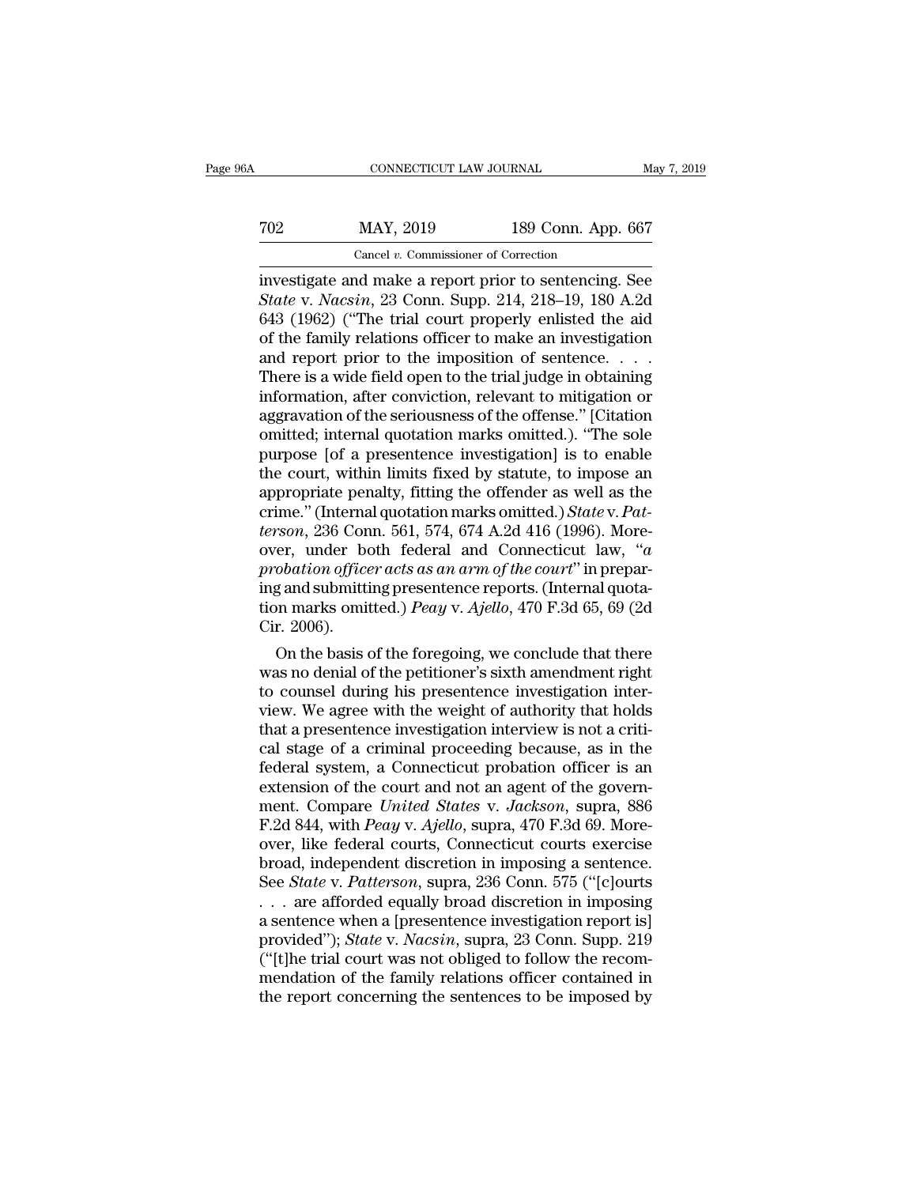investigate and make a report prior to sentencing. See *State* v. *Nacsin*, 23 Conn. Supp. 214, 218–19, 180 A.2d 643 (1962) ("The trial court properly enlisted the aid of the family relations officer to make an investigation and report prior to the imposition of sentence. . . . There is a wide field open to the trial judge in obtaining information, after conviction, relevant to mitigation or aggravation of the seriousness of the offense." [Citation omitted; internal quotation marks omitted.]). "The sole purpose [of a presentence investigation] is to enable the court, within limits fixed by statute, to impose an appropriate penalty, fitting the offender as well as the crime." (Internal quotation marks omitted.) *State* v. *Patterson*, 236 Conn. 561, 574, 674 A.2d 416 (1996). Moreover, under both federal and Connecticut law, "*a probation officer acts as an arm of the court*" in preparing and submitting presentence reports. (Internal quotation marks omitted.) *Peay* v. *Ajello*, 470 F.3d 65, 69 (2d Cir. 2006).

On the basis of the foregoing, we conclude that there was no denial of the petitioner's sixth amendment right to counsel during his presentence investigation interview. We agree with the weight of authority that holds that a presentence investigation interview is not a critical stage of a criminal proceeding because, as in the federal system, a Connecticut probation officer is an extension of the court and not an agent of the government. Compare *United States* v. *Jackson*, supra, 886 F.2d 844, with *Peay* v. *Ajello*, supra, 470 F.3d 69. Moreover, like federal courts, Connecticut courts exercise broad, independent discretion in imposing a sentence. See *State* v. *Patterson*, supra, 236 Conn. 575 ("[c]ourts . . . are afforded equally broad discretion in imposing a sentence when a [presentence investigation report is] provided"); *State* v. *Nacsin*, supra, 23 Conn. Supp. 219 ("[t]he trial court was not obliged to follow the recommendation of the family relations officer contained in the report concerning the sentences to be imposed by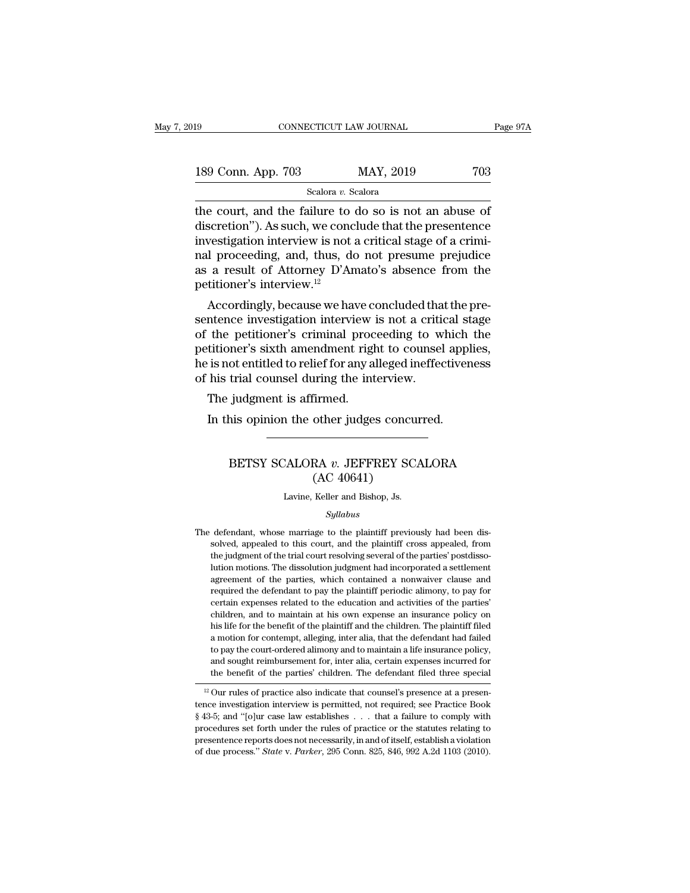the court, and the failure to do so is not an abuse of discretion"). As such, we conclude that the presentence investigation interview is not a critical stage of a criminal proceeding, and, thus, do not presume prejudice as a result of Attorney D'Amato's absence from the petitioner's interview.[12]

Accordingly, because we have concluded that the presentence investigation interview is not a critical stage of the petitioner's criminal proceeding to which the petitioner's sixth amendment right to counsel applies, he is not entitled to relief for any alleged ineffectiveness of his trial counsel during the interview.

The judgment is affirmed.

In this opinion the other judges concurred.

---

# BETSY SCALORA *v.* JEFFREY SCALORA (AC 40641)

Lavine, Keller and Bishop, Js.

*Syllabus*

The defendant, whose marriage to the plaintiff previously had been dissolved, appealed to this court, and the plaintiff cross appealed, from the judgment of the trial court resolving several of the parties' postdissolution motions. The dissolution judgment had incorporated a settlement agreement of the parties, which contained a nonwaiver clause and required the defendant to pay the plaintiff periodic alimony, to pay for certain expenses related to the education and activities of the parties' children, and to maintain at his own expense an insurance policy on his life for the benefit of the plaintiff and the children. The plaintiff filed a motion for contempt, alleging, inter alia, that the defendant had failed to pay the court-ordered alimony and to maintain a life insurance policy, and sought reimbursement for, inter alia, certain expenses incurred for the benefit of the parties' children. The defendant filed three special

---

[12] Our rules of practice also indicate that counsel's presence at a presentence investigation interview is permitted, not required; see Practice Book § 43-5; and "[o]ur case law establishes . . . that a failure to comply with procedures set forth under the rules of practice or the statutes relating to presentence reports does not necessarily, in and of itself, establish a violation of due process." *State* v. *Parker*, 295 Conn. 825, 846, 992 A.2d 1103 (2010).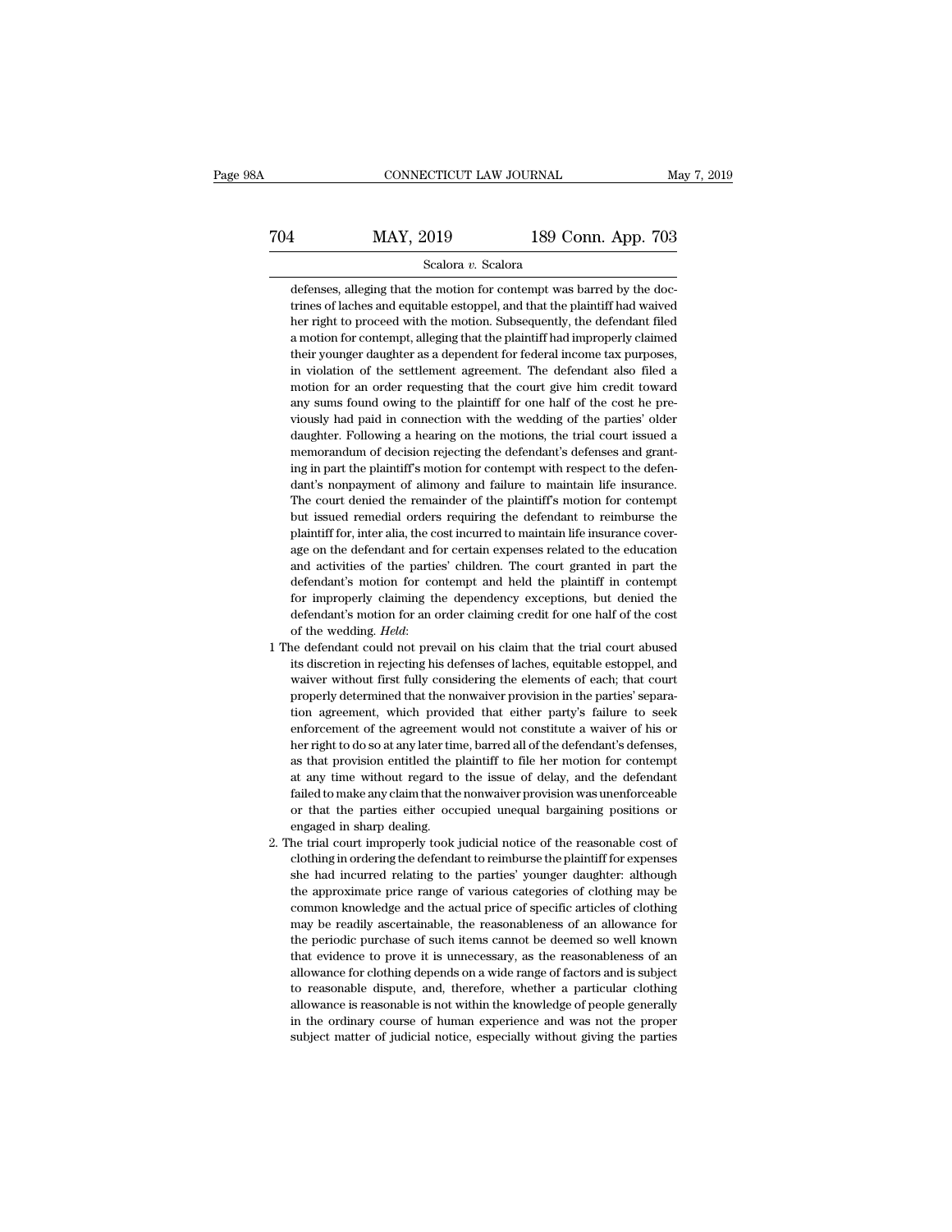defenses, alleging that the motion for contempt was barred by the doctrines of laches and equitable estoppel, and that the plaintiff had waived her right to proceed with the motion. Subsequently, the defendant filed a motion for contempt, alleging that the plaintiff had improperly claimed their younger daughter as a dependent for federal income tax purposes, in violation of the settlement agreement. The defendant also filed a motion for an order requesting that the court give him credit toward any sums found owing to the plaintiff for one half of the cost he previously had paid in connection with the wedding of the parties' older daughter. Following a hearing on the motions, the trial court issued a memorandum of decision rejecting the defendant's defenses and granting in part the plaintiff's motion for contempt with respect to the defendant's nonpayment of alimony and failure to maintain life insurance. The court denied the remainder of the plaintiff's motion for contempt but issued remedial orders requiring the defendant to reimburse the plaintiff for, inter alia, the cost incurred to maintain life insurance coverage on the defendant and for certain expenses related to the education and activities of the parties' children. The court granted in part the defendant's motion for contempt and held the plaintiff in contempt for improperly claiming the dependency exceptions, but denied the defendant's motion for an order claiming credit for one half of the cost of the wedding. *Held*:

1. The defendant could not prevail on his claim that the trial court abused its discretion in rejecting his defenses of laches, equitable estoppel, and waiver without first fully considering the elements of each; that court properly determined that the nonwaiver provision in the parties' separation agreement, which provided that either party's failure to seek enforcement of the agreement would not constitute a waiver of his or her right to do so at any later time, barred all of the defendant's defenses, as that provision entitled the plaintiff to file her motion for contempt at any time without regard to the issue of delay, and the defendant failed to make any claim that the nonwaiver provision was unenforceable or that the parties either occupied unequal bargaining positions or engaged in sharp dealing.
2. The trial court improperly took judicial notice of the reasonable cost of clothing in ordering the defendant to reimburse the plaintiff for expenses she had incurred relating to the parties' younger daughter: although the approximate price range of various categories of clothing may be common knowledge and the actual price of specific articles of clothing may be readily ascertainable, the reasonableness of an allowance for the periodic purchase of such items cannot be deemed so well known that evidence to prove it is unnecessary, as the reasonableness of an allowance for clothing depends on a wide range of factors and is subject to reasonable dispute, and, therefore, whether a particular clothing allowance is reasonable is not within the knowledge of people generally in the ordinary course of human experience and was not the proper subject matter of judicial notice, especially without giving the parties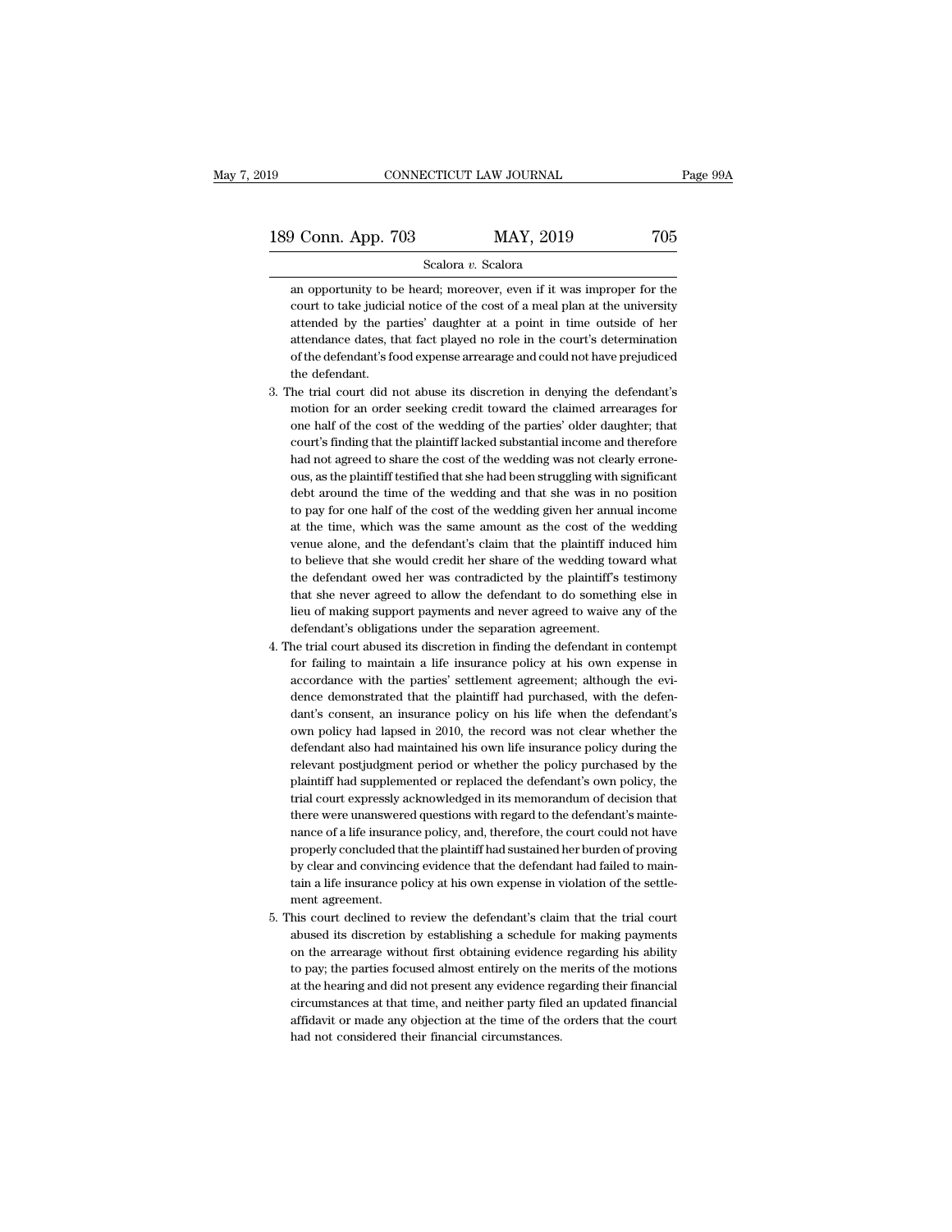an opportunity to be heard; moreover, even if it was improper for the court to take judicial notice of the cost of a meal plan at the university attended by the parties' daughter at a point in time outside of her attendance dates, that fact played no role in the court's determination of the defendant's food expense arrearage and could not have prejudiced the defendant.

3. The trial court did not abuse its discretion in denying the defendant's motion for an order seeking credit toward the claimed arrearages for one half of the cost of the wedding of the parties' older daughter; that court's finding that the plaintiff lacked substantial income and therefore had not agreed to share the cost of the wedding was not clearly erroneous, as the plaintiff testified that she had been struggling with significant debt around the time of the wedding and that she was in no position to pay for one half of the cost of the wedding given her annual income at the time, which was the same amount as the cost of the wedding venue alone, and the defendant's claim that the plaintiff induced him to believe that she would credit her share of the wedding toward what the defendant owed her was contradicted by the plaintiff's testimony that she never agreed to allow the defendant to do something else in lieu of making support payments and never agreed to waive any of the defendant's obligations under the separation agreement.
4. The trial court abused its discretion in finding the defendant in contempt for failing to maintain a life insurance policy at his own expense in accordance with the parties' settlement agreement; although the evidence demonstrated that the plaintiff had purchased, with the defendant's consent, an insurance policy on his life when the defendant's own policy had lapsed in 2010, the record was not clear whether the defendant also had maintained his own life insurance policy during the relevant postjudgment period or whether the policy purchased by the plaintiff had supplemented or replaced the defendant's own policy, the trial court expressly acknowledged in its memorandum of decision that there were unanswered questions with regard to the defendant's maintenance of a life insurance policy, and, therefore, the court could not have properly concluded that the plaintiff had sustained her burden of proving by clear and convincing evidence that the defendant had failed to maintain a life insurance policy at his own expense in violation of the settlement agreement.
5. This court declined to review the defendant's claim that the trial court abused its discretion by establishing a schedule for making payments on the arrearage without first obtaining evidence regarding his ability to pay; the parties focused almost entirely on the merits of the motions at the hearing and did not present any evidence regarding their financial circumstances at that time, and neither party filed an updated financial affidavit or made any objection at the time of the orders that the court had not considered their financial circumstances.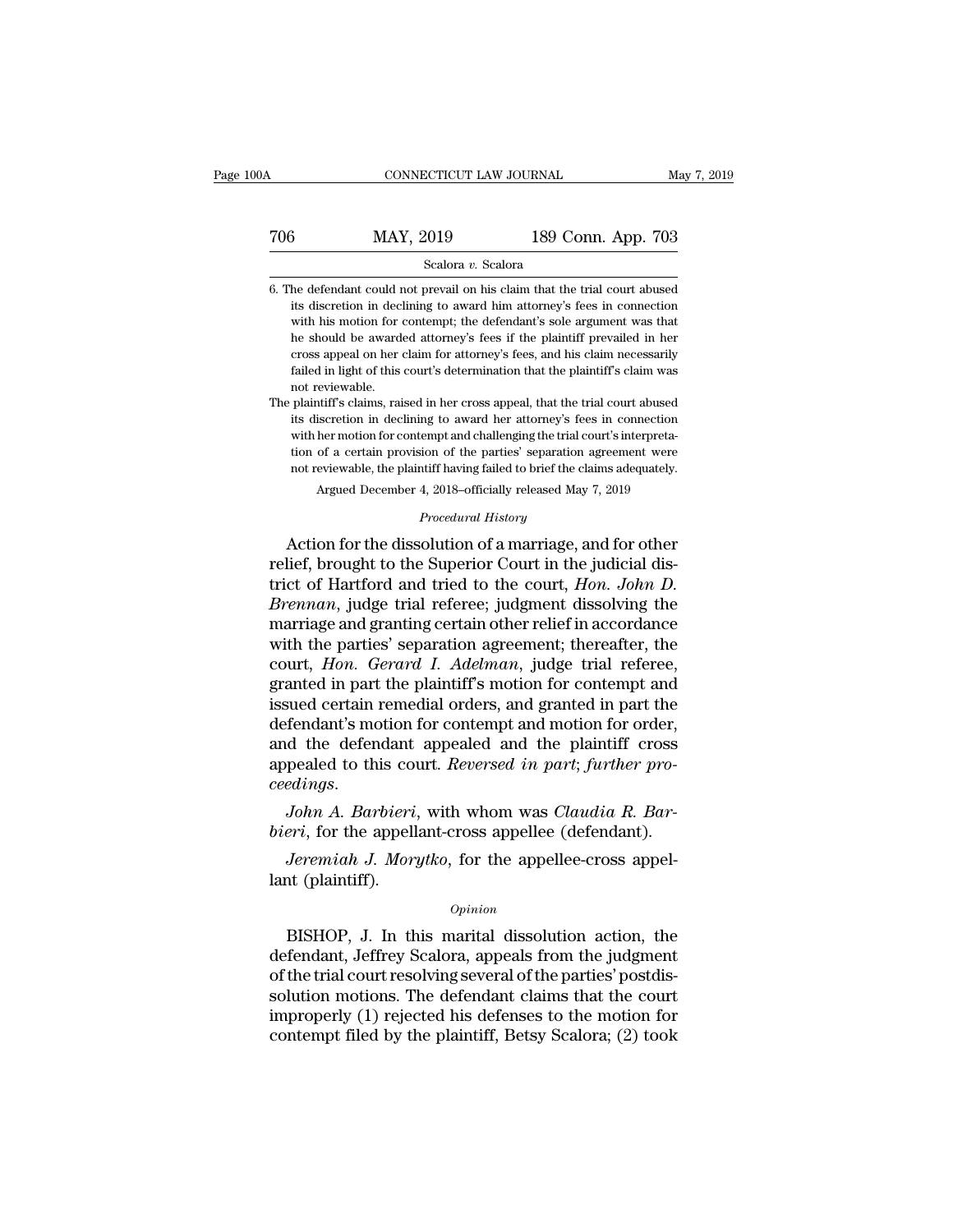Scalora *v.* Scalora

6. The defendant could not prevail on his claim that the trial court abused its discretion in declining to award him attorney's fees in connection with his motion for contempt; the defendant's sole argument was that he should be awarded attorney's fees if the plaintiff prevailed in her cross appeal on her claim for attorney's fees, and his claim necessarily failed in light of this court's determination that the plaintiff's claim was not reviewable.

The plaintiff's claims, raised in her cross appeal, that the trial court abused its discretion in declining to award her attorney's fees in connection with her motion for contempt and challenging the trial court's interpretation of a certain provision of the parties' separation agreement were not reviewable, the plaintiff having failed to brief the claims adequately.

Argued December 4, 2018–officially released May 7, 2019

*Procedural History*

Action for the dissolution of a marriage, and for other relief, brought to the Superior Court in the judicial district of Hartford and tried to the court, *Hon. John D. Brennan*, judge trial referee; judgment dissolving the marriage and granting certain other relief in accordance with the parties' separation agreement; thereafter, the court, *Hon. Gerard I. Adelman*, judge trial referee, granted in part the plaintiff's motion for contempt and issued certain remedial orders, and granted in part the defendant's motion for contempt and motion for order, and the defendant appealed and the plaintiff cross appealed to this court. *Reversed in part*; *further proceedings*.

*John A. Barbieri*, with whom was *Claudia R. Barbieri*, for the appellant-cross appellee (defendant).

*Jeremiah J. Morytko*, for the appellee-cross appellant (plaintiff).

*Opinion*

BISHOP, J. In this marital dissolution action, the defendant, Jeffrey Scalora, appeals from the judgment of the trial court resolving several of the parties' postdissolution motions. The defendant claims that the court improperly (1) rejected his defenses to the motion for contempt filed by the plaintiff, Betsy Scalora; (2) took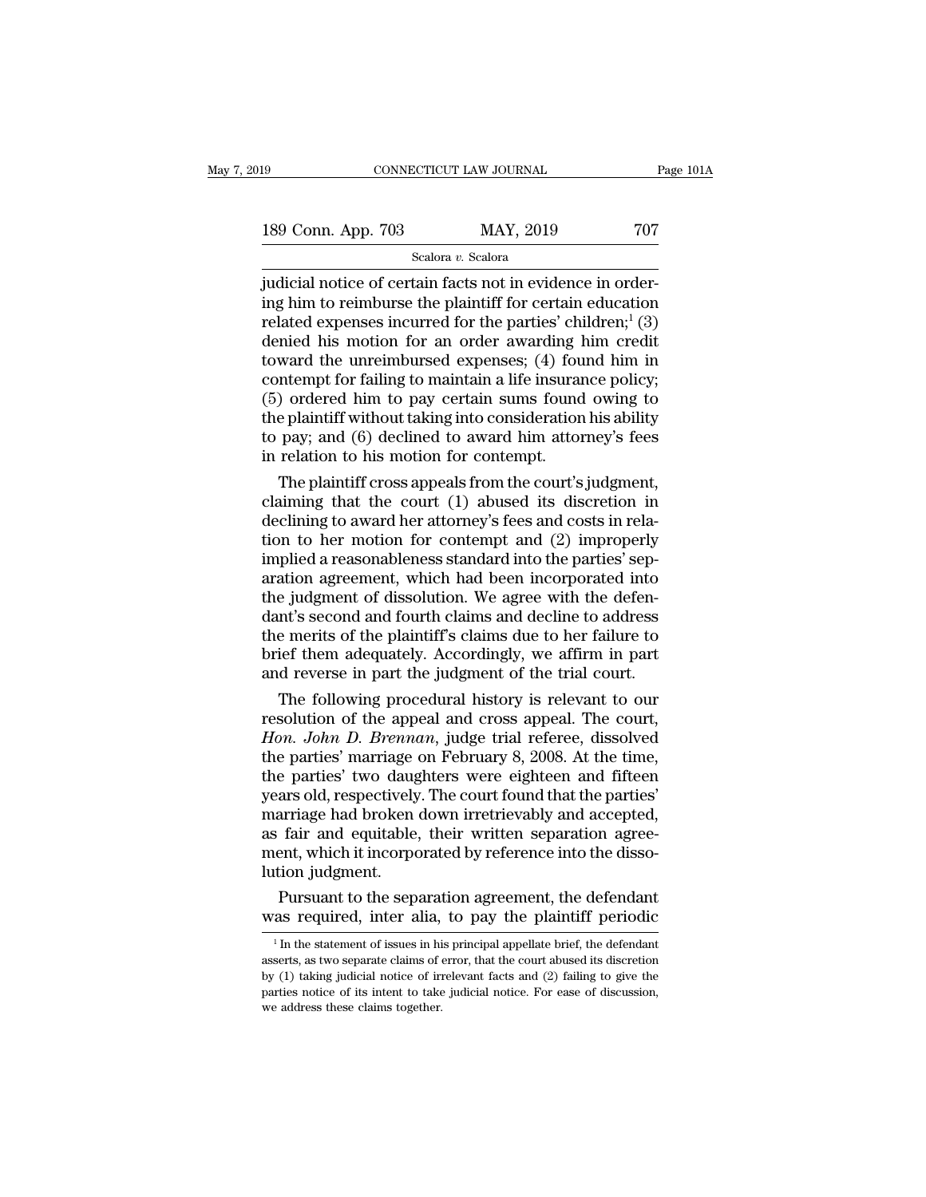judicial notice of certain facts not in evidence in ordering him to reimburse the plaintiff for certain education related expenses incurred for the parties' children;[1] (3) denied his motion for an order awarding him credit toward the unreimbursed expenses; (4) found him in contempt for failing to maintain a life insurance policy; (5) ordered him to pay certain sums found owing to the plaintiff without taking into consideration his ability to pay; and (6) declined to award him attorney's fees in relation to his motion for contempt.

The plaintiff cross appeals from the court's judgment, claiming that the court (1) abused its discretion in declining to award her attorney's fees and costs in relation to her motion for contempt and (2) improperly implied a reasonableness standard into the parties' separation agreement, which had been incorporated into the judgment of dissolution. We agree with the defendant's second and fourth claims and decline to address the merits of the plaintiff's claims due to her failure to brief them adequately. Accordingly, we affirm in part and reverse in part the judgment of the trial court.

The following procedural history is relevant to our resolution of the appeal and cross appeal. The court, *Hon. John D. Brennan*, judge trial referee, dissolved the parties' marriage on February 8, 2008. At the time, the parties' two daughters were eighteen and fifteen years old, respectively. The court found that the parties' marriage had broken down irretrievably and accepted, as fair and equitable, their written separation agreement, which it incorporated by reference into the dissolution judgment.

Pursuant to the separation agreement, the defendant was required, inter alia, to pay the plaintiff periodic

[1] In the statement of issues in his principal appellate brief, the defendant asserts, as two separate claims of error, that the court abused its discretion by (1) taking judicial notice of irrelevant facts and (2) failing to give the parties notice of its intent to take judicial notice. For ease of discussion, we address these claims together.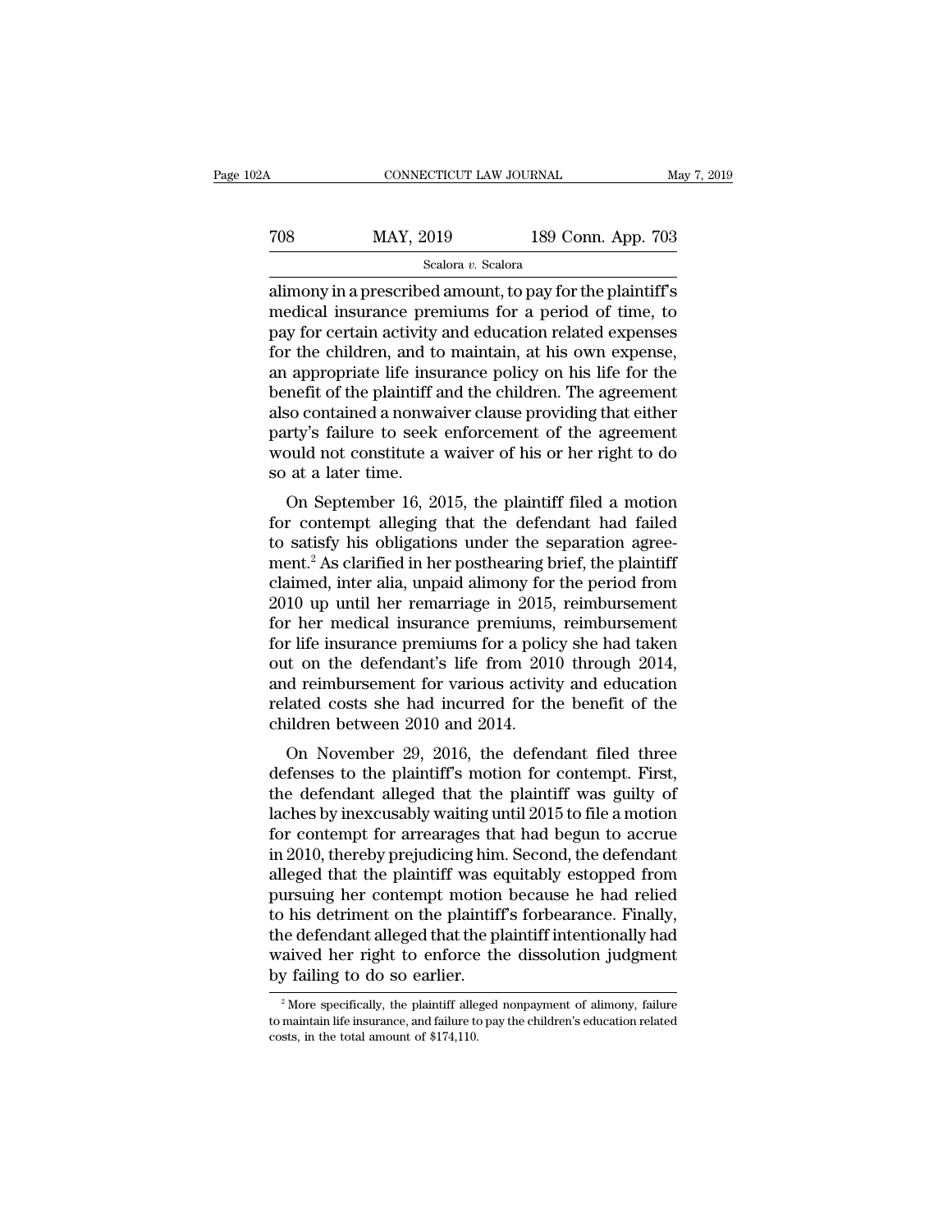alimony in a prescribed amount, to pay for the plaintiff's medical insurance premiums for a period of time, to pay for certain activity and education related expenses for the children, and to maintain, at his own expense, an appropriate life insurance policy on his life for the benefit of the plaintiff and the children. The agreement also contained a nonwaiver clause providing that either party's failure to seek enforcement of the agreement would not constitute a waiver of his or her right to do so at a later time.

On September 16, 2015, the plaintiff filed a motion for contempt alleging that the defendant had failed to satisfy his obligations under the separation agreement.[2] As clarified in her posthearing brief, the plaintiff claimed, inter alia, unpaid alimony for the period from 2010 up until her remarriage in 2015, reimbursement for her medical insurance premiums, reimbursement for life insurance premiums for a policy she had taken out on the defendant's life from 2010 through 2014, and reimbursement for various activity and education related costs she had incurred for the benefit of the children between 2010 and 2014.

On November 29, 2016, the defendant filed three defenses to the plaintiff's motion for contempt. First, the defendant alleged that the plaintiff was guilty of laches by inexcusably waiting until 2015 to file a motion for contempt for arrearages that had begun to accrue in 2010, thereby prejudicing him. Second, the defendant alleged that the plaintiff was equitably estopped from pursuing her contempt motion because he had relied to his detriment on the plaintiff's forbearance. Finally, the defendant alleged that the plaintiff intentionally had waived her right to enforce the dissolution judgment by failing to do so earlier.

[2] More specifically, the plaintiff alleged nonpayment of alimony, failure to maintain life insurance, and failure to pay the children's education related costs, in the total amount of $174,110.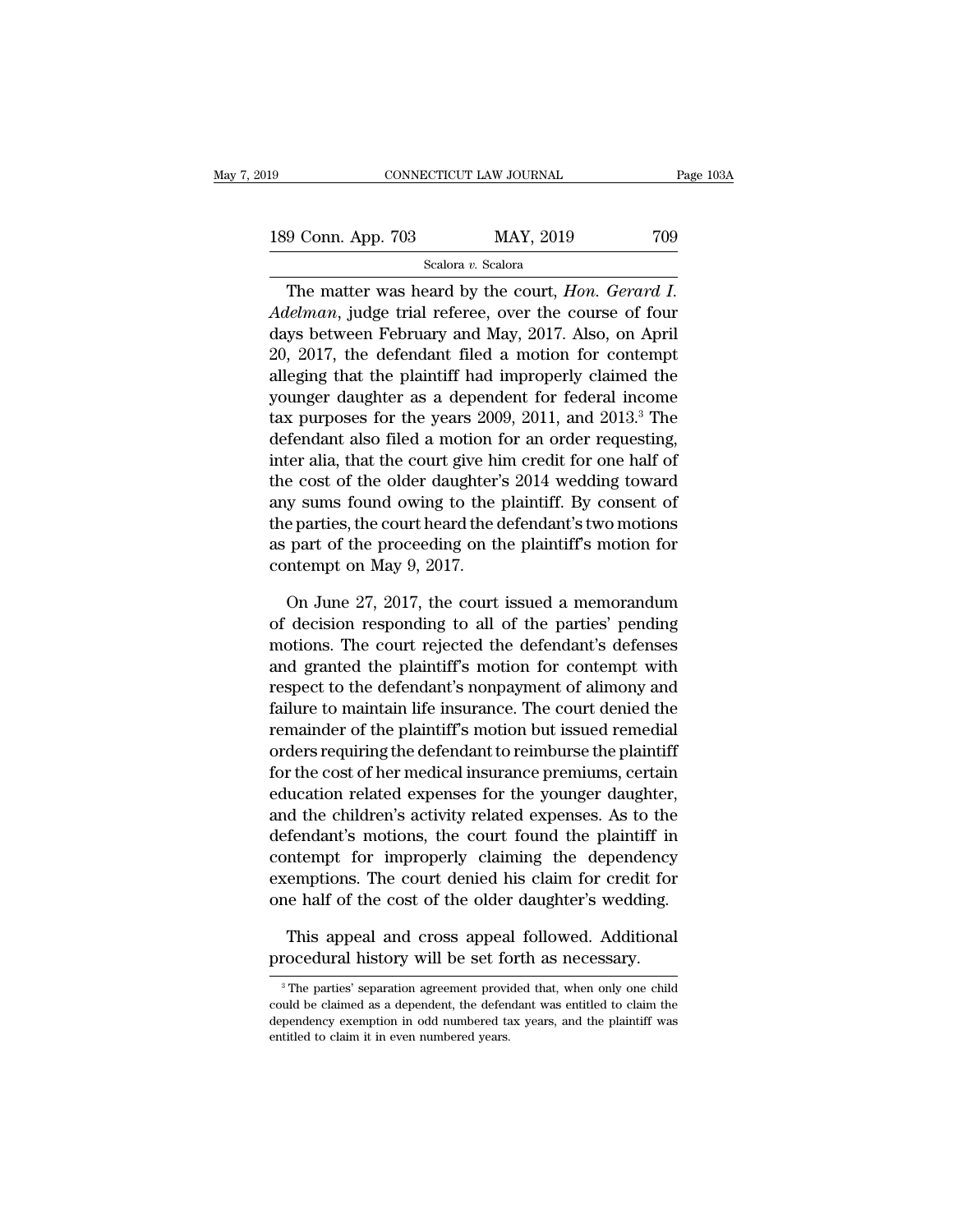The matter was heard by the court, *Hon. Gerard I. Adelman*, judge trial referee, over the course of four days between February and May, 2017. Also, on April 20, 2017, the defendant filed a motion for contempt alleging that the plaintiff had improperly claimed the younger daughter as a dependent for federal income tax purposes for the years 2009, 2011, and 2013.[3] The defendant also filed a motion for an order requesting, inter alia, that the court give him credit for one half of the cost of the older daughter's 2014 wedding toward any sums found owing to the plaintiff. By consent of the parties, the court heard the defendant's two motions as part of the proceeding on the plaintiff's motion for contempt on May 9, 2017.

On June 27, 2017, the court issued a memorandum of decision responding to all of the parties' pending motions. The court rejected the defendant's defenses and granted the plaintiff's motion for contempt with respect to the defendant's nonpayment of alimony and failure to maintain life insurance. The court denied the remainder of the plaintiff's motion but issued remedial orders requiring the defendant to reimburse the plaintiff for the cost of her medical insurance premiums, certain education related expenses for the younger daughter, and the children's activity related expenses. As to the defendant's motions, the court found the plaintiff in contempt for improperly claiming the dependency exemptions. The court denied his claim for credit for one half of the cost of the older daughter's wedding.

This appeal and cross appeal followed. Additional procedural history will be set forth as necessary.

[3] The parties' separation agreement provided that, when only one child could be claimed as a dependent, the defendant was entitled to claim the dependency exemption in odd numbered tax years, and the plaintiff was entitled to claim it in even numbered years.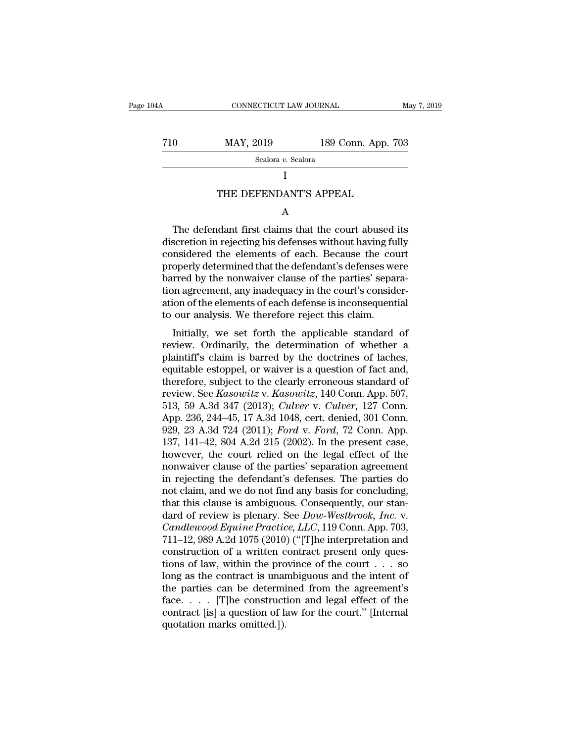## I

## THE DEFENDANT'S APPEAL

### A

The defendant first claims that the court abused its discretion in rejecting his defenses without having fully considered the elements of each. Because the court properly determined that the defendant's defenses were barred by the nonwaiver clause of the parties' separation agreement, any inadequacy in the court's consideration of the elements of each defense is inconsequential to our analysis. We therefore reject this claim.

Initially, we set forth the applicable standard of review. Ordinarily, the determination of whether a plaintiff's claim is barred by the doctrines of laches, equitable estoppel, or waiver is a question of fact and, therefore, subject to the clearly erroneous standard of review. See *Kasowitz* v. *Kasowitz*, 140 Conn. App. 507, 513, 59 A.3d 347 (2013); *Culver* v. *Culver*, 127 Conn. App. 236, 244–45, 17 A.3d 1048, cert. denied, 301 Conn. 929, 23 A.3d 724 (2011); *Ford* v. *Ford*, 72 Conn. App. 137, 141–42, 804 A.2d 215 (2002). In the present case, however, the court relied on the legal effect of the nonwaiver clause of the parties' separation agreement in rejecting the defendant's defenses. The parties do not claim, and we do not find any basis for concluding, that this clause is ambiguous. Consequently, our standard of review is plenary. See *Dow-Westbrook, Inc.* v. *Candlewood Equine Practice, LLC*, 119 Conn. App. 703, 711–12, 989 A.2d 1075 (2010) ("[T]he interpretation and construction of a written contract present only questions of law, within the province of the court . . . so long as the contract is unambiguous and the intent of the parties can be determined from the agreement's face. . . . [T]he construction and legal effect of the contract [is] a question of law for the court." [Internal quotation marks omitted.]).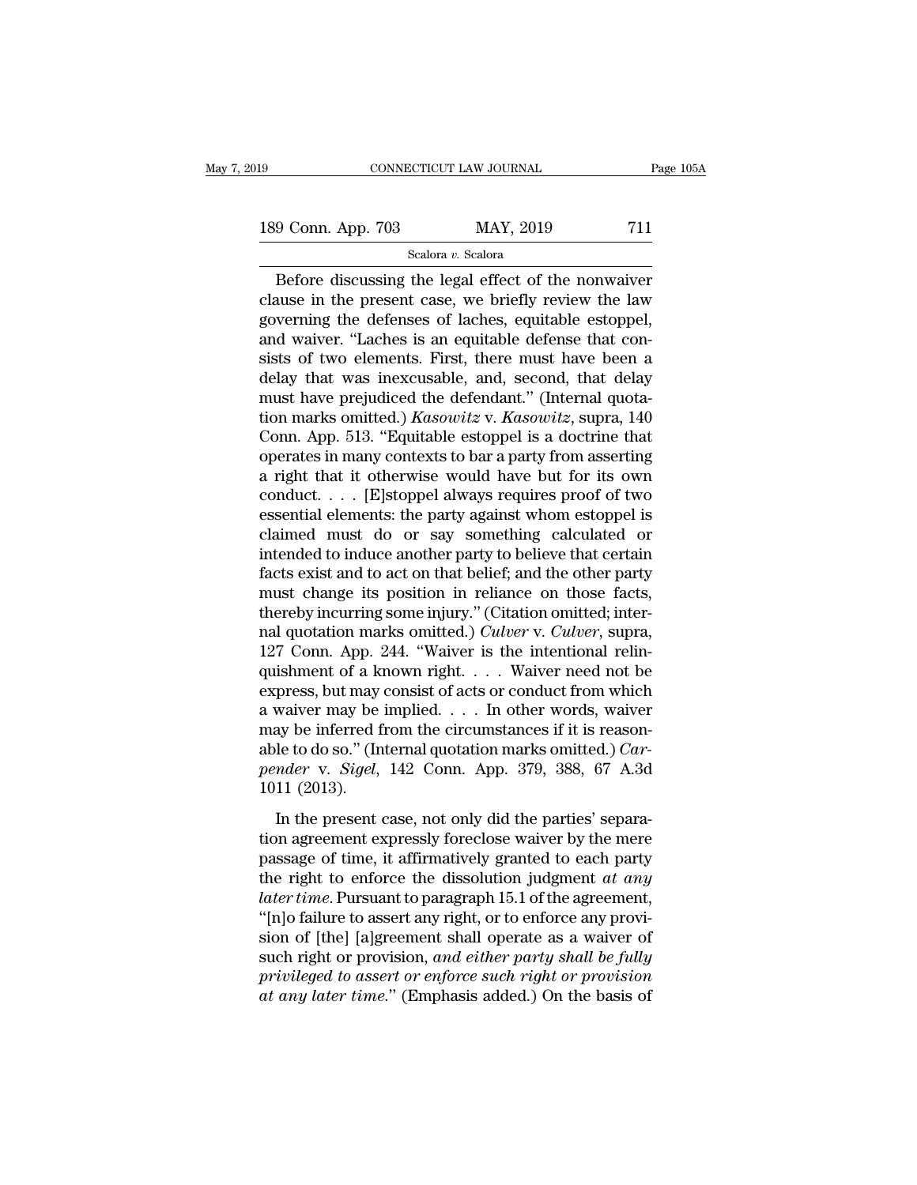Before discussing the legal effect of the nonwaiver clause in the present case, we briefly review the law governing the defenses of laches, equitable estoppel, and waiver. "Laches is an equitable defense that consists of two elements. First, there must have been a delay that was inexcusable, and, second, that delay must have prejudiced the defendant." (Internal quotation marks omitted.) *Kasowitz* v. *Kasowitz*, supra, 140 Conn. App. 513. "Equitable estoppel is a doctrine that operates in many contexts to bar a party from asserting a right that it otherwise would have but for its own conduct. . . . [E]stoppel always requires proof of two essential elements: the party against whom estoppel is claimed must do or say something calculated or intended to induce another party to believe that certain facts exist and to act on that belief; and the other party must change its position in reliance on those facts, thereby incurring some injury." (Citation omitted; internal quotation marks omitted.) *Culver* v. *Culver*, supra, 127 Conn. App. 244. "Waiver is the intentional relinquishment of a known right. . . . Waiver need not be express, but may consist of acts or conduct from which a waiver may be implied. . . . In other words, waiver may be inferred from the circumstances if it is reasonable to do so." (Internal quotation marks omitted.) *Carpender* v. *Sigel*, 142 Conn. App. 379, 388, 67 A.3d 1011 (2013).

In the present case, not only did the parties' separation agreement expressly foreclose waiver by the mere passage of time, it affirmatively granted to each party the right to enforce the dissolution judgment *at any later time*. Pursuant to paragraph 15.1 of the agreement, "[n]o failure to assert any right, or to enforce any provision of [the] [a]greement shall operate as a waiver of such right or provision, *and either party shall be fully privileged to assert or enforce such right or provision at any later time*." (Emphasis added.) On the basis of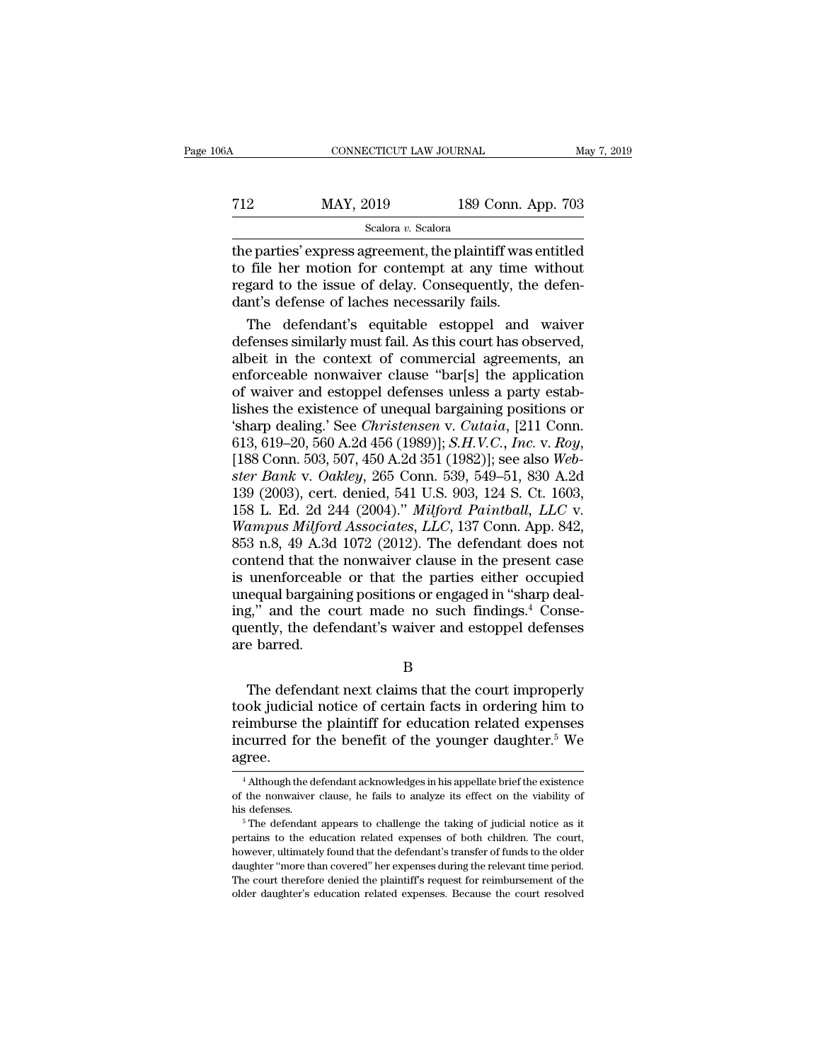the parties' express agreement, the plaintiff was entitled to file her motion for contempt at any time without regard to the issue of delay. Consequently, the defendant's defense of laches necessarily fails.

The defendant's equitable estoppel and waiver defenses similarly must fail. As this court has observed, albeit in the context of commercial agreements, an enforceable nonwaiver clause "bar[s] the application of waiver and estoppel defenses unless a party establishes the existence of unequal bargaining positions or 'sharp dealing.' See *Christensen* v. *Cutaia*, [211 Conn. 613, 619–20, 560 A.2d 456 (1989)]; *S.H.V.C., Inc.* v. *Roy*, [188 Conn. 503, 507, 450 A.2d 351 (1982)]; see also *Webster Bank* v. *Oakley*, 265 Conn. 539, 549–51, 830 A.2d 139 (2003), cert. denied, 541 U.S. 903, 124 S. Ct. 1603, 158 L. Ed. 2d 244 (2004)." *Milford Paintball, LLC* v. *Wampus Milford Associates, LLC*, 137 Conn. App. 842, 853 n.8, 49 A.3d 1072 (2012). The defendant does not contend that the nonwaiver clause in the present case is unenforceable or that the parties either occupied unequal bargaining positions or engaged in "sharp dealing," and the court made no such findings.[4] Consequently, the defendant's waiver and estoppel defenses are barred.

B

The defendant next claims that the court improperly took judicial notice of certain facts in ordering him to reimburse the plaintiff for education related expenses incurred for the benefit of the younger daughter.[5] We agree.

---

[4] Although the defendant acknowledges in his appellate brief the existence of the nonwaiver clause, he fails to analyze its effect on the viability of his defenses.

[5] The defendant appears to challenge the taking of judicial notice as it pertains to the education related expenses of both children. The court, however, ultimately found that the defendant's transfer of funds to the older daughter "more than covered" her expenses during the relevant time period. The court therefore denied the plaintiff's request for reimbursement of the older daughter's education related expenses. Because the court resolved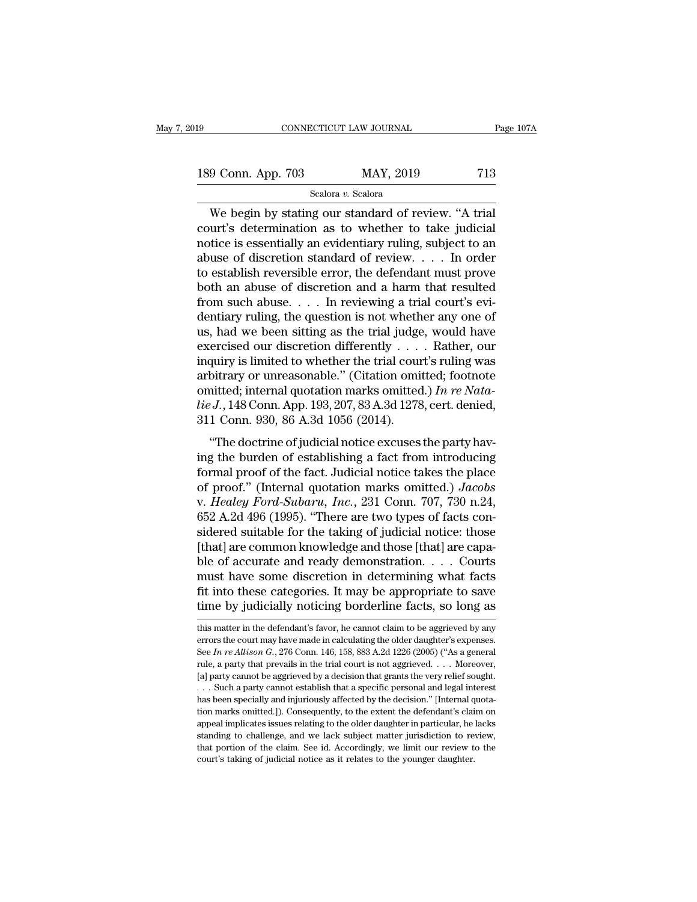We begin by stating our standard of review. "A trial court's determination as to whether to take judicial notice is essentially an evidentiary ruling, subject to an abuse of discretion standard of review. . . . In order to establish reversible error, the defendant must prove both an abuse of discretion and a harm that resulted from such abuse. . . . In reviewing a trial court's evidentiary ruling, the question is not whether any one of us, had we been sitting as the trial judge, would have exercised our discretion differently . . . . Rather, our inquiry is limited to whether the trial court's ruling was arbitrary or unreasonable." (Citation omitted; footnote omitted; internal quotation marks omitted.) *In re Natalie J.*, 148 Conn. App. 193, 207, 83 A.3d 1278, cert. denied, 311 Conn. 930, 86 A.3d 1056 (2014).

"The doctrine of judicial notice excuses the party having the burden of establishing a fact from introducing formal proof of the fact. Judicial notice takes the place of proof." (Internal quotation marks omitted.) *Jacobs* v. *Healey Ford-Subaru, Inc.*, 231 Conn. 707, 730 n.24, 652 A.2d 496 (1995). "There are two types of facts considered suitable for the taking of judicial notice: those [that] are common knowledge and those [that] are capable of accurate and ready demonstration. . . . Courts must have some discretion in determining what facts fit into these categories. It may be appropriate to save time by judicially noticing borderline facts, so long as

this matter in the defendant's favor, he cannot claim to be aggrieved by any errors the court may have made in calculating the older daughter's expenses. See *In re Allison G.*, 276 Conn. 146, 158, 883 A.2d 1226 (2005) ("As a general rule, a party that prevails in the trial court is not aggrieved. . . . Moreover, [a] party cannot be aggrieved by a decision that grants the very relief sought. . . . Such a party cannot establish that a specific personal and legal interest has been specially and injuriously affected by the decision." [Internal quotation marks omitted.]). Consequently, to the extent the defendant's claim on appeal implicates issues relating to the older daughter in particular, he lacks standing to challenge, and we lack subject matter jurisdiction to review, that portion of the claim. See id. Accordingly, we limit our review to the court's taking of judicial notice as it relates to the younger daughter.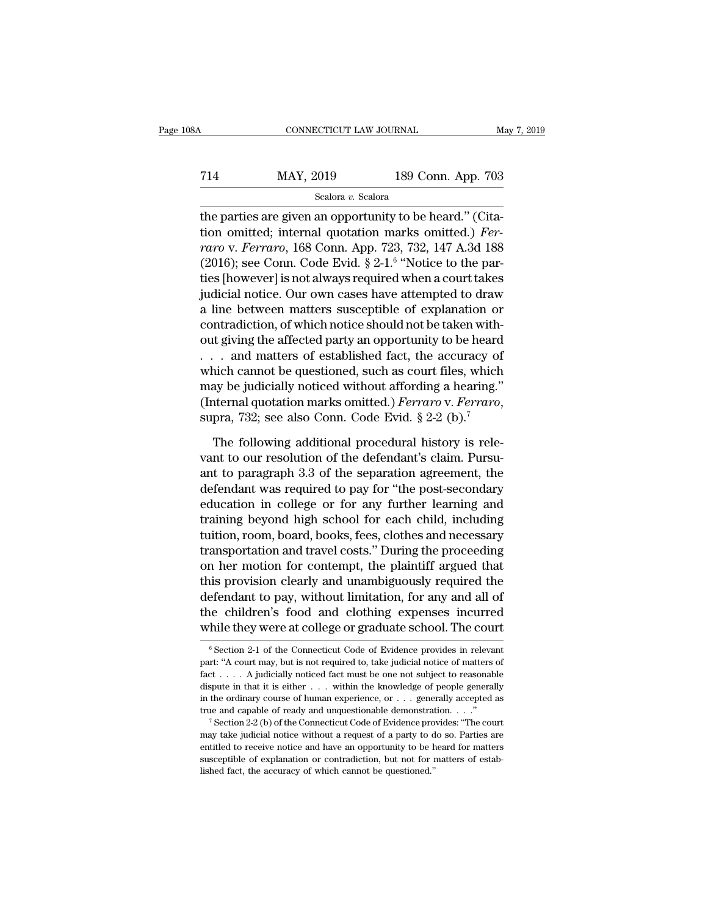the parties are given an opportunity to be heard." (Citation omitted; internal quotation marks omitted.) *Ferraro* v. *Ferraro*, 168 Conn. App. 723, 732, 147 A.3d 188 (2016); see Conn. Code Evid. § 2-1.[6] "Notice to the parties [however] is not always required when a court takes judicial notice. Our own cases have attempted to draw a line between matters susceptible of explanation or contradiction, of which notice should not be taken without giving the affected party an opportunity to be heard . . . and matters of established fact, the accuracy of which cannot be questioned, such as court files, which may be judicially noticed without affording a hearing." (Internal quotation marks omitted.) *Ferraro* v. *Ferraro*, supra, 732; see also Conn. Code Evid. § 2-2 (b).[7]

The following additional procedural history is relevant to our resolution of the defendant's claim. Pursuant to paragraph 3.3 of the separation agreement, the defendant was required to pay for "the post-secondary education in college or for any further learning and training beyond high school for each child, including tuition, room, board, books, fees, clothes and necessary transportation and travel costs." During the proceeding on her motion for contempt, the plaintiff argued that this provision clearly and unambiguously required the defendant to pay, without limitation, for any and all of the children's food and clothing expenses incurred while they were at college or graduate school. The court

[6] Section 2-1 of the Connecticut Code of Evidence provides in relevant part: "A court may, but is not required to, take judicial notice of matters of fact . . . . A judicially noticed fact must be one not subject to reasonable dispute in that it is either . . . within the knowledge of people generally in the ordinary course of human experience, or . . . generally accepted as true and capable of ready and unquestionable demonstration. . . ."

[7] Section 2-2 (b) of the Connecticut Code of Evidence provides: "The court may take judicial notice without a request of a party to do so. Parties are entitled to receive notice and have an opportunity to be heard for matters susceptible of explanation or contradiction, but not for matters of established fact, the accuracy of which cannot be questioned."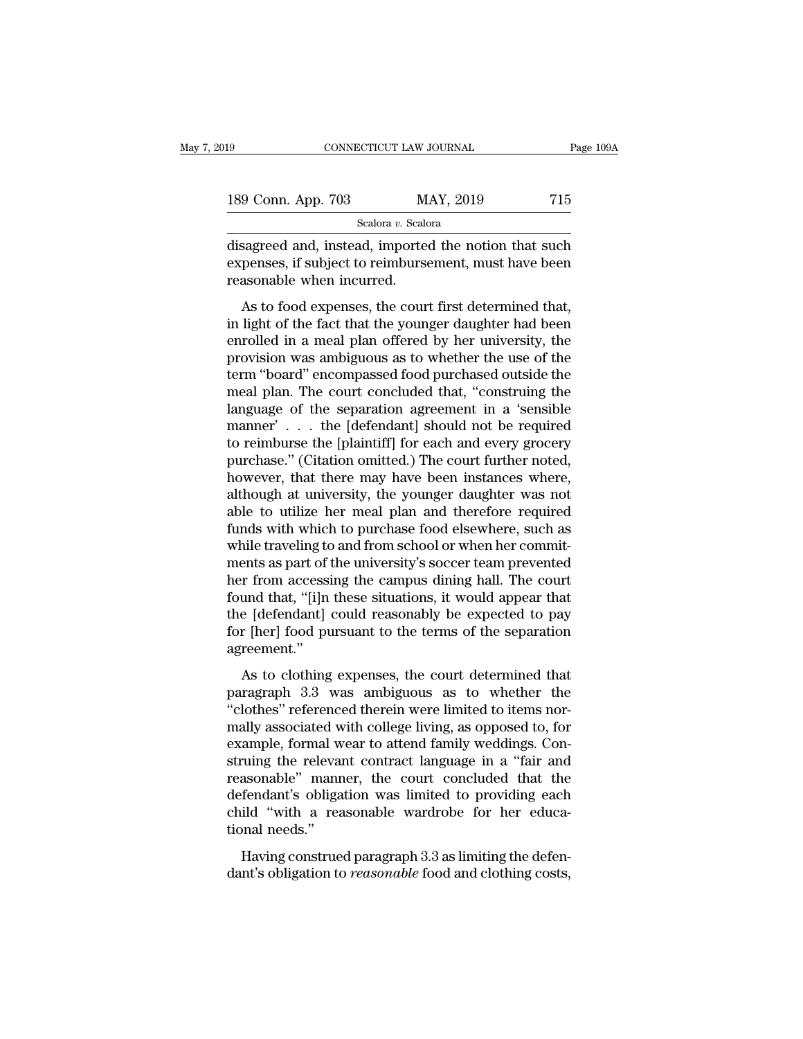disagreed and, instead, imported the notion that such expenses, if subject to reimbursement, must have been reasonable when incurred.

As to food expenses, the court first determined that, in light of the fact that the younger daughter had been enrolled in a meal plan offered by her university, the provision was ambiguous as to whether the use of the term "board" encompassed food purchased outside the meal plan. The court concluded that, "construing the language of the separation agreement in a 'sensible manner' . . . the [defendant] should not be required to reimburse the [plaintiff] for each and every grocery purchase." (Citation omitted.) The court further noted, however, that there may have been instances where, although at university, the younger daughter was not able to utilize her meal plan and therefore required funds with which to purchase food elsewhere, such as while traveling to and from school or when her commitments as part of the university's soccer team prevented her from accessing the campus dining hall. The court found that, "[i]n these situations, it would appear that the [defendant] could reasonably be expected to pay for [her] food pursuant to the terms of the separation agreement."

As to clothing expenses, the court determined that paragraph 3.3 was ambiguous as to whether the "clothes" referenced therein were limited to items normally associated with college living, as opposed to, for example, formal wear to attend family weddings. Construing the relevant contract language in a "fair and reasonable" manner, the court concluded that the defendant's obligation was limited to providing each child "with a reasonable wardrobe for her educational needs."

Having construed paragraph 3.3 as limiting the defendant's obligation to *reasonable* food and clothing costs,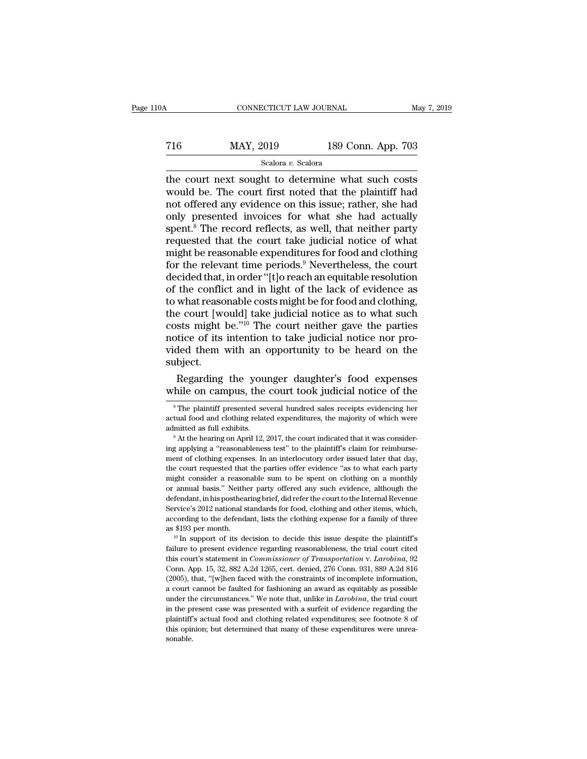the court next sought to determine what such costs would be. The court first noted that the plaintiff had not offered any evidence on this issue; rather, she had only presented invoices for what she had actually spent.[8] The record reflects, as well, that neither party requested that the court take judicial notice of what might be reasonable expenditures for food and clothing for the relevant time periods.[9] Nevertheless, the court decided that, in order "[t]o reach an equitable resolution of the conflict and in light of the lack of evidence as to what reasonable costs might be for food and clothing, the court [would] take judicial notice as to what such costs might be."[10] The court neither gave the parties notice of its intention to take judicial notice nor provided them with an opportunity to be heard on the subject.

Regarding the younger daughter's food expenses while on campus, the court took judicial notice of the

---

[8] The plaintiff presented several hundred sales receipts evidencing her actual food and clothing related expenditures, the majority of which were admitted as full exhibits.

[9] At the hearing on April 12, 2017, the court indicated that it was considering applying a "reasonableness test" to the plaintiff's claim for reimbursement of clothing expenses. In an interlocutory order issued later that day, the court requested that the parties offer evidence "as to what each party might consider a reasonable sum to be spent on clothing on a monthly or annual basis." Neither party offered any such evidence, although the defendant, in his posthearing brief, did refer the court to the Internal Revenue Service's 2012 national standards for food, clothing and other items, which, according to the defendant, lists the clothing expense for a family of three as $193 per month.

[10] In support of its decision to decide this issue despite the plaintiff's failure to present evidence regarding reasonableness, the trial court cited this court's statement in *Commissioner of Transportation* v. *Larobina*, 92 Conn. App. 15, 32, 882 A.2d 1265, cert. denied, 276 Conn. 931, 889 A.2d 816 (2005), that, "[w]hen faced with the constraints of incomplete information, a court cannot be faulted for fashioning an award as equitably as possible under the circumstances." We note that, unlike in *Larobina*, the trial court in the present case was presented with a surfeit of evidence regarding the plaintiff's actual food and clothing related expenditures; see footnote 8 of this opinion; but determined that many of these expenditures were unreasonable.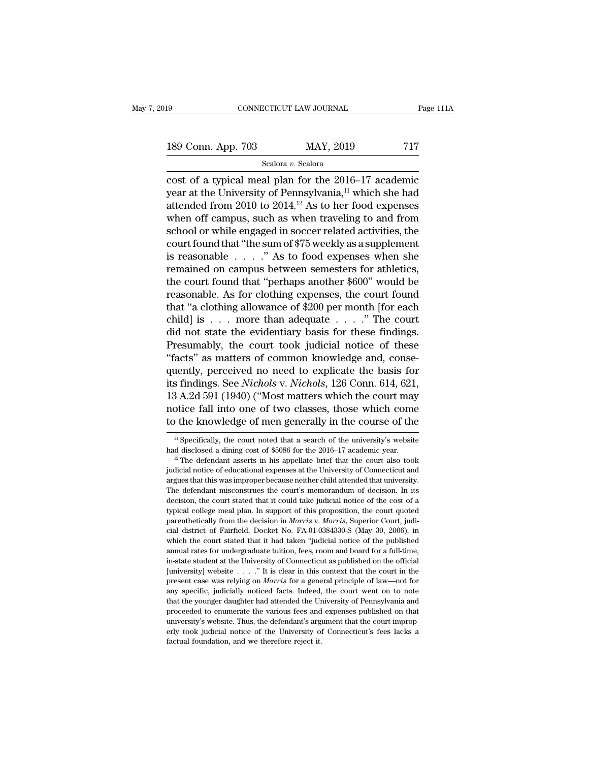cost of a typical meal plan for the 2016–17 academic year at the University of Pennsylvania,[11] which she had attended from 2010 to 2014.[12] As to her food expenses when off campus, such as when traveling to and from school or while engaged in soccer related activities, the court found that "the sum of $75 weekly as a supplement is reasonable . . . ." As to food expenses when she remained on campus between semesters for athletics, the court found that "perhaps another $600" would be reasonable. As for clothing expenses, the court found that "a clothing allowance of $200 per month [for each child] is . . . more than adequate . . . ." The court did not state the evidentiary basis for these findings. Presumably, the court took judicial notice of these "facts" as matters of common knowledge and, consequently, perceived no need to explicate the basis for its findings. See *Nichols* v. *Nichols*, 126 Conn. 614, 621, 13 A.2d 591 (1940) ("Most matters which the court may notice fall into one of two classes, those which come to the knowledge of men generally in the course of the

[11] Specifically, the court noted that a search of the university's website had disclosed a dining cost of $5086 for the 2016–17 academic year.

[12] The defendant asserts in his appellate brief that the court also took judicial notice of educational expenses at the University of Connecticut and argues that this was improper because neither child attended that university. The defendant misconstrues the court's memorandum of decision. In its decision, the court stated that it could take judicial notice of the cost of a typical college meal plan. In support of this proposition, the court quoted parenthetically from the decision in *Morris* v. *Morris*, Superior Court, judicial district of Fairfield, Docket No. FA-01-0384330-S (May 30, 2006), in which the court stated that it had taken "judicial notice of the published annual rates for undergraduate tuition, fees, room and board for a full-time, in-state student at the University of Connecticut as published on the official [university] website . . . ." It is clear in this context that the court in the present case was relying on *Morris* for a general principle of law—not for any specific, judicially noticed facts. Indeed, the court went on to note that the younger daughter had attended the University of Pennsylvania and proceeded to enumerate the various fees and expenses published on that university's website. Thus, the defendant's argument that the court improperly took judicial notice of the University of Connecticut's fees lacks a factual foundation, and we therefore reject it.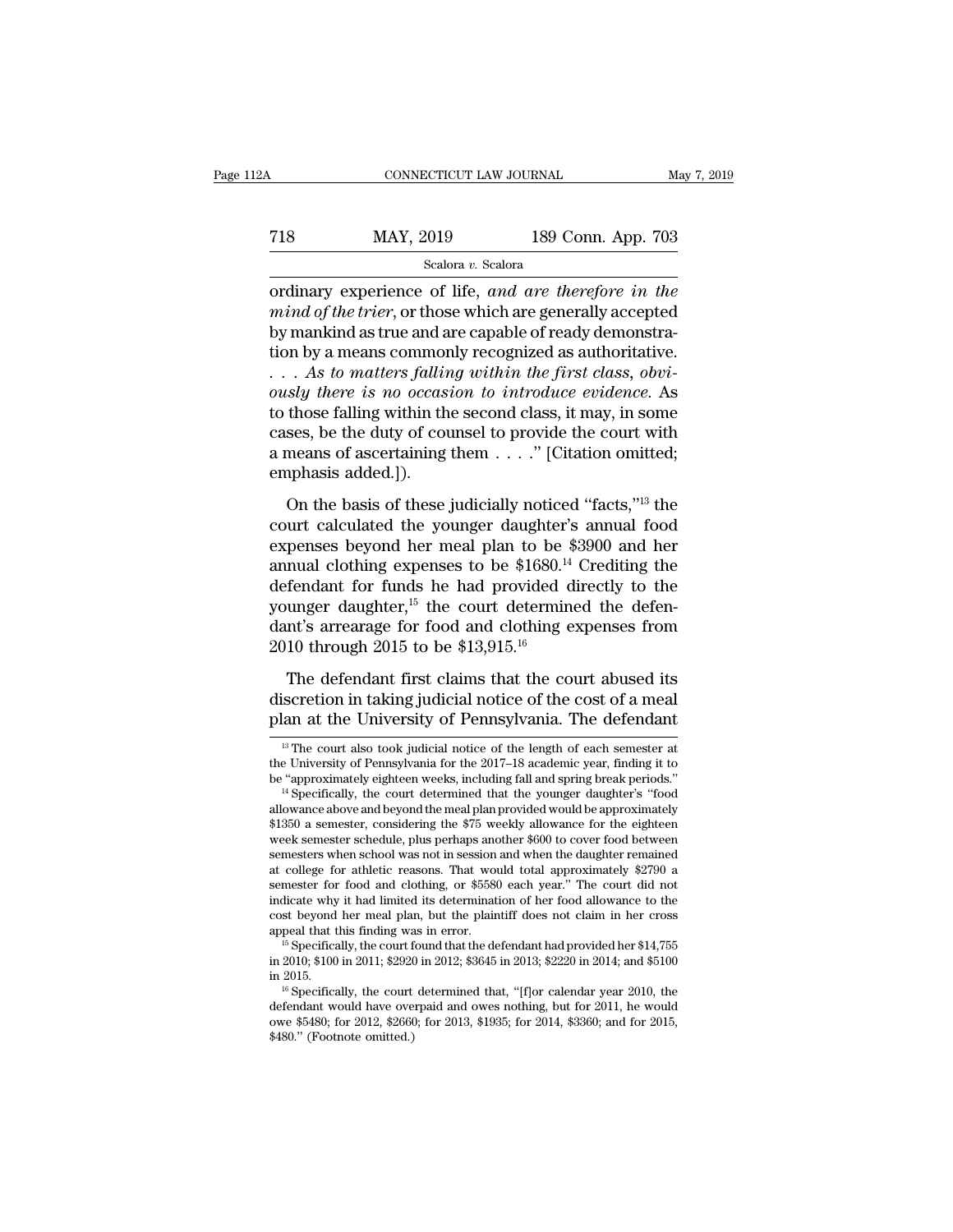ordinary experience of life, *and are therefore in the mind of the trier*, or those which are generally accepted by mankind as true and are capable of ready demonstration by a means commonly recognized as authoritative. . . . *As to matters falling within the first class, obviously there is no occasion to introduce evidence.* As to those falling within the second class, it may, in some cases, be the duty of counsel to provide the court with a means of ascertaining them . . . ." [Citation omitted; emphasis added.]).

On the basis of these judicially noticed "facts,"[13] the court calculated the younger daughter's annual food expenses beyond her meal plan to be $3900 and her annual clothing expenses to be $1680.[14] Crediting the defendant for funds he had provided directly to the younger daughter,[15] the court determined the defendant's arrearage for food and clothing expenses from 2010 through 2015 to be $13,915.[16]

The defendant first claims that the court abused its discretion in taking judicial notice of the cost of a meal plan at the University of Pennsylvania. The defendant

---

[13] The court also took judicial notice of the length of each semester at the University of Pennsylvania for the 2017–18 academic year, finding it to be "approximately eighteen weeks, including fall and spring break periods."

[14] Specifically, the court determined that the younger daughter's "food allowance above and beyond the meal plan provided would be approximately $1350 a semester, considering the $75 weekly allowance for the eighteen week semester schedule, plus perhaps another $600 to cover food between semesters when school was not in session and when the daughter remained at college for athletic reasons. That would total approximately $2790 a semester for food and clothing, or $5580 each year." The court did not indicate why it had limited its determination of her food allowance to the cost beyond her meal plan, but the plaintiff does not claim in her cross appeal that this finding was in error.

[15] Specifically, the court found that the defendant had provided her $14,755 in 2010; $100 in 2011; $2920 in 2012; $3645 in 2013; $2220 in 2014; and $5100 in 2015.

[16] Specifically, the court determined that, "[f]or calendar year 2010, the defendant would have overpaid and owes nothing, but for 2011, he would owe $5480; for 2012, $2660; for 2013, $1935; for 2014, $3360; and for 2015, $480." (Footnote omitted.)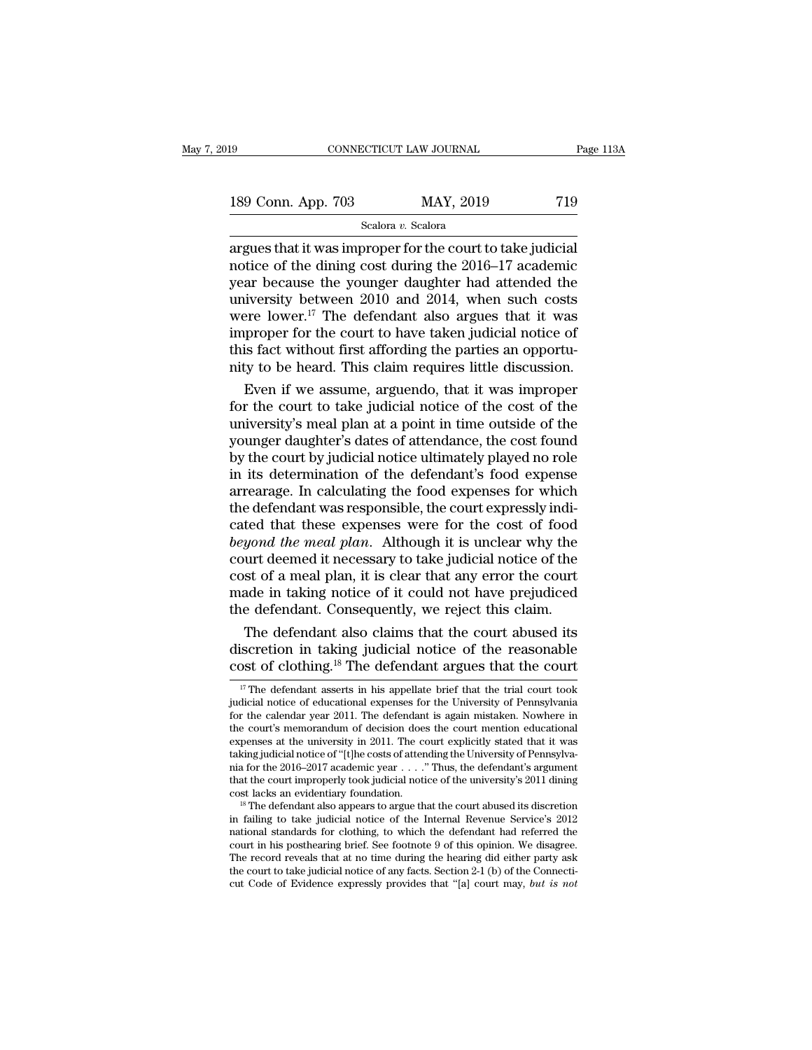argues that it was improper for the court to take judicial notice of the dining cost during the 2016–17 academic year because the younger daughter had attended the university between 2010 and 2014, when such costs were lower.[17] The defendant also argues that it was improper for the court to have taken judicial notice of this fact without first affording the parties an opportunity to be heard. This claim requires little discussion.

Even if we assume, arguendo, that it was improper for the court to take judicial notice of the cost of the university's meal plan at a point in time outside of the younger daughter's dates of attendance, the cost found by the court by judicial notice ultimately played no role in its determination of the defendant's food expense arrearage. In calculating the food expenses for which the defendant was responsible, the court expressly indicated that these expenses were for the cost of food *beyond the meal plan*. Although it is unclear why the court deemed it necessary to take judicial notice of the cost of a meal plan, it is clear that any error the court made in taking notice of it could not have prejudiced the defendant. Consequently, we reject this claim.

The defendant also claims that the court abused its discretion in taking judicial notice of the reasonable cost of clothing.[18] The defendant argues that the court

---

[17] The defendant asserts in his appellate brief that the trial court took judicial notice of educational expenses for the University of Pennsylvania for the calendar year 2011. The defendant is again mistaken. Nowhere in the court's memorandum of decision does the court mention educational expenses at the university in 2011. The court explicitly stated that it was taking judicial notice of "[t]he costs of attending the University of Pennsylvania for the 2016–2017 academic year . . . ." Thus, the defendant's argument that the court improperly took judicial notice of the university's 2011 dining cost lacks an evidentiary foundation.

[18] The defendant also appears to argue that the court abused its discretion in failing to take judicial notice of the Internal Revenue Service's 2012 national standards for clothing, to which the defendant had referred the court in his posthearing brief. See footnote 9 of this opinion. We disagree. The record reveals that at no time during the hearing did either party ask the court to take judicial notice of any facts. Section 2-1 (b) of the Connecticut Code of Evidence expressly provides that "[a] court may, *but is not*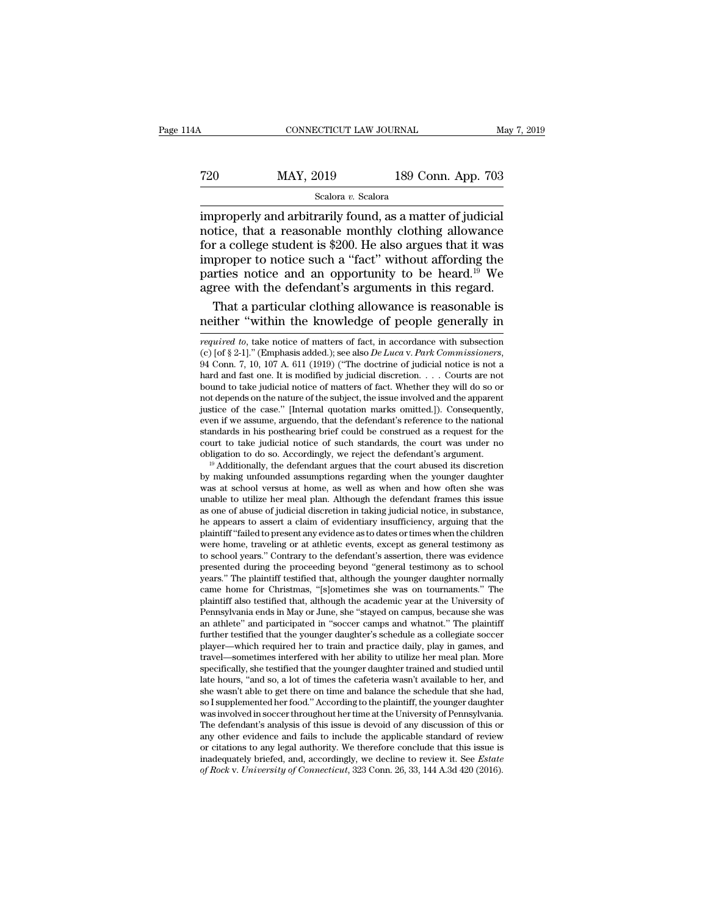improperly and arbitrarily found, as a matter of judicial notice, that a reasonable monthly clothing allowance for a college student is $200. He also argues that it was improper to notice such a "fact" without affording the parties notice and an opportunity to be heard.[19] We agree with the defendant's arguments in this regard.

That a particular clothing allowance is reasonable is neither "within the knowledge of people generally in

---

*required to*, take notice of matters of fact, in accordance with subsection (c) [of § 2-1]." (Emphasis added.); see also *De Luca* v. *Park Commissioners*, 94 Conn. 7, 10, 107 A. 611 (1919) ("The doctrine of judicial notice is not a hard and fast one. It is modified by judicial discretion. . . . Courts are not bound to take judicial notice of matters of fact. Whether they will do so or not depends on the nature of the subject, the issue involved and the apparent justice of the case." [Internal quotation marks omitted.]). Consequently, even if we assume, arguendo, that the defendant's reference to the national standards in his posthearing brief could be construed as a request for the court to take judicial notice of such standards, the court was under no obligation to do so. Accordingly, we reject the defendant's argument.

[19] Additionally, the defendant argues that the court abused its discretion by making unfounded assumptions regarding when the younger daughter was at school versus at home, as well as when and how often she was unable to utilize her meal plan. Although the defendant frames this issue as one of abuse of judicial discretion in taking judicial notice, in substance, he appears to assert a claim of evidentiary insufficiency, arguing that the plaintiff "failed to present any evidence as to dates or times when the children were home, traveling or at athletic events, except as general testimony as to school years." Contrary to the defendant's assertion, there was evidence presented during the proceeding beyond "general testimony as to school years." The plaintiff testified that, although the younger daughter normally came home for Christmas, "[s]ometimes she was on tournaments." The plaintiff also testified that, although the academic year at the University of Pennsylvania ends in May or June, she "stayed on campus, because she was an athlete" and participated in "soccer camps and whatnot." The plaintiff further testified that the younger daughter's schedule as a collegiate soccer player—which required her to train and practice daily, play in games, and travel—sometimes interfered with her ability to utilize her meal plan. More specifically, she testified that the younger daughter trained and studied until late hours, "and so, a lot of times the cafeteria wasn't available to her, and she wasn't able to get there on time and balance the schedule that she had, so I supplemented her food." According to the plaintiff, the younger daughter was involved in soccer throughout her time at the University of Pennsylvania. The defendant's analysis of this issue is devoid of any discussion of this or any other evidence and fails to include the applicable standard of review or citations to any legal authority. We therefore conclude that this issue is inadequately briefed, and, accordingly, we decline to review it. See *Estate of Rock* v. *University of Connecticut*, 323 Conn. 26, 33, 144 A.3d 420 (2016).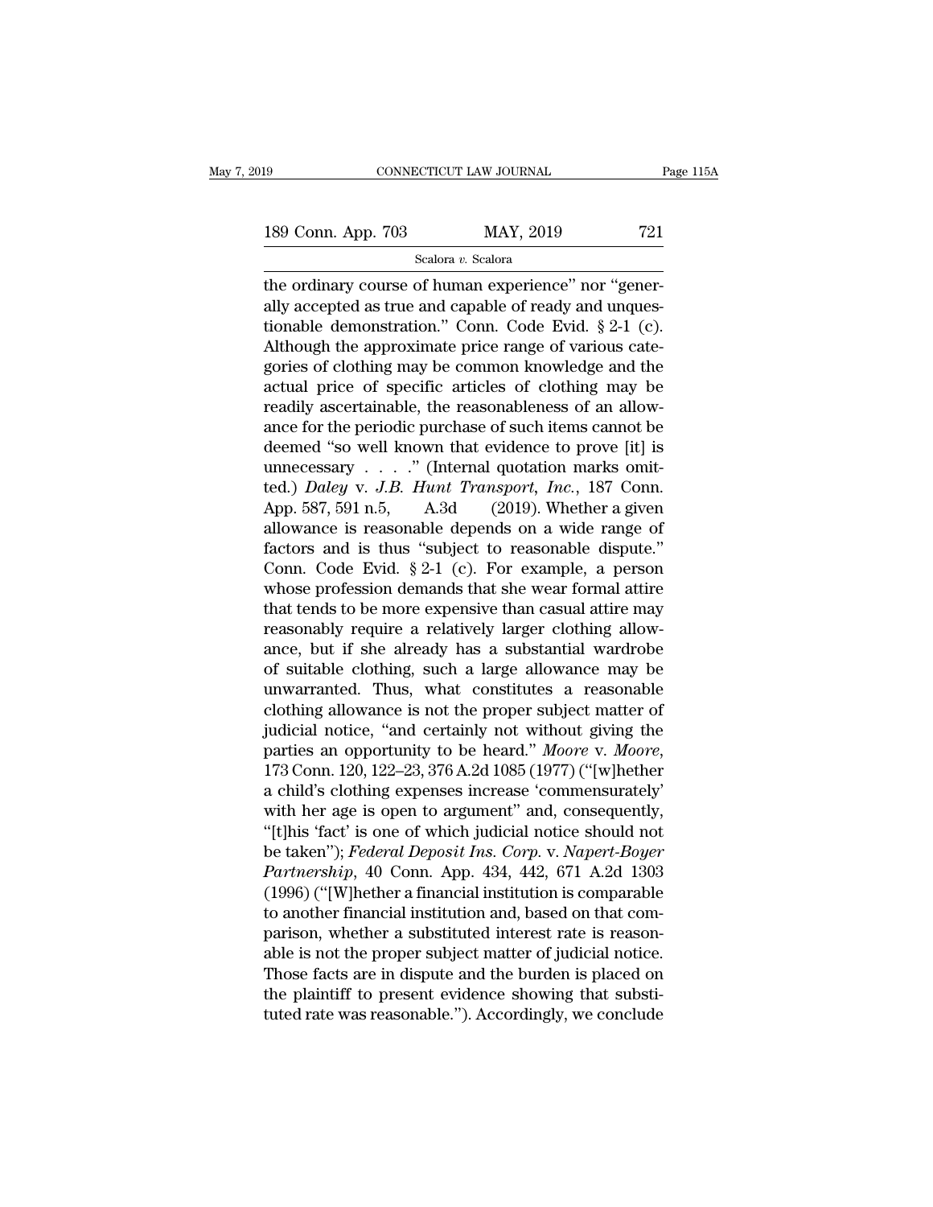the ordinary course of human experience" nor "generally accepted as true and capable of ready and unquestionable demonstration." Conn. Code Evid. § 2-1 (c). Although the approximate price range of various categories of clothing may be common knowledge and the actual price of specific articles of clothing may be readily ascertainable, the reasonableness of an allowance for the periodic purchase of such items cannot be deemed "so well known that evidence to prove [it] is unnecessary . . . ." (Internal quotation marks omitted.) *Daley* v. *J.B. Hunt Transport, Inc.*, 187 Conn. App. 587, 591 n.5, A.3d (2019). Whether a given allowance is reasonable depends on a wide range of factors and is thus "subject to reasonable dispute." Conn. Code Evid. § 2-1 (c). For example, a person whose profession demands that she wear formal attire that tends to be more expensive than casual attire may reasonably require a relatively larger clothing allowance, but if she already has a substantial wardrobe of suitable clothing, such a large allowance may be unwarranted. Thus, what constitutes a reasonable clothing allowance is not the proper subject matter of judicial notice, "and certainly not without giving the parties an opportunity to be heard." *Moore* v. *Moore*, 173 Conn. 120, 122–23, 376 A.2d 1085 (1977) ("[w]hether a child's clothing expenses increase 'commensurately' with her age is open to argument" and, consequently, "[t]his 'fact' is one of which judicial notice should not be taken"); *Federal Deposit Ins. Corp.* v. *Napert-Boyer Partnership*, 40 Conn. App. 434, 442, 671 A.2d 1303 (1996) ("[W]hether a financial institution is comparable to another financial institution and, based on that comparison, whether a substituted interest rate is reasonable is not the proper subject matter of judicial notice. Those facts are in dispute and the burden is placed on the plaintiff to present evidence showing that substituted rate was reasonable."). Accordingly, we conclude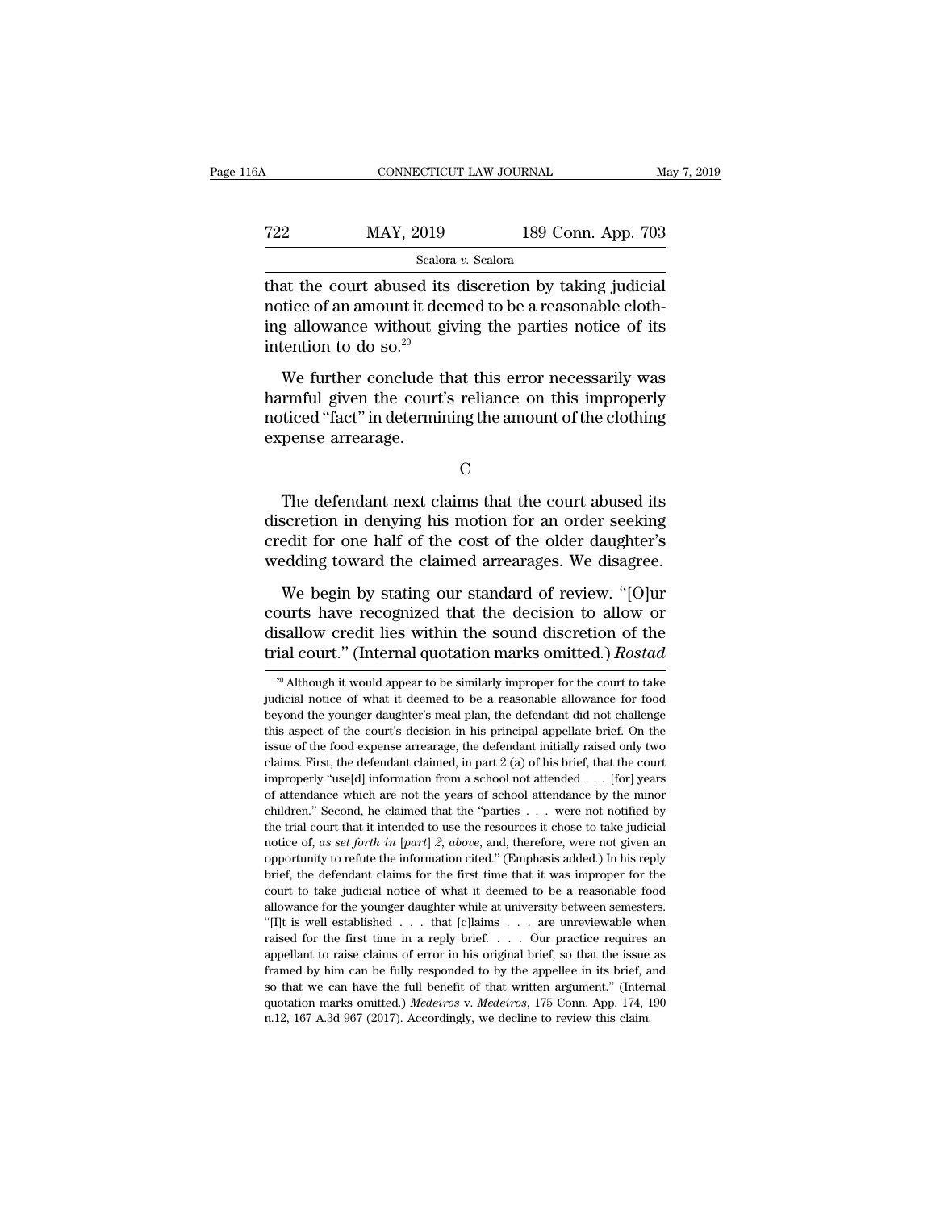that the court abused its discretion by taking judicial notice of an amount it deemed to be a reasonable clothing allowance without giving the parties notice of its intention to do so.[20]

We further conclude that this error necessarily was harmful given the court's reliance on this improperly noticed "fact" in determining the amount of the clothing expense arrearage.

C

The defendant next claims that the court abused its discretion in denying his motion for an order seeking credit for one half of the cost of the older daughter's wedding toward the claimed arrearages. We disagree.

We begin by stating our standard of review. "[O]ur courts have recognized that the decision to allow or disallow credit lies within the sound discretion of the trial court." (Internal quotation marks omitted.) *Rostad*

[20] Although it would appear to be similarly improper for the court to take judicial notice of what it deemed to be a reasonable allowance for food beyond the younger daughter's meal plan, the defendant did not challenge this aspect of the court's decision in his principal appellate brief. On the issue of the food expense arrearage, the defendant initially raised only two claims. First, the defendant claimed, in part 2 (a) of his brief, that the court improperly "use[d] information from a school not attended . . . [for] years of attendance which are not the years of school attendance by the minor children." Second, he claimed that the "parties . . . were not notified by the trial court that it intended to use the resources it chose to take judicial notice of, *as set forth in* [*part*] *2, above*, and, therefore, were not given an opportunity to refute the information cited." (Emphasis added.) In his reply brief, the defendant claims for the first time that it was improper for the court to take judicial notice of what it deemed to be a reasonable food allowance for the younger daughter while at university between semesters. "[I]t is well established . . . that [c]laims . . . are unreviewable when raised for the first time in a reply brief. . . . Our practice requires an appellant to raise claims of error in his original brief, so that the issue as framed by him can be fully responded to by the appellee in its brief, and so that we can have the full benefit of that written argument." (Internal quotation marks omitted.) *Medeiros* v. *Medeiros*, 175 Conn. App. 174, 190 n.12, 167 A.3d 967 (2017). Accordingly, we decline to review this claim.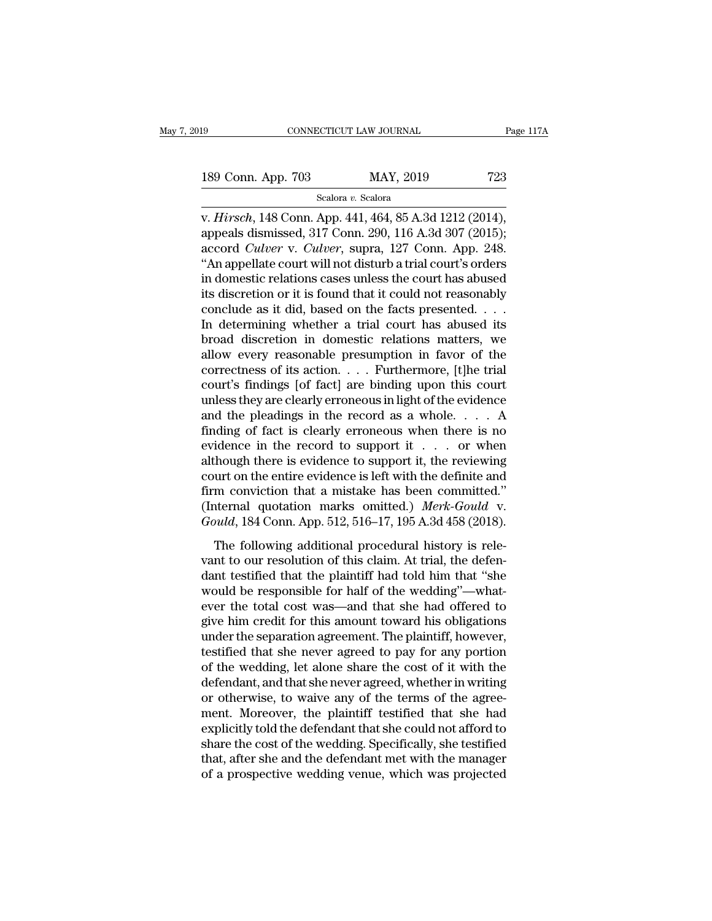v. *Hirsch*, 148 Conn. App. 441, 464, 85 A.3d 1212 (2014), appeals dismissed, 317 Conn. 290, 116 A.3d 307 (2015); accord *Culver* v. *Culver*, supra, 127 Conn. App. 248. "An appellate court will not disturb a trial court's orders in domestic relations cases unless the court has abused its discretion or it is found that it could not reasonably conclude as it did, based on the facts presented. . . . In determining whether a trial court has abused its broad discretion in domestic relations matters, we allow every reasonable presumption in favor of the correctness of its action. . . . Furthermore, [t]he trial court's findings [of fact] are binding upon this court unless they are clearly erroneous in light of the evidence and the pleadings in the record as a whole. . . . A finding of fact is clearly erroneous when there is no evidence in the record to support it . . . or when although there is evidence to support it, the reviewing court on the entire evidence is left with the definite and firm conviction that a mistake has been committed." (Internal quotation marks omitted.) *Merk-Gould* v. *Gould*, 184 Conn. App. 512, 516–17, 195 A.3d 458 (2018).

The following additional procedural history is relevant to our resolution of this claim. At trial, the defendant testified that the plaintiff had told him that "she would be responsible for half of the wedding"—whatever the total cost was—and that she had offered to give him credit for this amount toward his obligations under the separation agreement. The plaintiff, however, testified that she never agreed to pay for any portion of the wedding, let alone share the cost of it with the defendant, and that she never agreed, whether in writing or otherwise, to waive any of the terms of the agreement. Moreover, the plaintiff testified that she had explicitly told the defendant that she could not afford to share the cost of the wedding. Specifically, she testified that, after she and the defendant met with the manager of a prospective wedding venue, which was projected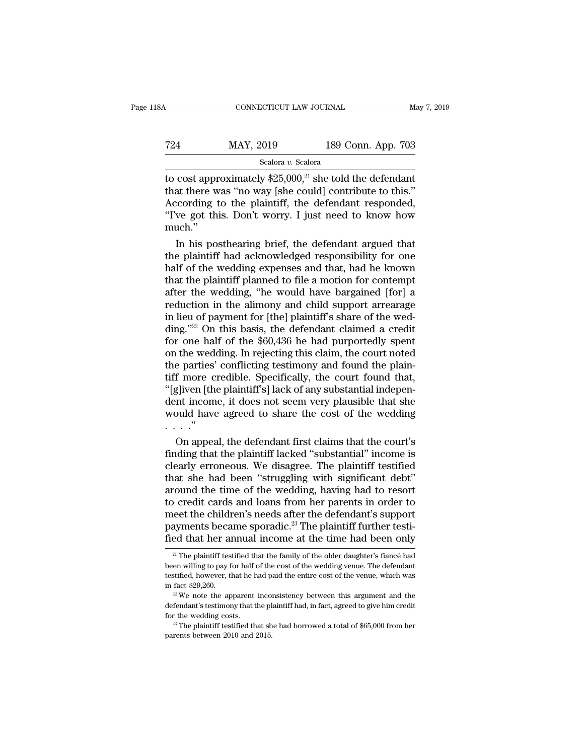to cost approximately $25,000,[21] she told the defendant that there was "no way [she could] contribute to this." According to the plaintiff, the defendant responded, "I've got this. Don't worry. I just need to know how much."

In his posthearing brief, the defendant argued that the plaintiff had acknowledged responsibility for one half of the wedding expenses and that, had he known that the plaintiff planned to file a motion for contempt after the wedding, "he would have bargained [for] a reduction in the alimony and child support arrearage in lieu of payment for [the] plaintiff's share of the wedding."[22] On this basis, the defendant claimed a credit for one half of the $60,436 he had purportedly spent on the wedding. In rejecting this claim, the court noted the parties' conflicting testimony and found the plaintiff more credible. Specifically, the court found that, "[g]iven [the plaintiff's] lack of any substantial independent income, it does not seem very plausible that she would have agreed to share the cost of the wedding . . . ."

On appeal, the defendant first claims that the court's finding that the plaintiff lacked "substantial" income is clearly erroneous. We disagree. The plaintiff testified that she had been "struggling with significant debt" around the time of the wedding, having had to resort to credit cards and loans from her parents in order to meet the children's needs after the defendant's support payments became sporadic.[23] The plaintiff further testified that her annual income at the time had been only

---

[21] The plaintiff testified that the family of the older daughter's fiancé had been willing to pay for half of the cost of the wedding venue. The defendant testified, however, that he had paid the entire cost of the venue, which was in fact $29,260.

[22] We note the apparent inconsistency between this argument and the defendant's testimony that the plaintiff had, in fact, agreed to give him credit for the wedding costs.

[23] The plaintiff testified that she had borrowed a total of $65,000 from her parents between 2010 and 2015.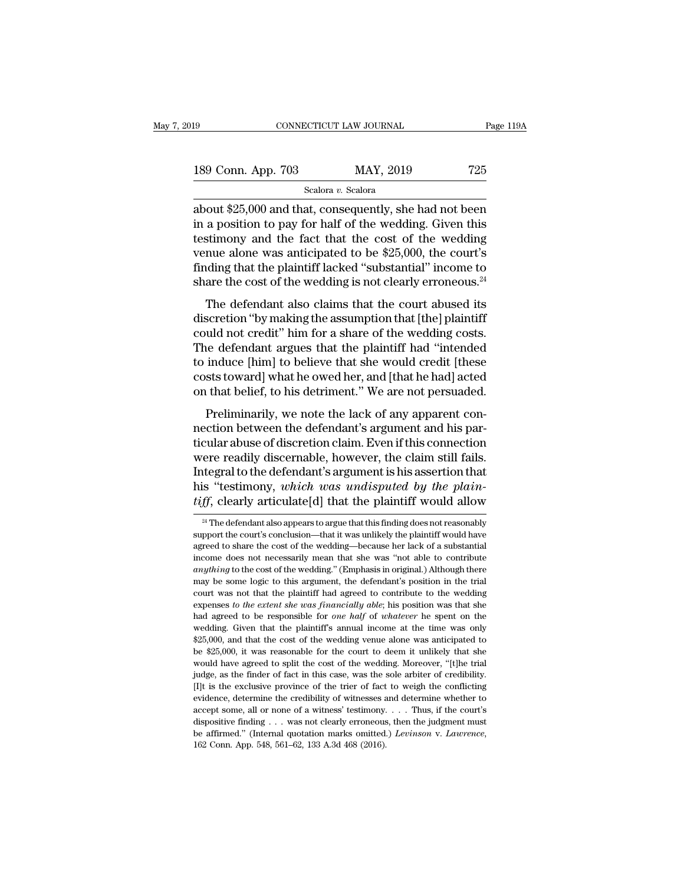about $25,000 and that, consequently, she had not been in a position to pay for half of the wedding. Given this testimony and the fact that the cost of the wedding venue alone was anticipated to be $25,000, the court's finding that the plaintiff lacked "substantial" income to share the cost of the wedding is not clearly erroneous.[24]

The defendant also claims that the court abused its discretion "by making the assumption that [the] plaintiff could not credit" him for a share of the wedding costs. The defendant argues that the plaintiff had "intended to induce [him] to believe that she would credit [these costs toward] what he owed her, and [that he had] acted on that belief, to his detriment." We are not persuaded.

Preliminarily, we note the lack of any apparent connection between the defendant's argument and his particular abuse of discretion claim. Even if this connection were readily discernable, however, the claim still fails. Integral to the defendant's argument is his assertion that his "testimony, *which was undisputed by the plaintiff*, clearly articulate[d] that the plaintiff would allow

[24] The defendant also appears to argue that this finding does not reasonably support the court's conclusion—that it was unlikely the plaintiff would have agreed to share the cost of the wedding—because her lack of a substantial income does not necessarily mean that she was "not able to contribute *anything* to the cost of the wedding." (Emphasis in original.) Although there may be some logic to this argument, the defendant's position in the trial court was not that the plaintiff had agreed to contribute to the wedding expenses *to the extent she was financially able*; his position was that she had agreed to be responsible for *one half* of *whatever* he spent on the wedding. Given that the plaintiff's annual income at the time was only $25,000, and that the cost of the wedding venue alone was anticipated to be $25,000, it was reasonable for the court to deem it unlikely that she would have agreed to split the cost of the wedding. Moreover, "[t]he trial judge, as the finder of fact in this case, was the sole arbiter of credibility. [I]t is the exclusive province of the trier of fact to weigh the conflicting evidence, determine the credibility of witnesses and determine whether to accept some, all or none of a witness' testimony. . . . Thus, if the court's dispositive finding . . . was not clearly erroneous, then the judgment must be affirmed." (Internal quotation marks omitted.) *Levinson* v. *Lawrence*, 162 Conn. App. 548, 561–62, 133 A.3d 468 (2016).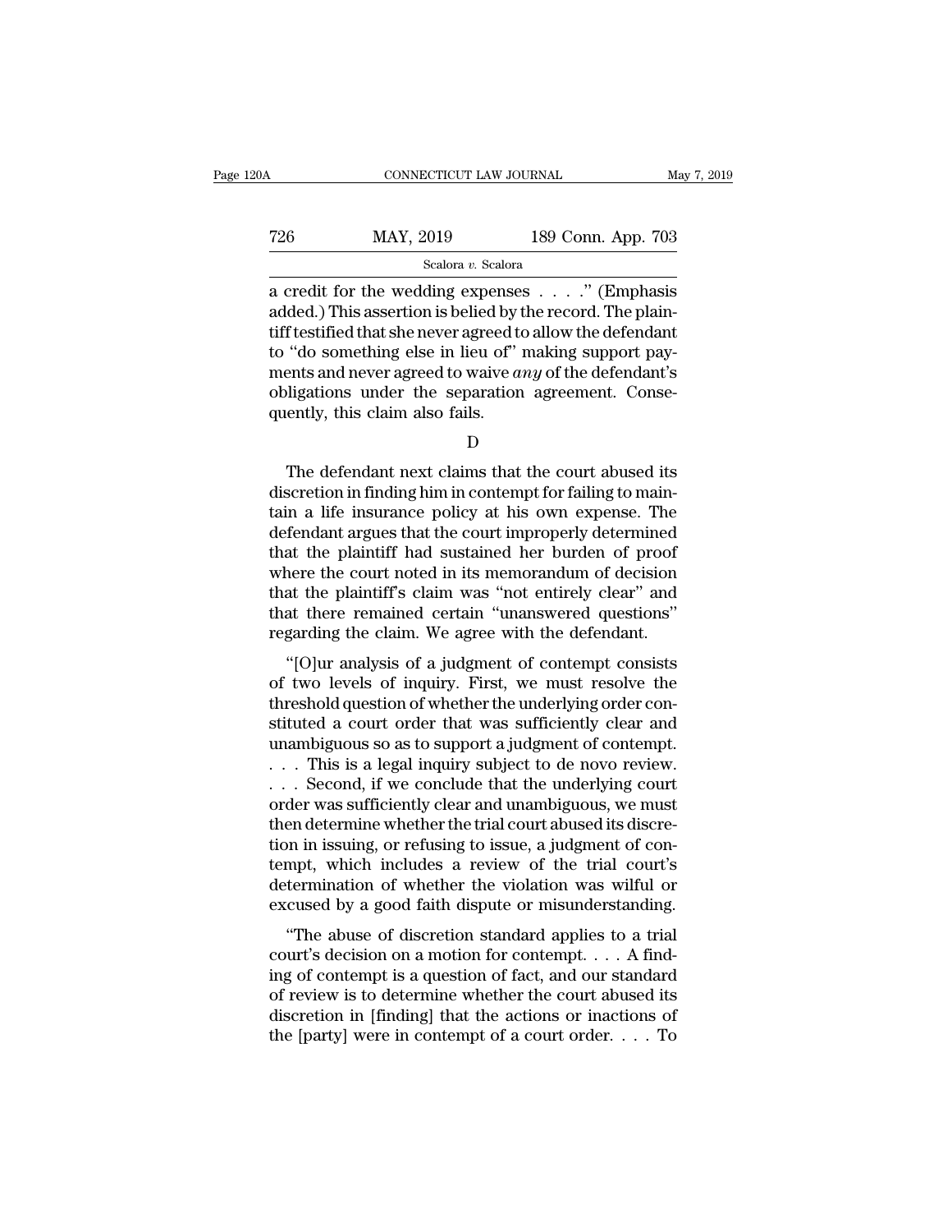a credit for the wedding expenses . . . ." (Emphasis added.) This assertion is belied by the record. The plaintiff testified that she never agreed to allow the defendant to "do something else in lieu of" making support payments and never agreed to waive *any* of the defendant's obligations under the separation agreement. Consequently, this claim also fails.

D

The defendant next claims that the court abused its discretion in finding him in contempt for failing to maintain a life insurance policy at his own expense. The defendant argues that the court improperly determined that the plaintiff had sustained her burden of proof where the court noted in its memorandum of decision that the plaintiff's claim was "not entirely clear" and that there remained certain "unanswered questions" regarding the claim. We agree with the defendant.

"[O]ur analysis of a judgment of contempt consists of two levels of inquiry. First, we must resolve the threshold question of whether the underlying order constituted a court order that was sufficiently clear and unambiguous so as to support a judgment of contempt. . . . This is a legal inquiry subject to de novo review. . . . Second, if we conclude that the underlying court order was sufficiently clear and unambiguous, we must then determine whether the trial court abused its discretion in issuing, or refusing to issue, a judgment of contempt, which includes a review of the trial court's determination of whether the violation was wilful or excused by a good faith dispute or misunderstanding.

"The abuse of discretion standard applies to a trial court's decision on a motion for contempt. . . . A finding of contempt is a question of fact, and our standard of review is to determine whether the court abused its discretion in [finding] that the actions or inactions of the [party] were in contempt of a court order. . . . To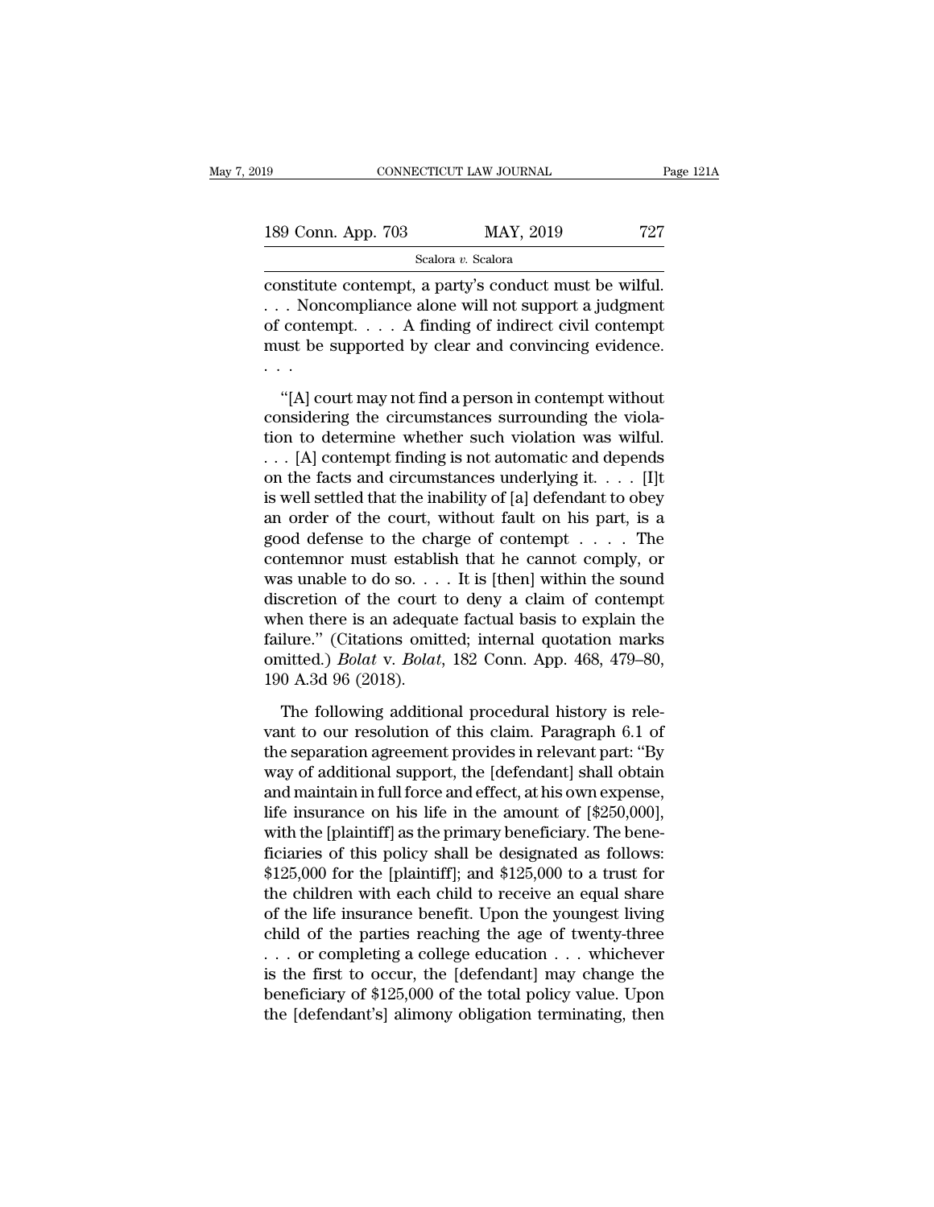constitute contempt, a party's conduct must be wilful. . . . Noncompliance alone will not support a judgment of contempt. . . . A finding of indirect civil contempt must be supported by clear and convincing evidence. . . .

"[A] court may not find a person in contempt without considering the circumstances surrounding the violation to determine whether such violation was wilful. . . . [A] contempt finding is not automatic and depends on the facts and circumstances underlying it. . . . [I]t is well settled that the inability of [a] defendant to obey an order of the court, without fault on his part, is a good defense to the charge of contempt . . . . The contemnor must establish that he cannot comply, or was unable to do so. . . . It is [then] within the sound discretion of the court to deny a claim of contempt when there is an adequate factual basis to explain the failure." (Citations omitted; internal quotation marks omitted.) *Bolat* v. *Bolat*, 182 Conn. App. 468, 479–80, 190 A.3d 96 (2018).

The following additional procedural history is relevant to our resolution of this claim. Paragraph 6.1 of the separation agreement provides in relevant part: "By way of additional support, the [defendant] shall obtain and maintain in full force and effect, at his own expense, life insurance on his life in the amount of [$250,000], with the [plaintiff] as the primary beneficiary. The beneficiaries of this policy shall be designated as follows: $125,000 for the [plaintiff]; and $125,000 to a trust for the children with each child to receive an equal share of the life insurance benefit. Upon the youngest living child of the parties reaching the age of twenty-three . . . or completing a college education . . . whichever is the first to occur, the [defendant] may change the beneficiary of $125,000 of the total policy value. Upon the [defendant's] alimony obligation terminating, then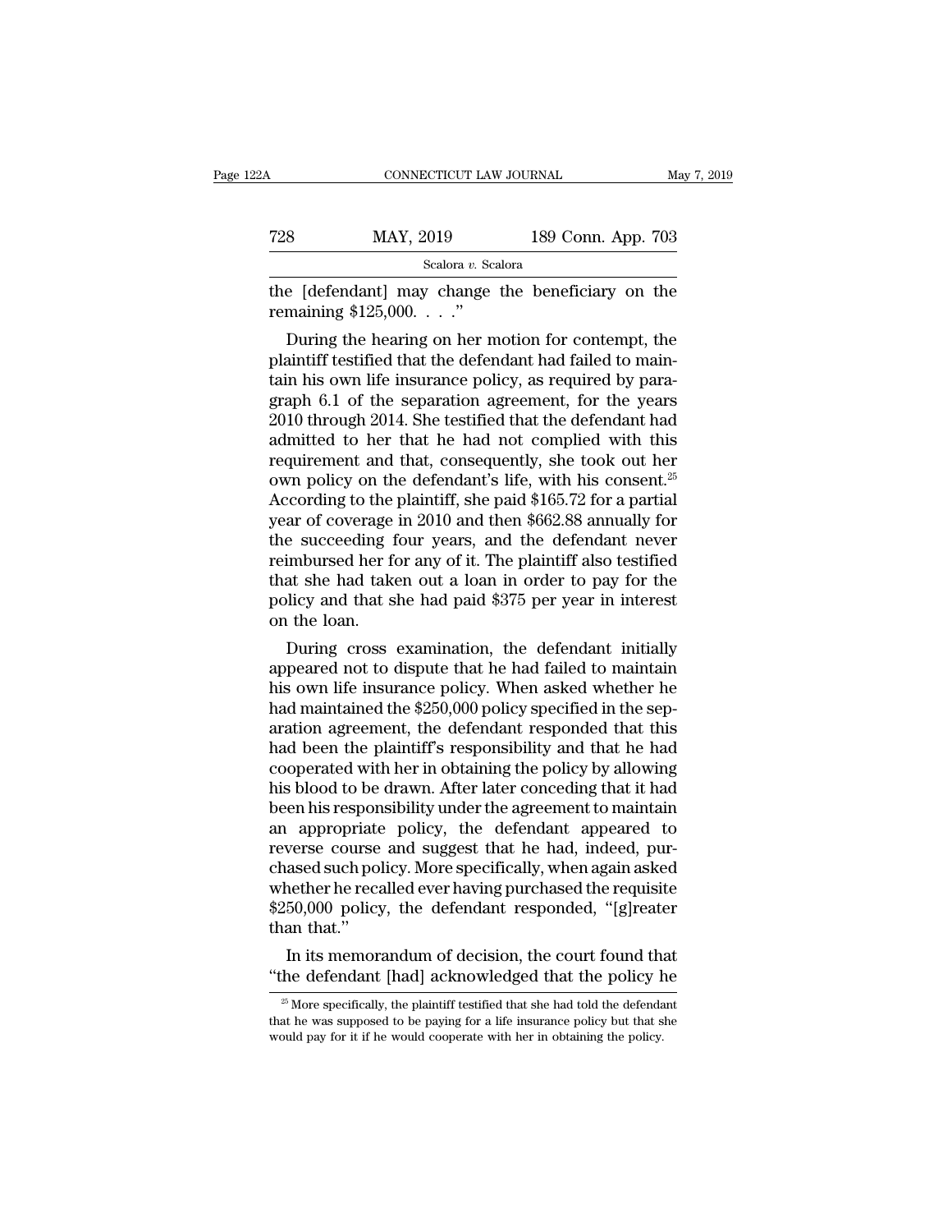the [defendant] may change the beneficiary on the remaining $125,000. . . ."

During the hearing on her motion for contempt, the plaintiff testified that the defendant had failed to maintain his own life insurance policy, as required by paragraph 6.1 of the separation agreement, for the years 2010 through 2014. She testified that the defendant had admitted to her that he had not complied with this requirement and that, consequently, she took out her own policy on the defendant's life, with his consent.[25] According to the plaintiff, she paid $165.72 for a partial year of coverage in 2010 and then $662.88 annually for the succeeding four years, and the defendant never reimbursed her for any of it. The plaintiff also testified that she had taken out a loan in order to pay for the policy and that she had paid $375 per year in interest on the loan.

During cross examination, the defendant initially appeared not to dispute that he had failed to maintain his own life insurance policy. When asked whether he had maintained the $250,000 policy specified in the separation agreement, the defendant responded that this had been the plaintiff's responsibility and that he had cooperated with her in obtaining the policy by allowing his blood to be drawn. After later conceding that it had been his responsibility under the agreement to maintain an appropriate policy, the defendant appeared to reverse course and suggest that he had, indeed, purchased such policy. More specifically, when again asked whether he recalled ever having purchased the requisite $250,000 policy, the defendant responded, "[g]reater than that."

In its memorandum of decision, the court found that "the defendant [had] acknowledged that the policy he

[25] More specifically, the plaintiff testified that she had told the defendant that he was supposed to be paying for a life insurance policy but that she would pay for it if he would cooperate with her in obtaining the policy.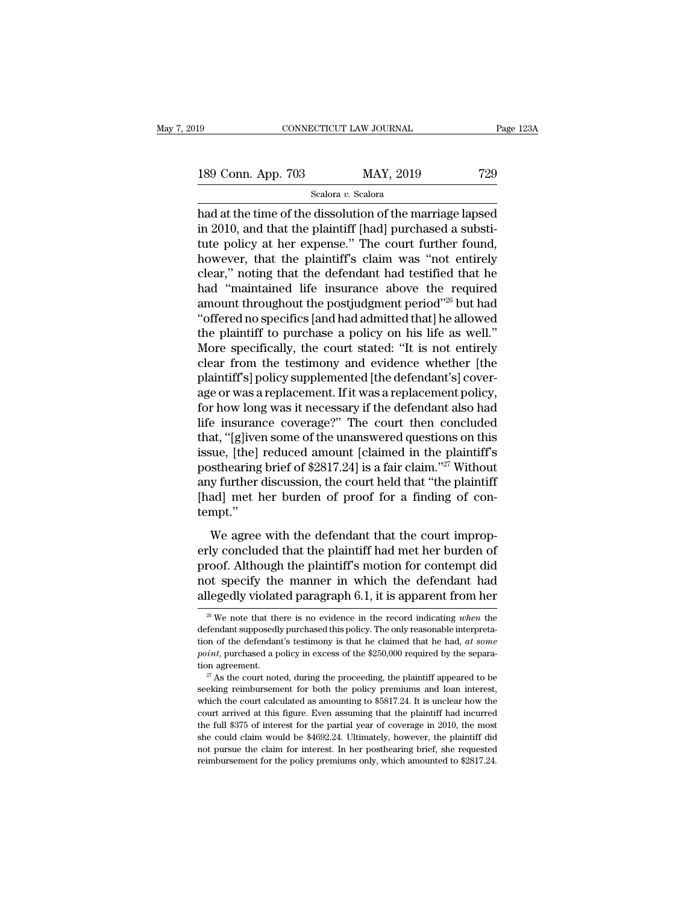had at the time of the dissolution of the marriage lapsed in 2010, and that the plaintiff [had] purchased a substitute policy at her expense." The court further found, however, that the plaintiff's claim was "not entirely clear," noting that the defendant had testified that he had "maintained life insurance above the required amount throughout the postjudgment period"[26] but had "offered no specifics [and had admitted that] he allowed the plaintiff to purchase a policy on his life as well." More specifically, the court stated: "It is not entirely clear from the testimony and evidence whether [the plaintiff's] policy supplemented [the defendant's] coverage or was a replacement. If it was a replacement policy, for how long was it necessary if the defendant also had life insurance coverage?" The court then concluded that, "[g]iven some of the unanswered questions on this issue, [the] reduced amount [claimed in the plaintiff's posthearing brief of $2817.24] is a fair claim."[27] Without any further discussion, the court held that "the plaintiff [had] met her burden of proof for a finding of contempt."

We agree with the defendant that the court improperly concluded that the plaintiff had met her burden of proof. Although the plaintiff's motion for contempt did not specify the manner in which the defendant had allegedly violated paragraph 6.1, it is apparent from her

[26] We note that there is no evidence in the record indicating *when* the defendant supposedly purchased this policy. The only reasonable interpretation of the defendant's testimony is that he claimed that he had, *at some point*, purchased a policy in excess of the $250,000 required by the separation agreement.

[27] As the court noted, during the proceeding, the plaintiff appeared to be seeking reimbursement for both the policy premiums and loan interest, which the court calculated as amounting to $5817.24. It is unclear how the court arrived at this figure. Even assuming that the plaintiff had incurred the full $375 of interest for the partial year of coverage in 2010, the most she could claim would be $4692.24. Ultimately, however, the plaintiff did not pursue the claim for interest. In her posthearing brief, she requested reimbursement for the policy premiums only, which amounted to $2817.24.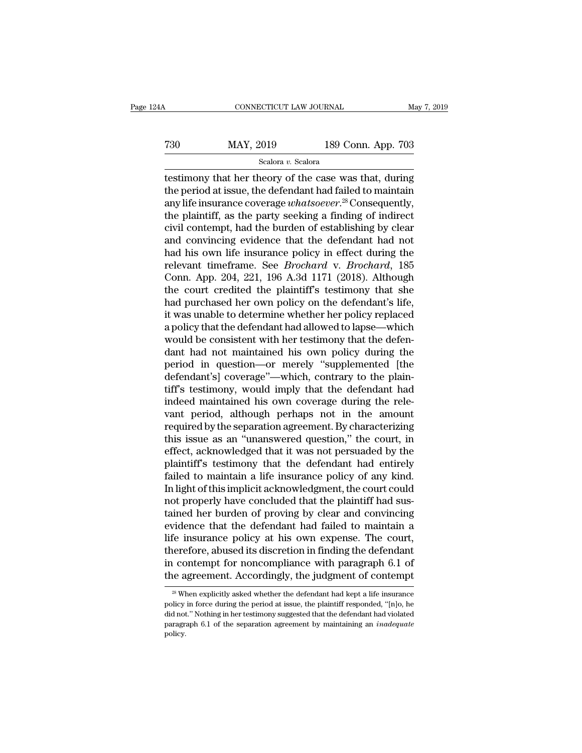testimony that her theory of the case was that, during the period at issue, the defendant had failed to maintain any life insurance coverage *whatsoever*.[28] Consequently, the plaintiff, as the party seeking a finding of indirect civil contempt, had the burden of establishing by clear and convincing evidence that the defendant had not had his own life insurance policy in effect during the relevant timeframe. See *Brochard* v. *Brochard*, 185 Conn. App. 204, 221, 196 A.3d 1171 (2018). Although the court credited the plaintiff's testimony that she had purchased her own policy on the defendant's life, it was unable to determine whether her policy replaced a policy that the defendant had allowed to lapse—which would be consistent with her testimony that the defendant had not maintained his own policy during the period in question—or merely "supplemented [the defendant's] coverage"—which, contrary to the plaintiff's testimony, would imply that the defendant had indeed maintained his own coverage during the relevant period, although perhaps not in the amount required by the separation agreement. By characterizing this issue as an "unanswered question," the court, in effect, acknowledged that it was not persuaded by the plaintiff's testimony that the defendant had entirely failed to maintain a life insurance policy of any kind. In light of this implicit acknowledgment, the court could not properly have concluded that the plaintiff had sustained her burden of proving by clear and convincing evidence that the defendant had failed to maintain a life insurance policy at his own expense. The court, therefore, abused its discretion in finding the defendant in contempt for noncompliance with paragraph 6.1 of the agreement. Accordingly, the judgment of contempt

[28] When explicitly asked whether the defendant had kept a life insurance policy in force during the period at issue, the plaintiff responded, "[n]o, he did not." Nothing in her testimony suggested that the defendant had violated paragraph 6.1 of the separation agreement by maintaining an *inadequate* policy.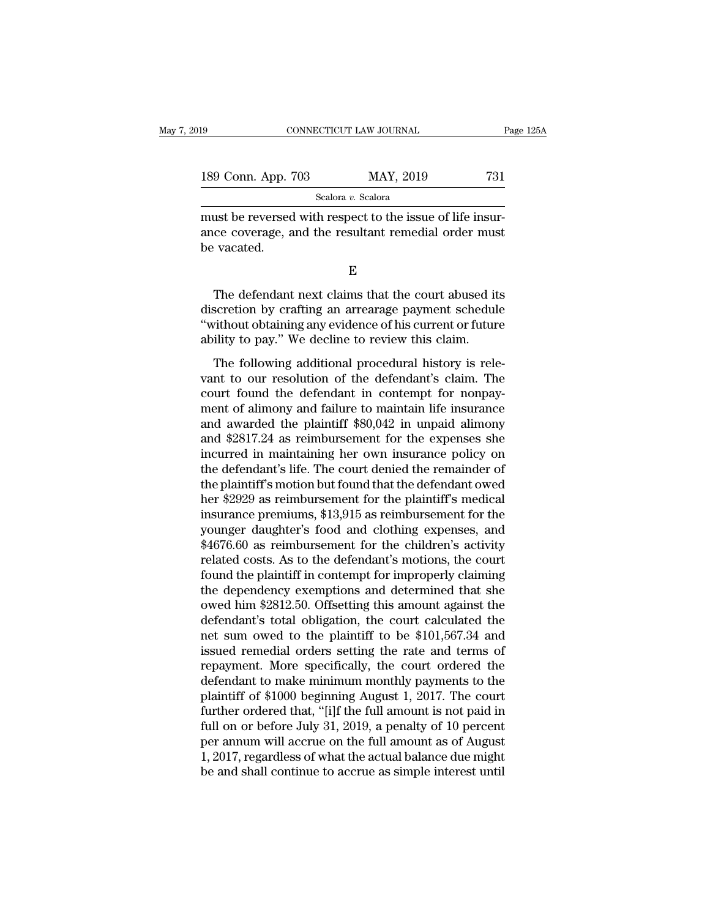must be reversed with respect to the issue of life insurance coverage, and the resultant remedial order must be vacated.

E

The defendant next claims that the court abused its discretion by crafting an arrearage payment schedule "without obtaining any evidence of his current or future ability to pay." We decline to review this claim.

The following additional procedural history is relevant to our resolution of the defendant's claim. The court found the defendant in contempt for nonpayment of alimony and failure to maintain life insurance and awarded the plaintiff $80,042 in unpaid alimony and $2817.24 as reimbursement for the expenses she incurred in maintaining her own insurance policy on the defendant's life. The court denied the remainder of the plaintiff's motion but found that the defendant owed her $2929 as reimbursement for the plaintiff's medical insurance premiums, $13,915 as reimbursement for the younger daughter's food and clothing expenses, and $4676.60 as reimbursement for the children's activity related costs. As to the defendant's motions, the court found the plaintiff in contempt for improperly claiming the dependency exemptions and determined that she owed him $2812.50. Offsetting this amount against the defendant's total obligation, the court calculated the net sum owed to the plaintiff to be $101,567.34 and issued remedial orders setting the rate and terms of repayment. More specifically, the court ordered the defendant to make minimum monthly payments to the plaintiff of $1000 beginning August 1, 2017. The court further ordered that, "[i]f the full amount is not paid in full on or before July 31, 2019, a penalty of 10 percent per annum will accrue on the full amount as of August 1, 2017, regardless of what the actual balance due might be and shall continue to accrue as simple interest until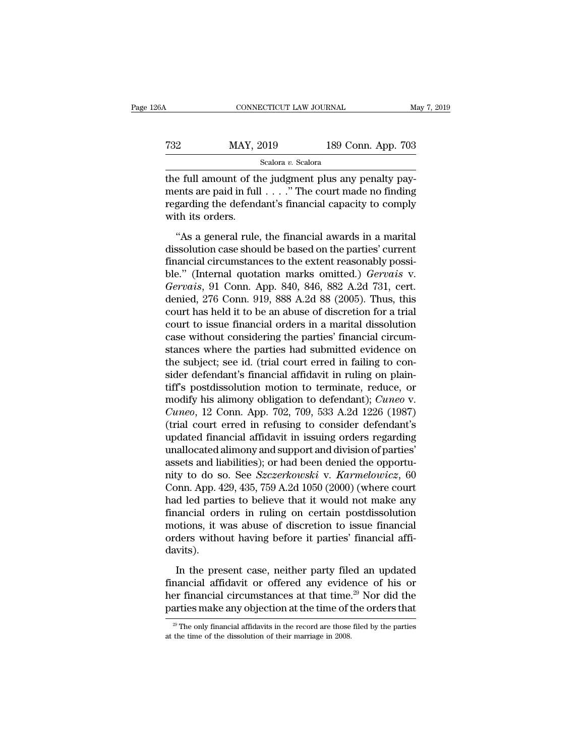the full amount of the judgment plus any penalty payments are paid in full . . . ." The court made no finding regarding the defendant's financial capacity to comply with its orders.

"As a general rule, the financial awards in a marital dissolution case should be based on the parties' current financial circumstances to the extent reasonably possible." (Internal quotation marks omitted.) *Gervais* v. *Gervais*, 91 Conn. App. 840, 846, 882 A.2d 731, cert. denied, 276 Conn. 919, 888 A.2d 88 (2005). Thus, this court has held it to be an abuse of discretion for a trial court to issue financial orders in a marital dissolution case without considering the parties' financial circumstances where the parties had submitted evidence on the subject; see id. (trial court erred in failing to consider defendant's financial affidavit in ruling on plaintiff's postdissolution motion to terminate, reduce, or modify his alimony obligation to defendant); *Cuneo* v. *Cuneo*, 12 Conn. App. 702, 709, 533 A.2d 1226 (1987) (trial court erred in refusing to consider defendant's updated financial affidavit in issuing orders regarding unallocated alimony and support and division of parties' assets and liabilities); or had been denied the opportunity to do so. See *Szczerkowski* v. *Karmelowicz*, 60 Conn. App. 429, 435, 759 A.2d 1050 (2000) (where court had led parties to believe that it would not make any financial orders in ruling on certain postdissolution motions, it was abuse of discretion to issue financial orders without having before it parties' financial affidavits).

In the present case, neither party filed an updated financial affidavit or offered any evidence of his or her financial circumstances at that time.[29] Nor did the parties make any objection at the time of the orders that

[29] The only financial affidavits in the record are those filed by the parties at the time of the dissolution of their marriage in 2008.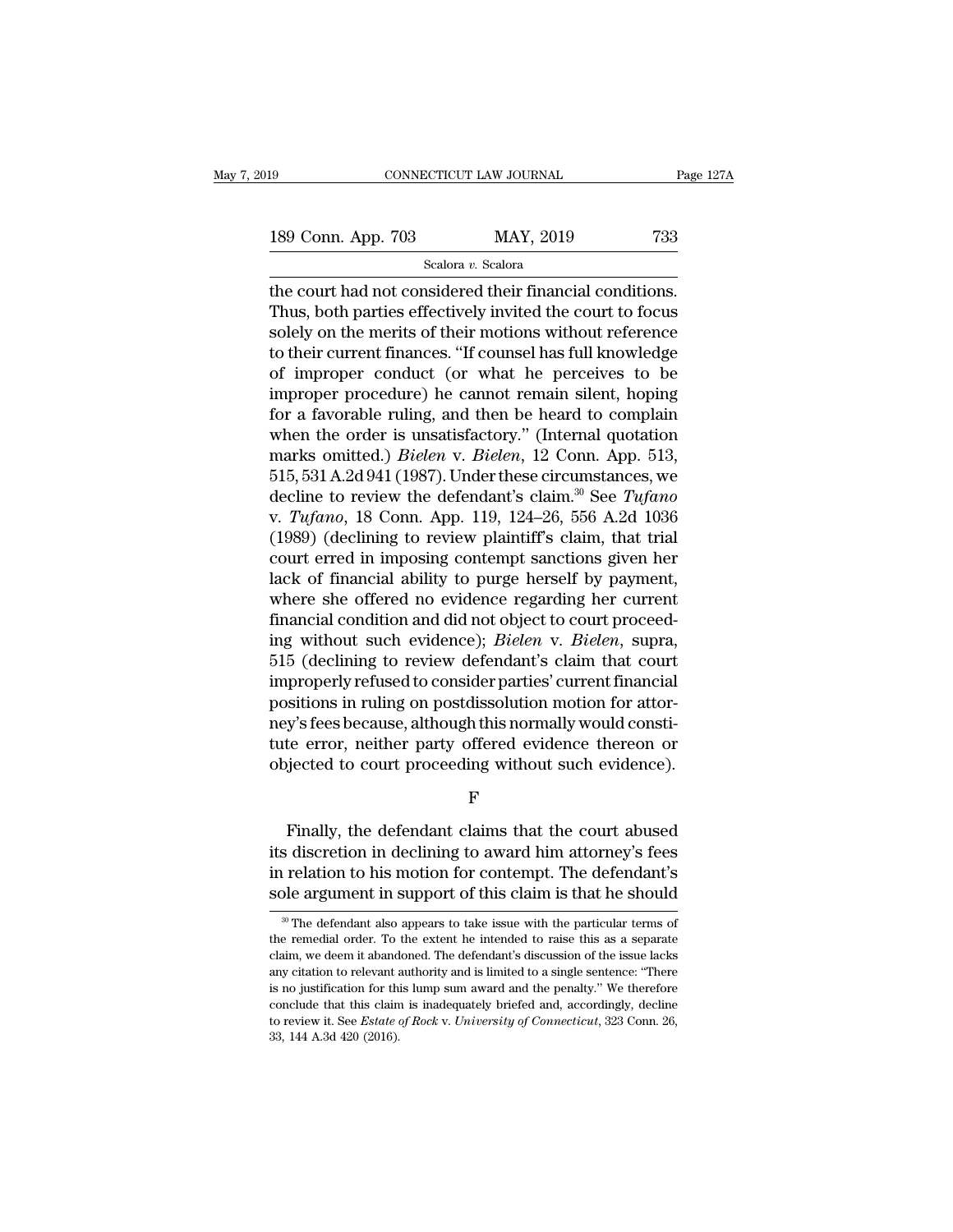the court had not considered their financial conditions. Thus, both parties effectively invited the court to focus solely on the merits of their motions without reference to their current finances. "If counsel has full knowledge of improper conduct (or what he perceives to be improper procedure) he cannot remain silent, hoping for a favorable ruling, and then be heard to complain when the order is unsatisfactory." (Internal quotation marks omitted.) *Bielen* v. *Bielen*, 12 Conn. App. 513, 515, 531 A.2d 941 (1987). Under these circumstances, we decline to review the defendant's claim.[30] See *Tufano* v. *Tufano*, 18 Conn. App. 119, 124–26, 556 A.2d 1036 (1989) (declining to review plaintiff's claim, that trial court erred in imposing contempt sanctions given her lack of financial ability to purge herself by payment, where she offered no evidence regarding her current financial condition and did not object to court proceeding without such evidence); *Bielen* v. *Bielen*, supra, 515 (declining to review defendant's claim that court improperly refused to consider parties' current financial positions in ruling on postdissolution motion for attorney's fees because, although this normally would constitute error, neither party offered evidence thereon or objected to court proceeding without such evidence).

F

Finally, the defendant claims that the court abused its discretion in declining to award him attorney's fees in relation to his motion for contempt. The defendant's sole argument in support of this claim is that he should

[30] The defendant also appears to take issue with the particular terms of the remedial order. To the extent he intended to raise this as a separate claim, we deem it abandoned. The defendant's discussion of the issue lacks any citation to relevant authority and is limited to a single sentence: "There is no justification for this lump sum award and the penalty." We therefore conclude that this claim is inadequately briefed and, accordingly, decline to review it. See *Estate of Rock* v. *University of Connecticut*, 323 Conn. 26, 33, 144 A.3d 420 (2016).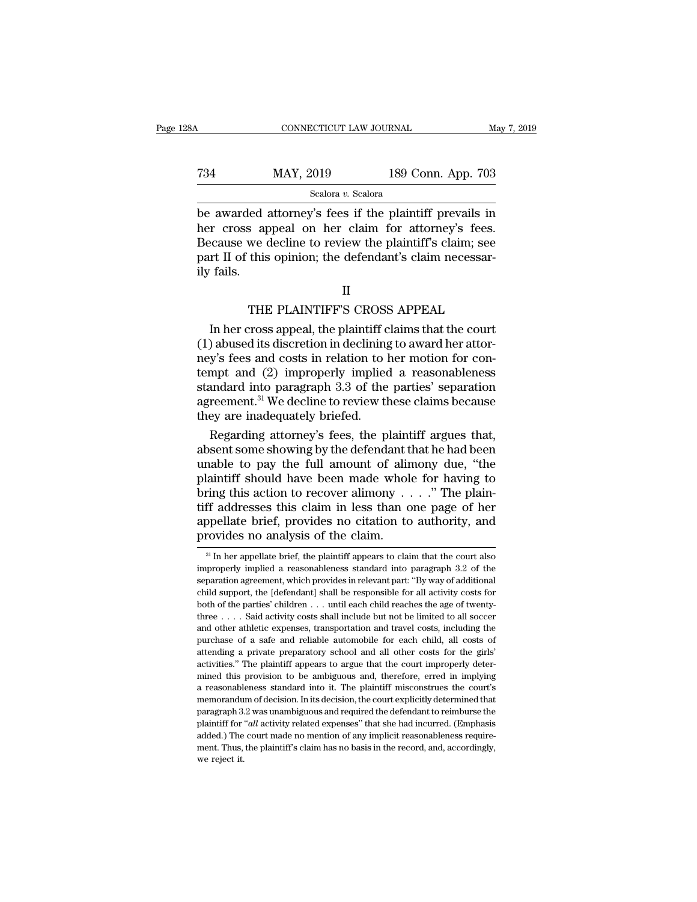be awarded attorney's fees if the plaintiff prevails in her cross appeal on her claim for attorney's fees. Because we decline to review the plaintiff's claim; see part II of this opinion; the defendant's claim necessarily fails.

## II

## THE PLAINTIFF'S CROSS APPEAL

In her cross appeal, the plaintiff claims that the court (1) abused its discretion in declining to award her attorney's fees and costs in relation to her motion for contempt and (2) improperly implied a reasonableness standard into paragraph 3.3 of the parties' separation agreement.[31] We decline to review these claims because they are inadequately briefed.

Regarding attorney's fees, the plaintiff argues that, absent some showing by the defendant that he had been unable to pay the full amount of alimony due, "the plaintiff should have been made whole for having to bring this action to recover alimony . . . ." The plaintiff addresses this claim in less than one page of her appellate brief, provides no citation to authority, and provides no analysis of the claim.

[31] In her appellate brief, the plaintiff appears to claim that the court also improperly implied a reasonableness standard into paragraph 3.2 of the separation agreement, which provides in relevant part: "By way of additional child support, the [defendant] shall be responsible for all activity costs for both of the parties' children . . . until each child reaches the age of twenty-three . . . . Said activity costs shall include but not be limited to all soccer and other athletic expenses, transportation and travel costs, including the purchase of a safe and reliable automobile for each child, all costs of attending a private preparatory school and all other costs for the girls' activities." The plaintiff appears to argue that the court improperly determined this provision to be ambiguous and, therefore, erred in implying a reasonableness standard into it. The plaintiff misconstrues the court's memorandum of decision. In its decision, the court explicitly determined that paragraph 3.2 was unambiguous and required the defendant to reimburse the plaintiff for "*all* activity related expenses" that she had incurred. (Emphasis added.) The court made no mention of any implicit reasonableness requirement. Thus, the plaintiff's claim has no basis in the record, and, accordingly, we reject it.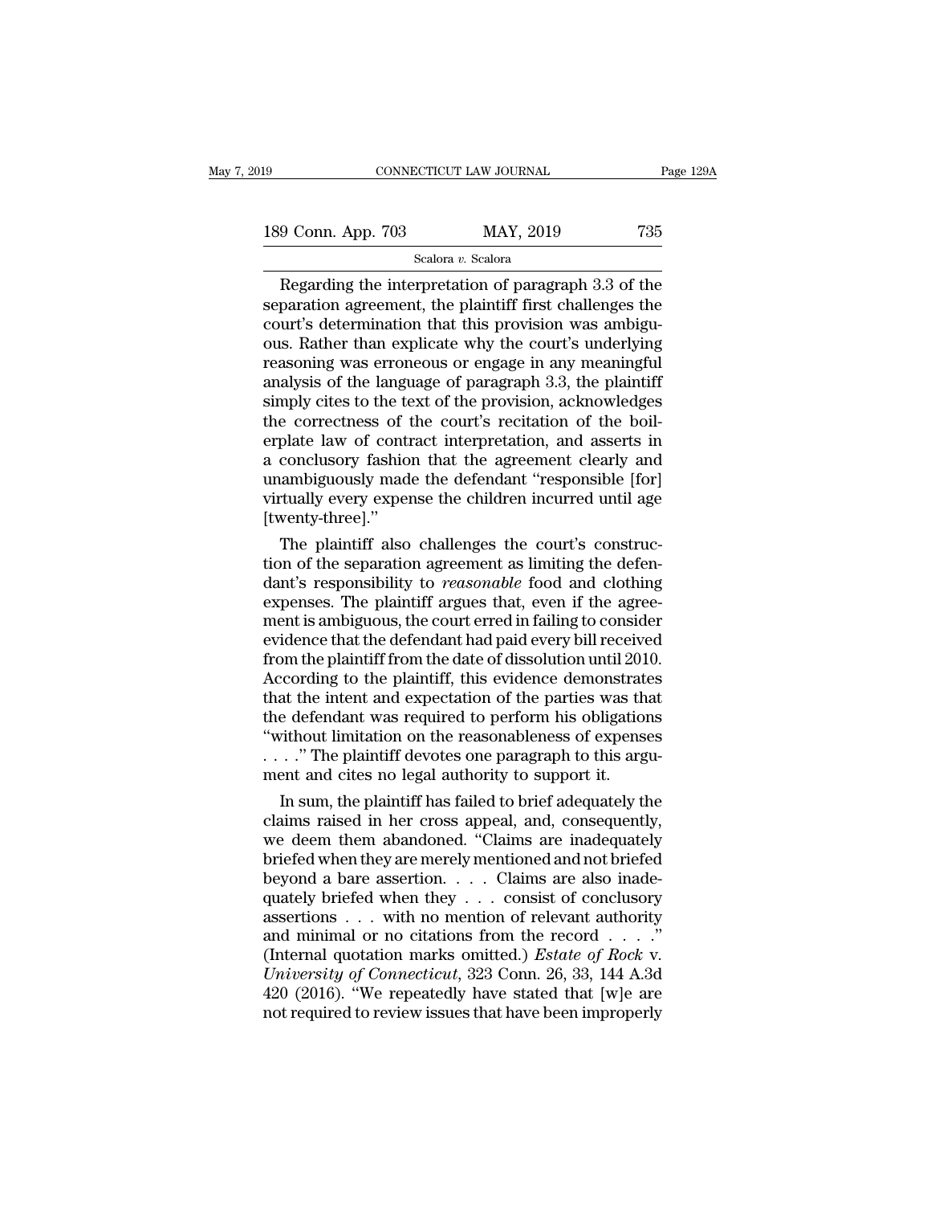Regarding the interpretation of paragraph 3.3 of the separation agreement, the plaintiff first challenges the court's determination that this provision was ambiguous. Rather than explicate why the court's underlying reasoning was erroneous or engage in any meaningful analysis of the language of paragraph 3.3, the plaintiff simply cites to the text of the provision, acknowledges the correctness of the court's recitation of the boilerplate law of contract interpretation, and asserts in a conclusory fashion that the agreement clearly and unambiguously made the defendant "responsible [for] virtually every expense the children incurred until age [twenty-three]."

The plaintiff also challenges the court's construction of the separation agreement as limiting the defendant's responsibility to *reasonable* food and clothing expenses. The plaintiff argues that, even if the agreement is ambiguous, the court erred in failing to consider evidence that the defendant had paid every bill received from the plaintiff from the date of dissolution until 2010. According to the plaintiff, this evidence demonstrates that the intent and expectation of the parties was that the defendant was required to perform his obligations "without limitation on the reasonableness of expenses . . . ." The plaintiff devotes one paragraph to this argument and cites no legal authority to support it.

In sum, the plaintiff has failed to brief adequately the claims raised in her cross appeal, and, consequently, we deem them abandoned. "Claims are inadequately briefed when they are merely mentioned and not briefed beyond a bare assertion. . . . Claims are also inadequately briefed when they . . . consist of conclusory assertions . . . with no mention of relevant authority and minimal or no citations from the record . . . ." (Internal quotation marks omitted.) *Estate of Rock* v. *University of Connecticut*, 323 Conn. 26, 33, 144 A.3d 420 (2016). "We repeatedly have stated that [w]e are not required to review issues that have been improperly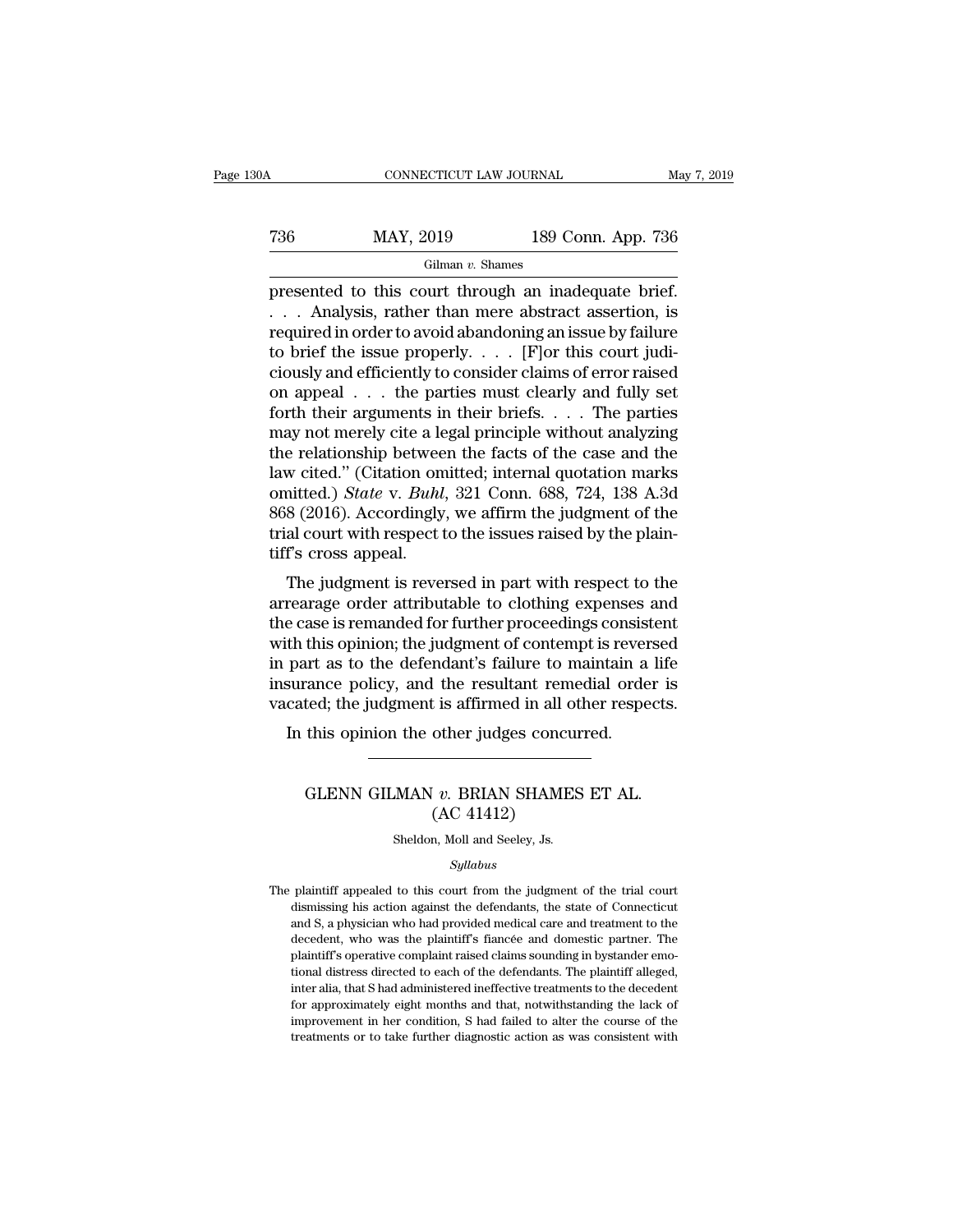presented to this court through an inadequate brief. . . . Analysis, rather than mere abstract assertion, is required in order to avoid abandoning an issue by failure to brief the issue properly. . . . [F]or this court judiciously and efficiently to consider claims of error raised on appeal . . . the parties must clearly and fully set forth their arguments in their briefs. . . . The parties may not merely cite a legal principle without analyzing the relationship between the facts of the case and the law cited." (Citation omitted; internal quotation marks omitted.) *State* v. *Buhl*, 321 Conn. 688, 724, 138 A.3d 868 (2016). Accordingly, we affirm the judgment of the trial court with respect to the issues raised by the plaintiff's cross appeal.

The judgment is reversed in part with respect to the arrearage order attributable to clothing expenses and the case is remanded for further proceedings consistent with this opinion; the judgment of contempt is reversed in part as to the defendant's failure to maintain a life insurance policy, and the resultant remedial order is vacated; the judgment is affirmed in all other respects.

In this opinion the other judges concurred.

---

# GLENN GILMAN *v.* BRIAN SHAMES ET AL.
## (AC 41412)

Sheldon, Moll and Seeley, Js.

*Syllabus*

The plaintiff appealed to this court from the judgment of the trial court dismissing his action against the defendants, the state of Connecticut and S, a physician who had provided medical care and treatment to the decedent, who was the plaintiff's fiancée and domestic partner. The plaintiff's operative complaint raised claims sounding in bystander emotional distress directed to each of the defendants. The plaintiff alleged, inter alia, that S had administered ineffective treatments to the decedent for approximately eight months and that, notwithstanding the lack of improvement in her condition, S had failed to alter the course of the treatments or to take further diagnostic action as was consistent with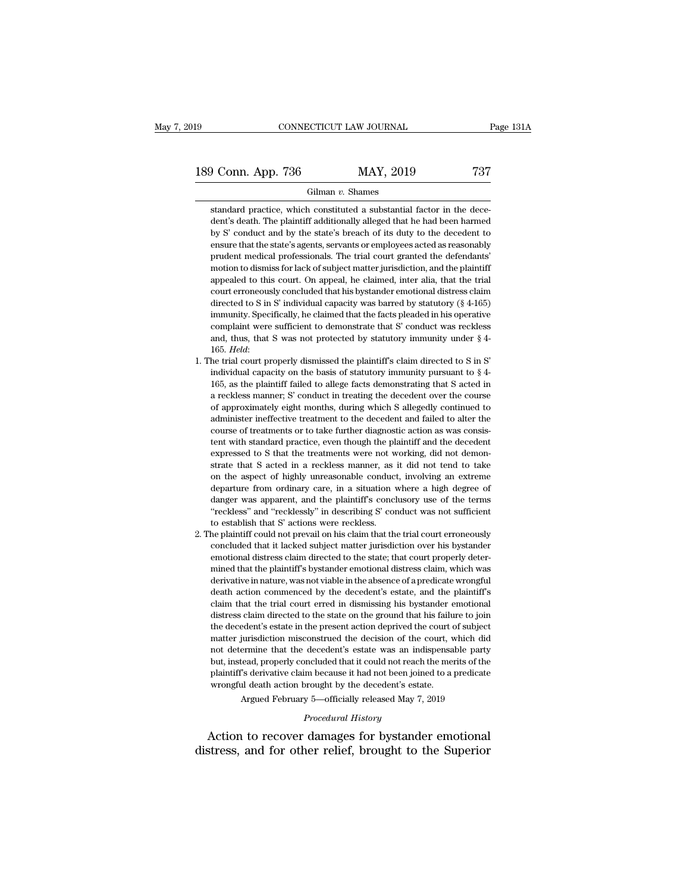standard practice, which constituted a substantial factor in the decedent's death. The plaintiff additionally alleged that he had been harmed by S' conduct and by the state's breach of its duty to the decedent to ensure that the state's agents, servants or employees acted as reasonably prudent medical professionals. The trial court granted the defendants' motion to dismiss for lack of subject matter jurisdiction, and the plaintiff appealed to this court. On appeal, he claimed, inter alia, that the trial court erroneously concluded that his bystander emotional distress claim directed to S in S' individual capacity was barred by statutory (§ 4-165) immunity. Specifically, he claimed that the facts pleaded in his operative complaint were sufficient to demonstrate that S' conduct was reckless and, thus, that S was not protected by statutory immunity under § 4-165. *Held*:

1. The trial court properly dismissed the plaintiff's claim directed to S in S' individual capacity on the basis of statutory immunity pursuant to § 4-165, as the plaintiff failed to allege facts demonstrating that S acted in a reckless manner; S' conduct in treating the decedent over the course of approximately eight months, during which S allegedly continued to administer ineffective treatment to the decedent and failed to alter the course of treatments or to take further diagnostic action as was consistent with standard practice, even though the plaintiff and the decedent expressed to S that the treatments were not working, did not demonstrate that S acted in a reckless manner, as it did not tend to take on the aspect of highly unreasonable conduct, involving an extreme departure from ordinary care, in a situation where a high degree of danger was apparent, and the plaintiff's conclusory use of the terms "reckless" and "recklessly" in describing S' conduct was not sufficient to establish that S' actions were reckless.

2. The plaintiff could not prevail on his claim that the trial court erroneously concluded that it lacked subject matter jurisdiction over his bystander emotional distress claim directed to the state; that court properly determined that the plaintiff's bystander emotional distress claim, which was derivative in nature, was not viable in the absence of a predicate wrongful death action commenced by the decedent's estate, and the plaintiff's claim that the trial court erred in dismissing his bystander emotional distress claim directed to the state on the ground that his failure to join the decedent's estate in the present action deprived the court of subject matter jurisdiction misconstrued the decision of the court, which did not determine that the decedent's estate was an indispensable party but, instead, properly concluded that it could not reach the merits of the plaintiff's derivative claim because it had not been joined to a predicate wrongful death action brought by the decedent's estate.

Argued February 5—officially released May 7, 2019

*Procedural History*

Action to recover damages for bystander emotional distress, and for other relief, brought to the Superior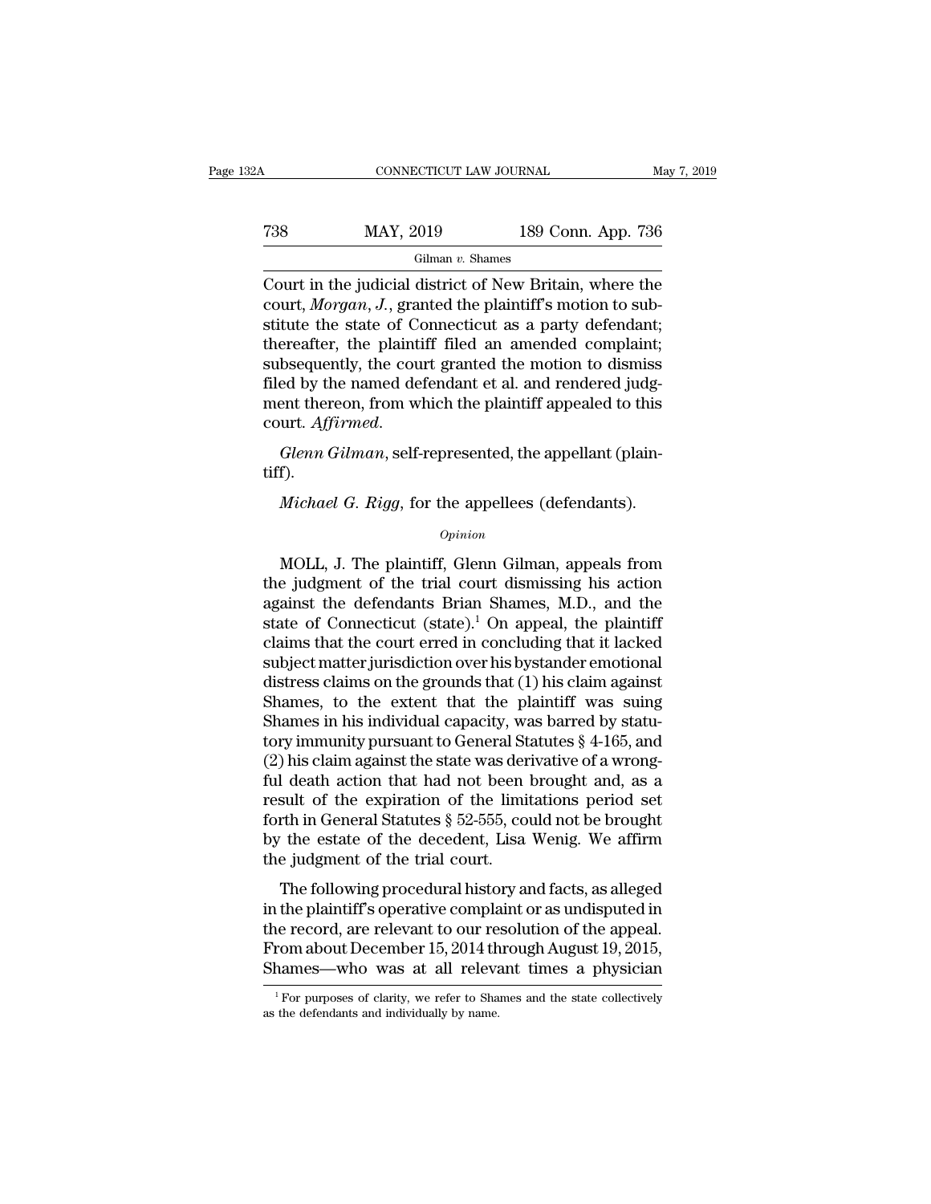Court in the judicial district of New Britain, where the court, *Morgan, J.*, granted the plaintiff's motion to substitute the state of Connecticut as a party defendant; thereafter, the plaintiff filed an amended complaint; subsequently, the court granted the motion to dismiss filed by the named defendant et al. and rendered judgment thereon, from which the plaintiff appealed to this court. *Affirmed.*

*Glenn Gilman*, self-represented, the appellant (plaintiff).

*Michael G. Rigg*, for the appellees (defendants).

*Opinion*

MOLL, J. The plaintiff, Glenn Gilman, appeals from the judgment of the trial court dismissing his action against the defendants Brian Shames, M.D., and the state of Connecticut (state).[1] On appeal, the plaintiff claims that the court erred in concluding that it lacked subject matter jurisdiction over his bystander emotional distress claims on the grounds that (1) his claim against Shames, to the extent that the plaintiff was suing Shames in his individual capacity, was barred by statutory immunity pursuant to General Statutes § 4-165, and (2) his claim against the state was derivative of a wrongful death action that had not been brought and, as a result of the expiration of the limitations period set forth in General Statutes § 52-555, could not be brought by the estate of the decedent, Lisa Wenig. We affirm the judgment of the trial court.

The following procedural history and facts, as alleged in the plaintiff's operative complaint or as undisputed in the record, are relevant to our resolution of the appeal. From about December 15, 2014 through August 19, 2015, Shames—who was at all relevant times a physician

[1] For purposes of clarity, we refer to Shames and the state collectively as the defendants and individually by name.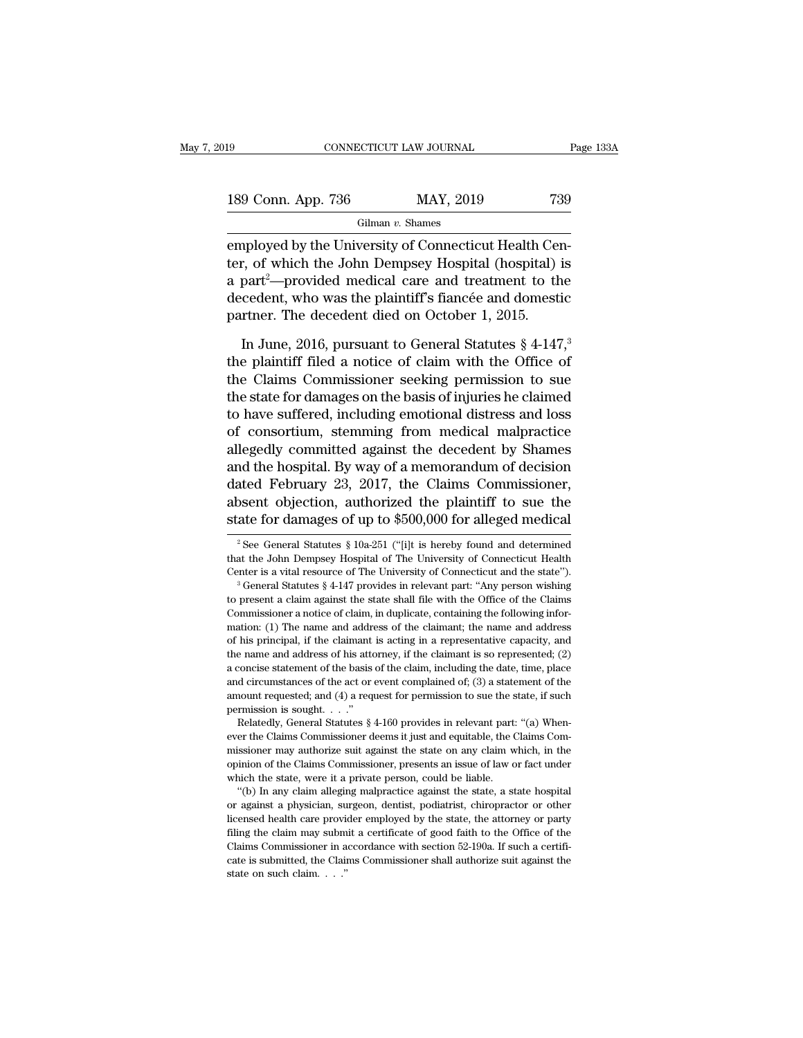employed by the University of Connecticut Health Center, of which the John Dempsey Hospital (hospital) is a part[2]—provided medical care and treatment to the decedent, who was the plaintiff's fiancée and domestic partner. The decedent died on October 1, 2015.

In June, 2016, pursuant to General Statutes § 4-147,[3] the plaintiff filed a notice of claim with the Office of the Claims Commissioner seeking permission to sue the state for damages on the basis of injuries he claimed to have suffered, including emotional distress and loss of consortium, stemming from medical malpractice allegedly committed against the decedent by Shames and the hospital. By way of a memorandum of decision dated February 23, 2017, the Claims Commissioner, absent objection, authorized the plaintiff to sue the state for damages of up to $500,000 for alleged medical

---

[2] See General Statutes § 10a-251 ("[i]t is hereby found and determined that the John Dempsey Hospital of The University of Connecticut Health Center is a vital resource of The University of Connecticut and the state").

[3] General Statutes § 4-147 provides in relevant part: "Any person wishing to present a claim against the state shall file with the Office of the Claims Commissioner a notice of claim, in duplicate, containing the following information: (1) The name and address of the claimant; the name and address of his principal, if the claimant is acting in a representative capacity, and the name and address of his attorney, if the claimant is so represented; (2) a concise statement of the basis of the claim, including the date, time, place and circumstances of the act or event complained of; (3) a statement of the amount requested; and (4) a request for permission to sue the state, if such permission is sought. . . ."

Relatedly, General Statutes § 4-160 provides in relevant part: "(a) Whenever the Claims Commissioner deems it just and equitable, the Claims Commissioner may authorize suit against the state on any claim which, in the opinion of the Claims Commissioner, presents an issue of law or fact under which the state, were it a private person, could be liable.

"(b) In any claim alleging malpractice against the state, a state hospital or against a physician, surgeon, dentist, podiatrist, chiropractor or other licensed health care provider employed by the state, the attorney or party filing the claim may submit a certificate of good faith to the Office of the Claims Commissioner in accordance with section 52-190a. If such a certificate is submitted, the Claims Commissioner shall authorize suit against the state on such claim. . . ."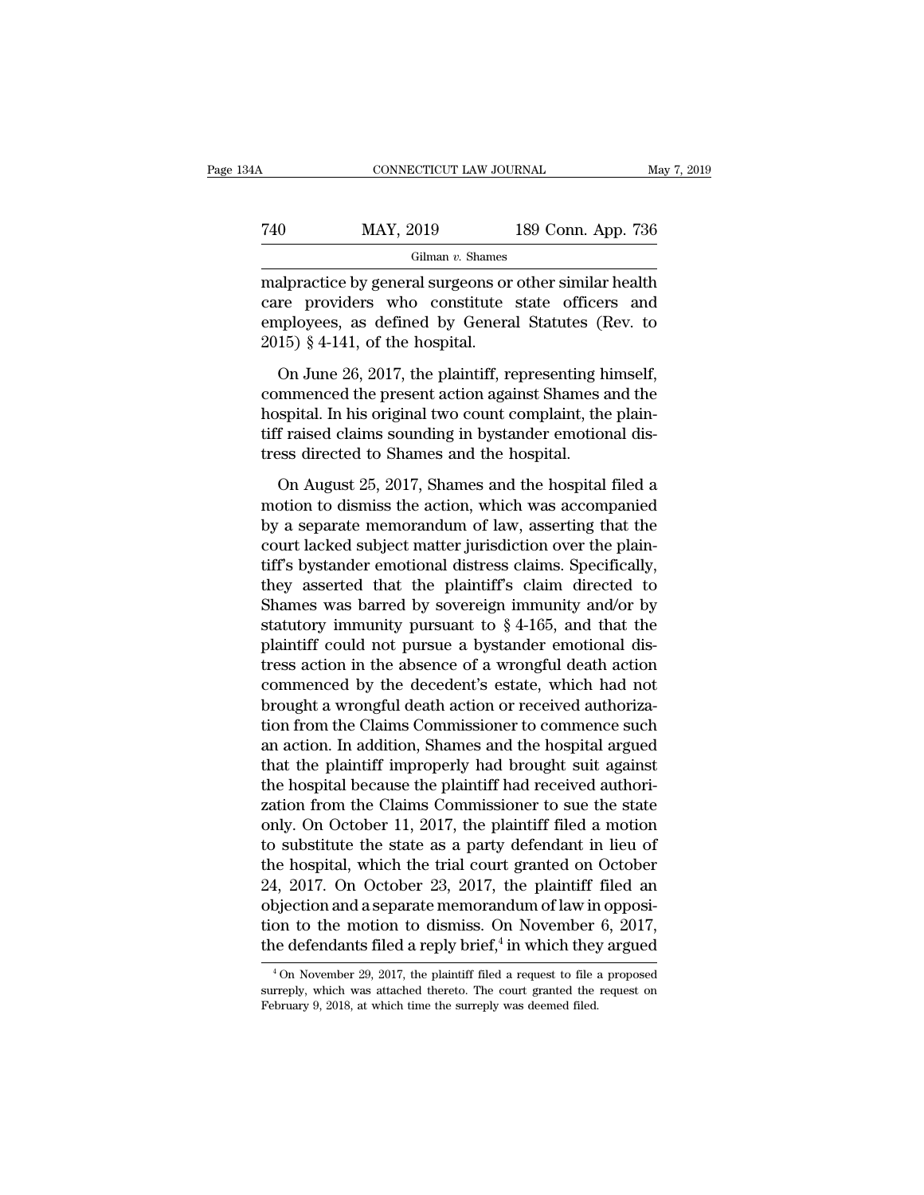malpractice by general surgeons or other similar health care providers who constitute state officers and employees, as defined by General Statutes (Rev. to 2015) § 4-141, of the hospital.

On June 26, 2017, the plaintiff, representing himself, commenced the present action against Shames and the hospital. In his original two count complaint, the plaintiff raised claims sounding in bystander emotional distress directed to Shames and the hospital.

On August 25, 2017, Shames and the hospital filed a motion to dismiss the action, which was accompanied by a separate memorandum of law, asserting that the court lacked subject matter jurisdiction over the plaintiff's bystander emotional distress claims. Specifically, they asserted that the plaintiff's claim directed to Shames was barred by sovereign immunity and/or by statutory immunity pursuant to § 4-165, and that the plaintiff could not pursue a bystander emotional distress action in the absence of a wrongful death action commenced by the decedent's estate, which had not brought a wrongful death action or received authorization from the Claims Commissioner to commence such an action. In addition, Shames and the hospital argued that the plaintiff improperly had brought suit against the hospital because the plaintiff had received authorization from the Claims Commissioner to sue the state only. On October 11, 2017, the plaintiff filed a motion to substitute the state as a party defendant in lieu of the hospital, which the trial court granted on October 24, 2017. On October 23, 2017, the plaintiff filed an objection and a separate memorandum of law in opposition to the motion to dismiss. On November 6, 2017, the defendants filed a reply brief,[4] in which they argued

[4] On November 29, 2017, the plaintiff filed a request to file a proposed surreply, which was attached thereto. The court granted the request on February 9, 2018, at which time the surreply was deemed filed.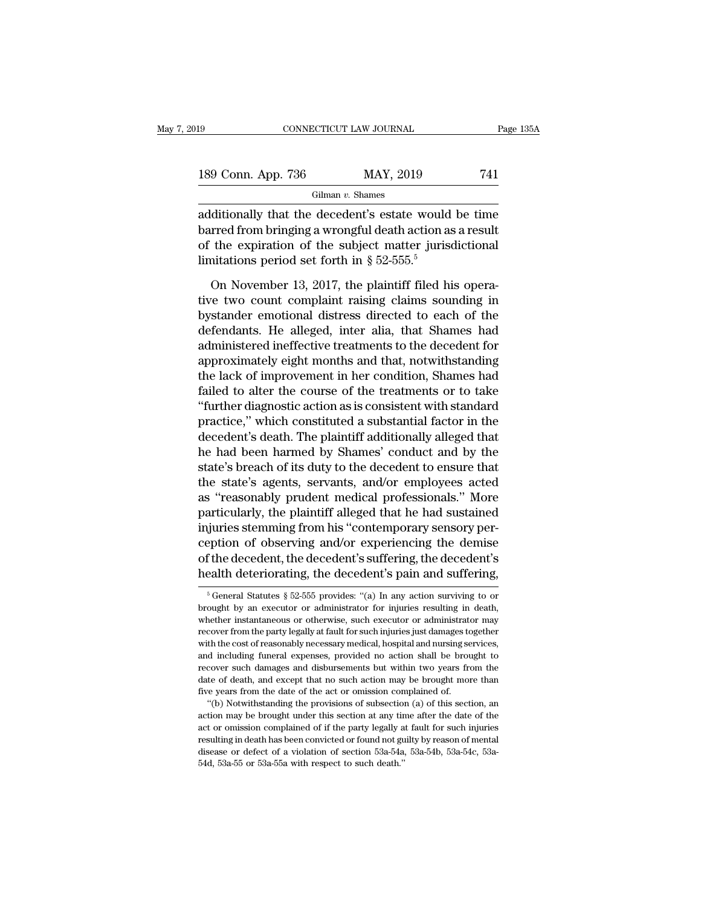additionally that the decedent's estate would be time barred from bringing a wrongful death action as a result of the expiration of the subject matter jurisdictional limitations period set forth in § 52-555.[5]

On November 13, 2017, the plaintiff filed his operative two count complaint raising claims sounding in bystander emotional distress directed to each of the defendants. He alleged, inter alia, that Shames had administered ineffective treatments to the decedent for approximately eight months and that, notwithstanding the lack of improvement in her condition, Shames had failed to alter the course of the treatments or to take "further diagnostic action as is consistent with standard practice," which constituted a substantial factor in the decedent's death. The plaintiff additionally alleged that he had been harmed by Shames' conduct and by the state's breach of its duty to the decedent to ensure that the state's agents, servants, and/or employees acted as "reasonably prudent medical professionals." More particularly, the plaintiff alleged that he had sustained injuries stemming from his "contemporary sensory perception of observing and/or experiencing the demise of the decedent, the decedent's suffering, the decedent's health deteriorating, the decedent's pain and suffering,

[5] General Statutes § 52-555 provides: "(a) In any action surviving to or brought by an executor or administrator for injuries resulting in death, whether instantaneous or otherwise, such executor or administrator may recover from the party legally at fault for such injuries just damages together with the cost of reasonably necessary medical, hospital and nursing services, and including funeral expenses, provided no action shall be brought to recover such damages and disbursements but within two years from the date of death, and except that no such action may be brought more than five years from the date of the act or omission complained of.

"(b) Notwithstanding the provisions of subsection (a) of this section, an action may be brought under this section at any time after the date of the act or omission complained of if the party legally at fault for such injuries resulting in death has been convicted or found not guilty by reason of mental disease or defect of a violation of section 53a-54a, 53a-54b, 53a-54c, 53a-54d, 53a-55 or 53a-55a with respect to such death."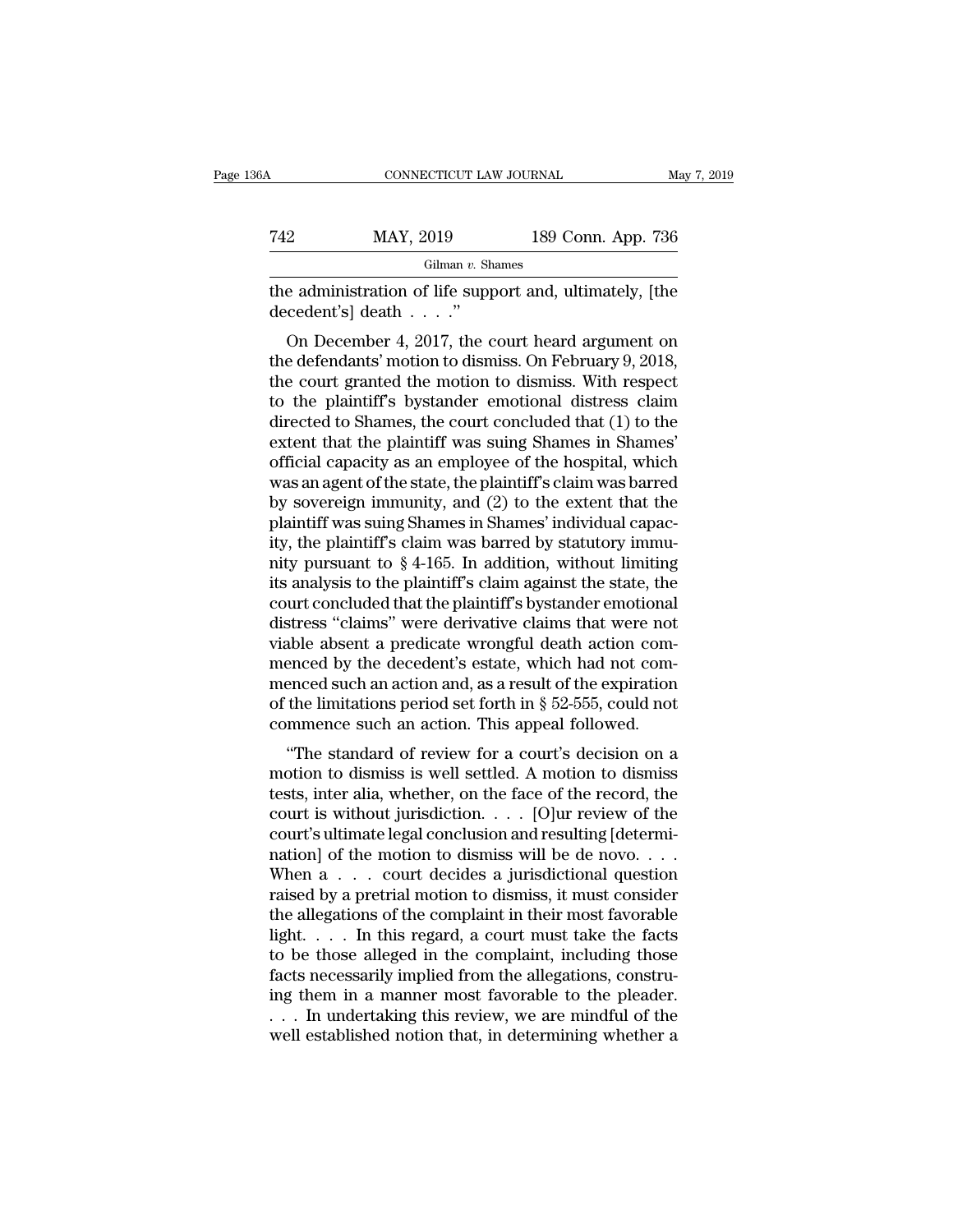the administration of life support and, ultimately, [the decedent's] death . . . ."

On December 4, 2017, the court heard argument on the defendants' motion to dismiss. On February 9, 2018, the court granted the motion to dismiss. With respect to the plaintiff's bystander emotional distress claim directed to Shames, the court concluded that (1) to the extent that the plaintiff was suing Shames in Shames' official capacity as an employee of the hospital, which was an agent of the state, the plaintiff's claim was barred by sovereign immunity, and (2) to the extent that the plaintiff was suing Shames in Shames' individual capacity, the plaintiff's claim was barred by statutory immunity pursuant to § 4-165. In addition, without limiting its analysis to the plaintiff's claim against the state, the court concluded that the plaintiff's bystander emotional distress "claims" were derivative claims that were not viable absent a predicate wrongful death action commenced by the decedent's estate, which had not commenced such an action and, as a result of the expiration of the limitations period set forth in § 52-555, could not commence such an action. This appeal followed.

"The standard of review for a court's decision on a motion to dismiss is well settled. A motion to dismiss tests, inter alia, whether, on the face of the record, the court is without jurisdiction. . . . [O]ur review of the court's ultimate legal conclusion and resulting [determination] of the motion to dismiss will be de novo. . . . When a . . . court decides a jurisdictional question raised by a pretrial motion to dismiss, it must consider the allegations of the complaint in their most favorable light. . . . In this regard, a court must take the facts to be those alleged in the complaint, including those facts necessarily implied from the allegations, construing them in a manner most favorable to the pleader. . . . In undertaking this review, we are mindful of the well established notion that, in determining whether a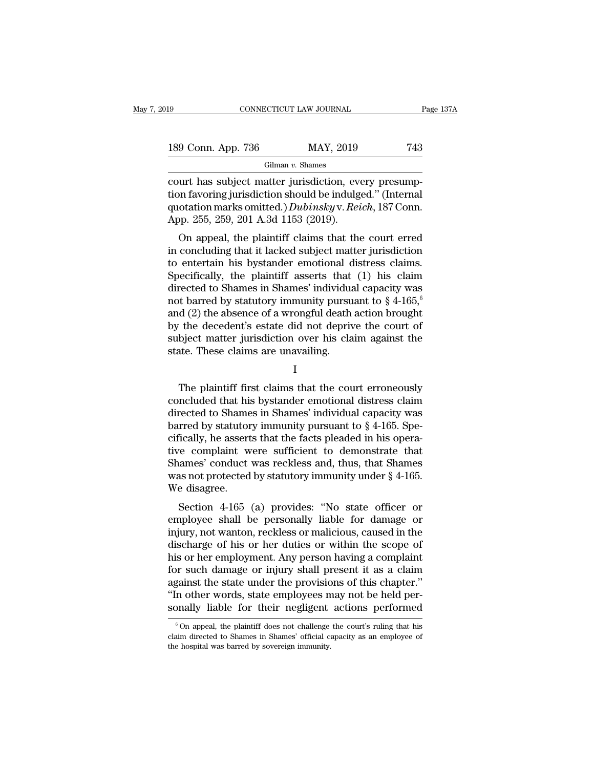court has subject matter jurisdiction, every presumption favoring jurisdiction should be indulged." (Internal quotation marks omitted.) *Dubinsky* v. *Reich*, 187 Conn. App. 255, 259, 201 A.3d 1153 (2019).

On appeal, the plaintiff claims that the court erred in concluding that it lacked subject matter jurisdiction to entertain his bystander emotional distress claims. Specifically, the plaintiff asserts that (1) his claim directed to Shames in Shames' individual capacity was not barred by statutory immunity pursuant to § 4-165,[6] and (2) the absence of a wrongful death action brought by the decedent's estate did not deprive the court of subject matter jurisdiction over his claim against the state. These claims are unavailing.

I

The plaintiff first claims that the court erroneously concluded that his bystander emotional distress claim directed to Shames in Shames' individual capacity was barred by statutory immunity pursuant to § 4-165. Specifically, he asserts that the facts pleaded in his operative complaint were sufficient to demonstrate that Shames' conduct was reckless and, thus, that Shames was not protected by statutory immunity under § 4-165. We disagree.

Section 4-165 (a) provides: "No state officer or employee shall be personally liable for damage or injury, not wanton, reckless or malicious, caused in the discharge of his or her duties or within the scope of his or her employment. Any person having a complaint for such damage or injury shall present it as a claim against the state under the provisions of this chapter." "In other words, state employees may not be held personally liable for their negligent actions performed

[6] On appeal, the plaintiff does not challenge the court's ruling that his claim directed to Shames in Shames' official capacity as an employee of the hospital was barred by sovereign immunity.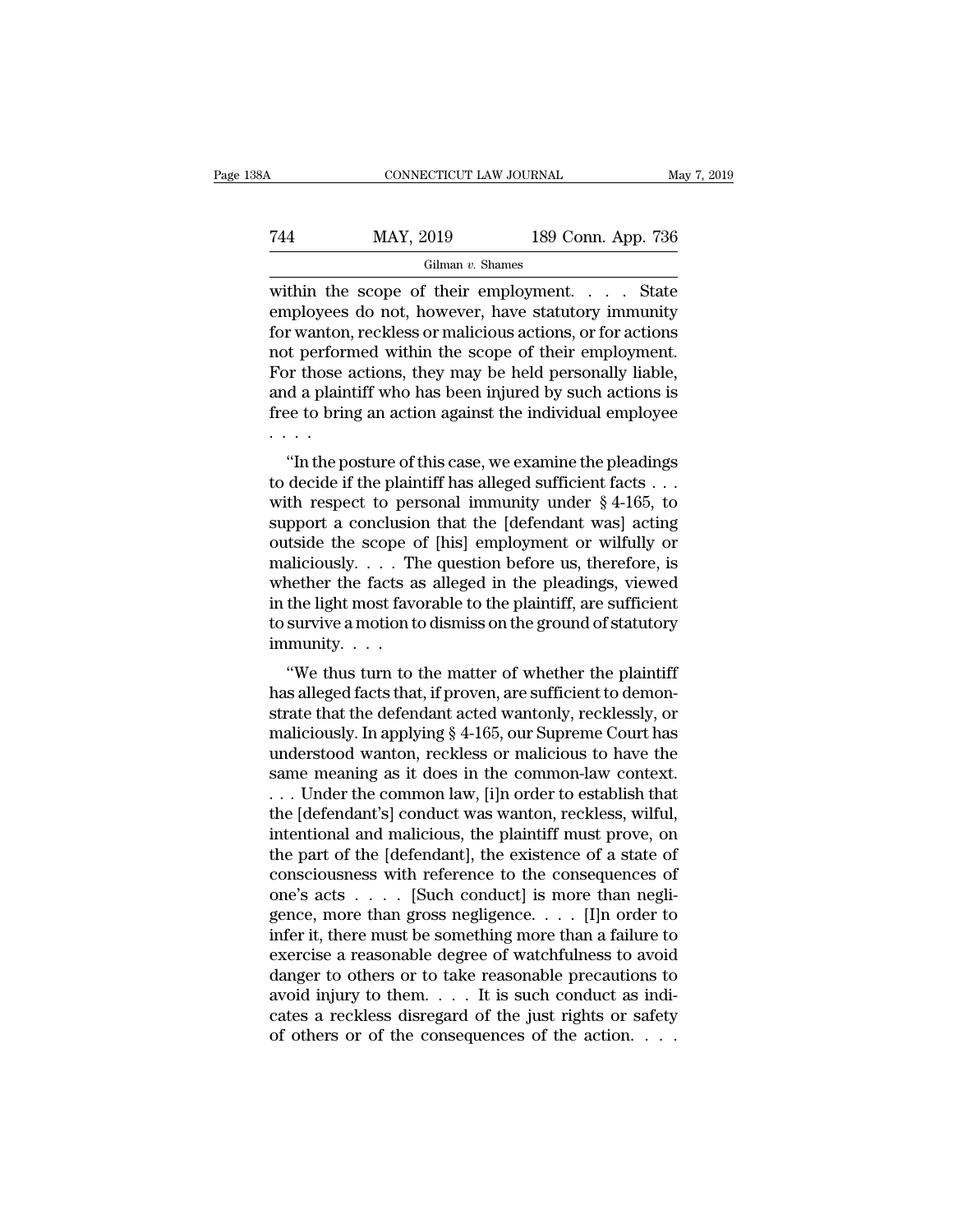within the scope of their employment. . . . State employees do not, however, have statutory immunity for wanton, reckless or malicious actions, or for actions not performed within the scope of their employment. For those actions, they may be held personally liable, and a plaintiff who has been injured by such actions is free to bring an action against the individual employee . . . .

"In the posture of this case, we examine the pleadings to decide if the plaintiff has alleged sufficient facts . . . with respect to personal immunity under § 4-165, to support a conclusion that the [defendant was] acting outside the scope of [his] employment or wilfully or maliciously. . . . The question before us, therefore, is whether the facts as alleged in the pleadings, viewed in the light most favorable to the plaintiff, are sufficient to survive a motion to dismiss on the ground of statutory immunity. . . .

"We thus turn to the matter of whether the plaintiff has alleged facts that, if proven, are sufficient to demonstrate that the defendant acted wantonly, recklessly, or maliciously. In applying § 4-165, our Supreme Court has understood wanton, reckless or malicious to have the same meaning as it does in the common-law context. . . . Under the common law, [i]n order to establish that the [defendant's] conduct was wanton, reckless, wilful, intentional and malicious, the plaintiff must prove, on the part of the [defendant], the existence of a state of consciousness with reference to the consequences of one's acts . . . . [Such conduct] is more than negligence, more than gross negligence. . . . [I]n order to infer it, there must be something more than a failure to exercise a reasonable degree of watchfulness to avoid danger to others or to take reasonable precautions to avoid injury to them. . . . It is such conduct as indicates a reckless disregard of the just rights or safety of others or of the consequences of the action. . . .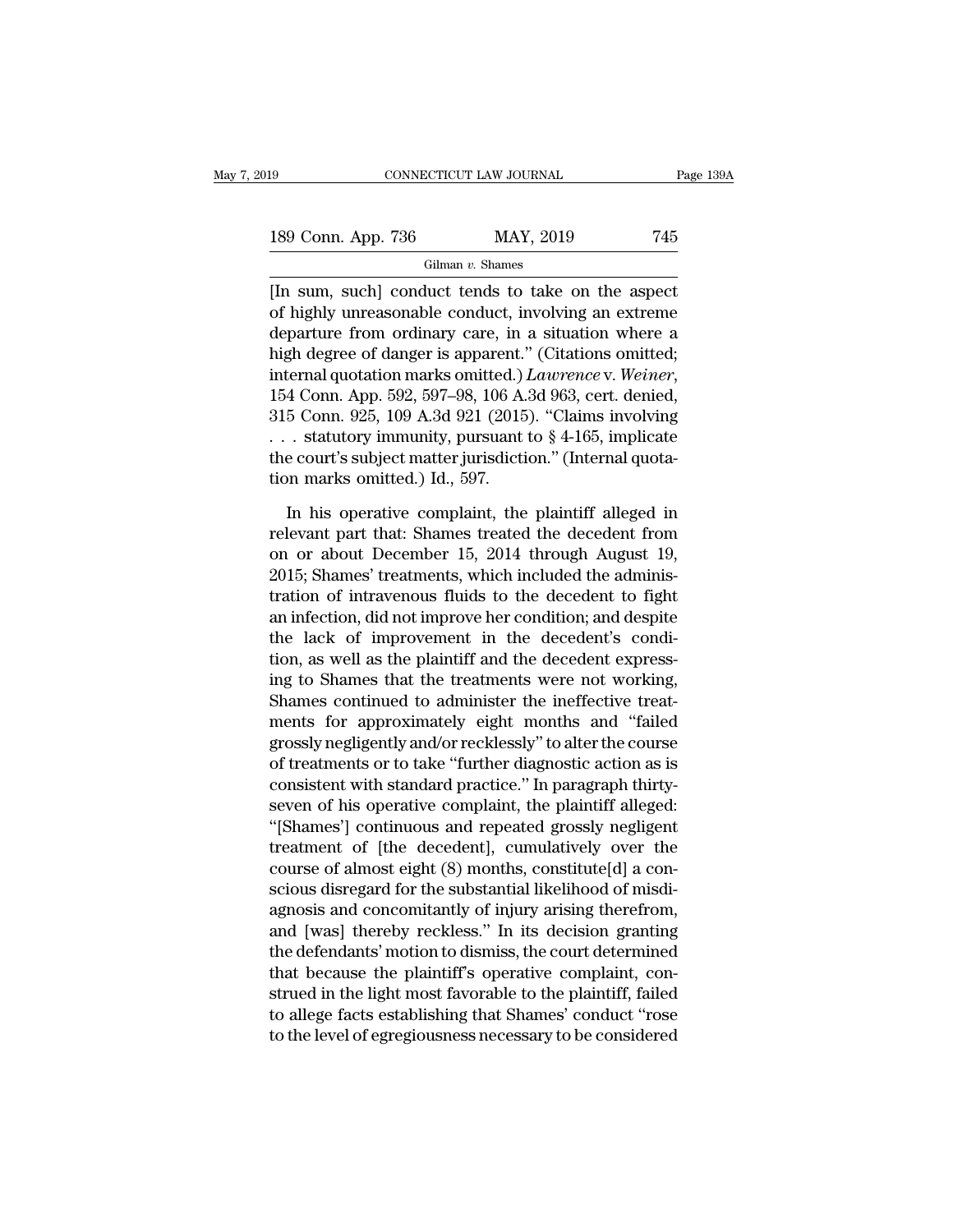[In sum, such] conduct tends to take on the aspect of highly unreasonable conduct, involving an extreme departure from ordinary care, in a situation where a high degree of danger is apparent." (Citations omitted; internal quotation marks omitted.) *Lawrence* v. *Weiner*, 154 Conn. App. 592, 597–98, 106 A.3d 963, cert. denied, 315 Conn. 925, 109 A.3d 921 (2015). "Claims involving . . . statutory immunity, pursuant to § 4-165, implicate the court's subject matter jurisdiction." (Internal quotation marks omitted.) Id., 597.

In his operative complaint, the plaintiff alleged in relevant part that: Shames treated the decedent from on or about December 15, 2014 through August 19, 2015; Shames' treatments, which included the administration of intravenous fluids to the decedent to fight an infection, did not improve her condition; and despite the lack of improvement in the decedent's condition, as well as the plaintiff and the decedent expressing to Shames that the treatments were not working, Shames continued to administer the ineffective treatments for approximately eight months and "failed grossly negligently and/or recklessly" to alter the course of treatments or to take "further diagnostic action as is consistent with standard practice." In paragraph thirty-seven of his operative complaint, the plaintiff alleged: "[Shames'] continuous and repeated grossly negligent treatment of [the decedent], cumulatively over the course of almost eight (8) months, constitute[d] a conscious disregard for the substantial likelihood of misdiagnosis and concomitantly of injury arising therefrom, and [was] thereby reckless." In its decision granting the defendants' motion to dismiss, the court determined that because the plaintiff's operative complaint, construed in the light most favorable to the plaintiff, failed to allege facts establishing that Shames' conduct "rose to the level of egregiousness necessary to be considered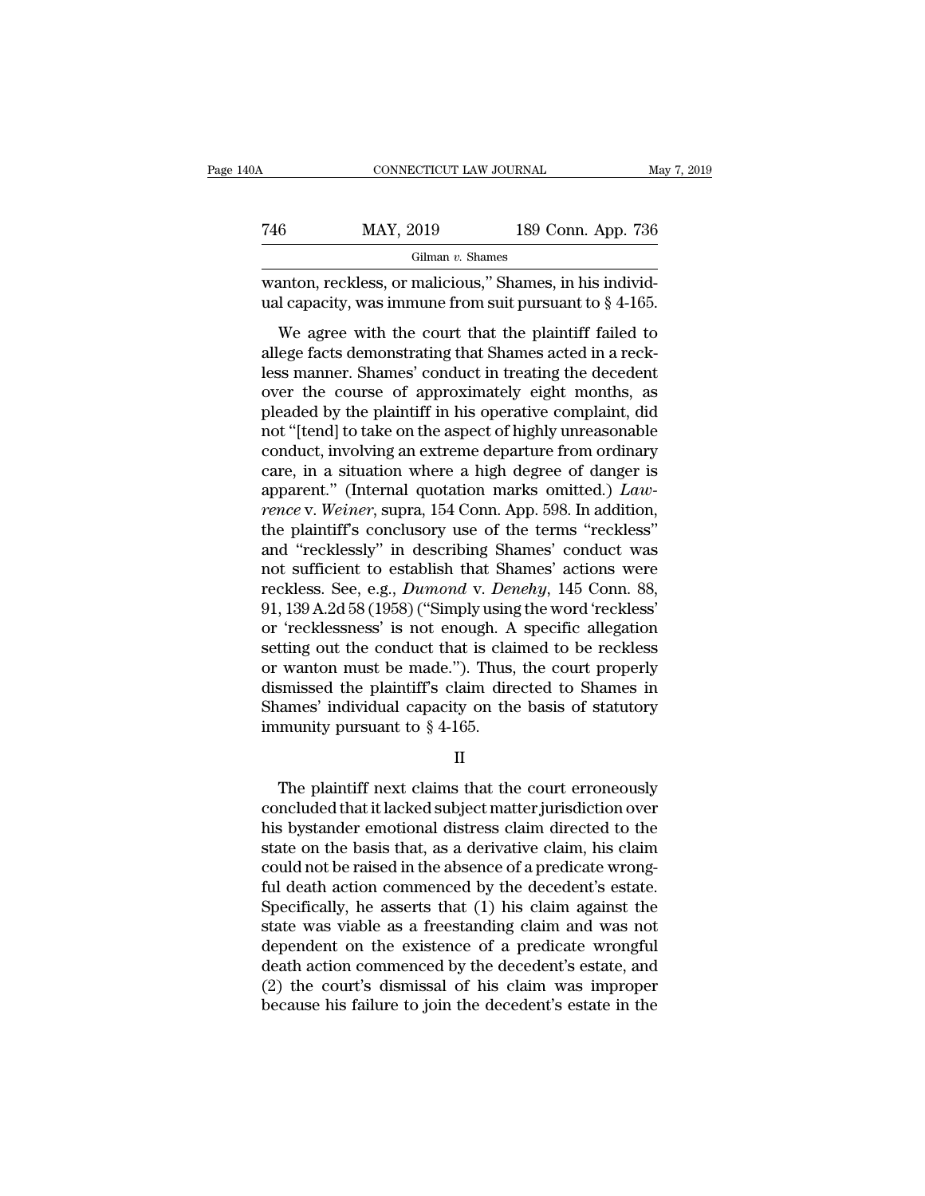wanton, reckless, or malicious," Shames, in his individual capacity, was immune from suit pursuant to § 4-165.

We agree with the court that the plaintiff failed to allege facts demonstrating that Shames acted in a reckless manner. Shames' conduct in treating the decedent over the course of approximately eight months, as pleaded by the plaintiff in his operative complaint, did not "[tend] to take on the aspect of highly unreasonable conduct, involving an extreme departure from ordinary care, in a situation where a high degree of danger is apparent." (Internal quotation marks omitted.) *Lawrence* v. *Weiner*, supra, 154 Conn. App. 598. In addition, the plaintiff's conclusory use of the terms "reckless" and "recklessly" in describing Shames' conduct was not sufficient to establish that Shames' actions were reckless. See, e.g., *Dumond* v. *Denehy*, 145 Conn. 88, 91, 139 A.2d 58 (1958) ("Simply using the word 'reckless' or 'recklessness' is not enough. A specific allegation setting out the conduct that is claimed to be reckless or wanton must be made."). Thus, the court properly dismissed the plaintiff's claim directed to Shames in Shames' individual capacity on the basis of statutory immunity pursuant to § 4-165.

II

The plaintiff next claims that the court erroneously concluded that it lacked subject matter jurisdiction over his bystander emotional distress claim directed to the state on the basis that, as a derivative claim, his claim could not be raised in the absence of a predicate wrongful death action commenced by the decedent's estate. Specifically, he asserts that (1) his claim against the state was viable as a freestanding claim and was not dependent on the existence of a predicate wrongful death action commenced by the decedent's estate, and (2) the court's dismissal of his claim was improper because his failure to join the decedent's estate in the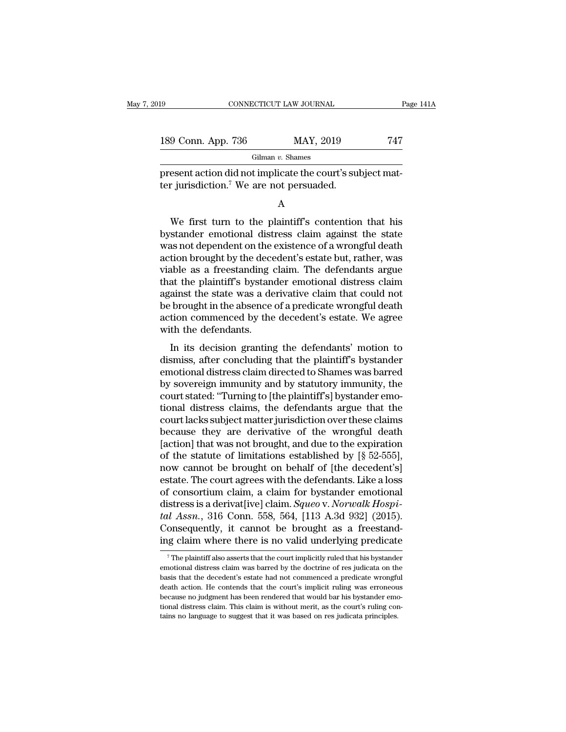present action did not implicate the court's subject matter jurisdiction.[7] We are not persuaded.

A

We first turn to the plaintiff's contention that his bystander emotional distress claim against the state was not dependent on the existence of a wrongful death action brought by the decedent's estate but, rather, was viable as a freestanding claim. The defendants argue that the plaintiff's bystander emotional distress claim against the state was a derivative claim that could not be brought in the absence of a predicate wrongful death action commenced by the decedent's estate. We agree with the defendants.

In its decision granting the defendants' motion to dismiss, after concluding that the plaintiff's bystander emotional distress claim directed to Shames was barred by sovereign immunity and by statutory immunity, the court stated: "Turning to [the plaintiff's] bystander emotional distress claims, the defendants argue that the court lacks subject matter jurisdiction over these claims because they are derivative of the wrongful death [action] that was not brought, and due to the expiration of the statute of limitations established by [§ 52-555], now cannot be brought on behalf of [the decedent's] estate. The court agrees with the defendants. Like a loss of consortium claim, a claim for bystander emotional distress is a derivat[ive] claim. *Squeo* v. *Norwalk Hospital Assn.*, 316 Conn. 558, 564, [113 A.3d 932] (2015). Consequently, it cannot be brought as a freestanding claim where there is no valid underlying predicate

---

[7] The plaintiff also asserts that the court implicitly ruled that his bystander emotional distress claim was barred by the doctrine of res judicata on the basis that the decedent's estate had not commenced a predicate wrongful death action. He contends that the court's implicit ruling was erroneous because no judgment has been rendered that would bar his bystander emotional distress claim. This claim is without merit, as the court's ruling contains no language to suggest that it was based on res judicata principles.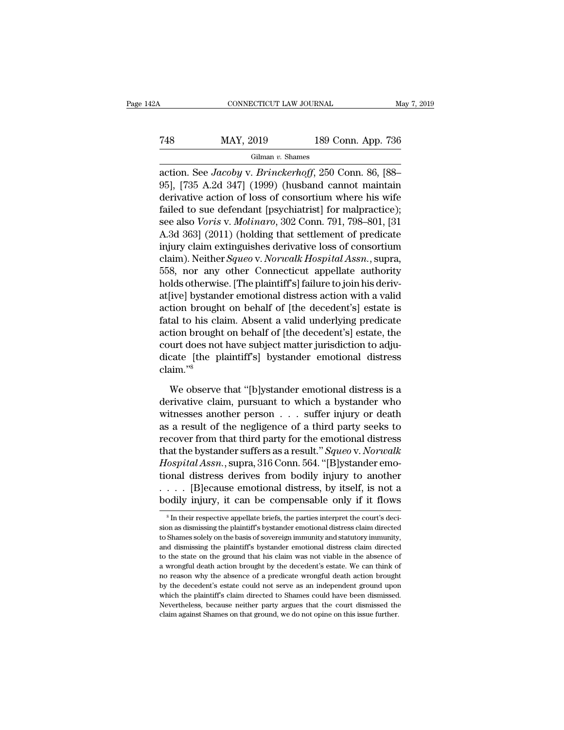action. See *Jacoby* v. *Brinckerhoff*, 250 Conn. 86, [88–95], [735 A.2d 347] (1999) (husband cannot maintain derivative action of loss of consortium where his wife failed to sue defendant [psychiatrist] for malpractice); see also *Voris* v. *Molinaro*, 302 Conn. 791, 798–801, [31 A.3d 363] (2011) (holding that settlement of predicate injury claim extinguishes derivative loss of consortium claim). Neither *Squeo* v. *Norwalk Hospital Assn.*, supra, 558, nor any other Connecticut appellate authority holds otherwise. [The plaintiff's] failure to join his deriv-at[ive] bystander emotional distress action with a valid action brought on behalf of [the decedent's] estate is fatal to his claim. Absent a valid underlying predicate action brought on behalf of [the decedent's] estate, the court does not have subject matter jurisdiction to adjudicate [the plaintiff's] bystander emotional distress claim."[8]

We observe that "[b]ystander emotional distress is a derivative claim, pursuant to which a bystander who witnesses another person . . . suffer injury or death as a result of the negligence of a third party seeks to recover from that third party for the emotional distress that the bystander suffers as a result." *Squeo* v. *Norwalk Hospital Assn.*, supra, 316 Conn. 564. "[B]ystander emotional distress derives from bodily injury to another . . . . [B]ecause emotional distress, by itself, is not a bodily injury, it can be compensable only if it flows

[8] In their respective appellate briefs, the parties interpret the court's decision as dismissing the plaintiff's bystander emotional distress claim directed to Shames solely on the basis of sovereign immunity and statutory immunity, and dismissing the plaintiff's bystander emotional distress claim directed to the state on the ground that his claim was not viable in the absence of a wrongful death action brought by the decedent's estate. We can think of no reason why the absence of a predicate wrongful death action brought by the decedent's estate could not serve as an independent ground upon which the plaintiff's claim directed to Shames could have been dismissed. Nevertheless, because neither party argues that the court dismissed the claim against Shames on that ground, we do not opine on this issue further.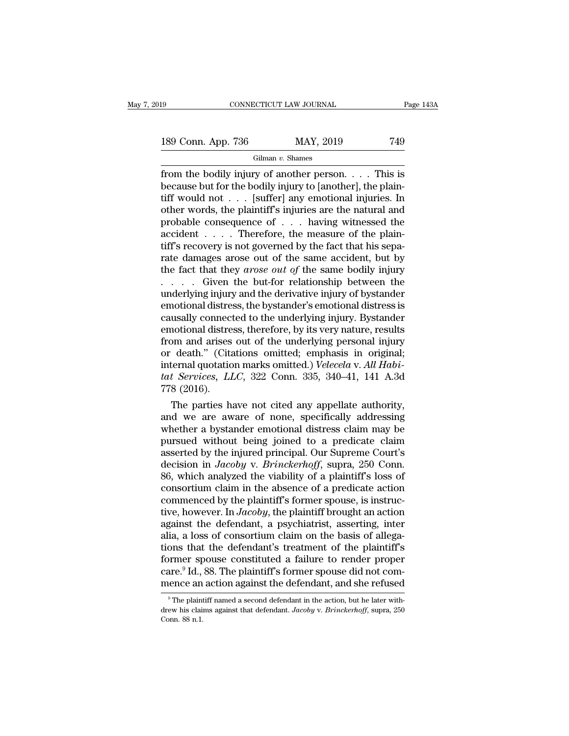from the bodily injury of another person. . . . This is because but for the bodily injury to [another], the plaintiff would not . . . [suffer] any emotional injuries. In other words, the plaintiff's injuries are the natural and probable consequence of . . . having witnessed the accident . . . . Therefore, the measure of the plaintiff's recovery is not governed by the fact that his separate damages arose out of the same accident, but by the fact that they *arose out of* the same bodily injury . . . . Given the but-for relationship between the underlying injury and the derivative injury of bystander emotional distress, the bystander's emotional distress is causally connected to the underlying injury. Bystander emotional distress, therefore, by its very nature, results from and arises out of the underlying personal injury or death." (Citations omitted; emphasis in original; internal quotation marks omitted.) *Velecela* v. *All Habitat Services, LLC*, 322 Conn. 335, 340–41, 141 A.3d 778 (2016).

The parties have not cited any appellate authority, and we are aware of none, specifically addressing whether a bystander emotional distress claim may be pursued without being joined to a predicate claim asserted by the injured principal. Our Supreme Court's decision in *Jacoby* v. *Brinckerhoff*, supra, 250 Conn. 86, which analyzed the viability of a plaintiff's loss of consortium claim in the absence of a predicate action commenced by the plaintiff's former spouse, is instructive, however. In *Jacoby*, the plaintiff brought an action against the defendant, a psychiatrist, asserting, inter alia, a loss of consortium claim on the basis of allegations that the defendant's treatment of the plaintiff's former spouse constituted a failure to render proper care.[9] Id., 88. The plaintiff's former spouse did not commence an action against the defendant, and she refused

[9] The plaintiff named a second defendant in the action, but he later withdrew his claims against that defendant. *Jacoby* v. *Brinckerhoff*, supra, 250 Conn. 88 n.1.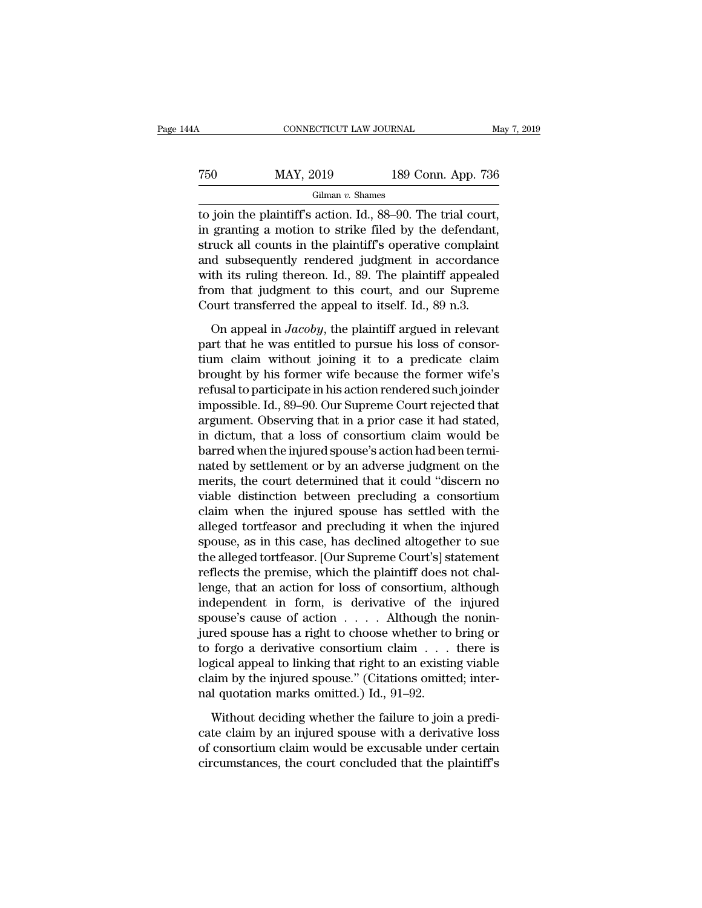to join the plaintiff's action. Id., 88–90. The trial court, in granting a motion to strike filed by the defendant, struck all counts in the plaintiff's operative complaint and subsequently rendered judgment in accordance with its ruling thereon. Id., 89. The plaintiff appealed from that judgment to this court, and our Supreme Court transferred the appeal to itself. Id., 89 n.3.

On appeal in *Jacoby*, the plaintiff argued in relevant part that he was entitled to pursue his loss of consortium claim without joining it to a predicate claim brought by his former wife because the former wife's refusal to participate in his action rendered such joinder impossible. Id., 89–90. Our Supreme Court rejected that argument. Observing that in a prior case it had stated, in dictum, that a loss of consortium claim would be barred when the injured spouse's action had been terminated by settlement or by an adverse judgment on the merits, the court determined that it could "discern no viable distinction between precluding a consortium claim when the injured spouse has settled with the alleged tortfeasor and precluding it when the injured spouse, as in this case, has declined altogether to sue the alleged tortfeasor. [Our Supreme Court's] statement reflects the premise, which the plaintiff does not challenge, that an action for loss of consortium, although independent in form, is derivative of the injured spouse's cause of action . . . . Although the noninjured spouse has a right to choose whether to bring or to forgo a derivative consortium claim . . . there is logical appeal to linking that right to an existing viable claim by the injured spouse." (Citations omitted; internal quotation marks omitted.) Id., 91–92.

Without deciding whether the failure to join a predicate claim by an injured spouse with a derivative loss of consortium claim would be excusable under certain circumstances, the court concluded that the plaintiff's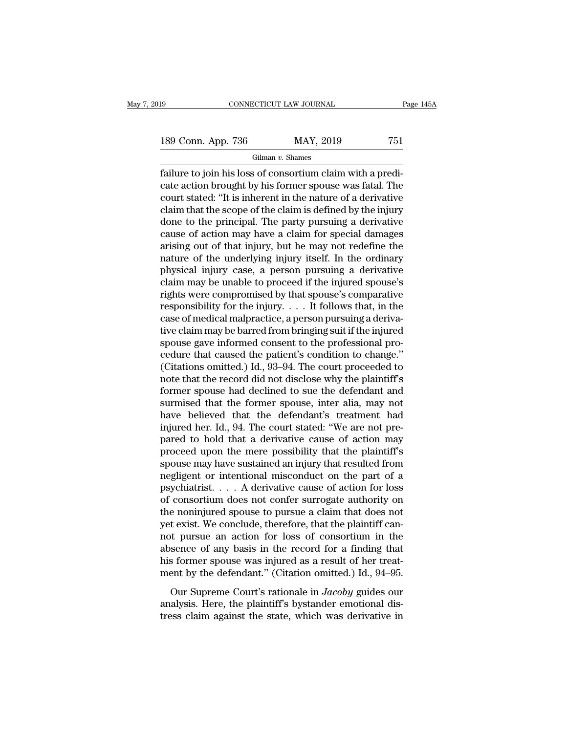failure to join his loss of consortium claim with a predicate action brought by his former spouse was fatal. The court stated: "It is inherent in the nature of a derivative claim that the scope of the claim is defined by the injury done to the principal. The party pursuing a derivative cause of action may have a claim for special damages arising out of that injury, but he may not redefine the nature of the underlying injury itself. In the ordinary physical injury case, a person pursuing a derivative claim may be unable to proceed if the injured spouse's rights were compromised by that spouse's comparative responsibility for the injury. . . . It follows that, in the case of medical malpractice, a person pursuing a derivative claim may be barred from bringing suit if the injured spouse gave informed consent to the professional procedure that caused the patient's condition to change." (Citations omitted.) Id., 93–94. The court proceeded to note that the record did not disclose why the plaintiff's former spouse had declined to sue the defendant and surmised that the former spouse, inter alia, may not have believed that the defendant's treatment had injured her. Id., 94. The court stated: "We are not prepared to hold that a derivative cause of action may proceed upon the mere possibility that the plaintiff's spouse may have sustained an injury that resulted from negligent or intentional misconduct on the part of a psychiatrist. . . . A derivative cause of action for loss of consortium does not confer surrogate authority on the noninjured spouse to pursue a claim that does not yet exist. We conclude, therefore, that the plaintiff cannot pursue an action for loss of consortium in the absence of any basis in the record for a finding that his former spouse was injured as a result of her treatment by the defendant." (Citation omitted.) Id., 94–95.

Our Supreme Court's rationale in *Jacoby* guides our analysis. Here, the plaintiff's bystander emotional distress claim against the state, which was derivative in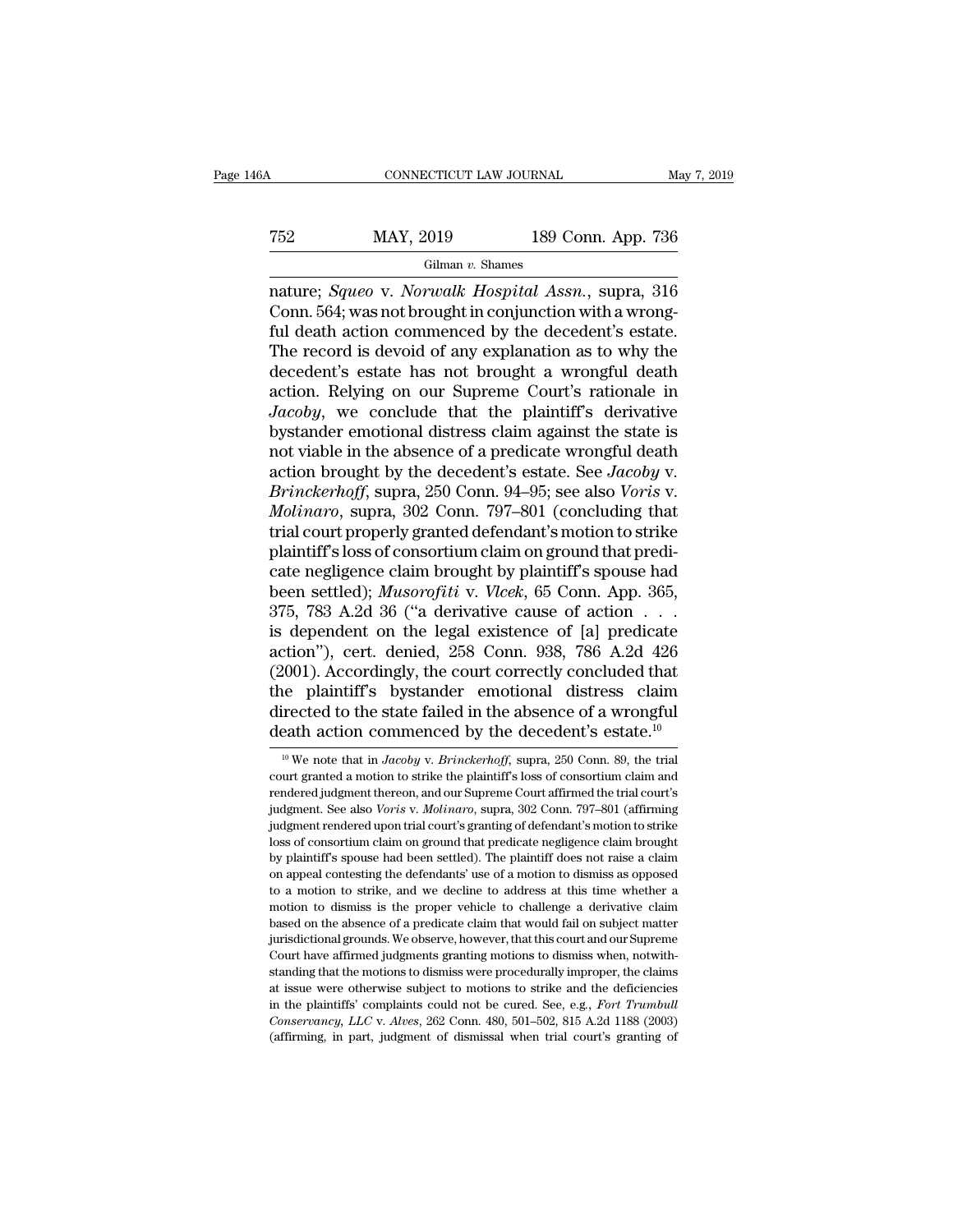nature; *Squeo* v. *Norwalk Hospital Assn.*, supra, 316 Conn. 564; was not brought in conjunction with a wrongful death action commenced by the decedent's estate. The record is devoid of any explanation as to why the decedent's estate has not brought a wrongful death action. Relying on our Supreme Court's rationale in *Jacoby*, we conclude that the plaintiff's derivative bystander emotional distress claim against the state is not viable in the absence of a predicate wrongful death action brought by the decedent's estate. See *Jacoby* v. *Brinckerhoff*, supra, 250 Conn. 94–95; see also *Voris* v. *Molinaro*, supra, 302 Conn. 797–801 (concluding that trial court properly granted defendant's motion to strike plaintiff's loss of consortium claim on ground that predicate negligence claim brought by plaintiff's spouse had been settled); *Musorofiti* v. *Vlcek*, 65 Conn. App. 365, 375, 783 A.2d 36 ("a derivative cause of action . . . is dependent on the legal existence of [a] predicate action"), cert. denied, 258 Conn. 938, 786 A.2d 426 (2001). Accordingly, the court correctly concluded that the plaintiff's bystander emotional distress claim directed to the state failed in the absence of a wrongful death action commenced by the decedent's estate.[10]

[10] We note that in *Jacoby* v. *Brinckerhoff*, supra, 250 Conn. 89, the trial court granted a motion to strike the plaintiff's loss of consortium claim and rendered judgment thereon, and our Supreme Court affirmed the trial court's judgment. See also *Voris* v. *Molinaro*, supra, 302 Conn. 797–801 (affirming judgment rendered upon trial court's granting of defendant's motion to strike loss of consortium claim on ground that predicate negligence claim brought by plaintiff's spouse had been settled). The plaintiff does not raise a claim on appeal contesting the defendants' use of a motion to dismiss as opposed to a motion to strike, and we decline to address at this time whether a motion to dismiss is the proper vehicle to challenge a derivative claim based on the absence of a predicate claim that would fail on subject matter jurisdictional grounds. We observe, however, that this court and our Supreme Court have affirmed judgments granting motions to dismiss when, notwithstanding that the motions to dismiss were procedurally improper, the claims at issue were otherwise subject to motions to strike and the deficiencies in the plaintiffs' complaints could not be cured. See, e.g., *Fort Trumbull Conservancy, LLC* v. *Alves*, 262 Conn. 480, 501–502, 815 A.2d 1188 (2003) (affirming, in part, judgment of dismissal when trial court's granting of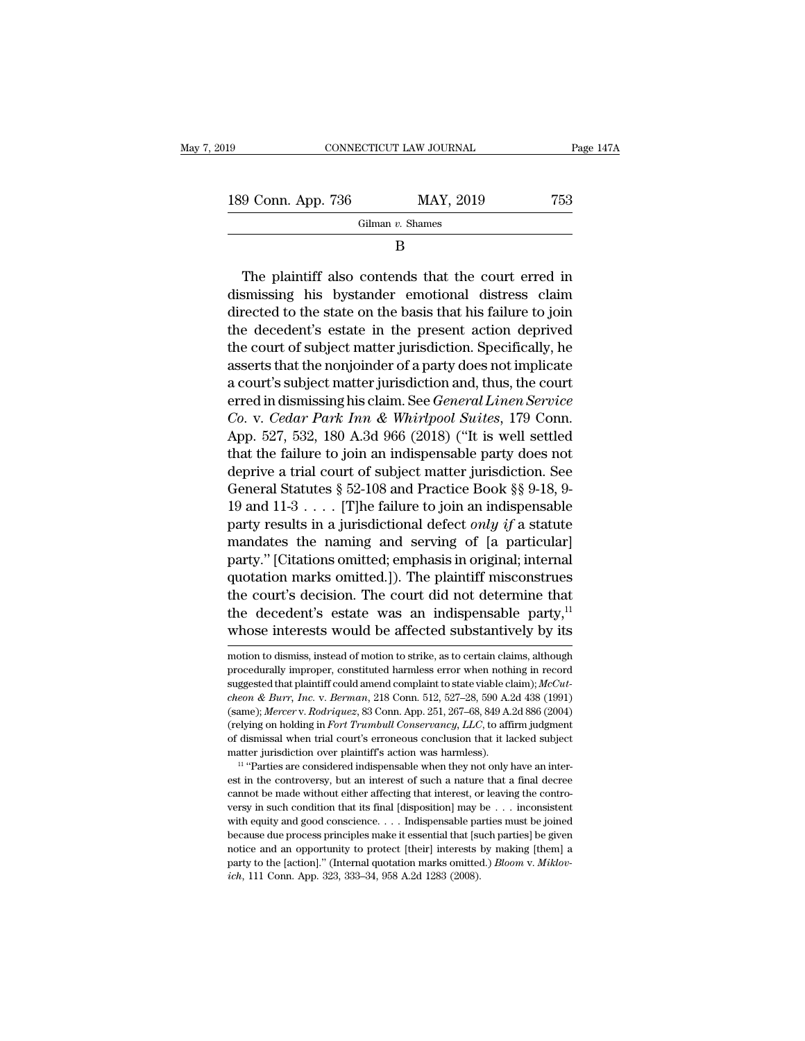B

The plaintiff also contends that the court erred in dismissing his bystander emotional distress claim directed to the state on the basis that his failure to join the decedent's estate in the present action deprived the court of subject matter jurisdiction. Specifically, he asserts that the nonjoinder of a party does not implicate a court's subject matter jurisdiction and, thus, the court erred in dismissing his claim. See *General Linen Service Co.* v. *Cedar Park Inn & Whirlpool Suites*, 179 Conn. App. 527, 532, 180 A.3d 966 (2018) ("It is well settled that the failure to join an indispensable party does not deprive a trial court of subject matter jurisdiction. See General Statutes § 52-108 and Practice Book §§ 9-18, 9-19 and 11-3 . . . . [T]he failure to join an indispensable party results in a jurisdictional defect *only if* a statute mandates the naming and serving of [a particular] party." [Citations omitted; emphasis in original; internal quotation marks omitted.]). The plaintiff misconstrues the court's decision. The court did not determine that the decedent's estate was an indispensable party,[11] whose interests would be affected substantively by its

motion to dismiss, instead of motion to strike, as to certain claims, although procedurally improper, constituted harmless error when nothing in record suggested that plaintiff could amend complaint to state viable claim); *McCutcheon & Burr, Inc.* v. *Berman*, 218 Conn. 512, 527–28, 590 A.2d 438 (1991) (same); *Mercer* v. *Rodriquez*, 83 Conn. App. 251, 267–68, 849 A.2d 886 (2004) (relying on holding in *Fort Trumbull Conservancy, LLC*, to affirm judgment of dismissal when trial court's erroneous conclusion that it lacked subject matter jurisdiction over plaintiff's action was harmless).

[11] "Parties are considered indispensable when they not only have an interest in the controversy, but an interest of such a nature that a final decree cannot be made without either affecting that interest, or leaving the controversy in such condition that its final [disposition] may be . . . inconsistent with equity and good conscience. . . . Indispensable parties must be joined because due process principles make it essential that [such parties] be given notice and an opportunity to protect [their] interests by making [them] a party to the [action]." (Internal quotation marks omitted.) *Bloom* v. *Miklovich*, 111 Conn. App. 323, 333–34, 958 A.2d 1283 (2008).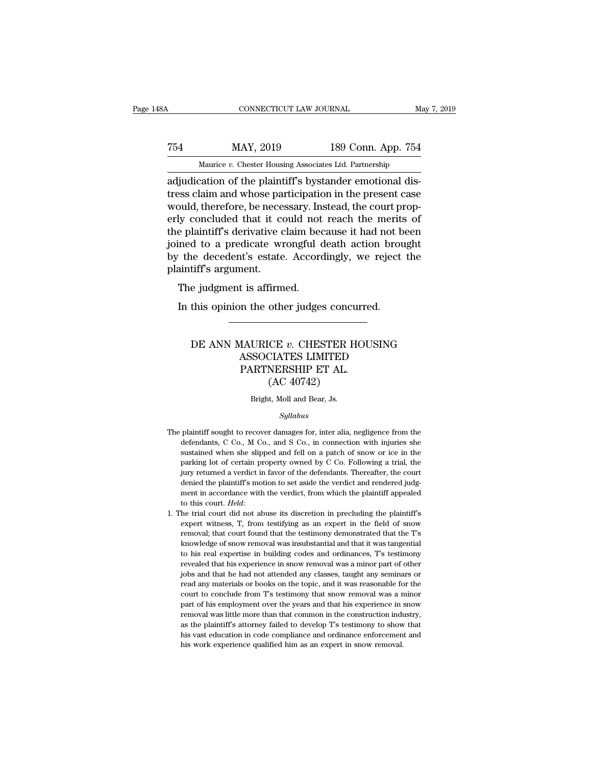adjudication of the plaintiff's bystander emotional distress claim and whose participation in the present case would, therefore, be necessary. Instead, the court properly concluded that it could not reach the merits of the plaintiff's derivative claim because it had not been joined to a predicate wrongful death action brought by the decedent's estate. Accordingly, we reject the plaintiff's argument.

The judgment is affirmed.

In this opinion the other judges concurred.

---

# DE ANN MAURICE *v.* CHESTER HOUSING ASSOCIATES LIMITED PARTNERSHIP ET AL. (AC 40742)

Bright, Moll and Bear, Js.

*Syllabus*

The plaintiff sought to recover damages for, inter alia, negligence from the defendants, C Co., M Co., and S Co., in connection with injuries she sustained when she slipped and fell on a patch of snow or ice in the parking lot of certain property owned by C Co. Following a trial, the jury returned a verdict in favor of the defendants. Thereafter, the court denied the plaintiff's motion to set aside the verdict and rendered judgment in accordance with the verdict, from which the plaintiff appealed to this court. *Held*:

1. The trial court did not abuse its discretion in precluding the plaintiff's expert witness, T, from testifying as an expert in the field of snow removal; that court found that the testimony demonstrated that the T's knowledge of snow removal was insubstantial and that it was tangential to his real expertise in building codes and ordinances, T's testimony revealed that his experience in snow removal was a minor part of other jobs and that he had not attended any classes, taught any seminars or read any materials or books on the topic, and it was reasonable for the court to conclude from T's testimony that snow removal was a minor part of his employment over the years and that his experience in snow removal was little more than that common in the construction industry, as the plaintiff's attorney failed to develop T's testimony to show that his vast education in code compliance and ordinance enforcement and his work experience qualified him as an expert in snow removal.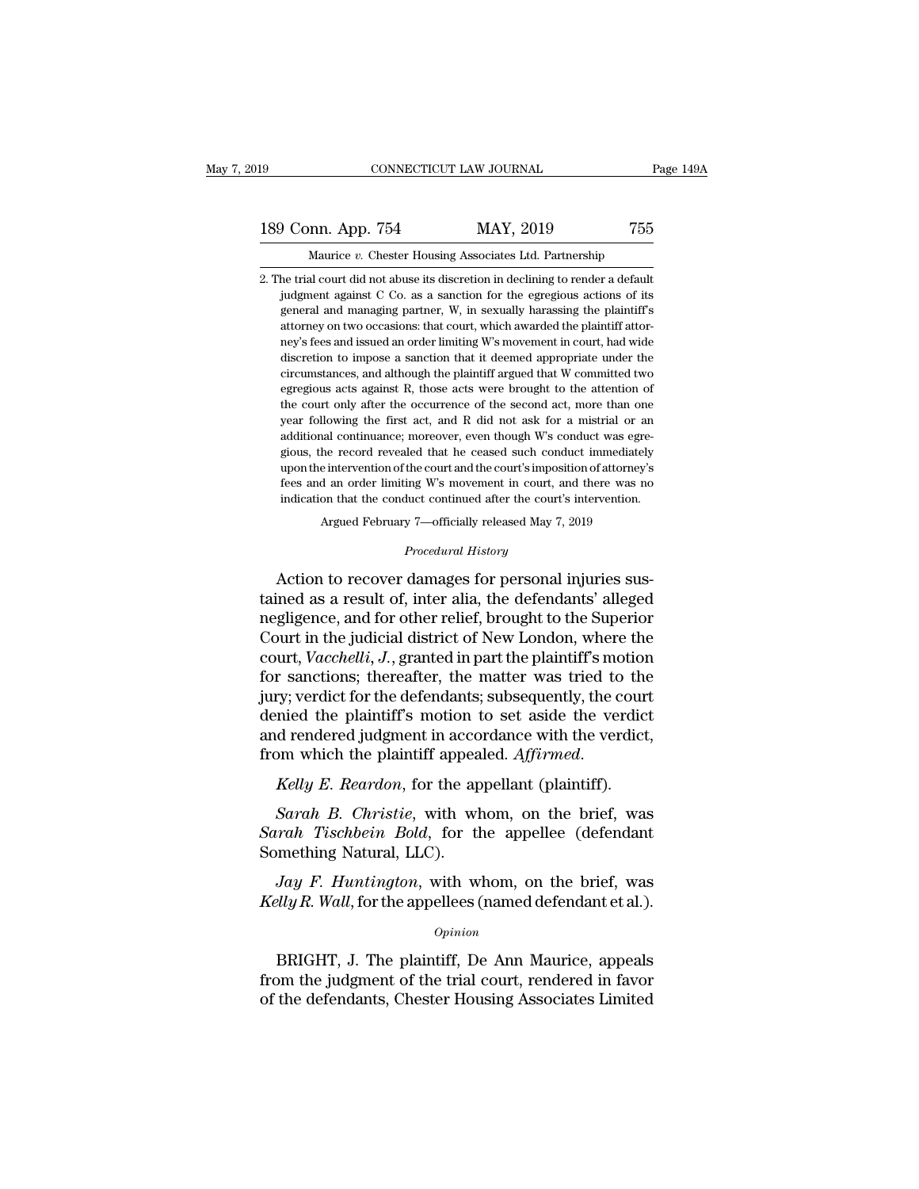2. The trial court did not abuse its discretion in declining to render a default judgment against C Co. as a sanction for the egregious actions of its general and managing partner, W, in sexually harassing the plaintiff's attorney on two occasions: that court, which awarded the plaintiff attorney's fees and issued an order limiting W's movement in court, had wide discretion to impose a sanction that it deemed appropriate under the circumstances, and although the plaintiff argued that W committed two egregious acts against R, those acts were brought to the attention of the court only after the occurrence of the second act, more than one year following the first act, and R did not ask for a mistrial or an additional continuance; moreover, even though W's conduct was egregious, the record revealed that he ceased such conduct immediately upon the intervention of the court and the court's imposition of attorney's fees and an order limiting W's movement in court, and there was no indication that the conduct continued after the court's intervention.

Argued February 7—officially released May 7, 2019

*Procedural History*

Action to recover damages for personal injuries sustained as a result of, inter alia, the defendants' alleged negligence, and for other relief, brought to the Superior Court in the judicial district of New London, where the court, *Vacchelli, J.*, granted in part the plaintiff's motion for sanctions; thereafter, the matter was tried to the jury; verdict for the defendants; subsequently, the court denied the plaintiff's motion to set aside the verdict and rendered judgment in accordance with the verdict, from which the plaintiff appealed. *Affirmed.*

*Kelly E. Reardon*, for the appellant (plaintiff).

*Sarah B. Christie*, with whom, on the brief, was *Sarah Tischbein Bold*, for the appellee (defendant Something Natural, LLC).

*Jay F. Huntington*, with whom, on the brief, was *Kelly R. Wall*, for the appellees (named defendant et al.).

*Opinion*

BRIGHT, J. The plaintiff, De Ann Maurice, appeals from the judgment of the trial court, rendered in favor of the defendants, Chester Housing Associates Limited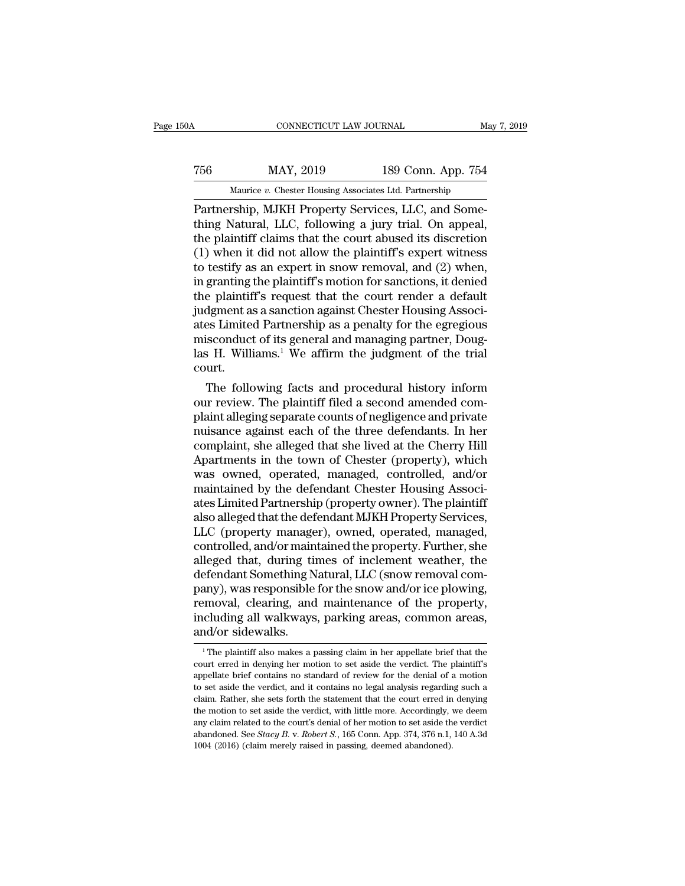Partnership, MJKH Property Services, LLC, and Something Natural, LLC, following a jury trial. On appeal, the plaintiff claims that the court abused its discretion (1) when it did not allow the plaintiff's expert witness to testify as an expert in snow removal, and (2) when, in granting the plaintiff's motion for sanctions, it denied the plaintiff's request that the court render a default judgment as a sanction against Chester Housing Associates Limited Partnership as a penalty for the egregious misconduct of its general and managing partner, Douglas H. Williams.[1] We affirm the judgment of the trial court.

The following facts and procedural history inform our review. The plaintiff filed a second amended complaint alleging separate counts of negligence and private nuisance against each of the three defendants. In her complaint, she alleged that she lived at the Cherry Hill Apartments in the town of Chester (property), which was owned, operated, managed, controlled, and/or maintained by the defendant Chester Housing Associates Limited Partnership (property owner). The plaintiff also alleged that the defendant MJKH Property Services, LLC (property manager), owned, operated, managed, controlled, and/or maintained the property. Further, she alleged that, during times of inclement weather, the defendant Something Natural, LLC (snow removal company), was responsible for the snow and/or ice plowing, removal, clearing, and maintenance of the property, including all walkways, parking areas, common areas, and/or sidewalks.

[1] The plaintiff also makes a passing claim in her appellate brief that the court erred in denying her motion to set aside the verdict. The plaintiff's appellate brief contains no standard of review for the denial of a motion to set aside the verdict, and it contains no legal analysis regarding such a claim. Rather, she sets forth the statement that the court erred in denying the motion to set aside the verdict, with little more. Accordingly, we deem any claim related to the court's denial of her motion to set aside the verdict abandoned. See *Stacy B.* v. *Robert S.*, 165 Conn. App. 374, 376 n.1, 140 A.3d 1004 (2016) (claim merely raised in passing, deemed abandoned).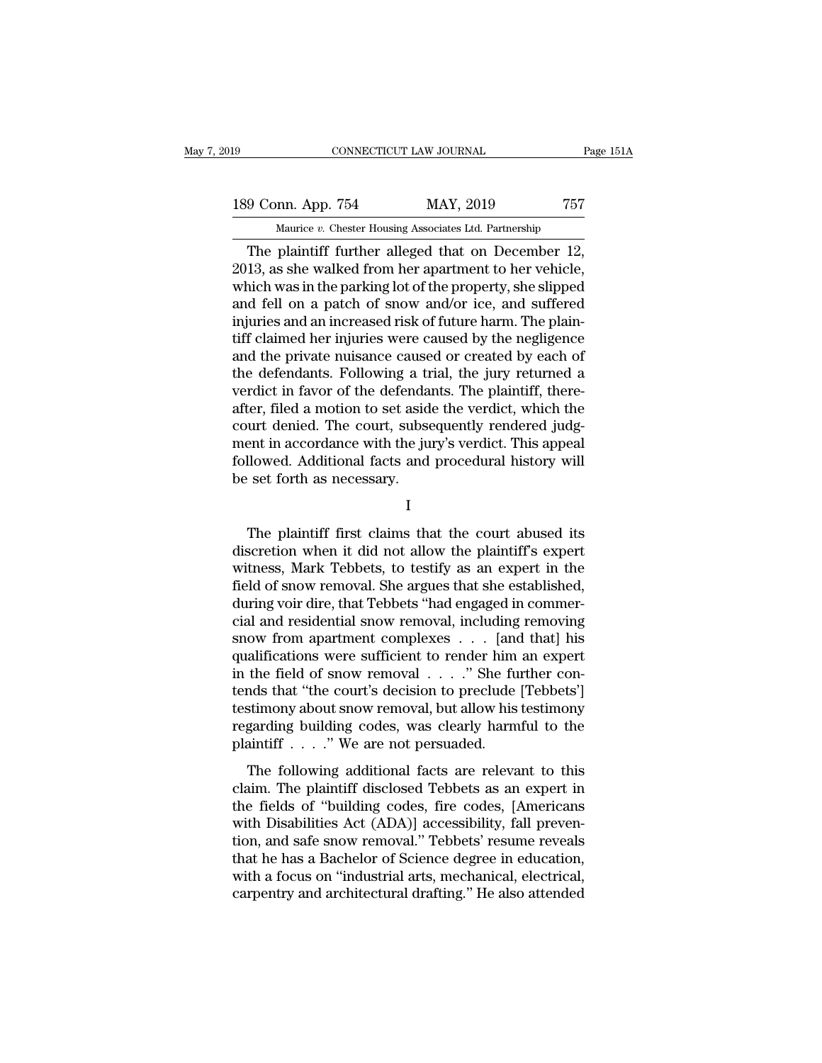The plaintiff further alleged that on December 12, 2013, as she walked from her apartment to her vehicle, which was in the parking lot of the property, she slipped and fell on a patch of snow and/or ice, and suffered injuries and an increased risk of future harm. The plaintiff claimed her injuries were caused by the negligence and the private nuisance caused or created by each of the defendants. Following a trial, the jury returned a verdict in favor of the defendants. The plaintiff, thereafter, filed a motion to set aside the verdict, which the court denied. The court, subsequently rendered judgment in accordance with the jury's verdict. This appeal followed. Additional facts and procedural history will be set forth as necessary.

I

The plaintiff first claims that the court abused its discretion when it did not allow the plaintiff's expert witness, Mark Tebbets, to testify as an expert in the field of snow removal. She argues that she established, during voir dire, that Tebbets "had engaged in commercial and residential snow removal, including removing snow from apartment complexes . . . [and that] his qualifications were sufficient to render him an expert in the field of snow removal . . . ." She further contends that "the court's decision to preclude [Tebbets'] testimony about snow removal, but allow his testimony regarding building codes, was clearly harmful to the plaintiff . . . ." We are not persuaded.

The following additional facts are relevant to this claim. The plaintiff disclosed Tebbets as an expert in the fields of "building codes, fire codes, [Americans with Disabilities Act (ADA)] accessibility, fall prevention, and safe snow removal." Tebbets' resume reveals that he has a Bachelor of Science degree in education, with a focus on "industrial arts, mechanical, electrical, carpentry and architectural drafting." He also attended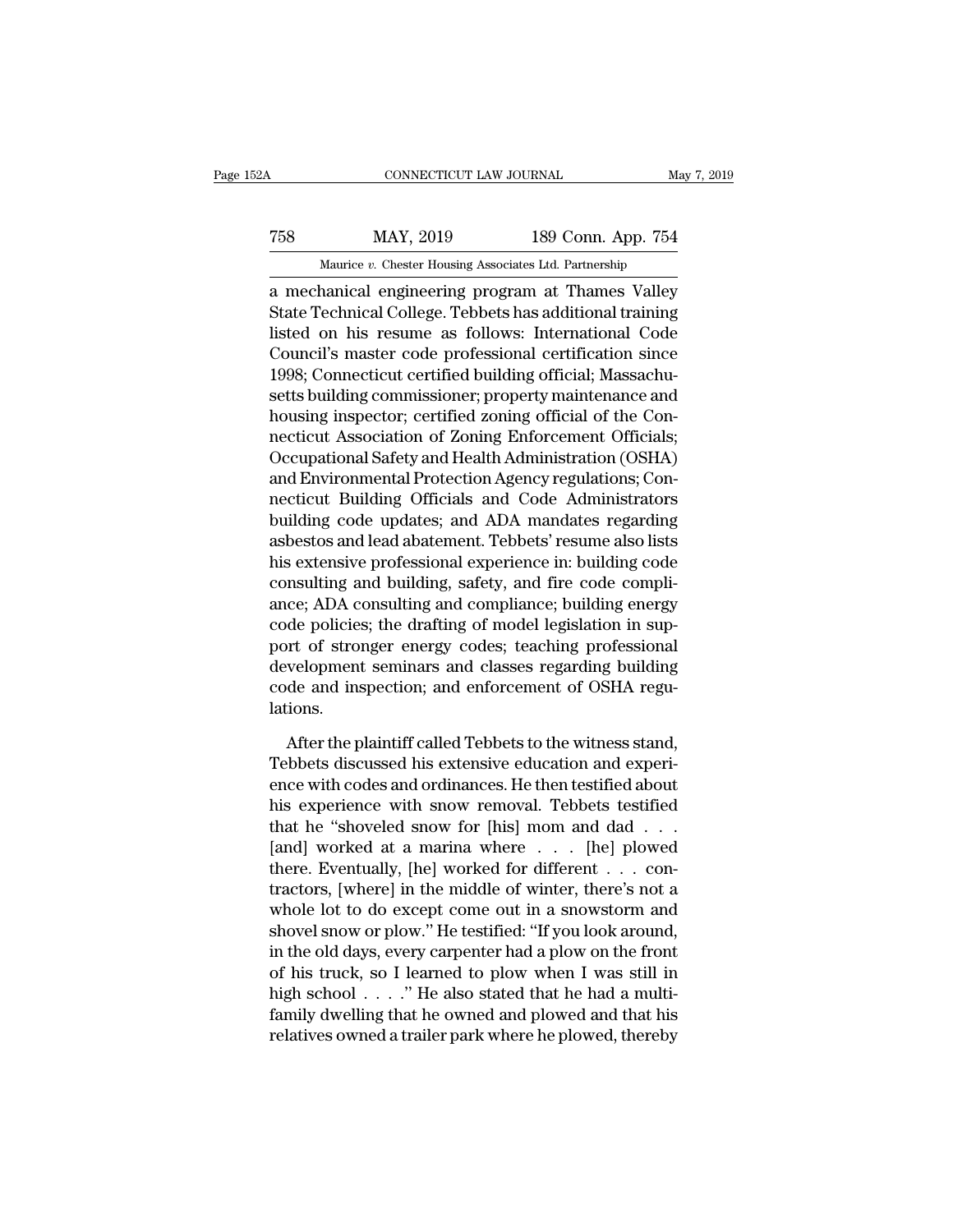a mechanical engineering program at Thames Valley State Technical College. Tebbets has additional training listed on his resume as follows: International Code Council's master code professional certification since 1998; Connecticut certified building official; Massachusetts building commissioner; property maintenance and housing inspector; certified zoning official of the Connecticut Association of Zoning Enforcement Officials; Occupational Safety and Health Administration (OSHA) and Environmental Protection Agency regulations; Connecticut Building Officials and Code Administrators building code updates; and ADA mandates regarding asbestos and lead abatement. Tebbets' resume also lists his extensive professional experience in: building code consulting and building, safety, and fire code compliance; ADA consulting and compliance; building energy code policies; the drafting of model legislation in support of stronger energy codes; teaching professional development seminars and classes regarding building code and inspection; and enforcement of OSHA regulations.

After the plaintiff called Tebbets to the witness stand, Tebbets discussed his extensive education and experience with codes and ordinances. He then testified about his experience with snow removal. Tebbets testified that he "shoveled snow for [his] mom and dad . . . [and] worked at a marina where . . . [he] plowed there. Eventually, [he] worked for different . . . contractors, [where] in the middle of winter, there's not a whole lot to do except come out in a snowstorm and shovel snow or plow." He testified: "If you look around, in the old days, every carpenter had a plow on the front of his truck, so I learned to plow when I was still in high school . . . ." He also stated that he had a multifamily dwelling that he owned and plowed and that his relatives owned a trailer park where he plowed, thereby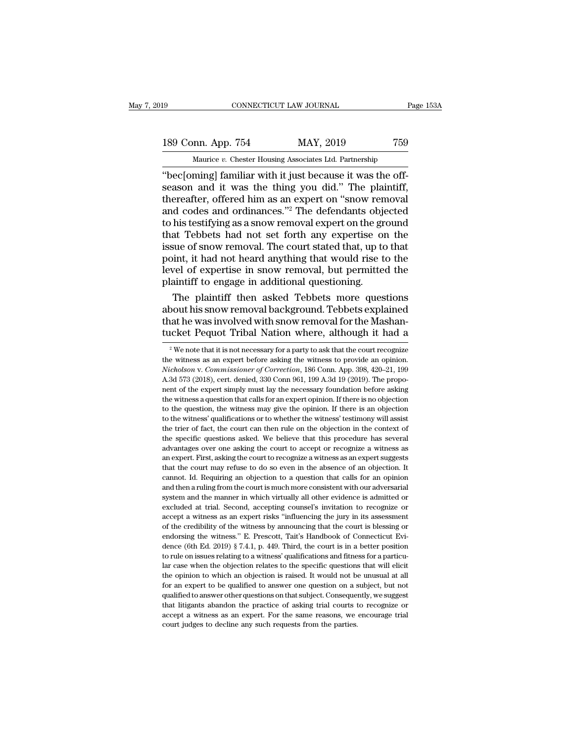"bec[oming] familiar with it just because it was the off-season and it was the thing you did." The plaintiff, thereafter, offered him as an expert on "snow removal and codes and ordinances."[2] The defendants objected to his testifying as a snow removal expert on the ground that Tebbets had not set forth any expertise on the issue of snow removal. The court stated that, up to that point, it had not heard anything that would rise to the level of expertise in snow removal, but permitted the plaintiff to engage in additional questioning.

The plaintiff then asked Tebbets more questions about his snow removal background. Tebbets explained that he was involved with snow removal for the Mashantucket Pequot Tribal Nation where, although it had a

[2] We note that it is not necessary for a party to ask that the court recognize the witness as an expert before asking the witness to provide an opinion. *Nicholson* v. *Commissioner of Correction*, 186 Conn. App. 398, 420–21, 199 A.3d 573 (2018), cert. denied, 330 Conn 961, 199 A.3d 19 (2019). The proponent of the expert simply must lay the necessary foundation before asking the witness a question that calls for an expert opinion. If there is no objection to the question, the witness may give the opinion. If there is an objection to the witness' qualifications or to whether the witness' testimony will assist the trier of fact, the court can then rule on the objection in the context of the specific questions asked. We believe that this procedure has several advantages over one asking the court to accept or recognize a witness as an expert. First, asking the court to recognize a witness as an expert suggests that the court may refuse to do so even in the absence of an objection. It cannot. Id. Requiring an objection to a question that calls for an opinion and then a ruling from the court is much more consistent with our adversarial system and the manner in which virtually all other evidence is admitted or excluded at trial. Second, accepting counsel's invitation to recognize or accept a witness as an expert risks "influencing the jury in its assessment of the credibility of the witness by announcing that the court is blessing or endorsing the witness." E. Prescott, Tait's Handbook of Connecticut Evidence (6th Ed. 2019) § 7.4.1, p. 449. Third, the court is in a better position to rule on issues relating to a witness' qualifications and fitness for a particular case when the objection relates to the specific questions that will elicit the opinion to which an objection is raised. It would not be unusual at all for an expert to be qualified to answer one question on a subject, but not qualified to answer other questions on that subject. Consequently, we suggest that litigants abandon the practice of asking trial courts to recognize or accept a witness as an expert. For the same reasons, we encourage trial court judges to decline any such requests from the parties.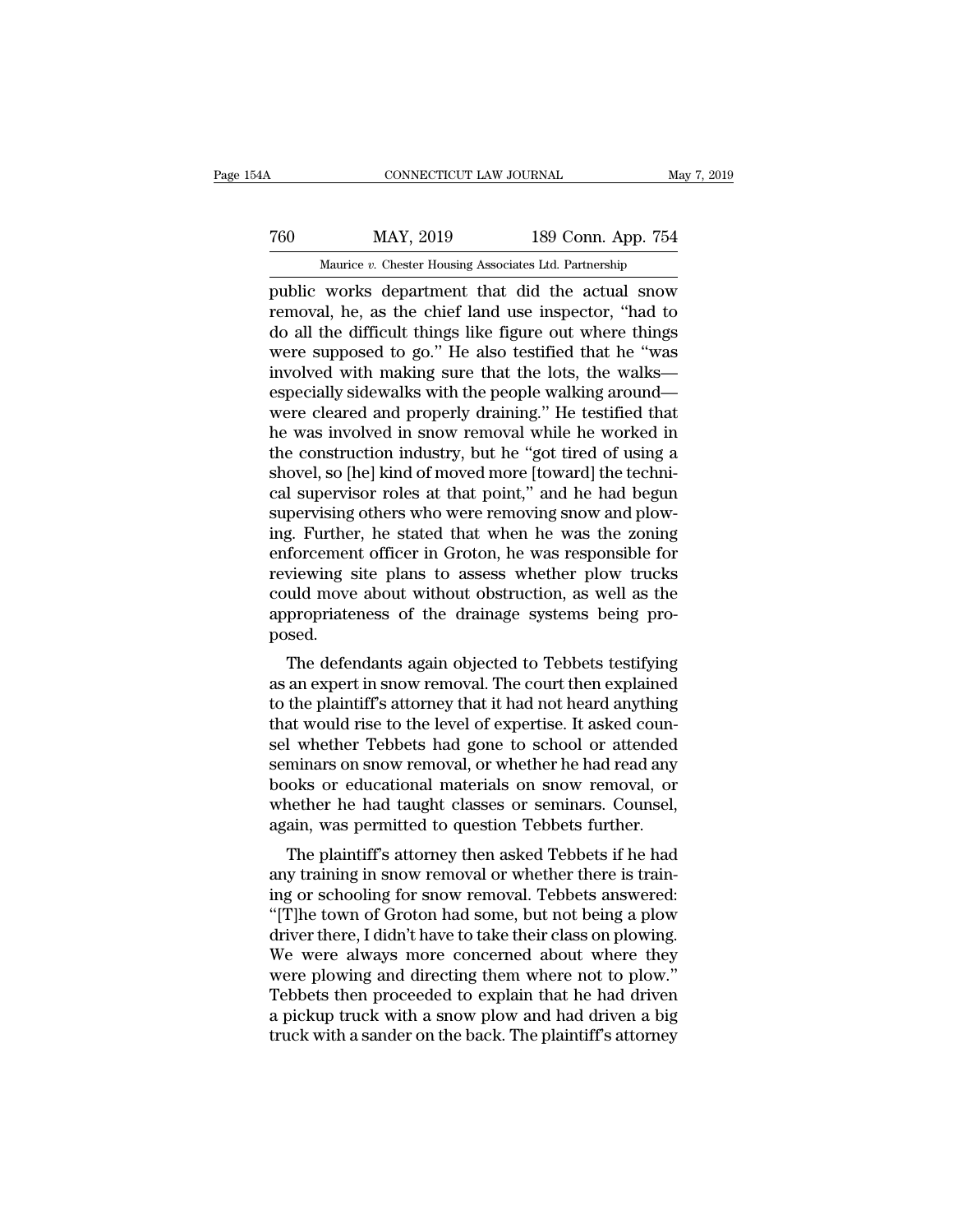public works department that did the actual snow removal, he, as the chief land use inspector, "had to do all the difficult things like figure out where things were supposed to go." He also testified that he "was involved with making sure that the lots, the walks—especially sidewalks with the people walking around—were cleared and properly draining." He testified that he was involved in snow removal while he worked in the construction industry, but he "got tired of using a shovel, so [he] kind of moved more [toward] the technical supervisor roles at that point," and he had begun supervising others who were removing snow and plowing. Further, he stated that when he was the zoning enforcement officer in Groton, he was responsible for reviewing site plans to assess whether plow trucks could move about without obstruction, as well as the appropriateness of the drainage systems being proposed.

The defendants again objected to Tebbets testifying as an expert in snow removal. The court then explained to the plaintiff's attorney that it had not heard anything that would rise to the level of expertise. It asked counsel whether Tebbets had gone to school or attended seminars on snow removal, or whether he had read any books or educational materials on snow removal, or whether he had taught classes or seminars. Counsel, again, was permitted to question Tebbets further.

The plaintiff's attorney then asked Tebbets if he had any training in snow removal or whether there is training or schooling for snow removal. Tebbets answered: "[T]he town of Groton had some, but not being a plow driver there, I didn't have to take their class on plowing. We were always more concerned about where they were plowing and directing them where not to plow." Tebbets then proceeded to explain that he had driven a pickup truck with a snow plow and had driven a big truck with a sander on the back. The plaintiff's attorney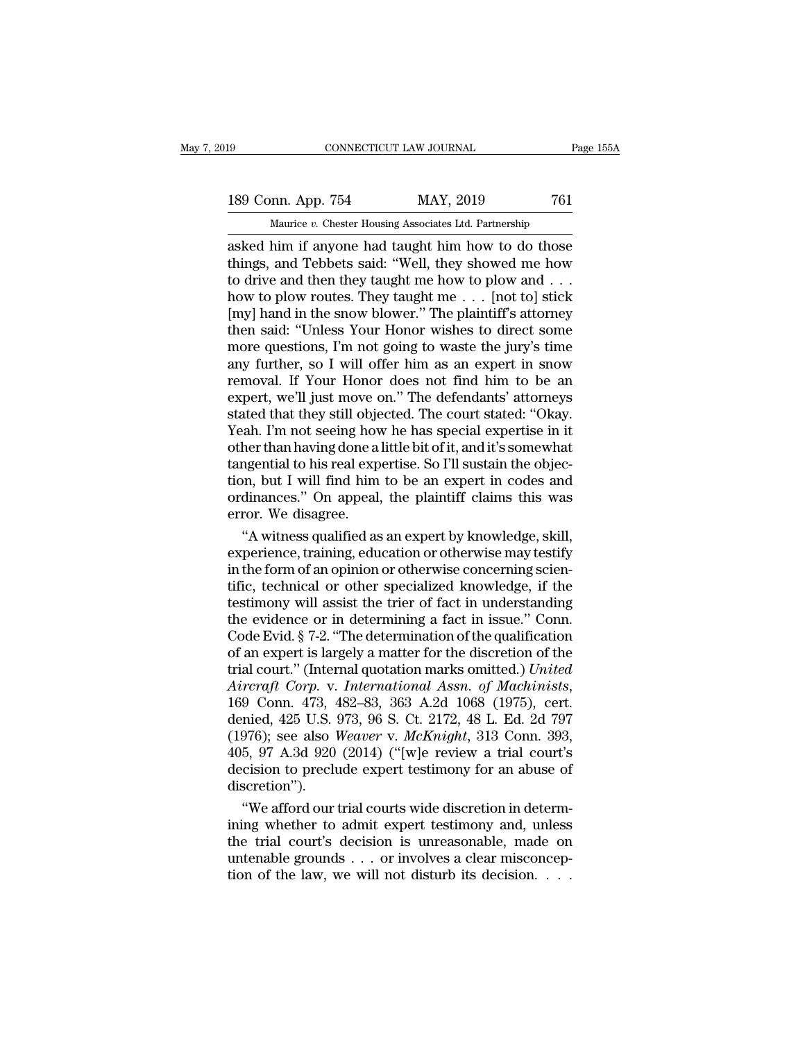asked him if anyone had taught him how to do those things, and Tebbets said: "Well, they showed me how to drive and then they taught me how to plow and . . . how to plow routes. They taught me . . . [not to] stick [my] hand in the snow blower." The plaintiff's attorney then said: "Unless Your Honor wishes to direct some more questions, I'm not going to waste the jury's time any further, so I will offer him as an expert in snow removal. If Your Honor does not find him to be an expert, we'll just move on." The defendants' attorneys stated that they still objected. The court stated: "Okay. Yeah. I'm not seeing how he has special expertise in it other than having done a little bit of it, and it's somewhat tangential to his real expertise. So I'll sustain the objection, but I will find him to be an expert in codes and ordinances." On appeal, the plaintiff claims this was error. We disagree.

"A witness qualified as an expert by knowledge, skill, experience, training, education or otherwise may testify in the form of an opinion or otherwise concerning scientific, technical or other specialized knowledge, if the testimony will assist the trier of fact in understanding the evidence or in determining a fact in issue." Conn. Code Evid. § 7-2. "The determination of the qualification of an expert is largely a matter for the discretion of the trial court." (Internal quotation marks omitted.) *United Aircraft Corp.* v. *International Assn. of Machinists*, 169 Conn. 473, 482–83, 363 A.2d 1068 (1975), cert. denied, 425 U.S. 973, 96 S. Ct. 2172, 48 L. Ed. 2d 797 (1976); see also *Weaver* v. *McKnight*, 313 Conn. 393, 405, 97 A.3d 920 (2014) ("[w]e review a trial court's decision to preclude expert testimony for an abuse of discretion").

"We afford our trial courts wide discretion in determining whether to admit expert testimony and, unless the trial court's decision is unreasonable, made on untenable grounds . . . or involves a clear misconception of the law, we will not disturb its decision. . . .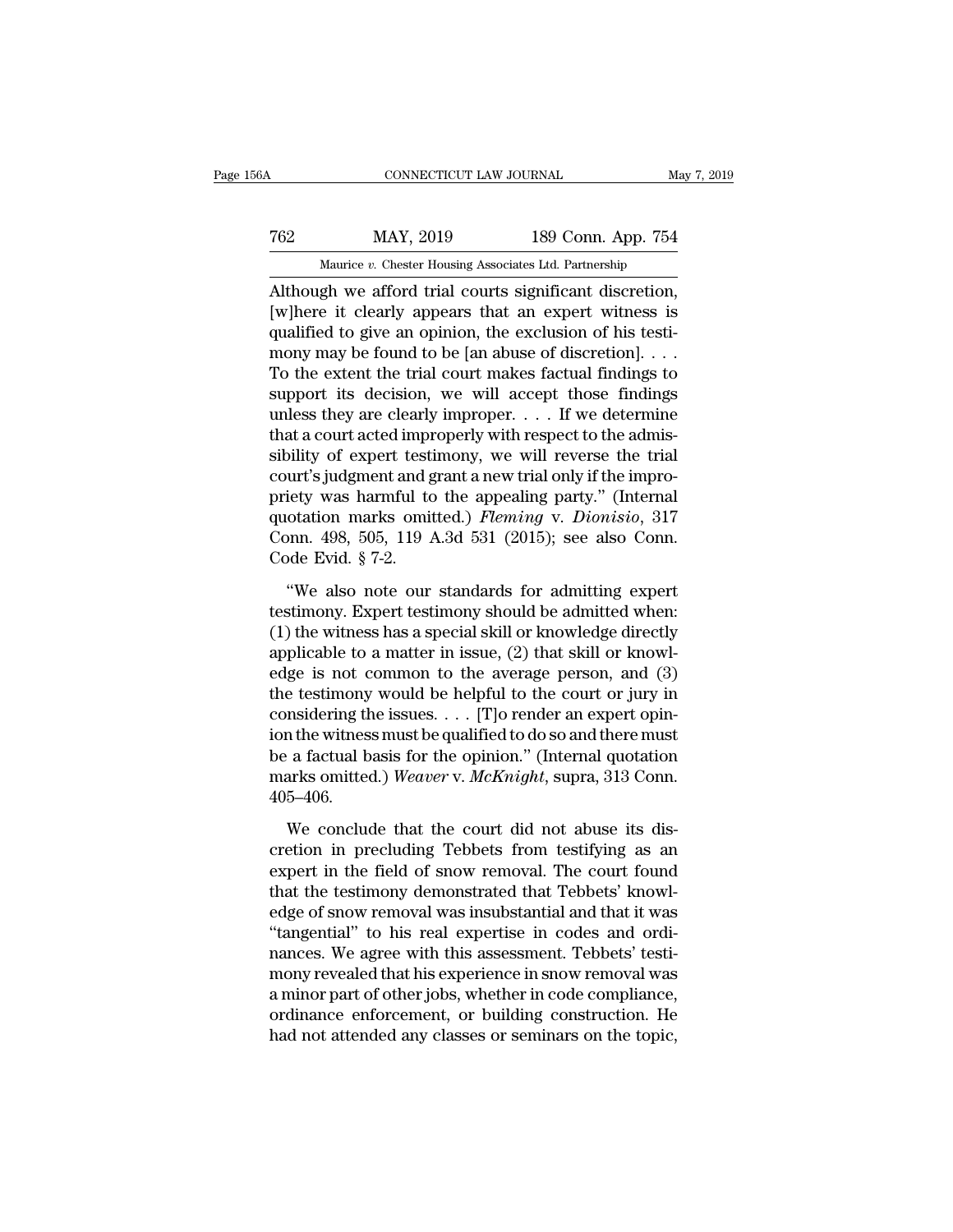Although we afford trial courts significant discretion, [w]here it clearly appears that an expert witness is qualified to give an opinion, the exclusion of his testimony may be found to be [an abuse of discretion]. . . . To the extent the trial court makes factual findings to support its decision, we will accept those findings unless they are clearly improper. . . . If we determine that a court acted improperly with respect to the admissibility of expert testimony, we will reverse the trial court's judgment and grant a new trial only if the impropriety was harmful to the appealing party." (Internal quotation marks omitted.) *Fleming* v. *Dionisio*, 317 Conn. 498, 505, 119 A.3d 531 (2015); see also Conn. Code Evid. § 7-2.

"We also note our standards for admitting expert testimony. Expert testimony should be admitted when: (1) the witness has a special skill or knowledge directly applicable to a matter in issue, (2) that skill or knowledge is not common to the average person, and (3) the testimony would be helpful to the court or jury in considering the issues. . . . [T]o render an expert opinion the witness must be qualified to do so and there must be a factual basis for the opinion." (Internal quotation marks omitted.) *Weaver* v. *McKnight*, supra, 313 Conn. 405–406.

We conclude that the court did not abuse its discretion in precluding Tebbets from testifying as an expert in the field of snow removal. The court found that the testimony demonstrated that Tebbets' knowledge of snow removal was insubstantial and that it was "tangential" to his real expertise in codes and ordinances. We agree with this assessment. Tebbets' testimony revealed that his experience in snow removal was a minor part of other jobs, whether in code compliance, ordinance enforcement, or building construction. He had not attended any classes or seminars on the topic,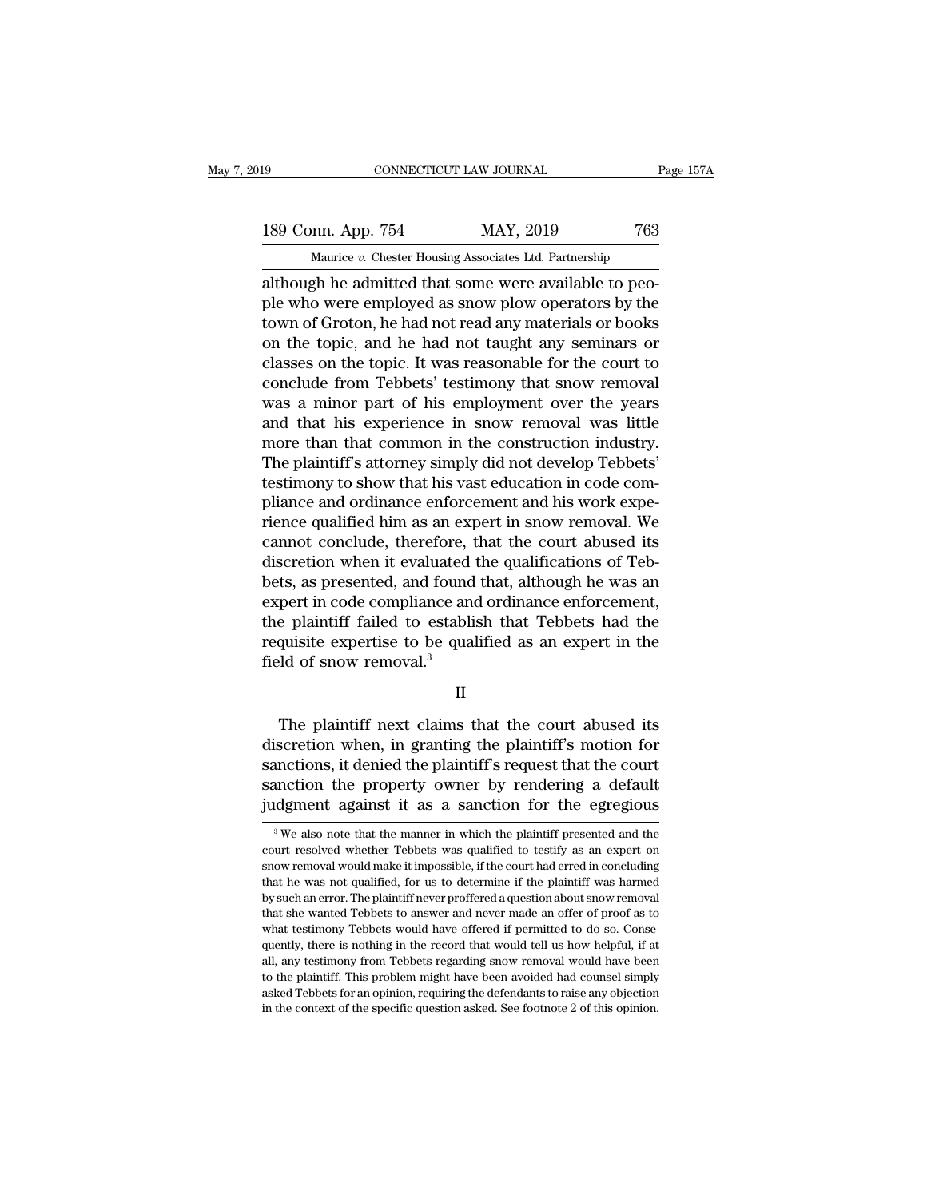although he admitted that some were available to people who were employed as snow plow operators by the town of Groton, he had not read any materials or books on the topic, and he had not taught any seminars or classes on the topic. It was reasonable for the court to conclude from Tebbets' testimony that snow removal was a minor part of his employment over the years and that his experience in snow removal was little more than that common in the construction industry. The plaintiff's attorney simply did not develop Tebbets' testimony to show that his vast education in code compliance and ordinance enforcement and his work experience qualified him as an expert in snow removal. We cannot conclude, therefore, that the court abused its discretion when it evaluated the qualifications of Tebbets, as presented, and found that, although he was an expert in code compliance and ordinance enforcement, the plaintiff failed to establish that Tebbets had the requisite expertise to be qualified as an expert in the field of snow removal.[3]

## II

The plaintiff next claims that the court abused its discretion when, in granting the plaintiff's motion for sanctions, it denied the plaintiff's request that the court sanction the property owner by rendering a default judgment against it as a sanction for the egregious

---

[3] We also note that the manner in which the plaintiff presented and the court resolved whether Tebbets was qualified to testify as an expert on snow removal would make it impossible, if the court had erred in concluding that he was not qualified, for us to determine if the plaintiff was harmed by such an error. The plaintiff never proffered a question about snow removal that she wanted Tebbets to answer and never made an offer of proof as to what testimony Tebbets would have offered if permitted to do so. Consequently, there is nothing in the record that would tell us how helpful, if at all, any testimony from Tebbets regarding snow removal would have been to the plaintiff. This problem might have been avoided had counsel simply asked Tebbets for an opinion, requiring the defendants to raise any objection in the context of the specific question asked. See footnote 2 of this opinion.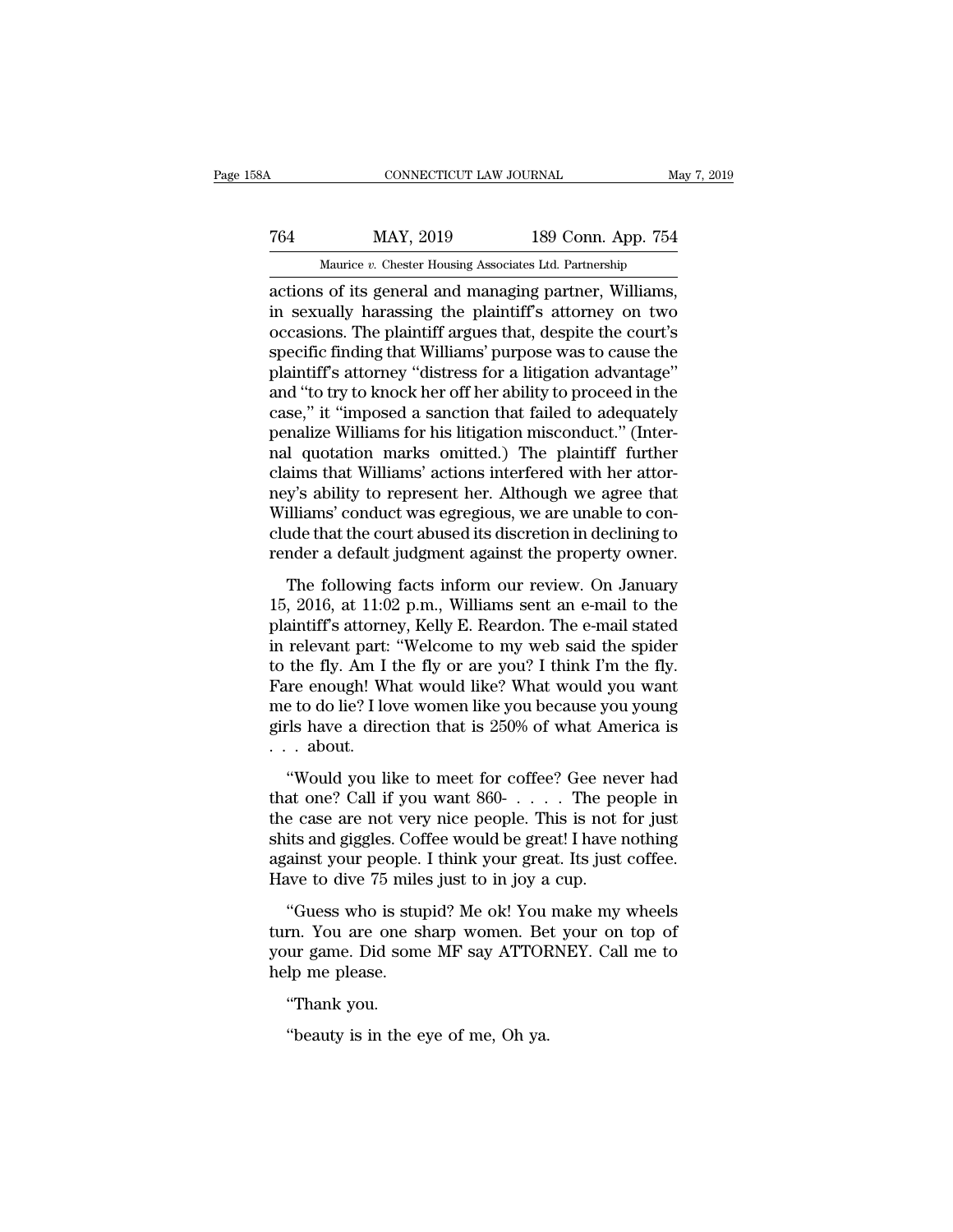actions of its general and managing partner, Williams, in sexually harassing the plaintiff's attorney on two occasions. The plaintiff argues that, despite the court's specific finding that Williams' purpose was to cause the plaintiff's attorney "distress for a litigation advantage" and "to try to knock her off her ability to proceed in the case," it "imposed a sanction that failed to adequately penalize Williams for his litigation misconduct." (Internal quotation marks omitted.) The plaintiff further claims that Williams' actions interfered with her attorney's ability to represent her. Although we agree that Williams' conduct was egregious, we are unable to conclude that the court abused its discretion in declining to render a default judgment against the property owner.

The following facts inform our review. On January 15, 2016, at 11:02 p.m., Williams sent an e-mail to the plaintiff's attorney, Kelly E. Reardon. The e-mail stated in relevant part: "Welcome to my web said the spider to the fly. Am I the fly or are you? I think I'm the fly. Fare enough! What would like? What would you want me to do lie? I love women like you because you young girls have a direction that is 250% of what America is . . . about.

"Would you like to meet for coffee? Gee never had that one? Call if you want 860- . . . . The people in the case are not very nice people. This is not for just shits and giggles. Coffee would be great! I have nothing against your people. I think your great. Its just coffee. Have to dive 75 miles just to in joy a cup.

"Guess who is stupid? Me ok! You make my wheels turn. You are one sharp women. Bet your on top of your game. Did some MF say ATTORNEY. Call me to help me please.

"Thank you.

"beauty is in the eye of me, Oh ya.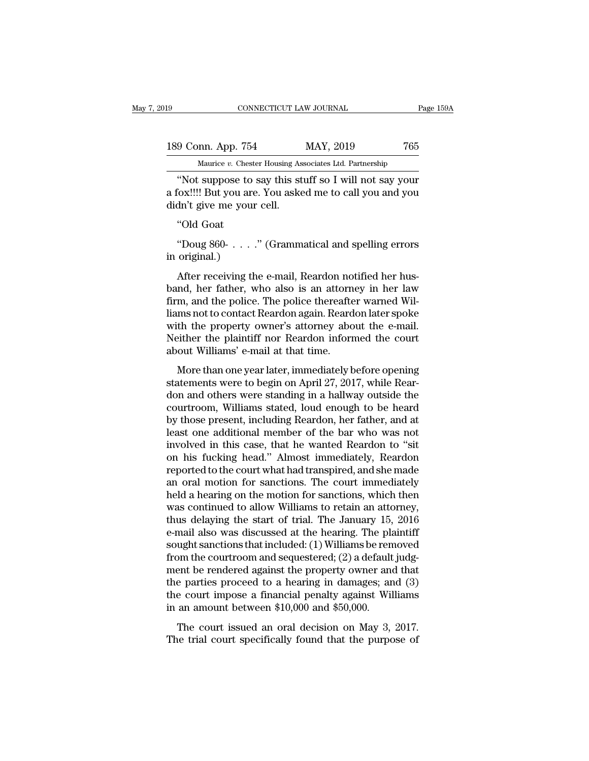"Not suppose to say this stuff so I will not say your a fox!!!! But you are. You asked me to call you and you didn't give me your cell.

"Old Goat

"Doug 860- . . . ." (Grammatical and spelling errors in original.)

After receiving the e-mail, Reardon notified her husband, her father, who also is an attorney in her law firm, and the police. The police thereafter warned Williams not to contact Reardon again. Reardon later spoke with the property owner's attorney about the e-mail. Neither the plaintiff nor Reardon informed the court about Williams' e-mail at that time.

More than one year later, immediately before opening statements were to begin on April 27, 2017, while Reardon and others were standing in a hallway outside the courtroom, Williams stated, loud enough to be heard by those present, including Reardon, her father, and at least one additional member of the bar who was not involved in this case, that he wanted Reardon to "sit on his fucking head." Almost immediately, Reardon reported to the court what had transpired, and she made an oral motion for sanctions. The court immediately held a hearing on the motion for sanctions, which then was continued to allow Williams to retain an attorney, thus delaying the start of trial. The January 15, 2016 e-mail also was discussed at the hearing. The plaintiff sought sanctions that included: (1) Williams be removed from the courtroom and sequestered; (2) a default judgment be rendered against the property owner and that the parties proceed to a hearing in damages; and (3) the court impose a financial penalty against Williams in an amount between $10,000 and $50,000.

The court issued an oral decision on May 3, 2017. The trial court specifically found that the purpose of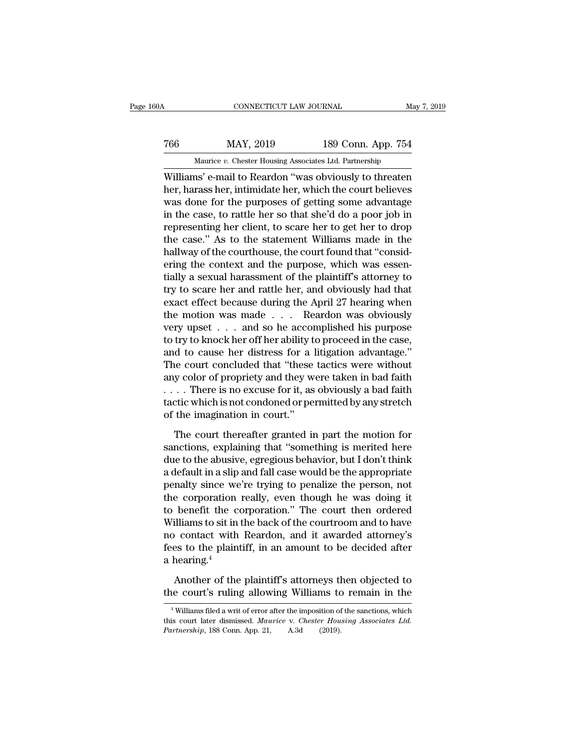Williams' e-mail to Reardon "was obviously to threaten her, harass her, intimidate her, which the court believes was done for the purposes of getting some advantage in the case, to rattle her so that she'd do a poor job in representing her client, to scare her to get her to drop the case." As to the statement Williams made in the hallway of the courthouse, the court found that "considering the context and the purpose, which was essentially a sexual harassment of the plaintiff's attorney to try to scare her and rattle her, and obviously had that exact effect because during the April 27 hearing when the motion was made . . . Reardon was obviously very upset . . . and so he accomplished his purpose to try to knock her off her ability to proceed in the case, and to cause her distress for a litigation advantage." The court concluded that "these tactics were without any color of propriety and they were taken in bad faith . . . . There is no excuse for it, as obviously a bad faith tactic which is not condoned or permitted by any stretch of the imagination in court."

The court thereafter granted in part the motion for sanctions, explaining that "something is merited here due to the abusive, egregious behavior, but I don't think a default in a slip and fall case would be the appropriate penalty since we're trying to penalize the person, not the corporation really, even though he was doing it to benefit the corporation." The court then ordered Williams to sit in the back of the courtroom and to have no contact with Reardon, and it awarded attorney's fees to the plaintiff, in an amount to be decided after a hearing.[4]

Another of the plaintiff's attorneys then objected to the court's ruling allowing Williams to remain in the

[4] Williams filed a writ of error after the imposition of the sanctions, which this court later dismissed. *Maurice* v. *Chester Housing Associates Ltd. Partnership*, 188 Conn. App. 21, A.3d (2019).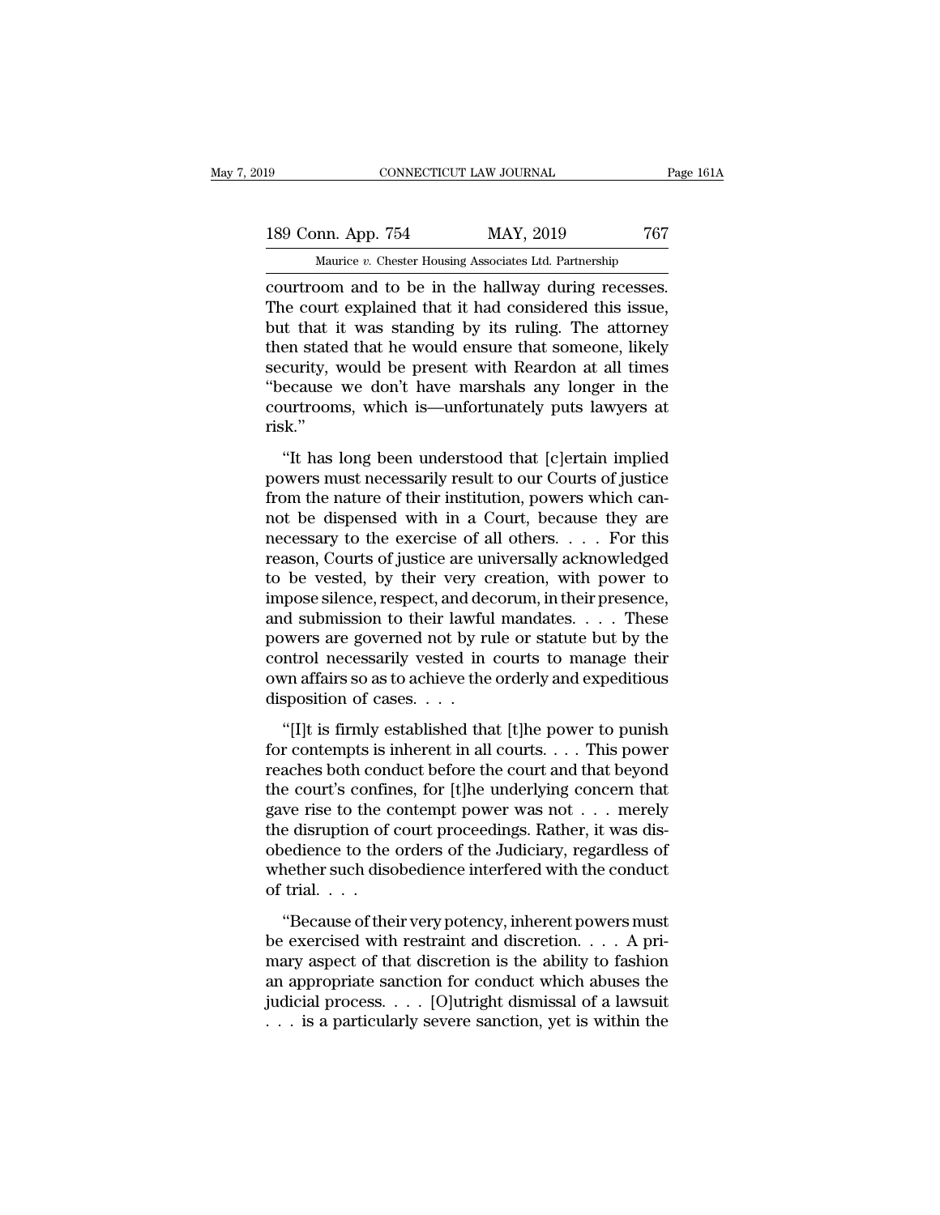courtroom and to be in the hallway during recesses. The court explained that it had considered this issue, but that it was standing by its ruling. The attorney then stated that he would ensure that someone, likely security, would be present with Reardon at all times "because we don't have marshals any longer in the courtrooms, which is—unfortunately puts lawyers at risk."

"It has long been understood that [c]ertain implied powers must necessarily result to our Courts of justice from the nature of their institution, powers which cannot be dispensed with in a Court, because they are necessary to the exercise of all others. . . . For this reason, Courts of justice are universally acknowledged to be vested, by their very creation, with power to impose silence, respect, and decorum, in their presence, and submission to their lawful mandates. . . . These powers are governed not by rule or statute but by the control necessarily vested in courts to manage their own affairs so as to achieve the orderly and expeditious disposition of cases. . . .

"[I]t is firmly established that [t]he power to punish for contempts is inherent in all courts. . . . This power reaches both conduct before the court and that beyond the court's confines, for [t]he underlying concern that gave rise to the contempt power was not . . . merely the disruption of court proceedings. Rather, it was disobedience to the orders of the Judiciary, regardless of whether such disobedience interfered with the conduct of trial. . . .

"Because of their very potency, inherent powers must be exercised with restraint and discretion. . . . A primary aspect of that discretion is the ability to fashion an appropriate sanction for conduct which abuses the judicial process. . . . [O]utright dismissal of a lawsuit . . . is a particularly severe sanction, yet is within the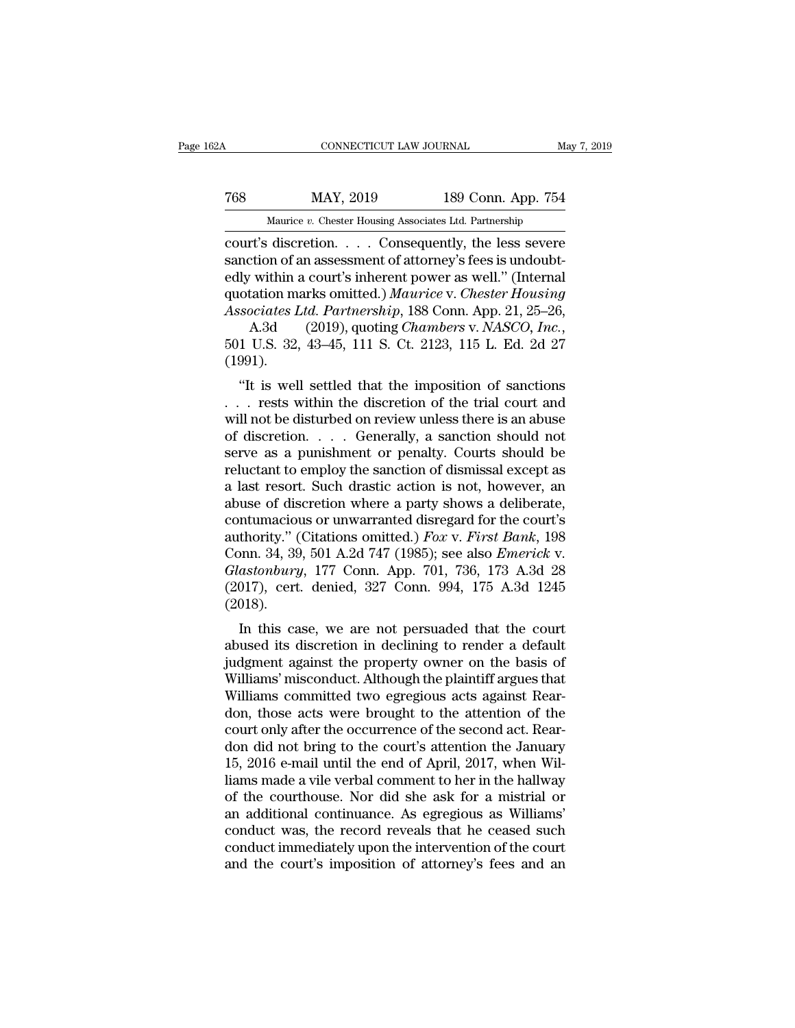court's discretion. . . . Consequently, the less severe sanction of an assessment of attorney's fees is undoubtedly within a court's inherent power as well." (Internal quotation marks omitted.) *Maurice* v. *Chester Housing Associates Ltd. Partnership*, 188 Conn. App. 21, 25–26, A.3d (2019), quoting *Chambers* v. *NASCO, Inc.*, 501 U.S. 32, 43–45, 111 S. Ct. 2123, 115 L. Ed. 2d 27 (1991).

"It is well settled that the imposition of sanctions . . . rests within the discretion of the trial court and will not be disturbed on review unless there is an abuse of discretion. . . . Generally, a sanction should not serve as a punishment or penalty. Courts should be reluctant to employ the sanction of dismissal except as a last resort. Such drastic action is not, however, an abuse of discretion where a party shows a deliberate, contumacious or unwarranted disregard for the court's authority." (Citations omitted.) *Fox* v. *First Bank*, 198 Conn. 34, 39, 501 A.2d 747 (1985); see also *Emerick* v. *Glastonbury*, 177 Conn. App. 701, 736, 173 A.3d 28 (2017), cert. denied, 327 Conn. 994, 175 A.3d 1245 (2018).

In this case, we are not persuaded that the court abused its discretion in declining to render a default judgment against the property owner on the basis of Williams' misconduct. Although the plaintiff argues that Williams committed two egregious acts against Reardon, those acts were brought to the attention of the court only after the occurrence of the second act. Reardon did not bring to the court's attention the January 15, 2016 e-mail until the end of April, 2017, when Williams made a vile verbal comment to her in the hallway of the courthouse. Nor did she ask for a mistrial or an additional continuance. As egregious as Williams' conduct was, the record reveals that he ceased such conduct immediately upon the intervention of the court and the court's imposition of attorney's fees and an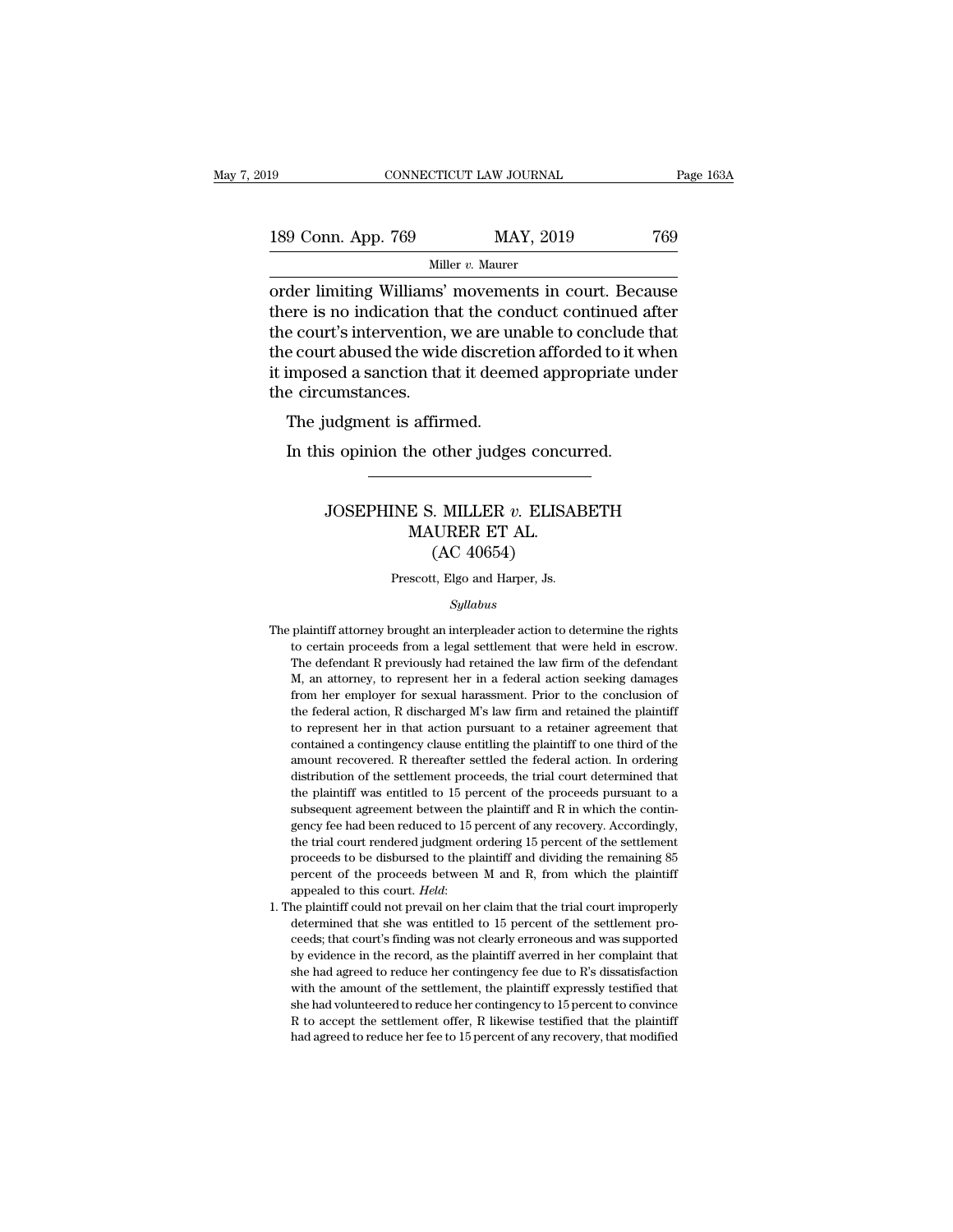order limiting Williams' movements in court. Because there is no indication that the conduct continued after the court's intervention, we are unable to conclude that the court abused the wide discretion afforded to it when it imposed a sanction that it deemed appropriate under the circumstances.

The judgment is affirmed.

In this opinion the other judges concurred.

---

# JOSEPHINE S. MILLER *v.* ELISABETH MAURER ET AL.
## (AC 40654)

Prescott, Elgo and Harper, Js.

*Syllabus*

The plaintiff attorney brought an interpleader action to determine the rights to certain proceeds from a legal settlement that were held in escrow. The defendant R previously had retained the law firm of the defendant M, an attorney, to represent her in a federal action seeking damages from her employer for sexual harassment. Prior to the conclusion of the federal action, R discharged M's law firm and retained the plaintiff to represent her in that action pursuant to a retainer agreement that contained a contingency clause entitling the plaintiff to one third of the amount recovered. R thereafter settled the federal action. In ordering distribution of the settlement proceeds, the trial court determined that the plaintiff was entitled to 15 percent of the proceeds pursuant to a subsequent agreement between the plaintiff and R in which the contingency fee had been reduced to 15 percent of any recovery. Accordingly, the trial court rendered judgment ordering 15 percent of the settlement proceeds to be disbursed to the plaintiff and dividing the remaining 85 percent of the proceeds between M and R, from which the plaintiff appealed to this court. *Held*:

1. The plaintiff could not prevail on her claim that the trial court improperly determined that she was entitled to 15 percent of the settlement proceeds; that court's finding was not clearly erroneous and was supported by evidence in the record, as the plaintiff averred in her complaint that she had agreed to reduce her contingency fee due to R's dissatisfaction with the amount of the settlement, the plaintiff expressly testified that she had volunteered to reduce her contingency to 15 percent to convince R to accept the settlement offer, R likewise testified that the plaintiff had agreed to reduce her fee to 15 percent of any recovery, that modified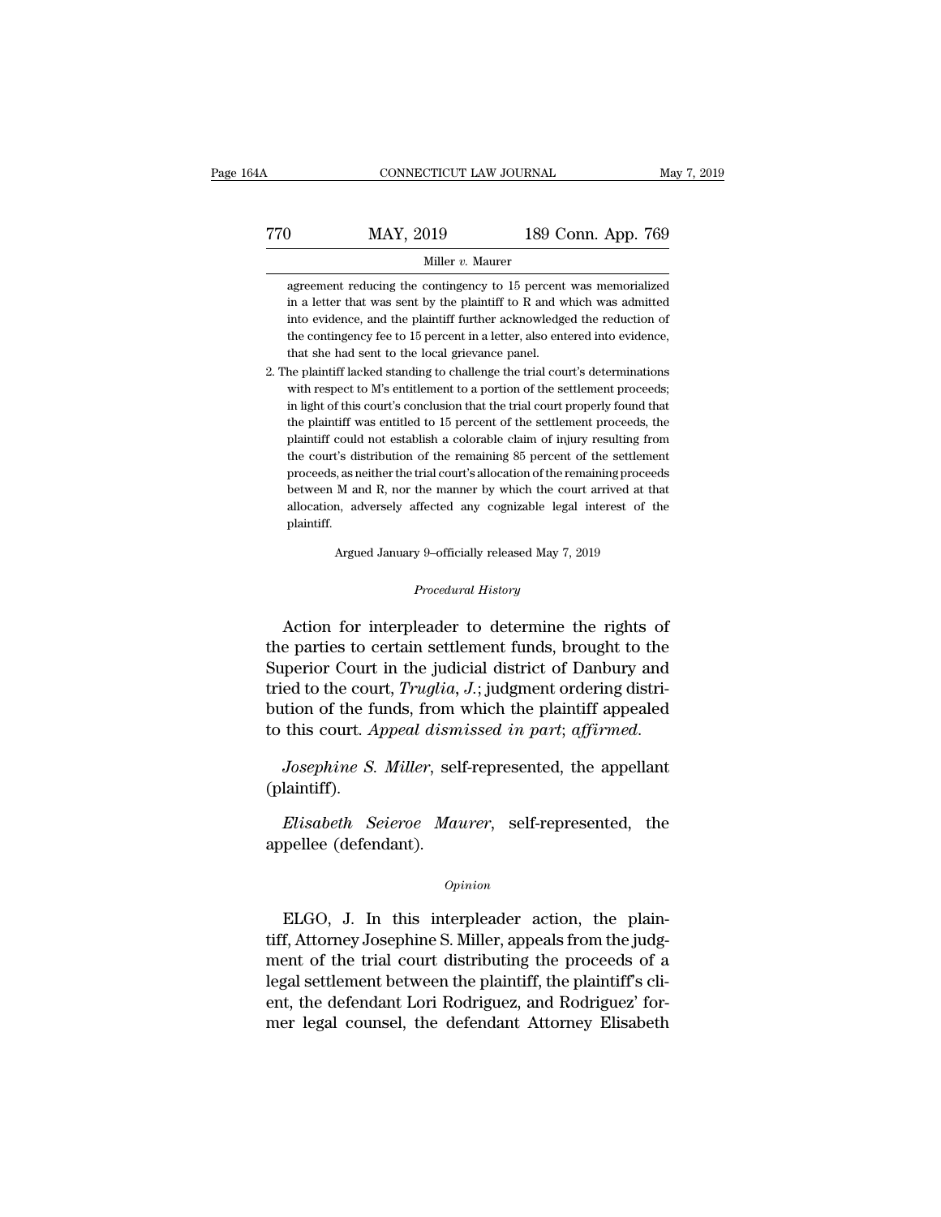agreement reducing the contingency to 15 percent was memorialized in a letter that was sent by the plaintiff to R and which was admitted into evidence, and the plaintiff further acknowledged the reduction of the contingency fee to 15 percent in a letter, also entered into evidence, that she had sent to the local grievance panel.

2. The plaintiff lacked standing to challenge the trial court's determinations with respect to M's entitlement to a portion of the settlement proceeds; in light of this court's conclusion that the trial court properly found that the plaintiff was entitled to 15 percent of the settlement proceeds, the plaintiff could not establish a colorable claim of injury resulting from the court's distribution of the remaining 85 percent of the settlement proceeds, as neither the trial court's allocation of the remaining proceeds between M and R, nor the manner by which the court arrived at that allocation, adversely affected any cognizable legal interest of the plaintiff.

Argued January 9–officially released May 7, 2019

*Procedural History*

Action for interpleader to determine the rights of the parties to certain settlement funds, brought to the Superior Court in the judicial district of Danbury and tried to the court, *Truglia, J.*; judgment ordering distribution of the funds, from which the plaintiff appealed to this court. *Appeal dismissed in part*; *affirmed*.

*Josephine S. Miller*, self-represented, the appellant (plaintiff).

*Elisabeth Seieroe Maurer*, self-represented, the appellee (defendant).

*Opinion*

ELGO, J. In this interpleader action, the plaintiff, Attorney Josephine S. Miller, appeals from the judgment of the trial court distributing the proceeds of a legal settlement between the plaintiff, the plaintiff's client, the defendant Lori Rodriguez, and Rodriguez' former legal counsel, the defendant Attorney Elisabeth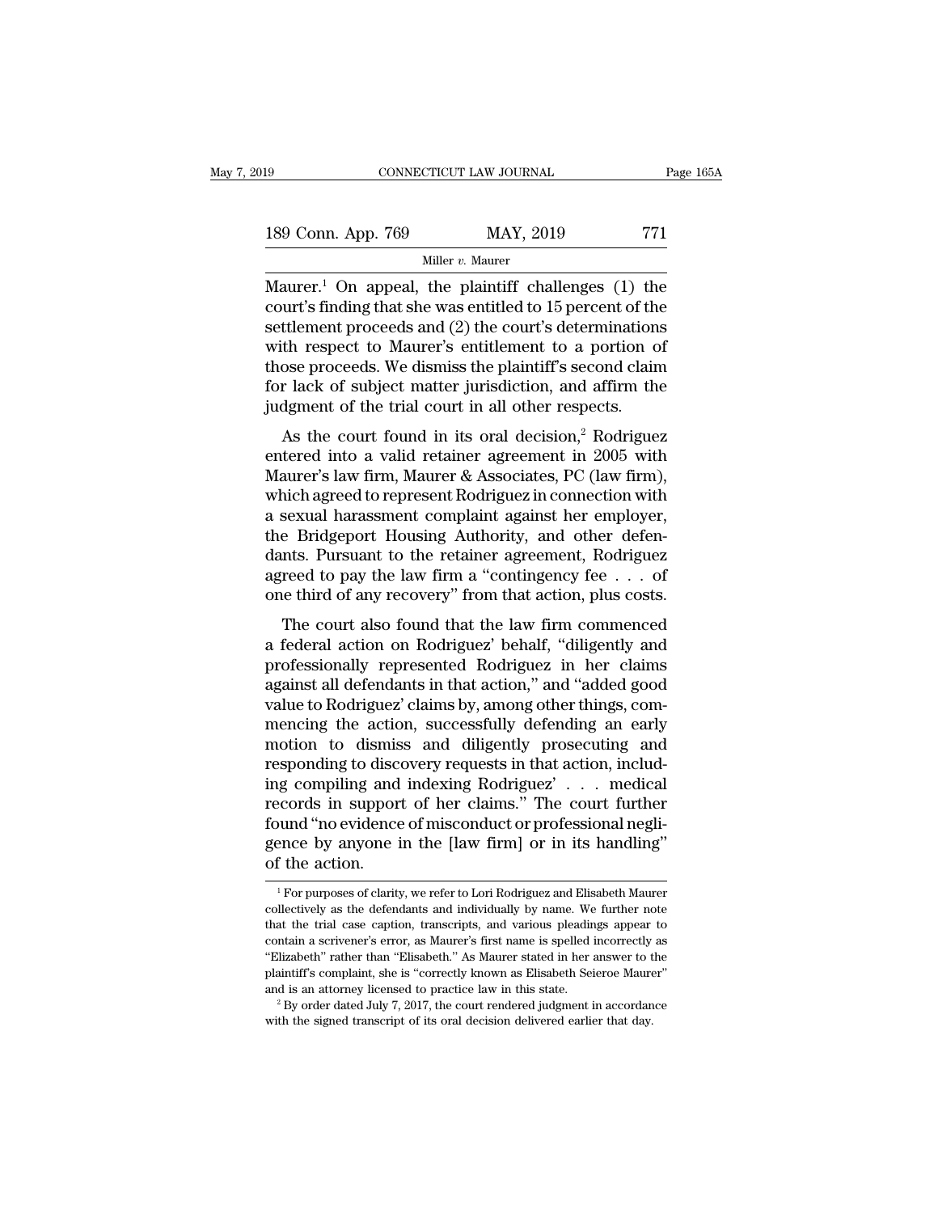Maurer.[1] On appeal, the plaintiff challenges (1) the court's finding that she was entitled to 15 percent of the settlement proceeds and (2) the court's determinations with respect to Maurer's entitlement to a portion of those proceeds. We dismiss the plaintiff's second claim for lack of subject matter jurisdiction, and affirm the judgment of the trial court in all other respects.

As the court found in its oral decision,[2] Rodriguez entered into a valid retainer agreement in 2005 with Maurer's law firm, Maurer & Associates, PC (law firm), which agreed to represent Rodriguez in connection with a sexual harassment complaint against her employer, the Bridgeport Housing Authority, and other defendants. Pursuant to the retainer agreement, Rodriguez agreed to pay the law firm a "contingency fee . . . of one third of any recovery" from that action, plus costs.

The court also found that the law firm commenced a federal action on Rodriguez' behalf, "diligently and professionally represented Rodriguez in her claims against all defendants in that action," and "added good value to Rodriguez' claims by, among other things, commencing the action, successfully defending an early motion to dismiss and diligently prosecuting and responding to discovery requests in that action, including compiling and indexing Rodriguez' . . . medical records in support of her claims." The court further found "no evidence of misconduct or professional negligence by anyone in the [law firm] or in its handling" of the action.

[1] For purposes of clarity, we refer to Lori Rodriguez and Elisabeth Maurer collectively as the defendants and individually by name. We further note that the trial case caption, transcripts, and various pleadings appear to contain a scrivener's error, as Maurer's first name is spelled incorrectly as "Elizabeth" rather than "Elisabeth." As Maurer stated in her answer to the plaintiff's complaint, she is "correctly known as Elisabeth Seieroe Maurer" and is an attorney licensed to practice law in this state.

[2] By order dated July 7, 2017, the court rendered judgment in accordance with the signed transcript of its oral decision delivered earlier that day.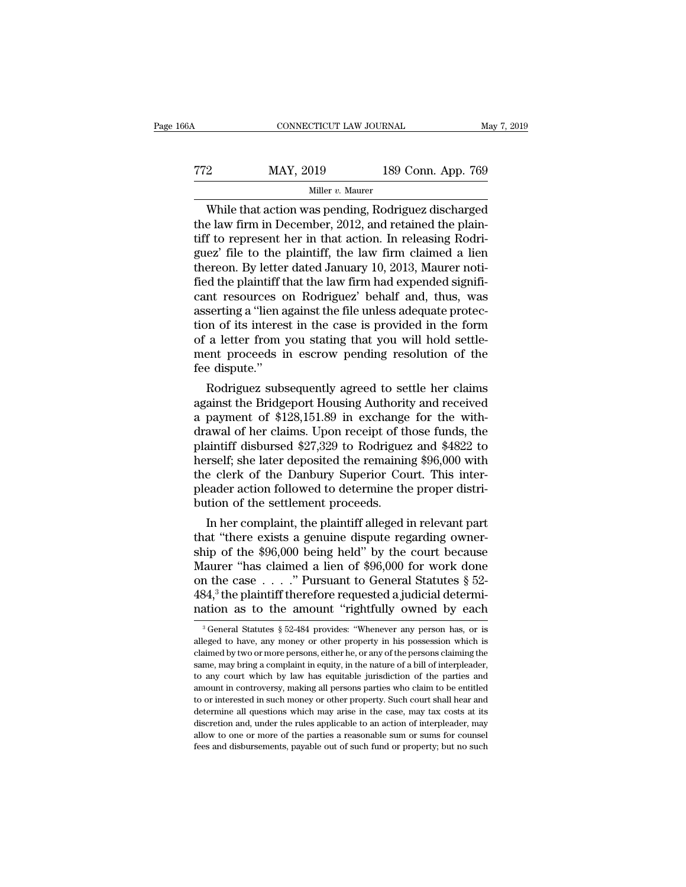While that action was pending, Rodriguez discharged the law firm in December, 2012, and retained the plaintiff to represent her in that action. In releasing Rodriguez' file to the plaintiff, the law firm claimed a lien thereon. By letter dated January 10, 2013, Maurer notified the plaintiff that the law firm had expended significant resources on Rodriguez' behalf and, thus, was asserting a "lien against the file unless adequate protection of its interest in the case is provided in the form of a letter from you stating that you will hold settlement proceeds in escrow pending resolution of the fee dispute."

Rodriguez subsequently agreed to settle her claims against the Bridgeport Housing Authority and received a payment of $128,151.89 in exchange for the withdrawal of her claims. Upon receipt of those funds, the plaintiff disbursed $27,329 to Rodriguez and $4822 to herself; she later deposited the remaining $96,000 with the clerk of the Danbury Superior Court. This interpleader action followed to determine the proper distribution of the settlement proceeds.

In her complaint, the plaintiff alleged in relevant part that "there exists a genuine dispute regarding ownership of the $96,000 being held" by the court because Maurer "has claimed a lien of $96,000 for work done on the case . . . ." Pursuant to General Statutes § 52-484,[3] the plaintiff therefore requested a judicial determination as to the amount "rightfully owned by each

[3] General Statutes § 52-484 provides: "Whenever any person has, or is alleged to have, any money or other property in his possession which is claimed by two or more persons, either he, or any of the persons claiming the same, may bring a complaint in equity, in the nature of a bill of interpleader, to any court which by law has equitable jurisdiction of the parties and amount in controversy, making all persons parties who claim to be entitled to or interested in such money or other property. Such court shall hear and determine all questions which may arise in the case, may tax costs at its discretion and, under the rules applicable to an action of interpleader, may allow to one or more of the parties a reasonable sum or sums for counsel fees and disbursements, payable out of such fund or property; but no such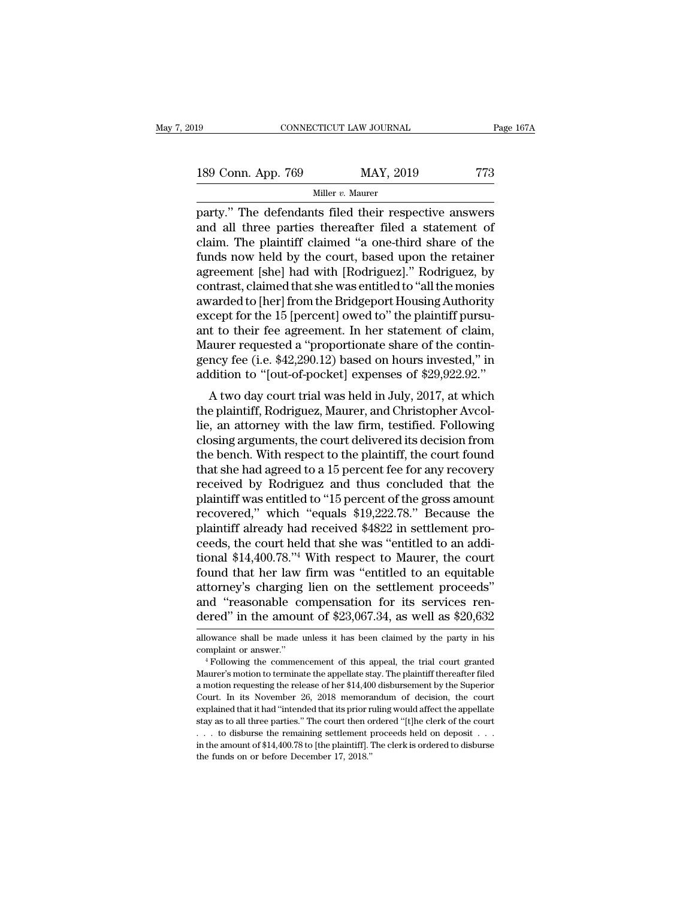party." The defendants filed their respective answers and all three parties thereafter filed a statement of claim. The plaintiff claimed "a one-third share of the funds now held by the court, based upon the retainer agreement [she] had with [Rodriguez]." Rodriguez, by contrast, claimed that she was entitled to "all the monies awarded to [her] from the Bridgeport Housing Authority except for the 15 [percent] owed to" the plaintiff pursuant to their fee agreement. In her statement of claim, Maurer requested a "proportionate share of the contingency fee (i.e. $42,290.12) based on hours invested," in addition to "[out-of-pocket] expenses of $29,922.92."

A two day court trial was held in July, 2017, at which the plaintiff, Rodriguez, Maurer, and Christopher Avcollie, an attorney with the law firm, testified. Following closing arguments, the court delivered its decision from the bench. With respect to the plaintiff, the court found that she had agreed to a 15 percent fee for any recovery received by Rodriguez and thus concluded that the plaintiff was entitled to "15 percent of the gross amount recovered," which "equals $19,222.78." Because the plaintiff already had received $4822 in settlement proceeds, the court held that she was "entitled to an additional $14,400.78."[4] With respect to Maurer, the court found that her law firm was "entitled to an equitable attorney's charging lien on the settlement proceeds" and "reasonable compensation for its services rendered" in the amount of $23,067.34, as well as $20,632

allowance shall be made unless it has been claimed by the party in his complaint or answer."

[4] Following the commencement of this appeal, the trial court granted Maurer's motion to terminate the appellate stay. The plaintiff thereafter filed a motion requesting the release of her $14,400 disbursement by the Superior Court. In its November 26, 2018 memorandum of decision, the court explained that it had "intended that its prior ruling would affect the appellate stay as to all three parties." The court then ordered "[t]he clerk of the court . . . to disburse the remaining settlement proceeds held on deposit . . . in the amount of $14,400.78 to [the plaintiff]. The clerk is ordered to disburse the funds on or before December 17, 2018."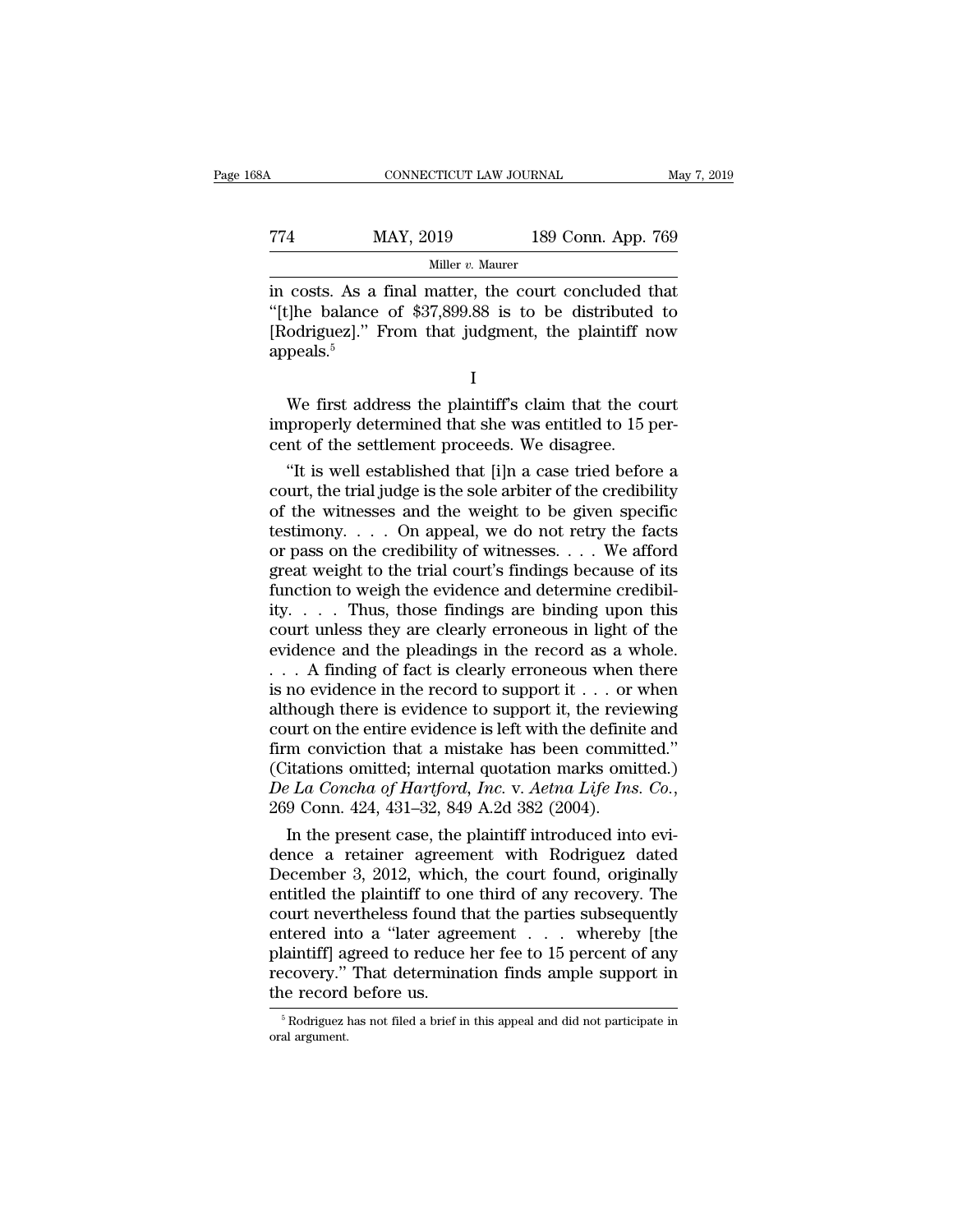in costs. As a final matter, the court concluded that "[t]he balance of $37,899.88 is to be distributed to [Rodriguez]." From that judgment, the plaintiff now appeals.[5]

## I

We first address the plaintiff's claim that the court improperly determined that she was entitled to 15 percent of the settlement proceeds. We disagree.

"It is well established that [i]n a case tried before a court, the trial judge is the sole arbiter of the credibility of the witnesses and the weight to be given specific testimony. . . . On appeal, we do not retry the facts or pass on the credibility of witnesses. . . . We afford great weight to the trial court's findings because of its function to weigh the evidence and determine credibility. . . . Thus, those findings are binding upon this court unless they are clearly erroneous in light of the evidence and the pleadings in the record as a whole. . . . A finding of fact is clearly erroneous when there is no evidence in the record to support it . . . or when although there is evidence to support it, the reviewing court on the entire evidence is left with the definite and firm conviction that a mistake has been committed." (Citations omitted; internal quotation marks omitted.) *De La Concha of Hartford, Inc.* v. *Aetna Life Ins. Co.*, 269 Conn. 424, 431–32, 849 A.2d 382 (2004).

In the present case, the plaintiff introduced into evidence a retainer agreement with Rodriguez dated December 3, 2012, which, the court found, originally entitled the plaintiff to one third of any recovery. The court nevertheless found that the parties subsequently entered into a "later agreement . . . whereby [the plaintiff] agreed to reduce her fee to 15 percent of any recovery." That determination finds ample support in the record before us.

[5] Rodriguez has not filed a brief in this appeal and did not participate in oral argument.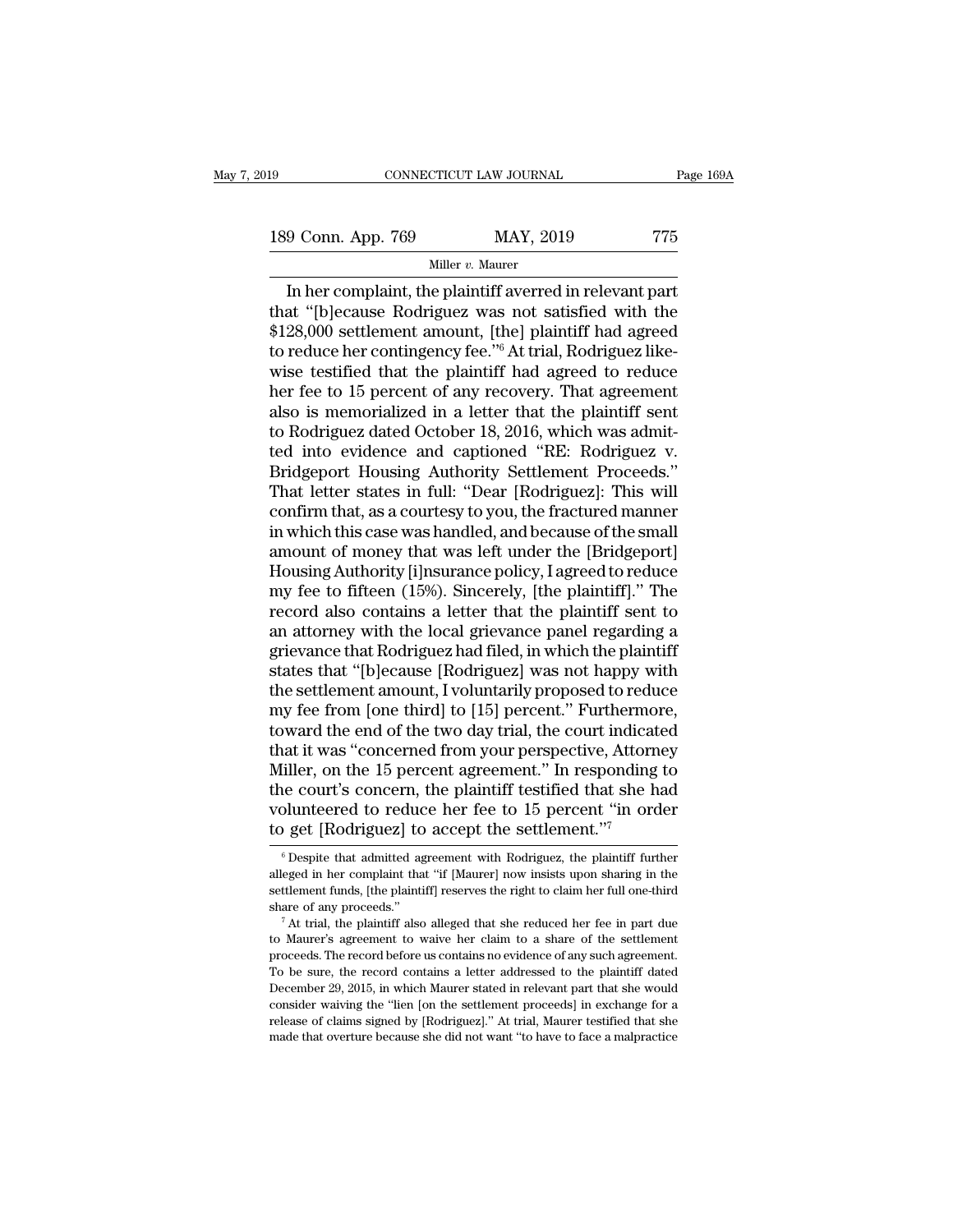In her complaint, the plaintiff averred in relevant part that "[b]ecause Rodriguez was not satisfied with the $128,000 settlement amount, [the] plaintiff had agreed to reduce her contingency fee."[6] At trial, Rodriguez likewise testified that the plaintiff had agreed to reduce her fee to 15 percent of any recovery. That agreement also is memorialized in a letter that the plaintiff sent to Rodriguez dated October 18, 2016, which was admitted into evidence and captioned "RE: Rodriguez v. Bridgeport Housing Authority Settlement Proceeds." That letter states in full: "Dear [Rodriguez]: This will confirm that, as a courtesy to you, the fractured manner in which this case was handled, and because of the small amount of money that was left under the [Bridgeport] Housing Authority [i]nsurance policy, I agreed to reduce my fee to fifteen (15%). Sincerely, [the plaintiff]." The record also contains a letter that the plaintiff sent to an attorney with the local grievance panel regarding a grievance that Rodriguez had filed, in which the plaintiff states that "[b]ecause [Rodriguez] was not happy with the settlement amount, I voluntarily proposed to reduce my fee from [one third] to [15] percent." Furthermore, toward the end of the two day trial, the court indicated that it was "concerned from your perspective, Attorney Miller, on the 15 percent agreement." In responding to the court's concern, the plaintiff testified that she had volunteered to reduce her fee to 15 percent "in order to get [Rodriguez] to accept the settlement."[7]

[6] Despite that admitted agreement with Rodriguez, the plaintiff further alleged in her complaint that "if [Maurer] now insists upon sharing in the settlement funds, [the plaintiff] reserves the right to claim her full one-third share of any proceeds."

[7] At trial, the plaintiff also alleged that she reduced her fee in part due to Maurer's agreement to waive her claim to a share of the settlement proceeds. The record before us contains no evidence of any such agreement. To be sure, the record contains a letter addressed to the plaintiff dated December 29, 2015, in which Maurer stated in relevant part that she would consider waiving the "lien [on the settlement proceeds] in exchange for a release of claims signed by [Rodriguez]." At trial, Maurer testified that she made that overture because she did not want "to have to face a malpractice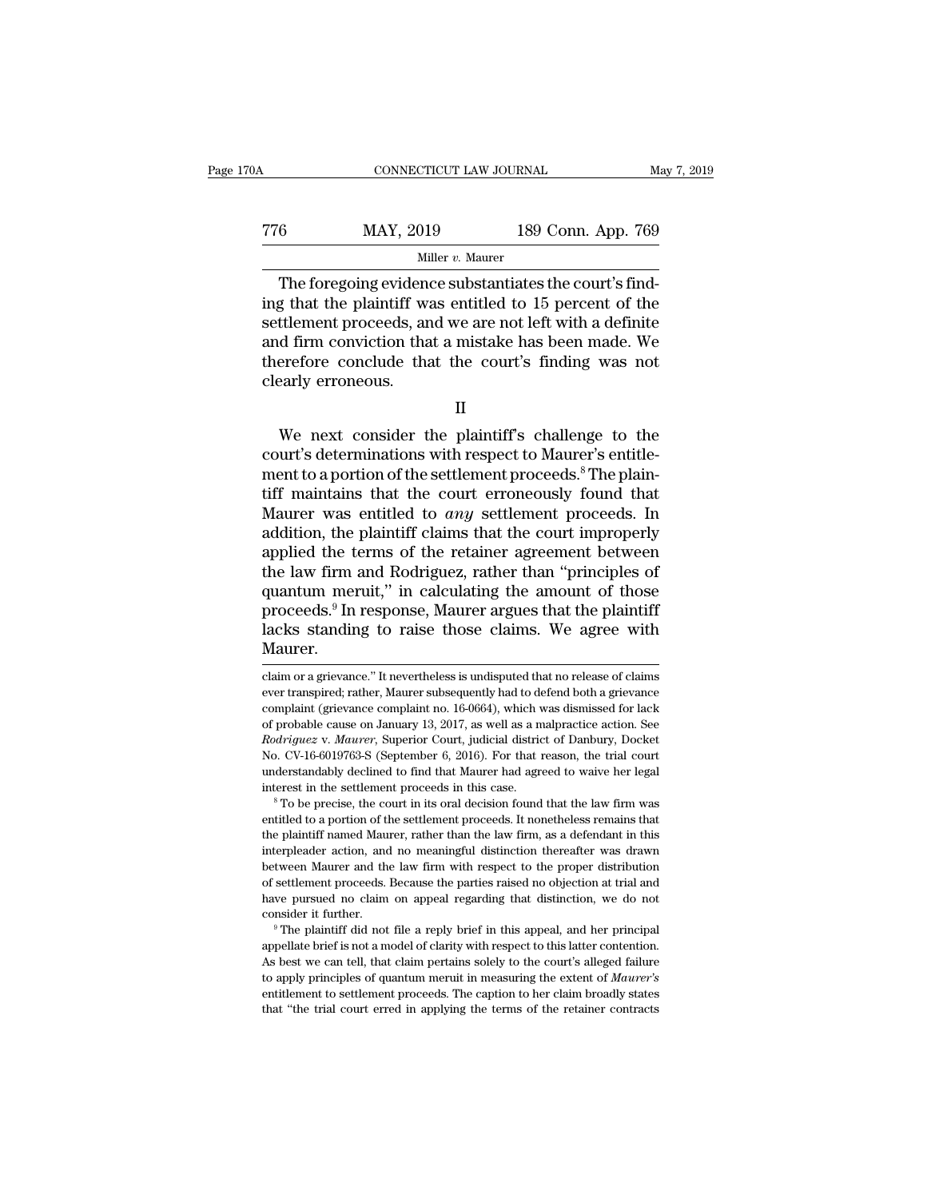The foregoing evidence substantiates the court's finding that the plaintiff was entitled to 15 percent of the settlement proceeds, and we are not left with a definite and firm conviction that a mistake has been made. We therefore conclude that the court's finding was not clearly erroneous.

## II

We next consider the plaintiff's challenge to the court's determinations with respect to Maurer's entitlement to a portion of the settlement proceeds.[8] The plaintiff maintains that the court erroneously found that Maurer was entitled to *any* settlement proceeds. In addition, the plaintiff claims that the court improperly applied the terms of the retainer agreement between the law firm and Rodriguez, rather than "principles of quantum meruit," in calculating the amount of those proceeds.[9] In response, Maurer argues that the plaintiff lacks standing to raise those claims. We agree with Maurer.

---

claim or a grievance." It nevertheless is undisputed that no release of claims ever transpired; rather, Maurer subsequently had to defend both a grievance complaint (grievance complaint no. 16-0664), which was dismissed for lack of probable cause on January 13, 2017, as well as a malpractice action. See *Rodriguez* v. *Maurer*, Superior Court, judicial district of Danbury, Docket No. CV-16-6019763-S (September 6, 2016). For that reason, the trial court understandably declined to find that Maurer had agreed to waive her legal interest in the settlement proceeds in this case.

[8] To be precise, the court in its oral decision found that the law firm was entitled to a portion of the settlement proceeds. It nonetheless remains that the plaintiff named Maurer, rather than the law firm, as a defendant in this interpleader action, and no meaningful distinction thereafter was drawn between Maurer and the law firm with respect to the proper distribution of settlement proceeds. Because the parties raised no objection at trial and have pursued no claim on appeal regarding that distinction, we do not consider it further.

[9] The plaintiff did not file a reply brief in this appeal, and her principal appellate brief is not a model of clarity with respect to this latter contention. As best we can tell, that claim pertains solely to the court's alleged failure to apply principles of quantum meruit in measuring the extent of *Maurer's* entitlement to settlement proceeds. The caption to her claim broadly states that "the trial court erred in applying the terms of the retainer contracts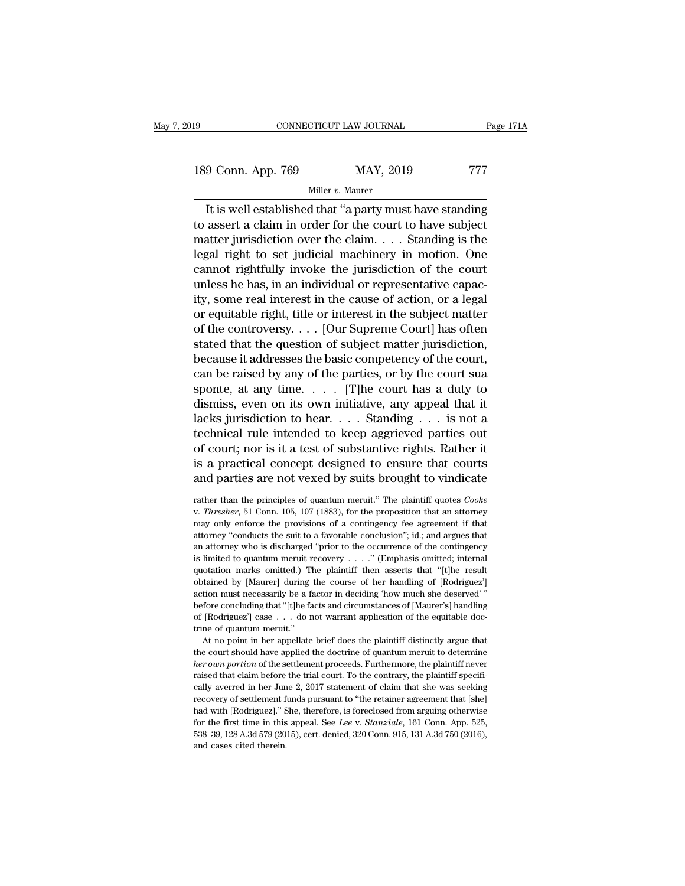It is well established that "a party must have standing to assert a claim in order for the court to have subject matter jurisdiction over the claim. . . . Standing is the legal right to set judicial machinery in motion. One cannot rightfully invoke the jurisdiction of the court unless he has, in an individual or representative capacity, some real interest in the cause of action, or a legal or equitable right, title or interest in the subject matter of the controversy. . . . [Our Supreme Court] has often stated that the question of subject matter jurisdiction, because it addresses the basic competency of the court, can be raised by any of the parties, or by the court sua sponte, at any time. . . . [T]he court has a duty to dismiss, even on its own initiative, any appeal that it lacks jurisdiction to hear. . . . Standing . . . is not a technical rule intended to keep aggrieved parties out of court; nor is it a test of substantive rights. Rather it is a practical concept designed to ensure that courts and parties are not vexed by suits brought to vindicate

---

rather than the principles of quantum meruit." The plaintiff quotes *Cooke* v. *Thresher*, 51 Conn. 105, 107 (1883), for the proposition that an attorney may only enforce the provisions of a contingency fee agreement if that attorney "conducts the suit to a favorable conclusion"; id.; and argues that an attorney who is discharged "prior to the occurrence of the contingency is limited to quantum meruit recovery . . . ." (Emphasis omitted; internal quotation marks omitted.) The plaintiff then asserts that "[t]he result obtained by [Maurer] during the course of her handling of [Rodriguez'] action must necessarily be a factor in deciding 'how much she deserved' " before concluding that "[t]he facts and circumstances of [Maurer's] handling of [Rodriguez'] case . . . do not warrant application of the equitable doctrine of quantum meruit."

At no point in her appellate brief does the plaintiff distinctly argue that the court should have applied the doctrine of quantum meruit to determine *her own portion* of the settlement proceeds. Furthermore, the plaintiff never raised that claim before the trial court. To the contrary, the plaintiff specifically averred in her June 2, 2017 statement of claim that she was seeking recovery of settlement funds pursuant to "the retainer agreement that [she] had with [Rodriguez]." She, therefore, is foreclosed from arguing otherwise for the first time in this appeal. See *Lee* v. *Stanziale*, 161 Conn. App. 525, 538–39, 128 A.3d 579 (2015), cert. denied, 320 Conn. 915, 131 A.3d 750 (2016), and cases cited therein.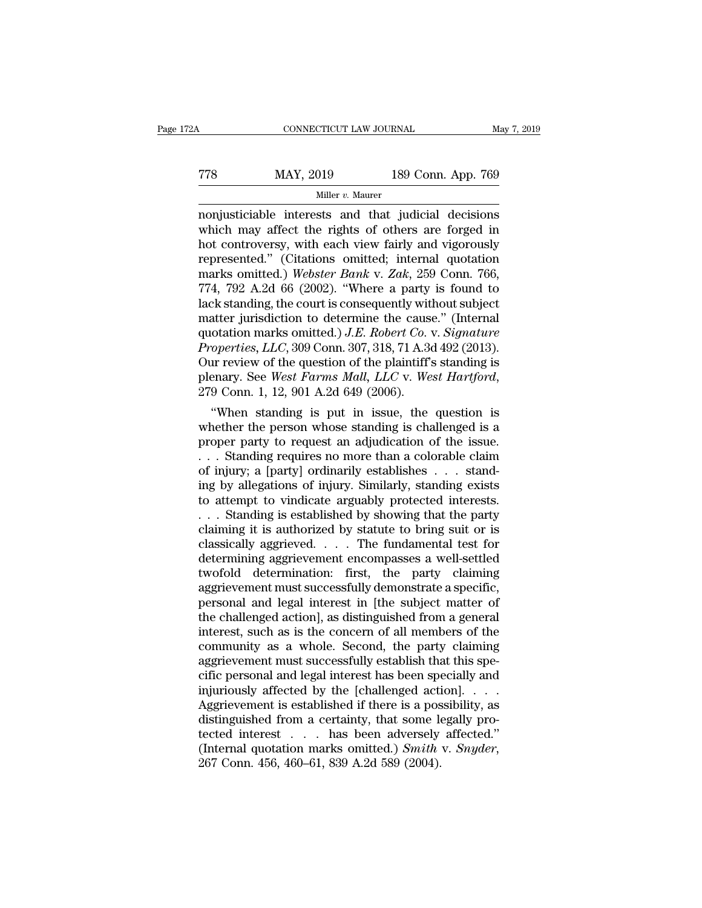nonjusticiable interests and that judicial decisions which may affect the rights of others are forged in hot controversy, with each view fairly and vigorously represented." (Citations omitted; internal quotation marks omitted.) *Webster Bank* v. *Zak*, 259 Conn. 766, 774, 792 A.2d 66 (2002). "Where a party is found to lack standing, the court is consequently without subject matter jurisdiction to determine the cause." (Internal quotation marks omitted.) *J.E. Robert Co.* v. *Signature Properties, LLC*, 309 Conn. 307, 318, 71 A.3d 492 (2013). Our review of the question of the plaintiff's standing is plenary. See *West Farms Mall, LLC* v. *West Hartford*, 279 Conn. 1, 12, 901 A.2d 649 (2006).

"When standing is put in issue, the question is whether the person whose standing is challenged is a proper party to request an adjudication of the issue. . . . Standing requires no more than a colorable claim of injury; a [party] ordinarily establishes . . . standing by allegations of injury. Similarly, standing exists to attempt to vindicate arguably protected interests. . . . Standing is established by showing that the party claiming it is authorized by statute to bring suit or is classically aggrieved. . . . The fundamental test for determining aggrievement encompasses a well-settled twofold determination: first, the party claiming aggrievement must successfully demonstrate a specific, personal and legal interest in [the subject matter of the challenged action], as distinguished from a general interest, such as is the concern of all members of the community as a whole. Second, the party claiming aggrievement must successfully establish that this specific personal and legal interest has been specially and injuriously affected by the [challenged action]. . . . Aggrievement is established if there is a possibility, as distinguished from a certainty, that some legally protected interest . . . has been adversely affected." (Internal quotation marks omitted.) *Smith* v. *Snyder*, 267 Conn. 456, 460–61, 839 A.2d 589 (2004).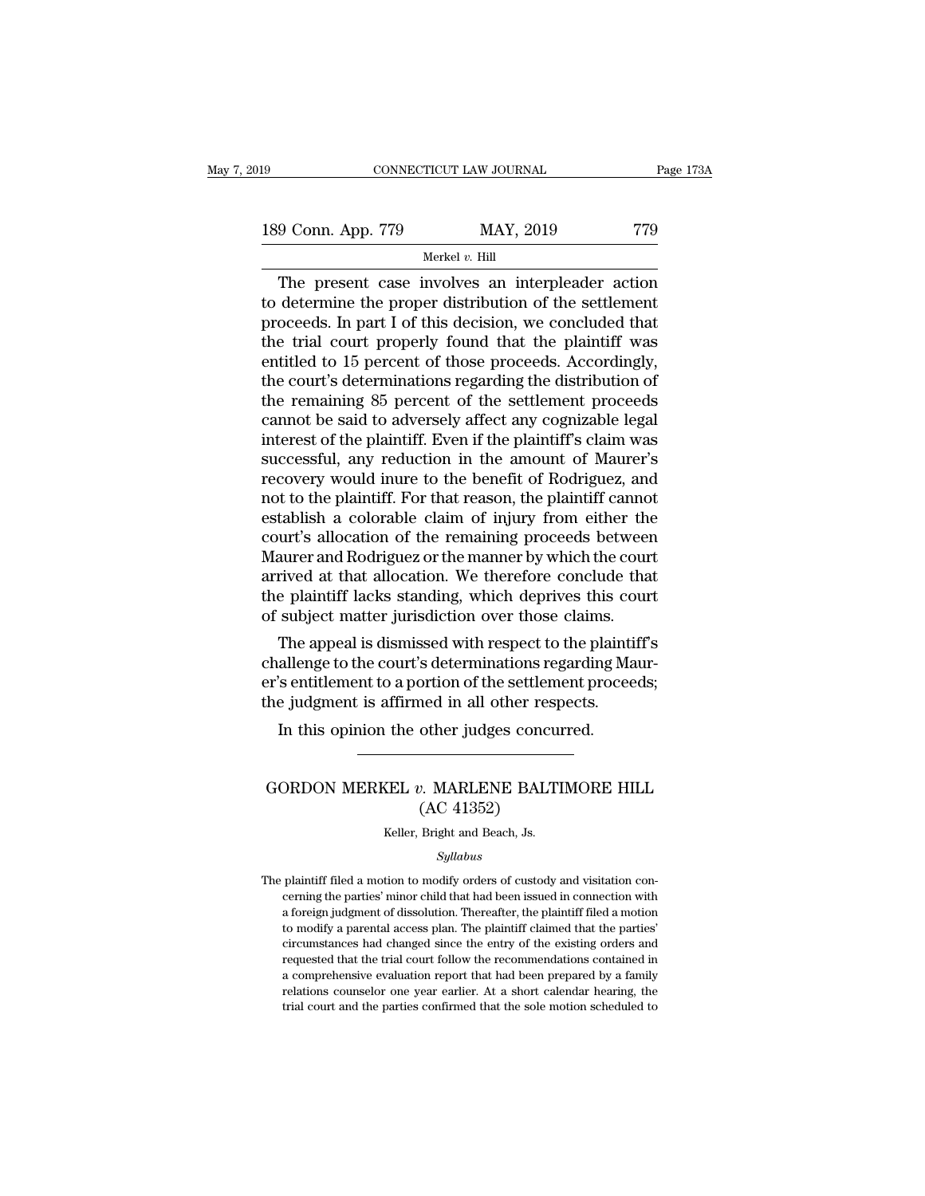The present case involves an interpleader action to determine the proper distribution of the settlement proceeds. In part I of this decision, we concluded that the trial court properly found that the plaintiff was entitled to 15 percent of those proceeds. Accordingly, the court's determinations regarding the distribution of the remaining 85 percent of the settlement proceeds cannot be said to adversely affect any cognizable legal interest of the plaintiff. Even if the plaintiff's claim was successful, any reduction in the amount of Maurer's recovery would inure to the benefit of Rodriguez, and not to the plaintiff. For that reason, the plaintiff cannot establish a colorable claim of injury from either the court's allocation of the remaining proceeds between Maurer and Rodriguez or the manner by which the court arrived at that allocation. We therefore conclude that the plaintiff lacks standing, which deprives this court of subject matter jurisdiction over those claims.

The appeal is dismissed with respect to the plaintiff's challenge to the court's determinations regarding Maurer's entitlement to a portion of the settlement proceeds; the judgment is affirmed in all other respects.

In this opinion the other judges concurred.

---

## GORDON MERKEL *v.* MARLENE BALTIMORE HILL
## (AC 41352)

Keller, Bright and Beach, Js.

*Syllabus*

The plaintiff filed a motion to modify orders of custody and visitation concerning the parties' minor child that had been issued in connection with a foreign judgment of dissolution. Thereafter, the plaintiff filed a motion to modify a parental access plan. The plaintiff claimed that the parties' circumstances had changed since the entry of the existing orders and requested that the trial court follow the recommendations contained in a comprehensive evaluation report that had been prepared by a family relations counselor one year earlier. At a short calendar hearing, the trial court and the parties confirmed that the sole motion scheduled to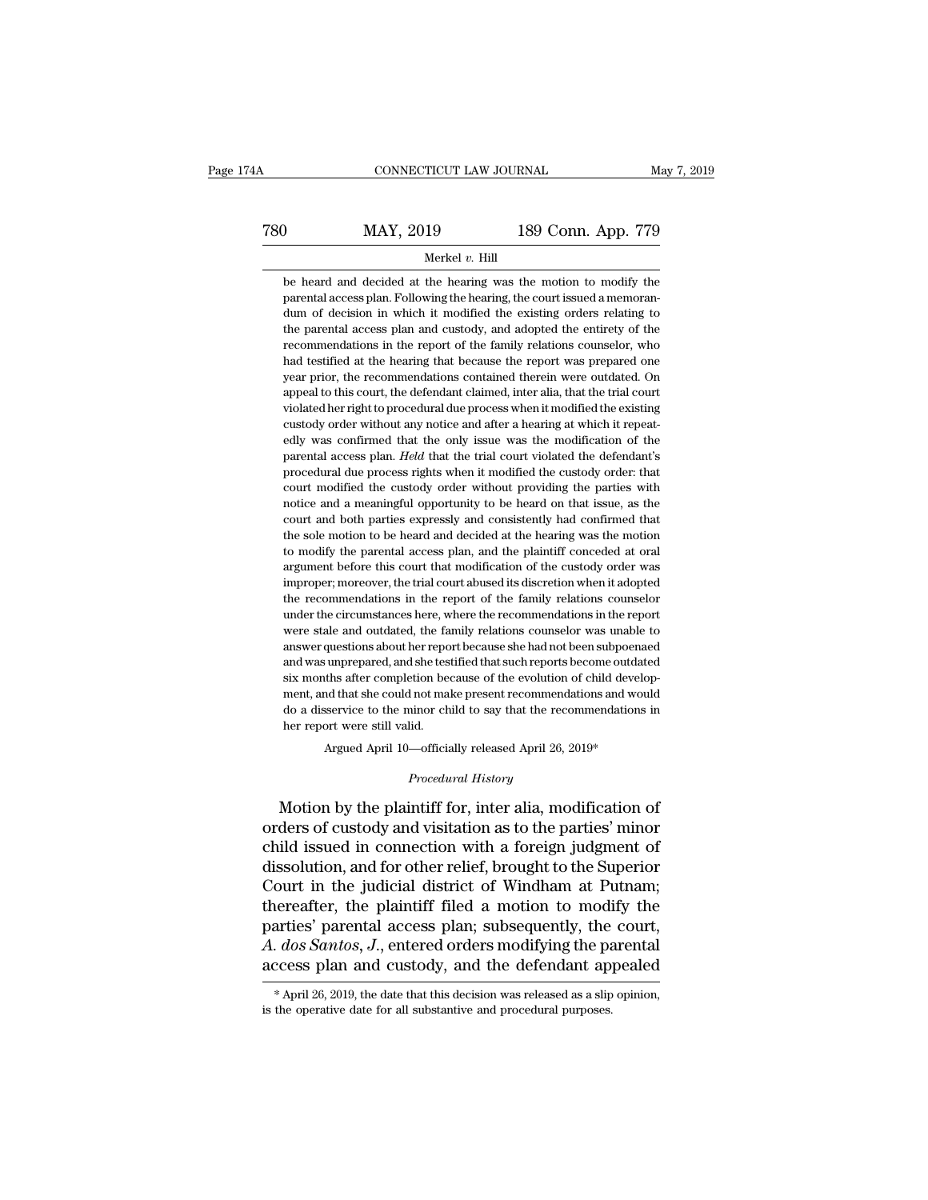be heard and decided at the hearing was the motion to modify the parental access plan. Following the hearing, the court issued a memorandum of decision in which it modified the existing orders relating to the parental access plan and custody, and adopted the entirety of the recommendations in the report of the family relations counselor, who had testified at the hearing that because the report was prepared one year prior, the recommendations contained therein were outdated. On appeal to this court, the defendant claimed, inter alia, that the trial court violated her right to procedural due process when it modified the existing custody order without any notice and after a hearing at which it repeatedly was confirmed that the only issue was the modification of the parental access plan. *Held* that the trial court violated the defendant's procedural due process rights when it modified the custody order: that court modified the custody order without providing the parties with notice and a meaningful opportunity to be heard on that issue, as the court and both parties expressly and consistently had confirmed that the sole motion to be heard and decided at the hearing was the motion to modify the parental access plan, and the plaintiff conceded at oral argument before this court that modification of the custody order was improper; moreover, the trial court abused its discretion when it adopted the recommendations in the report of the family relations counselor under the circumstances here, where the recommendations in the report were stale and outdated, the family relations counselor was unable to answer questions about her report because she had not been subpoenaed and was unprepared, and she testified that such reports become outdated six months after completion because of the evolution of child development, and that she could not make present recommendations and would do a disservice to the minor child to say that the recommendations in her report were still valid.

Argued April 10—officially released April 26, 2019*

*Procedural History*

Motion by the plaintiff for, inter alia, modification of orders of custody and visitation as to the parties' minor child issued in connection with a foreign judgment of dissolution, and for other relief, brought to the Superior Court in the judicial district of Windham at Putnam; thereafter, the plaintiff filed a motion to modify the parties' parental access plan; subsequently, the court, *A. dos Santos, J.*, entered orders modifying the parental access plan and custody, and the defendant appealed

* April 26, 2019, the date that this decision was released as a slip opinion, is the operative date for all substantive and procedural purposes.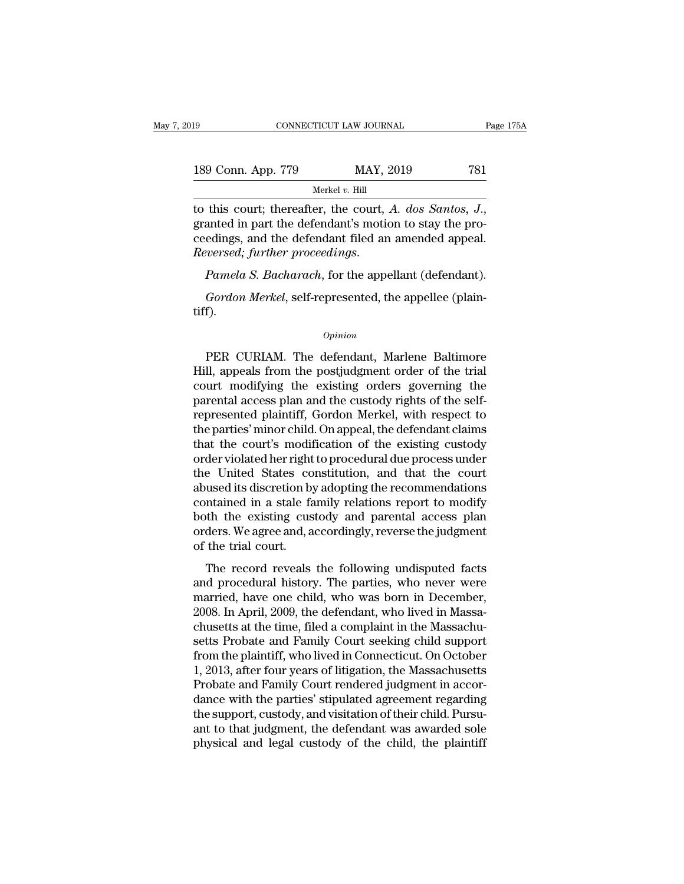to this court; thereafter, the court, *A. dos Santos*, *J.*, granted in part the defendant's motion to stay the proceedings, and the defendant filed an amended appeal. *Reversed*; *further proceedings*.

*Pamela S. Bacharach*, for the appellant (defendant).

*Gordon Merkel*, self-represented, the appellee (plaintiff).

*Opinion*

PER CURIAM. The defendant, Marlene Baltimore Hill, appeals from the postjudgment order of the trial court modifying the existing orders governing the parental access plan and the custody rights of the self-represented plaintiff, Gordon Merkel, with respect to the parties' minor child. On appeal, the defendant claims that the court's modification of the existing custody order violated her right to procedural due process under the United States constitution, and that the court abused its discretion by adopting the recommendations contained in a stale family relations report to modify both the existing custody and parental access plan orders. We agree and, accordingly, reverse the judgment of the trial court.

The record reveals the following undisputed facts and procedural history. The parties, who never were married, have one child, who was born in December, 2008. In April, 2009, the defendant, who lived in Massachusetts at the time, filed a complaint in the Massachusetts Probate and Family Court seeking child support from the plaintiff, who lived in Connecticut. On October 1, 2013, after four years of litigation, the Massachusetts Probate and Family Court rendered judgment in accordance with the parties' stipulated agreement regarding the support, custody, and visitation of their child. Pursuant to that judgment, the defendant was awarded sole physical and legal custody of the child, the plaintiff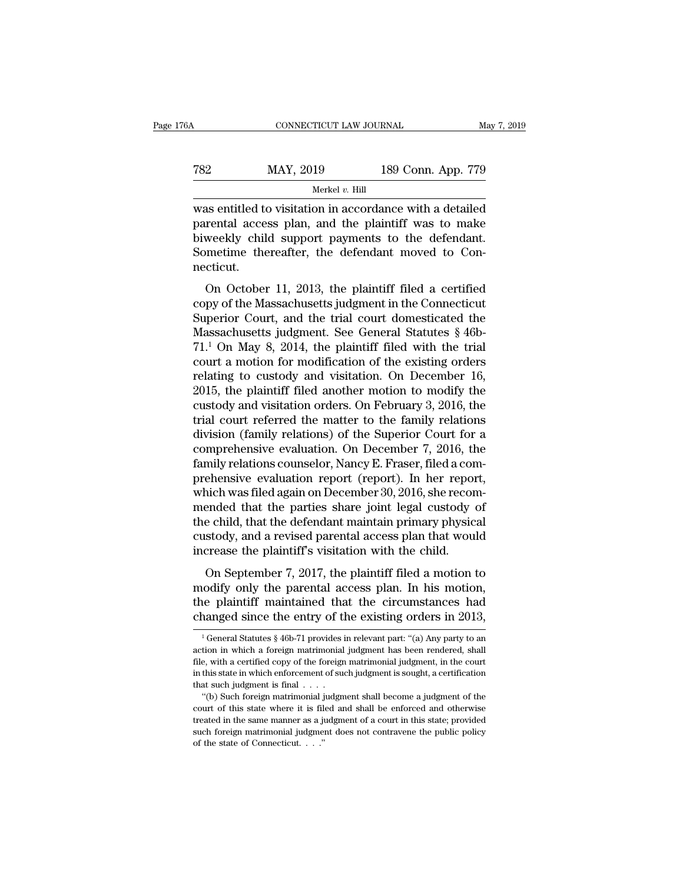was entitled to visitation in accordance with a detailed parental access plan, and the plaintiff was to make biweekly child support payments to the defendant. Sometime thereafter, the defendant moved to Connecticut.

On October 11, 2013, the plaintiff filed a certified copy of the Massachusetts judgment in the Connecticut Superior Court, and the trial court domesticated the Massachusetts judgment. See General Statutes § 46b-71.[1] On May 8, 2014, the plaintiff filed with the trial court a motion for modification of the existing orders relating to custody and visitation. On December 16, 2015, the plaintiff filed another motion to modify the custody and visitation orders. On February 3, 2016, the trial court referred the matter to the family relations division (family relations) of the Superior Court for a comprehensive evaluation. On December 7, 2016, the family relations counselor, Nancy E. Fraser, filed a comprehensive evaluation report (report). In her report, which was filed again on December 30, 2016, she recommended that the parties share joint legal custody of the child, that the defendant maintain primary physical custody, and a revised parental access plan that would increase the plaintiff's visitation with the child.

On September 7, 2017, the plaintiff filed a motion to modify only the parental access plan. In his motion, the plaintiff maintained that the circumstances had changed since the entry of the existing orders in 2013,

---

[1] General Statutes § 46b-71 provides in relevant part: "(a) Any party to an action in which a foreign matrimonial judgment has been rendered, shall file, with a certified copy of the foreign matrimonial judgment, in the court in this state in which enforcement of such judgment is sought, a certification that such judgment is final . . . .

"(b) Such foreign matrimonial judgment shall become a judgment of the court of this state where it is filed and shall be enforced and otherwise treated in the same manner as a judgment of a court in this state; provided such foreign matrimonial judgment does not contravene the public policy of the state of Connecticut. . . ."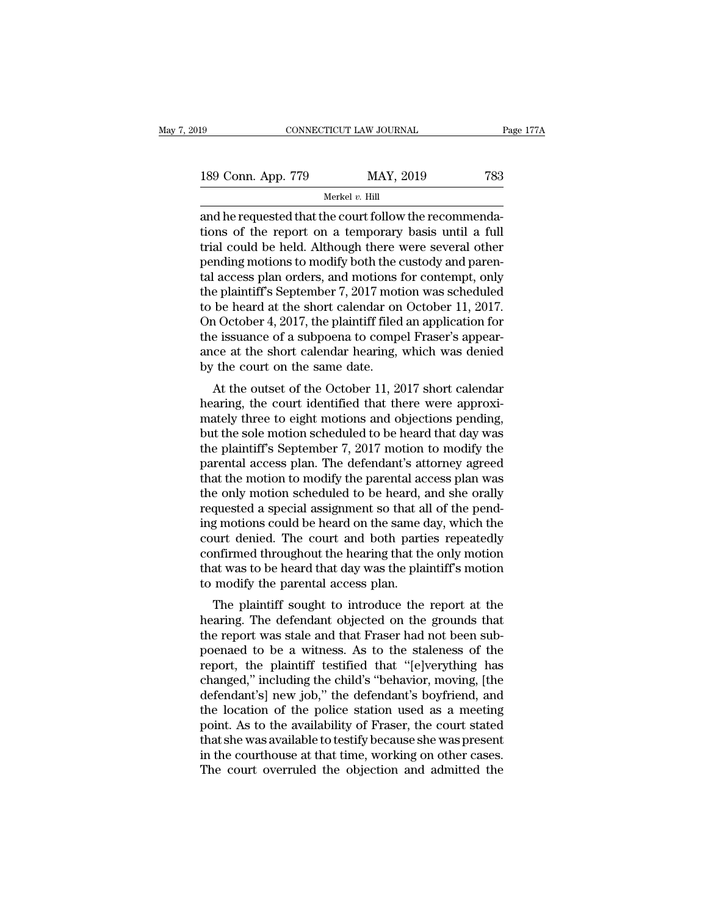and he requested that the court follow the recommendations of the report on a temporary basis until a full trial could be held. Although there were several other pending motions to modify both the custody and parental access plan orders, and motions for contempt, only the plaintiff's September 7, 2017 motion was scheduled to be heard at the short calendar on October 11, 2017. On October 4, 2017, the plaintiff filed an application for the issuance of a subpoena to compel Fraser's appearance at the short calendar hearing, which was denied by the court on the same date.

At the outset of the October 11, 2017 short calendar hearing, the court identified that there were approximately three to eight motions and objections pending, but the sole motion scheduled to be heard that day was the plaintiff's September 7, 2017 motion to modify the parental access plan. The defendant's attorney agreed that the motion to modify the parental access plan was the only motion scheduled to be heard, and she orally requested a special assignment so that all of the pending motions could be heard on the same day, which the court denied. The court and both parties repeatedly confirmed throughout the hearing that the only motion that was to be heard that day was the plaintiff's motion to modify the parental access plan.

The plaintiff sought to introduce the report at the hearing. The defendant objected on the grounds that the report was stale and that Fraser had not been subpoenaed to be a witness. As to the staleness of the report, the plaintiff testified that "[e]verything has changed," including the child's "behavior, moving, [the defendant's] new job," the defendant's boyfriend, and the location of the police station used as a meeting point. As to the availability of Fraser, the court stated that she was available to testify because she was present in the courthouse at that time, working on other cases. The court overruled the objection and admitted the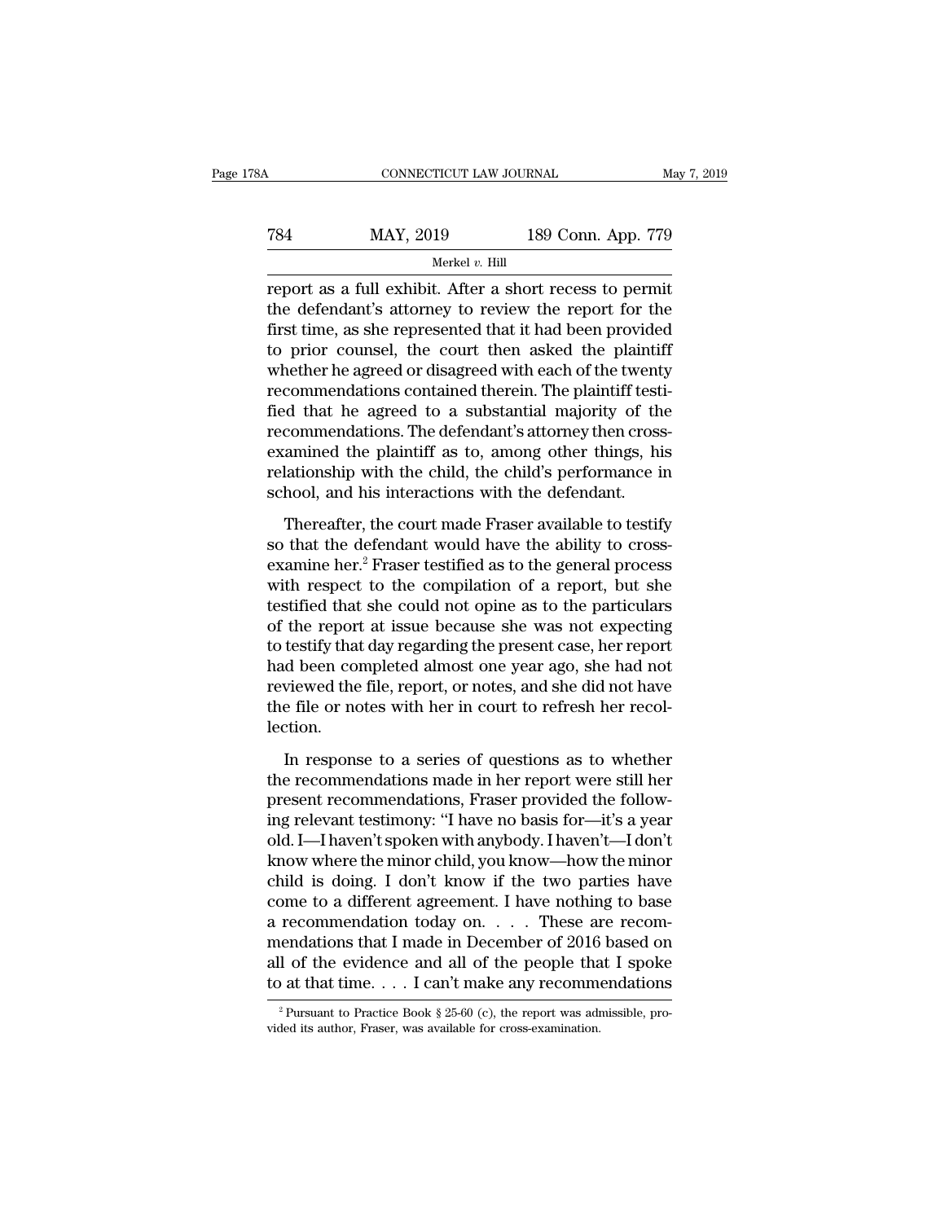report as a full exhibit. After a short recess to permit the defendant's attorney to review the report for the first time, as she represented that it had been provided to prior counsel, the court then asked the plaintiff whether he agreed or disagreed with each of the twenty recommendations contained therein. The plaintiff testified that he agreed to a substantial majority of the recommendations. The defendant's attorney then cross-examined the plaintiff as to, among other things, his relationship with the child, the child's performance in school, and his interactions with the defendant.

Thereafter, the court made Fraser available to testify so that the defendant would have the ability to cross-examine her.[2] Fraser testified as to the general process with respect to the compilation of a report, but she testified that she could not opine as to the particulars of the report at issue because she was not expecting to testify that day regarding the present case, her report had been completed almost one year ago, she had not reviewed the file, report, or notes, and she did not have the file or notes with her in court to refresh her recollection.

In response to a series of questions as to whether the recommendations made in her report were still her present recommendations, Fraser provided the following relevant testimony: "I have no basis for—it's a year old. I—I haven't spoken with anybody. I haven't—I don't know where the minor child, you know—how the minor child is doing. I don't know if the two parties have come to a different agreement. I have nothing to base a recommendation today on. . . . These are recommendations that I made in December of 2016 based on all of the evidence and all of the people that I spoke to at that time. . . . I can't make any recommendations

[2] Pursuant to Practice Book § 25-60 (c), the report was admissible, provided its author, Fraser, was available for cross-examination.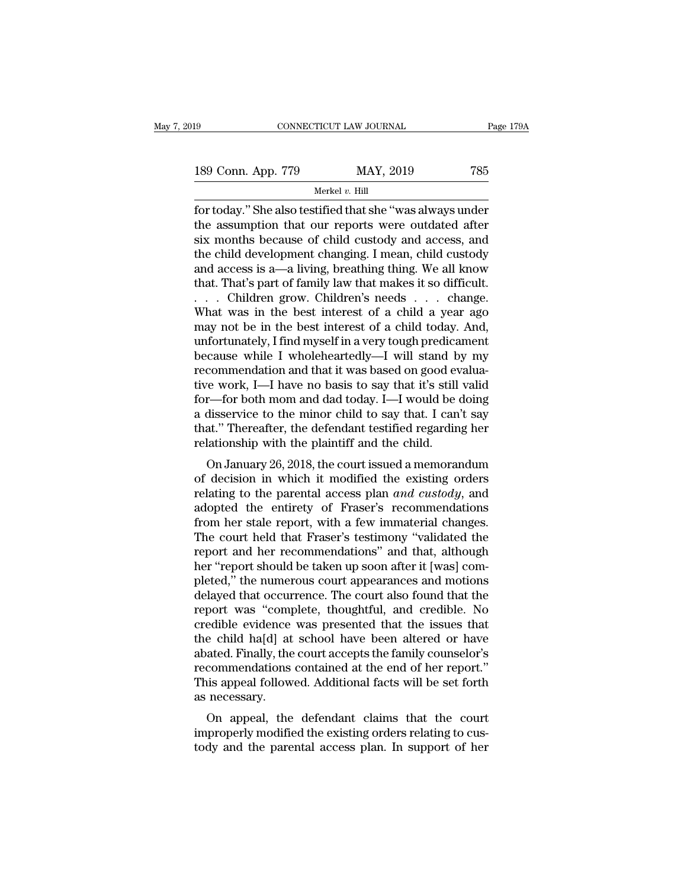for today." She also testified that she "was always under the assumption that our reports were outdated after six months because of child custody and access, and the child development changing. I mean, child custody and access is a—a living, breathing thing. We all know that. That's part of family law that makes it so difficult. . . . Children grow. Children's needs . . . change. What was in the best interest of a child a year ago may not be in the best interest of a child today. And, unfortunately, I find myself in a very tough predicament because while I wholeheartedly—I will stand by my recommendation and that it was based on good evaluative work, I—I have no basis to say that it's still valid for—for both mom and dad today. I—I would be doing a disservice to the minor child to say that. I can't say that." Thereafter, the defendant testified regarding her relationship with the plaintiff and the child.

On January 26, 2018, the court issued a memorandum of decision in which it modified the existing orders relating to the parental access plan *and custody*, and adopted the entirety of Fraser's recommendations from her stale report, with a few immaterial changes. The court held that Fraser's testimony "validated the report and her recommendations" and that, although her "report should be taken up soon after it [was] completed," the numerous court appearances and motions delayed that occurrence. The court also found that the report was "complete, thoughtful, and credible. No credible evidence was presented that the issues that the child ha[d] at school have been altered or have abated. Finally, the court accepts the family counselor's recommendations contained at the end of her report." This appeal followed. Additional facts will be set forth as necessary.

On appeal, the defendant claims that the court improperly modified the existing orders relating to custody and the parental access plan. In support of her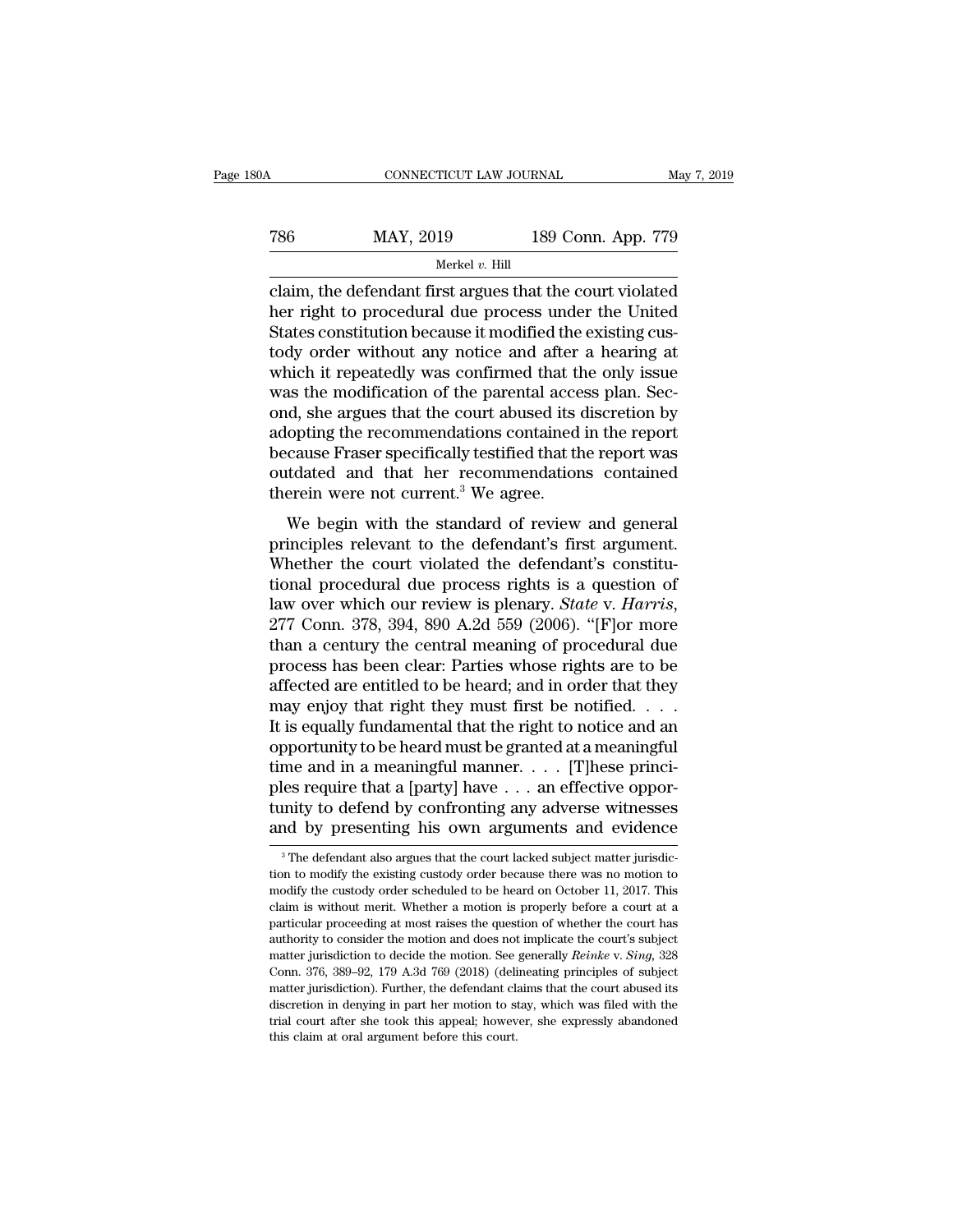claim, the defendant first argues that the court violated her right to procedural due process under the United States constitution because it modified the existing custody order without any notice and after a hearing at which it repeatedly was confirmed that the only issue was the modification of the parental access plan. Second, she argues that the court abused its discretion by adopting the recommendations contained in the report because Fraser specifically testified that the report was outdated and that her recommendations contained therein were not current.[3] We agree.

We begin with the standard of review and general principles relevant to the defendant's first argument. Whether the court violated the defendant's constitutional procedural due process rights is a question of law over which our review is plenary. *State* v. *Harris*, 277 Conn. 378, 394, 890 A.2d 559 (2006). "[F]or more than a century the central meaning of procedural due process has been clear: Parties whose rights are to be affected are entitled to be heard; and in order that they may enjoy that right they must first be notified. . . . It is equally fundamental that the right to notice and an opportunity to be heard must be granted at a meaningful time and in a meaningful manner. . . . [T]hese principles require that a [party] have . . . an effective opportunity to defend by confronting any adverse witnesses and by presenting his own arguments and evidence

[3] The defendant also argues that the court lacked subject matter jurisdiction to modify the existing custody order because there was no motion to modify the custody order scheduled to be heard on October 11, 2017. This claim is without merit. Whether a motion is properly before a court at a particular proceeding at most raises the question of whether the court has authority to consider the motion and does not implicate the court's subject matter jurisdiction to decide the motion. See generally *Reinke* v. *Sing*, 328 Conn. 376, 389–92, 179 A.3d 769 (2018) (delineating principles of subject matter jurisdiction). Further, the defendant claims that the court abused its discretion in denying in part her motion to stay, which was filed with the trial court after she took this appeal; however, she expressly abandoned this claim at oral argument before this court.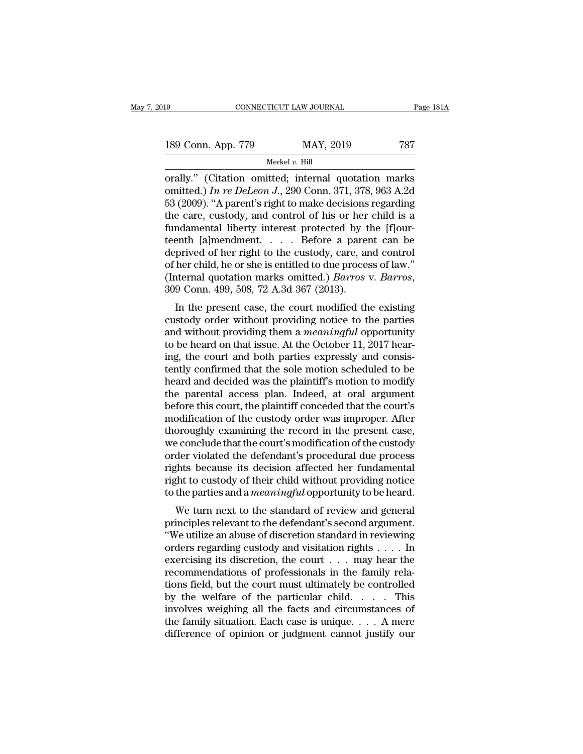orally." (Citation omitted; internal quotation marks omitted.) *In re DeLeon J.*, 290 Conn. 371, 378, 963 A.2d 53 (2009). "A parent's right to make decisions regarding the care, custody, and control of his or her child is a fundamental liberty interest protected by the [f]ourteenth [a]mendment. . . . Before a parent can be deprived of her right to the custody, care, and control of her child, he or she is entitled to due process of law." (Internal quotation marks omitted.) *Barros* v. *Barros*, 309 Conn. 499, 508, 72 A.3d 367 (2013).

In the present case, the court modified the existing custody order without providing notice to the parties and without providing them a *meaningful* opportunity to be heard on that issue. At the October 11, 2017 hearing, the court and both parties expressly and consistently confirmed that the sole motion scheduled to be heard and decided was the plaintiff's motion to modify the parental access plan. Indeed, at oral argument before this court, the plaintiff conceded that the court's modification of the custody order was improper. After thoroughly examining the record in the present case, we conclude that the court's modification of the custody order violated the defendant's procedural due process rights because its decision affected her fundamental right to custody of their child without providing notice to the parties and a *meaningful* opportunity to be heard.

We turn next to the standard of review and general principles relevant to the defendant's second argument. "We utilize an abuse of discretion standard in reviewing orders regarding custody and visitation rights . . . . In exercising its discretion, the court . . . may hear the recommendations of professionals in the family relations field, but the court must ultimately be controlled by the welfare of the particular child. . . . This involves weighing all the facts and circumstances of the family situation. Each case is unique. . . . A mere difference of opinion or judgment cannot justify our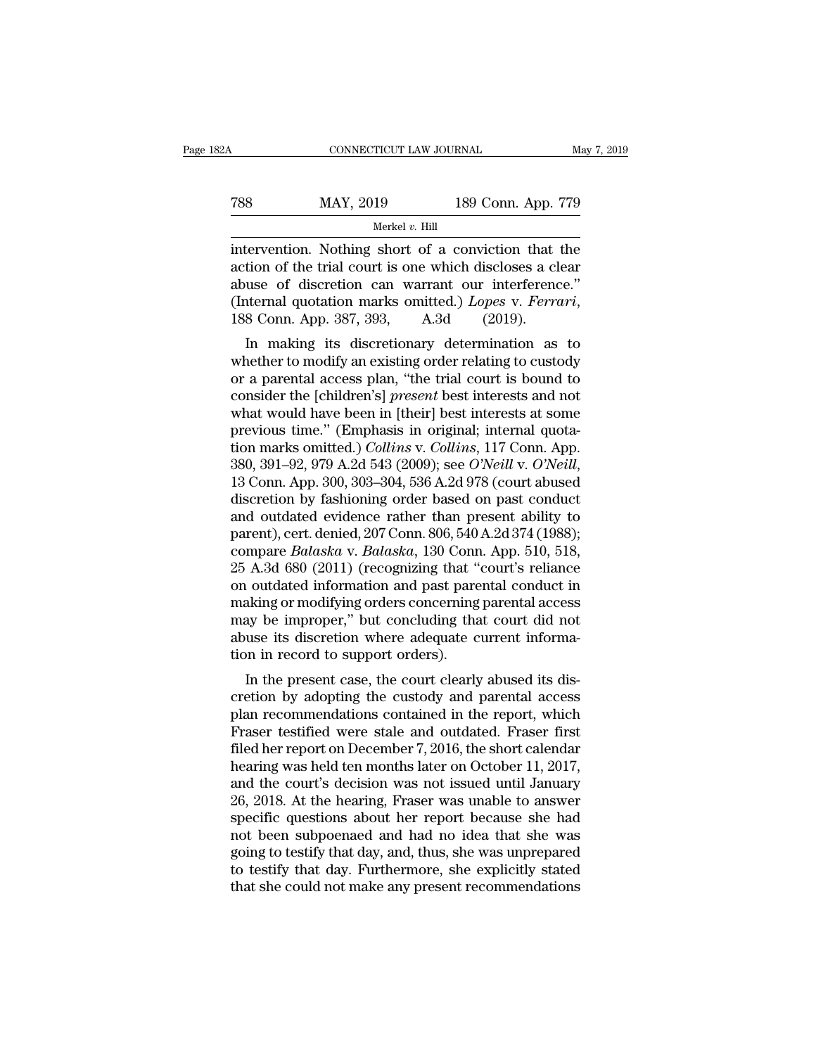intervention. Nothing short of a conviction that the action of the trial court is one which discloses a clear abuse of discretion can warrant our interference." (Internal quotation marks omitted.) *Lopes* v. *Ferrari*, 188 Conn. App. 387, 393, A.3d (2019).

In making its discretionary determination as to whether to modify an existing order relating to custody or a parental access plan, "the trial court is bound to consider the [children's] *present* best interests and not what would have been in [their] best interests at some previous time." (Emphasis in original; internal quotation marks omitted.) *Collins* v. *Collins*, 117 Conn. App. 380, 391–92, 979 A.2d 543 (2009); see *O'Neill* v. *O'Neill*, 13 Conn. App. 300, 303–304, 536 A.2d 978 (court abused discretion by fashioning order based on past conduct and outdated evidence rather than present ability to parent), cert. denied, 207 Conn. 806, 540 A.2d 374 (1988); compare *Balaska* v. *Balaska*, 130 Conn. App. 510, 518, 25 A.3d 680 (2011) (recognizing that "court's reliance on outdated information and past parental conduct in making or modifying orders concerning parental access may be improper," but concluding that court did not abuse its discretion where adequate current information in record to support orders).

In the present case, the court clearly abused its discretion by adopting the custody and parental access plan recommendations contained in the report, which Fraser testified were stale and outdated. Fraser first filed her report on December 7, 2016, the short calendar hearing was held ten months later on October 11, 2017, and the court's decision was not issued until January 26, 2018. At the hearing, Fraser was unable to answer specific questions about her report because she had not been subpoenaed and had no idea that she was going to testify that day, and, thus, she was unprepared to testify that day. Furthermore, she explicitly stated that she could not make any present recommendations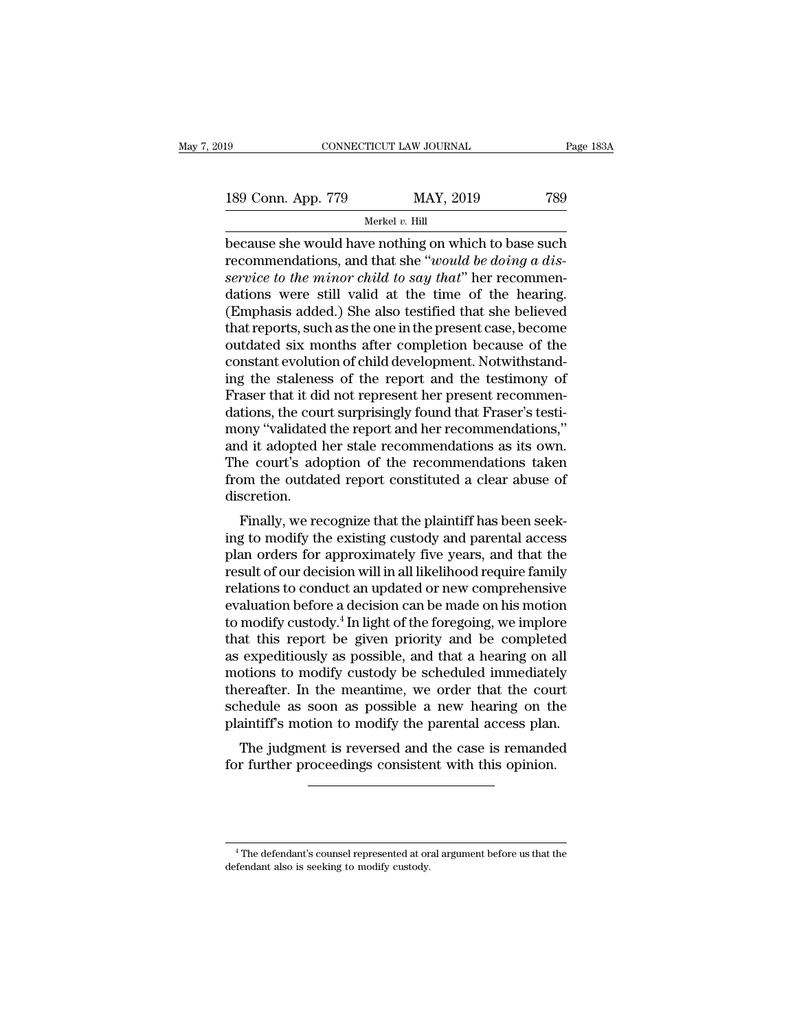because she would have nothing on which to base such recommendations, and that she "*would be doing a disservice to the minor child to say that*" her recommendations were still valid at the time of the hearing. (Emphasis added.) She also testified that she believed that reports, such as the one in the present case, become outdated six months after completion because of the constant evolution of child development. Notwithstanding the staleness of the report and the testimony of Fraser that it did not represent her present recommendations, the court surprisingly found that Fraser's testimony "validated the report and her recommendations," and it adopted her stale recommendations as its own. The court's adoption of the recommendations taken from the outdated report constituted a clear abuse of discretion.

Finally, we recognize that the plaintiff has been seeking to modify the existing custody and parental access plan orders for approximately five years, and that the result of our decision will in all likelihood require family relations to conduct an updated or new comprehensive evaluation before a decision can be made on his motion to modify custody.[4] In light of the foregoing, we implore that this report be given priority and be completed as expeditiously as possible, and that a hearing on all motions to modify custody be scheduled immediately thereafter. In the meantime, we order that the court schedule as soon as possible a new hearing on the plaintiff's motion to modify the parental access plan.

The judgment is reversed and the case is remanded for further proceedings consistent with this opinion.

---

[4] The defendant's counsel represented at oral argument before us that the defendant also is seeking to modify custody.